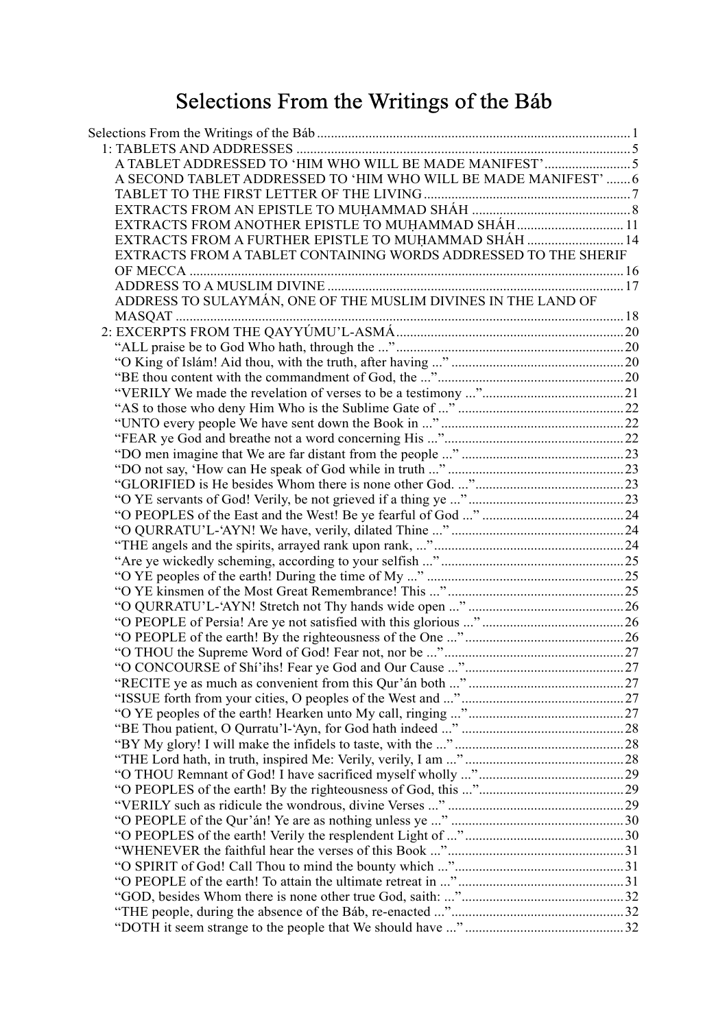# Selections From the Writings of the Báb

- Selections From the Writings of the Báb ........ 1
  - 1: TABLETS AND ADDRESSES ........ 5
    - A TABLET ADDRESSED TO ‘HIM WHO WILL BE MADE MANIFEST’ ........ 5
    - A SECOND TABLET ADDRESSED TO ‘HIM WHO WILL BE MADE MANIFEST’ ........ 6
    - TABLET TO THE FIRST LETTER OF THE LIVING ........ 7
    - EXTRACTS FROM AN EPISTLE TO MUḤAMMAD SHÁH ........ 8
    - EXTRACTS FROM ANOTHER EPISTLE TO MUḤAMMAD SHÁH ........ 11
    - EXTRACTS FROM A FURTHER EPISTLE TO MUḤAMMAD SHÁH ........ 14
    - EXTRACTS FROM A TABLET CONTAINING WORDS ADDRESSED TO THE SHERIF OF MECCA ........ 16
    - ADDRESS TO A MUSLIM DIVINE ........ 17
    - ADDRESS TO SULAYMÁN, ONE OF THE MUSLIM DIVINES IN THE LAND OF MASQAT ........ 18
  - 2: EXCERPTS FROM THE QAYYÚMU’L-ASMÁ ........ 20
    - “ALL praise be to God Who hath, through the ...” ........ 20
    - “O King of Islám! Aid thou, with the truth, after having ...” ........ 20
    - “BE thou content with the commandment of God, the ...” ........ 20
    - “VERILY We made the revelation of verses to be a testimony ...” ........ 21
    - “AS to those who deny Him Who is the Sublime Gate of ...” ........ 22
    - “UNTO every people We have sent down the Book in ...” ........ 22
    - “FEAR ye God and breathe not a word concerning His ...” ........ 22
    - “DO men imagine that We are far distant from the people ...” ........ 23
    - “DO not say, ‘How can He speak of God while in truth ...” ........ 23
    - “GLORIFIED is He besides Whom there is none other God. ...” ........ 23
    - “O YE servants of God! Verily, be not grieved if a thing ye ...” ........ 23
    - “O PEOPLES of the East and the West! Be ye fearful of God ...” ........ 24
    - “O QURRATU’L-‘AYN! We have, verily, dilated Thine ...” ........ 24
    - “THE angels and the spirits, arrayed rank upon rank, ...” ........ 24
    - “Are ye wickedly scheming, according to your selfish ...” ........ 25
    - “O YE peoples of the earth! During the time of My ...” ........ 25
    - “O YE kinsmen of the Most Great Remembrance! This ...” ........ 25
    - “O QURRATU’L-‘AYN! Stretch not Thy hands wide open ...” ........ 26
    - “O PEOPLE of Persia! Are ye not satisfied with this glorious ...” ........ 26
    - “O PEOPLE of the earth! By the righteousness of the One ...” ........ 26
    - “O THOU the Supreme Word of God! Fear not, nor be ...” ........ 27
    - “O CONCOURSE of Shí’ihs! Fear ye God and Our Cause ...” ........ 27
    - “RECITE ye as much as convenient from this Qur’án both ...” ........ 27
    - “ISSUE forth from your cities, O peoples of the West and ...” ........ 27
    - “O YE peoples of the earth! Hearken unto My call, ringing ...” ........ 27
    - “BE Thou patient, O Qurratu’l-‘Ayn, for God hath indeed ...” ........ 28
    - “BY My glory! I will make the infidels to taste, with the ...” ........ 28
    - “THE Lord hath, in truth, inspired Me: Verily, verily, I am ...” ........ 28
    - “O THOU Remnant of God! I have sacrificed myself wholly ...” ........ 29
    - “O PEOPLES of the earth! By the righteousness of God, this ...” ........ 29
    - “VERILY such as ridicule the wondrous, divine Verses ...” ........ 29
    - “O PEOPLE of the Qur’án! Ye are as nothing unless ye ...” ........ 30
    - “O PEOPLES of the earth! Verily the resplendent Light of ...” ........ 30
    - “WHENEVER the faithful hear the verses of this Book ...” ........ 31
    - “O SPIRIT of God! Call Thou to mind the bounty which ...” ........ 31
    - “O PEOPLE of the earth! To attain the ultimate retreat in ...” ........ 31
    - “GOD, besides Whom there is none other true God, saith: ...” ........ 32
    - “THE people, during the absence of the Báb, re-enacted ...” ........ 32
    - “DOTH it seem strange to the people that We should have ...” ........ 32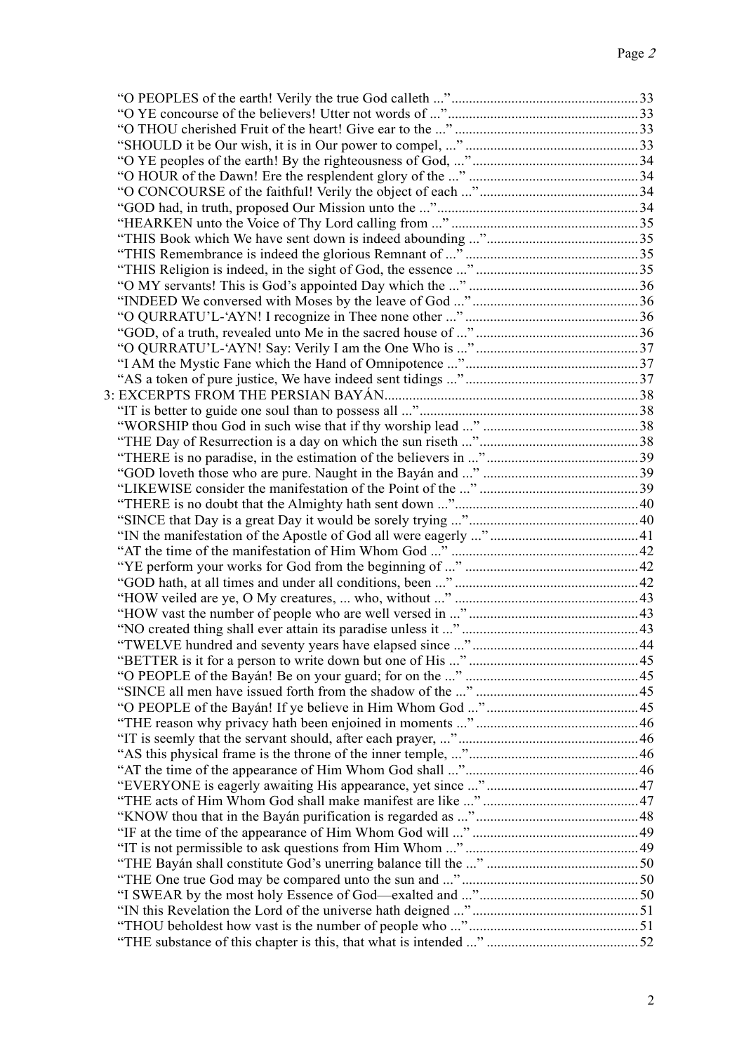“O PEOPLES of the earth! Verily the true God calleth ...” 33
“O YE concourse of the believers! Utter not words of ...” 33
“O THOU cherished Fruit of the heart! Give ear to the ...” 33
“SHOULD it be Our wish, it is in Our power to compel, ...” 33
“O YE peoples of the earth! By the righteousness of God, ...” 34
“O HOUR of the Dawn! Ere the resplendent glory of the ...” 34
“O CONCOURSE of the faithful! Verily the object of each ...” 34
“GOD had, in truth, proposed Our Mission unto the ...” 34
“HEARKEN unto the Voice of Thy Lord calling from ...” 35
“THIS Book which We have sent down is indeed abounding ...” 35
“THIS Remembrance is indeed the glorious Remnant of ...” 35
“THIS Religion is indeed, in the sight of God, the essence ...” 35
“O MY servants! This is God’s appointed Day which the ...” 36
“INDEED We conversed with Moses by the leave of God ...” 36
“O QURRATU’L-‘AYN! I recognize in Thee none other ...” 36
“GOD, of a truth, revealed unto Me in the sacred house of ...” 36
“O QURRATU’L-‘AYN! Say: Verily I am the One Who is ...” 37
“I AM the Mystic Fane which the Hand of Omnipotence ...” 37
“AS a token of pure justice, We have indeed sent tidings ...” 37

3: EXCERPTS FROM THE PERSIAN BAYÁN 38

“IT is better to guide one soul than to possess all ...” 38
“WORSHIP thou God in such wise that if thy worship lead ...” 38
“THE Day of Resurrection is a day on which the sun riseth ...” 38
“THERE is no paradise, in the estimation of the believers in ...” 39
“GOD loveth those who are pure. Naught in the Bayán and ...” 39
“LIKEWISE consider the manifestation of the Point of the ...” 39
“THERE is no doubt that the Almighty hath sent down ...” 40
“SINCE that Day is a great Day it would be sorely trying ...” 40
“IN the manifestation of the Apostle of God all were eagerly ...” 41
“AT the time of the manifestation of Him Whom God ...” 42
“YE perform your works for God from the beginning of ...” 42
“GOD hath, at all times and under all conditions, been ...” 42
“HOW veiled are ye, O My creatures, ... who, without ...” 43
“HOW vast the number of people who are well versed in ...” 43
“NO created thing shall ever attain its paradise unless it ...” 43
“TWELVE hundred and seventy years have elapsed since ...” 44
“BETTER is it for a person to write down but one of His ...” 45
“O PEOPLE of the Bayán! Be on your guard; for on the ...” 45
“SINCE all men have issued forth from the shadow of the ...” 45
“O PEOPLE of the Bayán! If ye believe in Him Whom God ...” 45
“THE reason why privacy hath been enjoined in moments ...” 46
“IT is seemly that the servant should, after each prayer, ...” 46
“AS this physical frame is the throne of the inner temple, ...” 46
“AT the time of the appearance of Him Whom God shall ...” 46
“EVERYONE is eagerly awaiting His appearance, yet since ...” 47
“THE acts of Him Whom God shall make manifest are like ...” 47
“KNOW thou that in the Bayán purification is regarded as ...” 48
“IF at the time of the appearance of Him Whom God will ...” 49
“IT is not permissible to ask questions from Him Whom ...” 49
“THE Bayán shall constitute God’s unerring balance till the ...” 50
“THE One true God may be compared unto the sun and ...” 50
“I SWEAR by the most holy Essence of God—exalted and ...” 50
“IN this Revelation the Lord of the universe hath deigned ...” 51
“THOU beholdest how vast is the number of people who ...” 51
“THE substance of this chapter is this, that what is intended ...” 52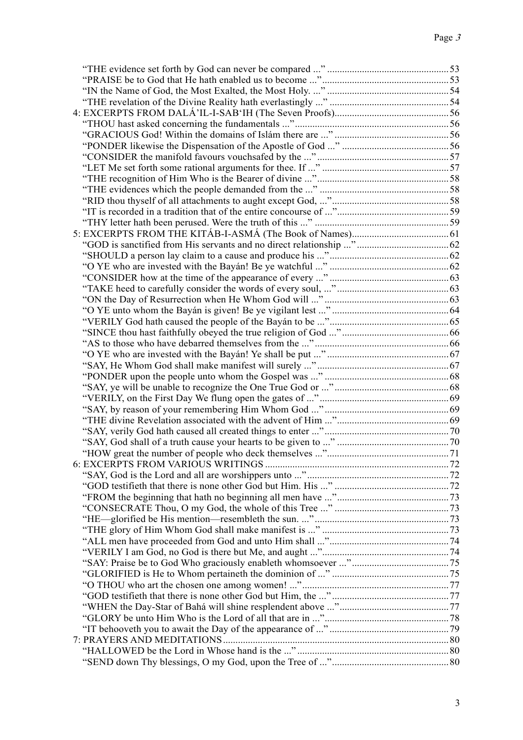“THE evidence set forth by God can never be compared ...” 53
“PRAISE be to God that He hath enabled us to become ...” 53
“IN the Name of God, the Most Exalted, the Most Holy. ...” 54
“THE revelation of the Divine Reality hath everlastingly ...” 54

4: EXCERPTS FROM DALÁ’IL-I-SAB‘IH (The Seven Proofs) 56
“THOU hast asked concerning the fundamentals ...” 56
“GRACIOUS God! Within the domains of Islám there are ...” 56
“PONDER likewise the Dispensation of the Apostle of God ...” 56
“CONSIDER the manifold favours vouchsafed by the ...” 57
“LET Me set forth some rational arguments for thee. If ...” 57
“THE recognition of Him Who is the Bearer of divine ...” 58
“THE evidences which the people demanded from the ...” 58
“RID thou thyself of all attachments to aught except God, ...” 58
“IT is recorded in a tradition that of the entire concourse of ...” 59
“THY letter hath been perused. Were the truth of this ...” 59

5: EXCERPTS FROM THE KITÁB-I-ASMÁ (The Book of Names) 61
“GOD is sanctified from His servants and no direct relationship ...” 62
“SHOULD a person lay claim to a cause and produce his ...” 62
“O YE who are invested with the Bayán! Be ye watchful ...” 62
“CONSIDER how at the time of the appearance of every ...” 63
“TAKE heed to carefully consider the words of every soul, ...” 63
“ON the Day of Resurrection when He Whom God will ...” 63
“O YE unto whom the Bayán is given! Be ye vigilant lest ...” 64
“VERILY God hath caused the people of the Bayán to be ...” 65
“SINCE thou hast faithfully obeyed the true religion of God ...” 66
“AS to those who have debarred themselves from the ...” 66
“O YE who are invested with the Bayán! Ye shall be put ...” 67
“SAY, He Whom God shall make manifest will surely ...” 67
“PONDER upon the people unto whom the Gospel was ...” 68
“SAY, ye will be unable to recognize the One True God or ...” 68
“VERILY, on the First Day We flung open the gates of ...” 69
“SAY, by reason of your remembering Him Whom God ...” 69
“THE divine Revelation associated with the advent of Him ...” 69
“SAY, verily God hath caused all created things to enter ...” 70
“SAY, God shall of a truth cause your hearts to be given to ...” 70
“HOW great the number of people who deck themselves ...” 71

6: EXCERPTS FROM VARIOUS WRITINGS 72
“SAY, God is the Lord and all are worshippers unto ...” 72
“GOD testifieth that there is none other God but Him. His ...” 72
“FROM the beginning that hath no beginning all men have ...” 73
“CONSECRATE Thou, O my God, the whole of this Tree ...” 73
“HE—glorified be His mention—resembleth the sun. ...” 73
“THE glory of Him Whom God shall make manifest is ...” 73
“ALL men have proceeded from God and unto Him shall ...” 74
“VERILY I am God, no God is there but Me, and aught ...” 74
“SAY: Praise be to God Who graciously enableth whomsoever ...” 75
“GLORIFIED is He to Whom pertaineth the dominion of ...” 75
“O THOU who art the chosen one among women! ...” 77
“GOD testifieth that there is none other God but Him, the ...” 77
“WHEN the Day-Star of Bahá will shine resplendent above ...” 77
“GLORY be unto Him Who is the Lord of all that are in ...” 78
“IT behooveth you to await the Day of the appearance of ...” 79

7: PRAYERS AND MEDITATIONS 80
“HALLOWED be the Lord in Whose hand is the ...” 80
“SEND down Thy blessings, O my God, upon the Tree of ...” 80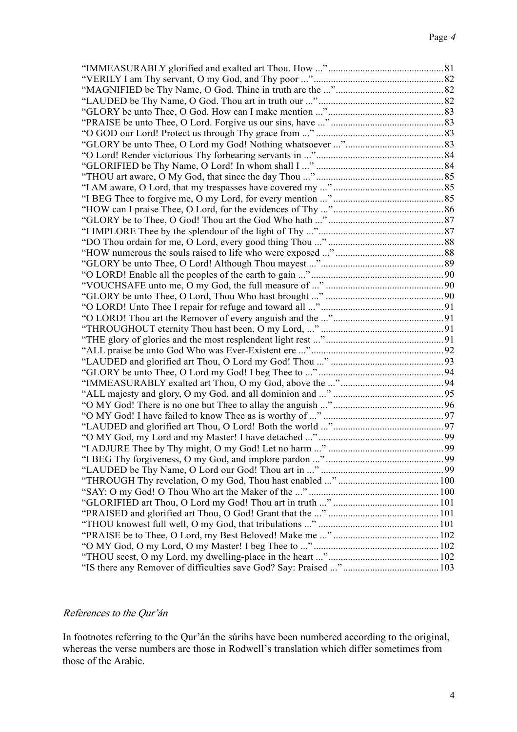“IMMEASURABLY glorified and exalted art Thou. How ...” .............................................. 81
“VERILY I am Thy servant, O my God, and Thy poor ...” ..................................................... 82
“MAGNIFIED be Thy Name, O God. Thine in truth are the ...” ........................................... 82
“LAUDED be Thy Name, O God. Thou art in truth our ...” .................................................. 82
“GLORY be unto Thee, O God. How can I make mention ...” .............................................. 83
“PRAISE be unto Thee, O Lord. Forgive us our sins, have ...” ............................................. 83
“O GOD our Lord! Protect us through Thy grace from ...” .................................................... 83
“GLORY be unto Thee, O Lord my God! Nothing whatsoever ...” ........................................ 83
“O Lord! Render victorious Thy forbearing servants in ...” .................................................... 84
“GLORIFIED be Thy Name, O Lord! In whom shall I ...” .................................................... 84
“THOU art aware, O My God, that since the day Thou ...” .................................................... 85
“I AM aware, O Lord, that my trespasses have covered my ...” ............................................. 85
“I BEG Thee to forgive me, O my Lord, for every mention ...” ............................................. 85
“HOW can I praise Thee, O Lord, for the evidences of Thy ...” ............................................. 86
“GLORY be to Thee, O God! Thou art the God Who hath ...” ............................................... 87
“I IMPLORE Thee by the splendour of the light of Thy ...” ................................................... 87
“DO Thou ordain for me, O Lord, every good thing Thou ...” ............................................... 88
“HOW numerous the souls raised to life who were exposed ...” ............................................ 88
“GLORY be unto Thee, O Lord! Although Thou mayest ...” .................................................. 89
“O LORD! Enable all the peoples of the earth to gain ...” ...................................................... 90
“VOUCHSAFE unto me, O my God, the full measure of ...” ................................................ 90
“GLORY be unto Thee, O Lord, Thou Who hast brought ...” ................................................ 90
“O LORD! Unto Thee I repair for refuge and toward all ...” .................................................. 91
“O LORD! Thou art the Remover of every anguish and the ...” ............................................. 91
“THROUGHOUT eternity Thou hast been, O my Lord, ...” .................................................. 91
“THE glory of glories and the most resplendent light rest ...” ................................................ 91
“ALL praise be unto God Who was Ever-Existent ere ...” ...................................................... 92
“LAUDED and glorified art Thou, O Lord my God! Thou ...” .............................................. 93
“GLORY be unto Thee, O Lord my God! I beg Thee to ...” ................................................... 94
“IMMEASURABLY exalted art Thou, O my God, above the ...” .......................................... 94
“ALL majesty and glory, O my God, and all dominion and ...” ............................................. 95
“O MY God! There is no one but Thee to allay the anguish ...” ............................................. 96
“O MY God! I have failed to know Thee as is worthy of ...” ................................................ 97
“LAUDED and glorified art Thou, O Lord! Both the world ...” ............................................. 97
“O MY God, my Lord and my Master! I have detached ...” ................................................... 99
“I ADJURE Thee by Thy might, O my God! Let no harm ...” ............................................... 99
“I BEG Thy forgiveness, O my God, and implore pardon ...” ................................................ 99
“LAUDED be Thy Name, O Lord our God! Thou art in ...” ................................................. 99
“THROUGH Thy revelation, O my God, Thou hast enabled ...” ......................................... 100
“SAY: O my God! O Thou Who art the Maker of the ...” ..................................................... 100
“GLORIFIED art Thou, O Lord my God! Thou art in truth ...” ........................................... 101
“PRAISED and glorified art Thou, O God! Grant that the ...” ............................................. 101
“THOU knowest full well, O my God, that tribulations ...” ................................................. 101
“PRAISE be to Thee, O Lord, my Best Beloved! Make me ...” ........................................... 102
“O MY God, O my Lord, O my Master! I beg Thee to ...” ................................................... 102
“THOU seest, O my Lord, my dwelling-place in the heart ...” ............................................. 102
“IS there any Remover of difficulties save God? Say: Praised ...” ....................................... 103

### *References to the Qur’án*

In footnotes referring to the Qur’án the súrihs have been numbered according to the original, whereas the verse numbers are those in Rodwell’s translation which differ sometimes from those of the Arabic.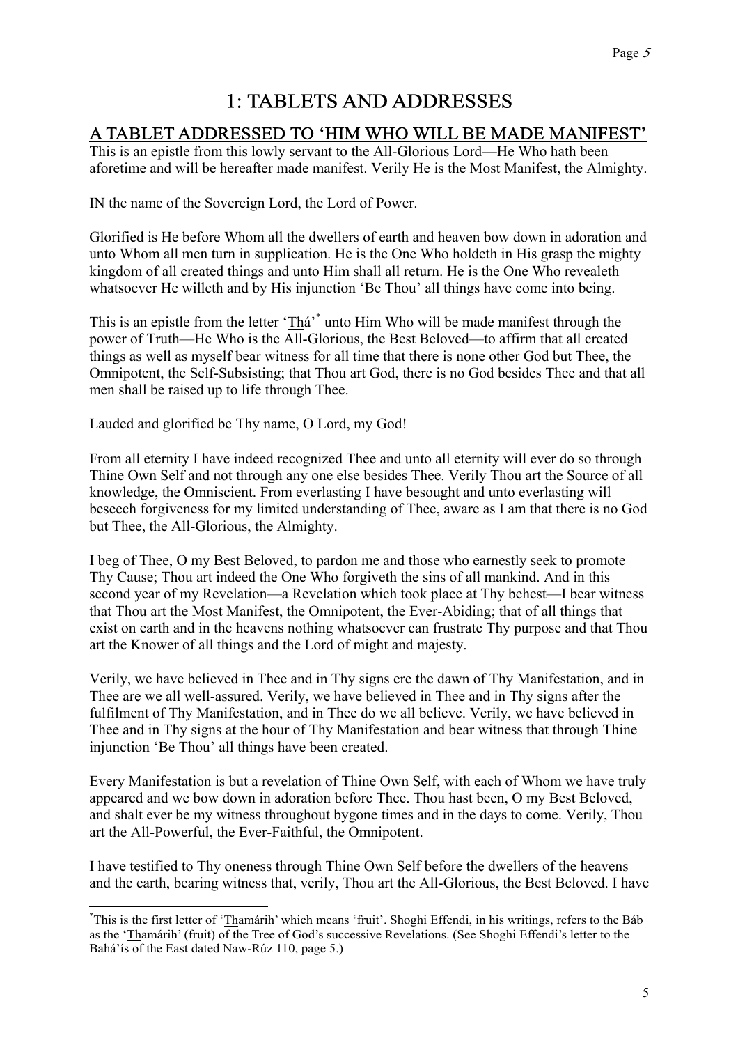# 1: TABLETS AND ADDRESSES

## A TABLET ADDRESSED TO 'HIM WHO WILL BE MADE MANIFEST'

This is an epistle from this lowly servant to the All-Glorious Lord—He Who hath been aforetime and will be hereafter made manifest. Verily He is the Most Manifest, the Almighty.

IN the name of the Sovereign Lord, the Lord of Power.

Glorified is He before Whom all the dwellers of earth and heaven bow down in adoration and unto Whom all men turn in supplication. He is the One Who holdeth in His grasp the mighty kingdom of all created things and unto Him shall all return. He is the One Who revealeth whatsoever He willeth and by His injunction 'Be Thou' all things have come into being.

This is an epistle from the letter 'Thá'* unto Him Who will be made manifest through the power of Truth—He Who is the All-Glorious, the Best Beloved—to affirm that all created things as well as myself bear witness for all time that there is none other God but Thee, the Omnipotent, the Self-Subsisting; that Thou art God, there is no God besides Thee and that all men shall be raised up to life through Thee.

Lauded and glorified be Thy name, O Lord, my God!

From all eternity I have indeed recognized Thee and unto all eternity will ever do so through Thine Own Self and not through any one else besides Thee. Verily Thou art the Source of all knowledge, the Omniscient. From everlasting I have besought and unto everlasting will beseech forgiveness for my limited understanding of Thee, aware as I am that there is no God but Thee, the All-Glorious, the Almighty.

I beg of Thee, O my Best Beloved, to pardon me and those who earnestly seek to promote Thy Cause; Thou art indeed the One Who forgiveth the sins of all mankind. And in this second year of my Revelation—a Revelation which took place at Thy behest—I bear witness that Thou art the Most Manifest, the Omnipotent, the Ever-Abiding; that of all things that exist on earth and in the heavens nothing whatsoever can frustrate Thy purpose and that Thou art the Knower of all things and the Lord of might and majesty.

Verily, we have believed in Thee and in Thy signs ere the dawn of Thy Manifestation, and in Thee are we all well-assured. Verily, we have believed in Thee and in Thy signs after the fulfilment of Thy Manifestation, and in Thee do we all believe. Verily, we have believed in Thee and in Thy signs at the hour of Thy Manifestation and bear witness that through Thine injunction 'Be Thou' all things have been created.

Every Manifestation is but a revelation of Thine Own Self, with each of Whom we have truly appeared and we bow down in adoration before Thee. Thou hast been, O my Best Beloved, and shalt ever be my witness throughout bygone times and in the days to come. Verily, Thou art the All-Powerful, the Ever-Faithful, the Omnipotent.

I have testified to Thy oneness through Thine Own Self before the dwellers of the heavens and the earth, bearing witness that, verily, Thou art the All-Glorious, the Best Beloved. I have

---

*This is the first letter of 'Thamárih' which means 'fruit'. Shoghi Effendi, in his writings, refers to the Báb as the 'Thamárih' (fruit) of the Tree of God's successive Revelations. (See Shoghi Effendi's letter to the Bahá'ís of the East dated Naw-Rúz 110, page 5.)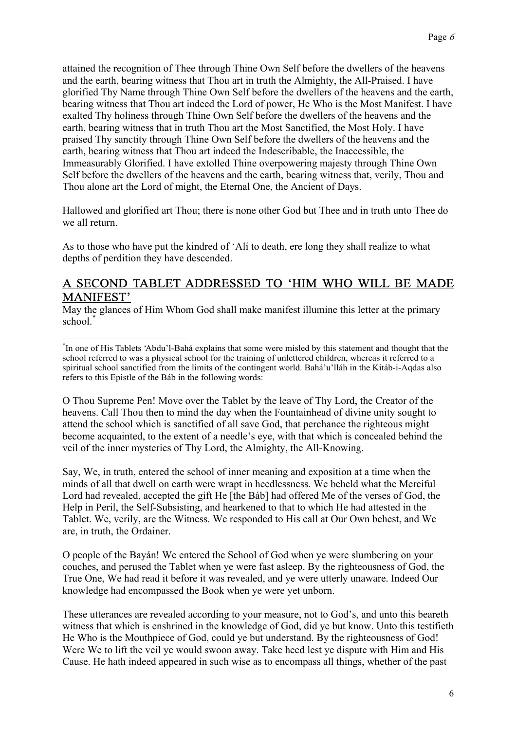attained the recognition of Thee through Thine Own Self before the dwellers of the heavens and the earth, bearing witness that Thou art in truth the Almighty, the All-Praised. I have glorified Thy Name through Thine Own Self before the dwellers of the heavens and the earth, bearing witness that Thou art indeed the Lord of power, He Who is the Most Manifest. I have exalted Thy holiness through Thine Own Self before the dwellers of the heavens and the earth, bearing witness that in truth Thou art the Most Sanctified, the Most Holy. I have praised Thy sanctity through Thine Own Self before the dwellers of the heavens and the earth, bearing witness that Thou art indeed the Indescribable, the Inaccessible, the Immeasurably Glorified. I have extolled Thine overpowering majesty through Thine Own Self before the dwellers of the heavens and the earth, bearing witness that, verily, Thou and Thou alone art the Lord of might, the Eternal One, the Ancient of Days.

Hallowed and glorified art Thou; there is none other God but Thee and in truth unto Thee do we all return.

As to those who have put the kindred of 'Alí to death, ere long they shall realize to what depths of perdition they have descended.

## A SECOND TABLET ADDRESSED TO 'HIM WHO WILL BE MADE MANIFEST'

May the glances of Him Whom God shall make manifest illumine this letter at the primary school.*

*In one of His Tablets 'Abdu'l-Bahá explains that some were misled by this statement and thought that the school referred to was a physical school for the training of unlettered children, whereas it referred to a spiritual school sanctified from the limits of the contingent world. Bahá'u'lláh in the Kitáb-i-Aqdas also refers to this Epistle of the Báb in the following words:

O Thou Supreme Pen! Move over the Tablet by the leave of Thy Lord, the Creator of the heavens. Call Thou then to mind the day when the Fountainhead of divine unity sought to attend the school which is sanctified of all save God, that perchance the righteous might become acquainted, to the extent of a needle's eye, with that which is concealed behind the veil of the inner mysteries of Thy Lord, the Almighty, the All-Knowing.

Say, We, in truth, entered the school of inner meaning and exposition at a time when the minds of all that dwell on earth were wrapt in heedlessness. We beheld what the Merciful Lord had revealed, accepted the gift He [the Báb] had offered Me of the verses of God, the Help in Peril, the Self-Subsisting, and hearkened to that to which He had attested in the Tablet. We, verily, are the Witness. We responded to His call at Our Own behest, and We are, in truth, the Ordainer.

O people of the Bayán! We entered the School of God when ye were slumbering on your couches, and perused the Tablet when ye were fast asleep. By the righteousness of God, the True One, We had read it before it was revealed, and ye were utterly unaware. Indeed Our knowledge had encompassed the Book when ye were yet unborn.

These utterances are revealed according to your measure, not to God's, and unto this beareth witness that which is enshrined in the knowledge of God, did ye but know. Unto this testifieth He Who is the Mouthpiece of God, could ye but understand. By the righteousness of God! Were We to lift the veil ye would swoon away. Take heed lest ye dispute with Him and His Cause. He hath indeed appeared in such wise as to encompass all things, whether of the past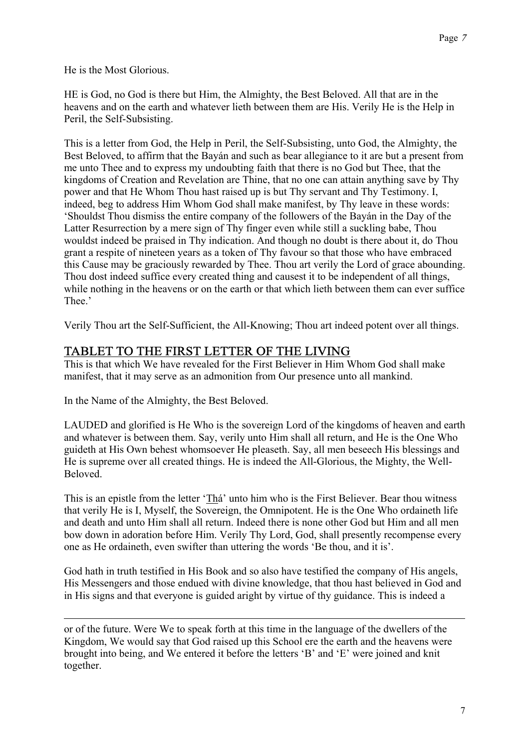He is the Most Glorious.

HE is God, no God is there but Him, the Almighty, the Best Beloved. All that are in the heavens and on the earth and whatever lieth between them are His. Verily He is the Help in Peril, the Self-Subsisting.

This is a letter from God, the Help in Peril, the Self-Subsisting, unto God, the Almighty, the Best Beloved, to affirm that the Bayán and such as bear allegiance to it are but a present from me unto Thee and to express my undoubting faith that there is no God but Thee, that the kingdoms of Creation and Revelation are Thine, that no one can attain anything save by Thy power and that He Whom Thou hast raised up is but Thy servant and Thy Testimony. I, indeed, beg to address Him Whom God shall make manifest, by Thy leave in these words: 'Shouldst Thou dismiss the entire company of the followers of the Bayán in the Day of the Latter Resurrection by a mere sign of Thy finger even while still a suckling babe, Thou wouldst indeed be praised in Thy indication. And though no doubt is there about it, do Thou grant a respite of nineteen years as a token of Thy favour so that those who have embraced this Cause may be graciously rewarded by Thee. Thou art verily the Lord of grace abounding. Thou dost indeed suffice every created thing and causest it to be independent of all things, while nothing in the heavens or on the earth or that which lieth between them can ever suffice Thee.'

Verily Thou art the Self-Sufficient, the All-Knowing; Thou art indeed potent over all things.

## TABLET TO THE FIRST LETTER OF THE LIVING

This is that which We have revealed for the First Believer in Him Whom God shall make manifest, that it may serve as an admonition from Our presence unto all mankind.

In the Name of the Almighty, the Best Beloved.

LAUDED and glorified is He Who is the sovereign Lord of the kingdoms of heaven and earth and whatever is between them. Say, verily unto Him shall all return, and He is the One Who guideth at His Own behest whomsoever He pleaseth. Say, all men beseech His blessings and He is supreme over all created things. He is indeed the All-Glorious, the Mighty, the Well-Beloved.

This is an epistle from the letter 'Thá' unto him who is the First Believer. Bear thou witness that verily He is I, Myself, the Sovereign, the Omnipotent. He is the One Who ordaineth life and death and unto Him shall all return. Indeed there is none other God but Him and all men bow down in adoration before Him. Verily Thy Lord, God, shall presently recompense every one as He ordaineth, even swifter than uttering the words 'Be thou, and it is'.

God hath in truth testified in His Book and so also have testified the company of His angels, His Messengers and those endued with divine knowledge, that thou hast believed in God and in His signs and that everyone is guided aright by virtue of thy guidance. This is indeed a

---

or of the future. Were We to speak forth at this time in the language of the dwellers of the Kingdom, We would say that God raised up this School ere the earth and the heavens were brought into being, and We entered it before the letters 'B' and 'E' were joined and knit together.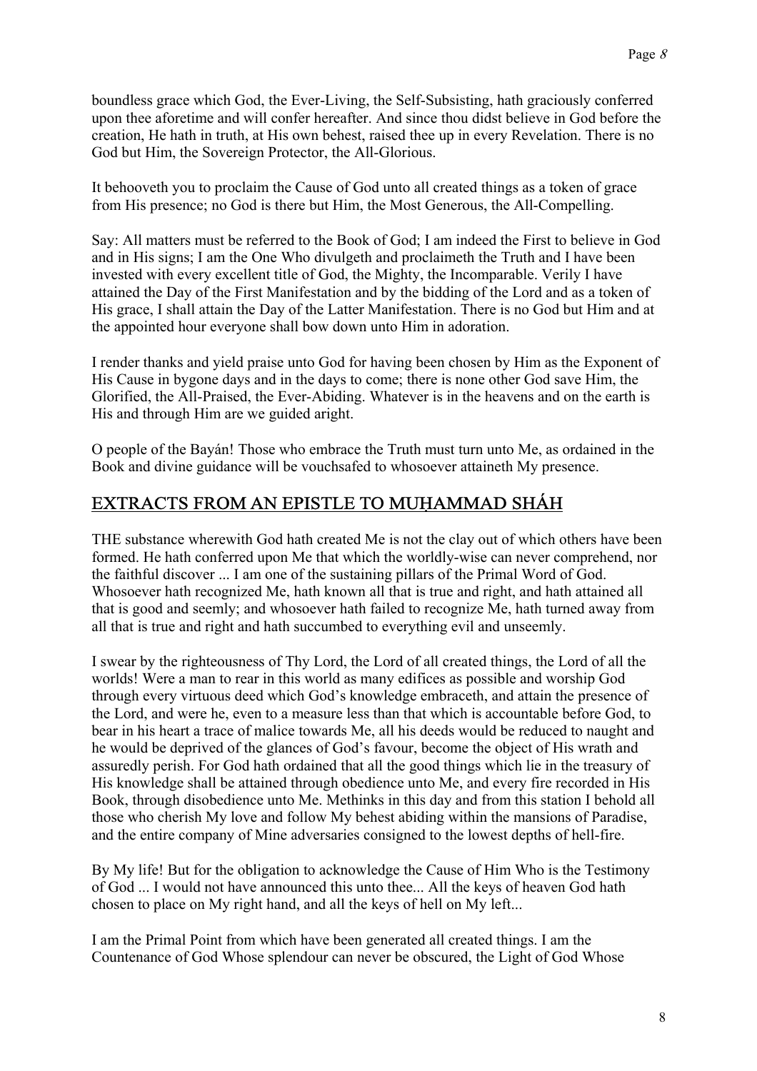boundless grace which God, the Ever-Living, the Self-Subsisting, hath graciously conferred upon thee aforetime and will confer hereafter. And since thou didst believe in God before the creation, He hath in truth, at His own behest, raised thee up in every Revelation. There is no God but Him, the Sovereign Protector, the All-Glorious.

It behooveth you to proclaim the Cause of God unto all created things as a token of grace from His presence; no God is there but Him, the Most Generous, the All-Compelling.

Say: All matters must be referred to the Book of God; I am indeed the First to believe in God and in His signs; I am the One Who divulgeth and proclaimeth the Truth and I have been invested with every excellent title of God, the Mighty, the Incomparable. Verily I have attained the Day of the First Manifestation and by the bidding of the Lord and as a token of His grace, I shall attain the Day of the Latter Manifestation. There is no God but Him and at the appointed hour everyone shall bow down unto Him in adoration.

I render thanks and yield praise unto God for having been chosen by Him as the Exponent of His Cause in bygone days and in the days to come; there is none other God save Him, the Glorified, the All-Praised, the Ever-Abiding. Whatever is in the heavens and on the earth is His and through Him are we guided aright.

O people of the Bayán! Those who embrace the Truth must turn unto Me, as ordained in the Book and divine guidance will be vouchsafed to whosoever attaineth My presence.

## EXTRACTS FROM AN EPISTLE TO MUḤAMMAD SHÁH

THE substance wherewith God hath created Me is not the clay out of which others have been formed. He hath conferred upon Me that which the worldly-wise can never comprehend, nor the faithful discover ... I am one of the sustaining pillars of the Primal Word of God. Whosoever hath recognized Me, hath known all that is true and right, and hath attained all that is good and seemly; and whosoever hath failed to recognize Me, hath turned away from all that is true and right and hath succumbed to everything evil and unseemly.

I swear by the righteousness of Thy Lord, the Lord of all created things, the Lord of all the worlds! Were a man to rear in this world as many edifices as possible and worship God through every virtuous deed which God's knowledge embraceth, and attain the presence of the Lord, and were he, even to a measure less than that which is accountable before God, to bear in his heart a trace of malice towards Me, all his deeds would be reduced to naught and he would be deprived of the glances of God's favour, become the object of His wrath and assuredly perish. For God hath ordained that all the good things which lie in the treasury of His knowledge shall be attained through obedience unto Me, and every fire recorded in His Book, through disobedience unto Me. Methinks in this day and from this station I behold all those who cherish My love and follow My behest abiding within the mansions of Paradise, and the entire company of Mine adversaries consigned to the lowest depths of hell-fire.

By My life! But for the obligation to acknowledge the Cause of Him Who is the Testimony of God ... I would not have announced this unto thee... All the keys of heaven God hath chosen to place on My right hand, and all the keys of hell on My left...

I am the Primal Point from which have been generated all created things. I am the Countenance of God Whose splendour can never be obscured, the Light of God Whose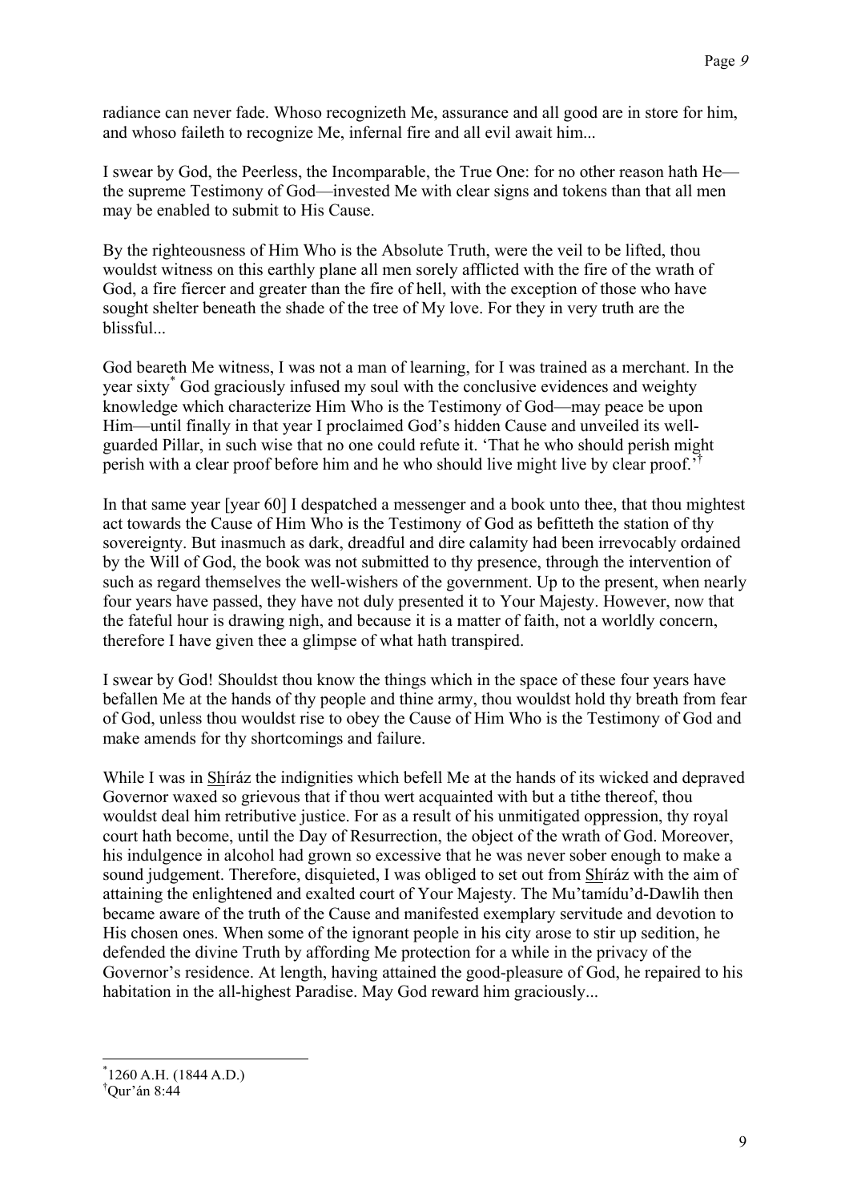radiance can never fade. Whoso recognizeth Me, assurance and all good are in store for him, and whoso faileth to recognize Me, infernal fire and all evil await him...

I swear by God, the Peerless, the Incomparable, the True One: for no other reason hath He—the supreme Testimony of God—invested Me with clear signs and tokens than that all men may be enabled to submit to His Cause.

By the righteousness of Him Who is the Absolute Truth, were the veil to be lifted, thou wouldst witness on this earthly plane all men sorely afflicted with the fire of the wrath of God, a fire fiercer and greater than the fire of hell, with the exception of those who have sought shelter beneath the shade of the tree of My love. For they in very truth are the blissful...

God beareth Me witness, I was not a man of learning, for I was trained as a merchant. In the year sixty* God graciously infused my soul with the conclusive evidences and weighty knowledge which characterize Him Who is the Testimony of God—may peace be upon Him—until finally in that year I proclaimed God's hidden Cause and unveiled its well-guarded Pillar, in such wise that no one could refute it. 'That he who should perish might perish with a clear proof before him and he who should live might live by clear proof.'†

In that same year [year 60] I despatched a messenger and a book unto thee, that thou mightest act towards the Cause of Him Who is the Testimony of God as befitteth the station of thy sovereignty. But inasmuch as dark, dreadful and dire calamity had been irrevocably ordained by the Will of God, the book was not submitted to thy presence, through the intervention of such as regard themselves the well-wishers of the government. Up to the present, when nearly four years have passed, they have not duly presented it to Your Majesty. However, now that the fateful hour is drawing nigh, and because it is a matter of faith, not a worldly concern, therefore I have given thee a glimpse of what hath transpired.

I swear by God! Shouldst thou know the things which in the space of these four years have befallen Me at the hands of thy people and thine army, thou wouldst hold thy breath from fear of God, unless thou wouldst rise to obey the Cause of Him Who is the Testimony of God and make amends for thy shortcomings and failure.

While I was in Shíráz the indignities which befell Me at the hands of its wicked and depraved Governor waxed so grievous that if thou wert acquainted with but a tithe thereof, thou wouldst deal him retributive justice. For as a result of his unmitigated oppression, thy royal court hath become, until the Day of Resurrection, the object of the wrath of God. Moreover, his indulgence in alcohol had grown so excessive that he was never sober enough to make a sound judgement. Therefore, disquieted, I was obliged to set out from Shíráz with the aim of attaining the enlightened and exalted court of Your Majesty. The Mu'tamídu'd-Dawlih then became aware of the truth of the Cause and manifested exemplary servitude and devotion to His chosen ones. When some of the ignorant people in his city arose to stir up sedition, he defended the divine Truth by affording Me protection for a while in the privacy of the Governor's residence. At length, having attained the good-pleasure of God, he repaired to his habitation in the all-highest Paradise. May God reward him graciously...

---

*1260 A.H. (1844 A.D.)

†Qur'án 8:44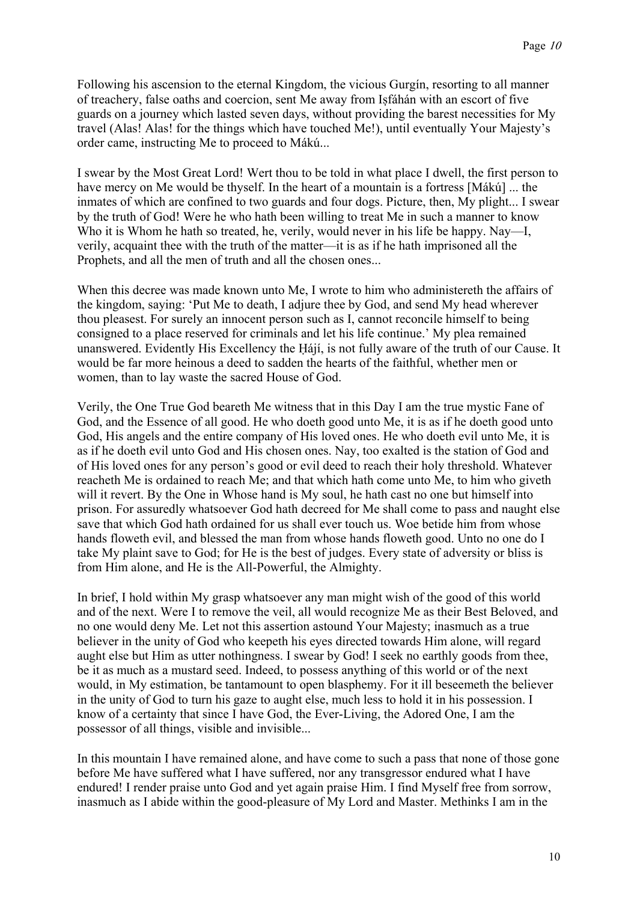Following his ascension to the eternal Kingdom, the vicious Gurgín, resorting to all manner of treachery, false oaths and coercion, sent Me away from Iṣfáhán with an escort of five guards on a journey which lasted seven days, without providing the barest necessities for My travel (Alas! Alas! for the things which have touched Me!), until eventually Your Majesty's order came, instructing Me to proceed to Mákú...

I swear by the Most Great Lord! Wert thou to be told in what place I dwell, the first person to have mercy on Me would be thyself. In the heart of a mountain is a fortress [Mákú] ... the inmates of which are confined to two guards and four dogs. Picture, then, My plight... I swear by the truth of God! Were he who hath been willing to treat Me in such a manner to know Who it is Whom he hath so treated, he, verily, would never in his life be happy. Nay—I, verily, acquaint thee with the truth of the matter—it is as if he hath imprisoned all the Prophets, and all the men of truth and all the chosen ones...

When this decree was made known unto Me, I wrote to him who administereth the affairs of the kingdom, saying: 'Put Me to death, I adjure thee by God, and send My head wherever thou pleasest. For surely an innocent person such as I, cannot reconcile himself to being consigned to a place reserved for criminals and let his life continue.' My plea remained unanswered. Evidently His Excellency the Ḥájí, is not fully aware of the truth of our Cause. It would be far more heinous a deed to sadden the hearts of the faithful, whether men or women, than to lay waste the sacred House of God.

Verily, the One True God beareth Me witness that in this Day I am the true mystic Fane of God, and the Essence of all good. He who doeth good unto Me, it is as if he doeth good unto God, His angels and the entire company of His loved ones. He who doeth evil unto Me, it is as if he doeth evil unto God and His chosen ones. Nay, too exalted is the station of God and of His loved ones for any person's good or evil deed to reach their holy threshold. Whatever reacheth Me is ordained to reach Me; and that which hath come unto Me, to him who giveth will it revert. By the One in Whose hand is My soul, he hath cast no one but himself into prison. For assuredly whatsoever God hath decreed for Me shall come to pass and naught else save that which God hath ordained for us shall ever touch us. Woe betide him from whose hands floweth evil, and blessed the man from whose hands floweth good. Unto no one do I take My plaint save to God; for He is the best of judges. Every state of adversity or bliss is from Him alone, and He is the All-Powerful, the Almighty.

In brief, I hold within My grasp whatsoever any man might wish of the good of this world and of the next. Were I to remove the veil, all would recognize Me as their Best Beloved, and no one would deny Me. Let not this assertion astound Your Majesty; inasmuch as a true believer in the unity of God who keepeth his eyes directed towards Him alone, will regard aught else but Him as utter nothingness. I swear by God! I seek no earthly goods from thee, be it as much as a mustard seed. Indeed, to possess anything of this world or of the next would, in My estimation, be tantamount to open blasphemy. For it ill beseemeth the believer in the unity of God to turn his gaze to aught else, much less to hold it in his possession. I know of a certainty that since I have God, the Ever-Living, the Adored One, I am the possessor of all things, visible and invisible...

In this mountain I have remained alone, and have come to such a pass that none of those gone before Me have suffered what I have suffered, nor any transgressor endured what I have endured! I render praise unto God and yet again praise Him. I find Myself free from sorrow, inasmuch as I abide within the good-pleasure of My Lord and Master. Methinks I am in the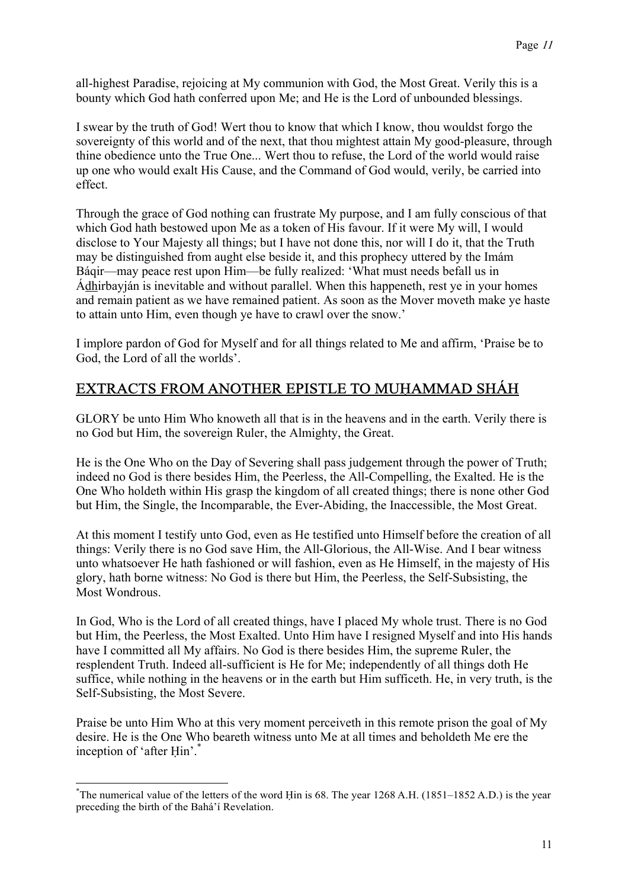all-highest Paradise, rejoicing at My communion with God, the Most Great. Verily this is a bounty which God hath conferred upon Me; and He is the Lord of unbounded blessings.

I swear by the truth of God! Wert thou to know that which I know, thou wouldst forgo the sovereignty of this world and of the next, that thou mightest attain My good-pleasure, through thine obedience unto the True One... Wert thou to refuse, the Lord of the world would raise up one who would exalt His Cause, and the Command of God would, verily, be carried into effect.

Through the grace of God nothing can frustrate My purpose, and I am fully conscious of that which God hath bestowed upon Me as a token of His favour. If it were My will, I would disclose to Your Majesty all things; but I have not done this, nor will I do it, that the Truth may be distinguished from aught else beside it, and this prophecy uttered by the Imám Báqir—may peace rest upon Him—be fully realized: 'What must needs befall us in Á<u>dh</u>irbayján is inevitable and without parallel. When this happeneth, rest ye in your homes and remain patient as we have remained patient. As soon as the Mover moveth make ye haste to attain unto Him, even though ye have to crawl over the snow.'

I implore pardon of God for Myself and for all things related to Me and affirm, 'Praise be to God, the Lord of all the worlds'.

## EXTRACTS FROM ANOTHER EPISTLE TO MUḤAMMAD SHÁH

GLORY be unto Him Who knoweth all that is in the heavens and in the earth. Verily there is no God but Him, the sovereign Ruler, the Almighty, the Great.

He is the One Who on the Day of Severing shall pass judgement through the power of Truth; indeed no God is there besides Him, the Peerless, the All-Compelling, the Exalted. He is the One Who holdeth within His grasp the kingdom of all created things; there is none other God but Him, the Single, the Incomparable, the Ever-Abiding, the Inaccessible, the Most Great.

At this moment I testify unto God, even as He testified unto Himself before the creation of all things: Verily there is no God save Him, the All-Glorious, the All-Wise. And I bear witness unto whatsoever He hath fashioned or will fashion, even as He Himself, in the majesty of His glory, hath borne witness: No God is there but Him, the Peerless, the Self-Subsisting, the Most Wondrous.

In God, Who is the Lord of all created things, have I placed My whole trust. There is no God but Him, the Peerless, the Most Exalted. Unto Him have I resigned Myself and into His hands have I committed all My affairs. No God is there besides Him, the supreme Ruler, the resplendent Truth. Indeed all-sufficient is He for Me; independently of all things doth He suffice, while nothing in the heavens or in the earth but Him sufficeth. He, in very truth, is the Self-Subsisting, the Most Severe.

Praise be unto Him Who at this very moment perceiveth in this remote prison the goal of My desire. He is the One Who beareth witness unto Me at all times and beholdeth Me ere the inception of 'after Ḥin'.[*]

---

[*]The numerical value of the letters of the word Ḥin is 68. The year 1268 A.H. (1851–1852 A.D.) is the year preceding the birth of the Bahá'í Revelation.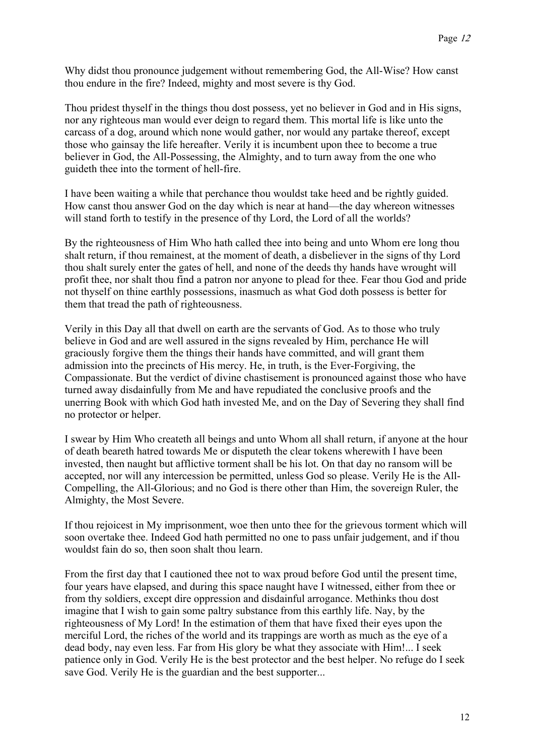Why didst thou pronounce judgement without remembering God, the All-Wise? How canst thou endure in the fire? Indeed, mighty and most severe is thy God.

Thou pridest thyself in the things thou dost possess, yet no believer in God and in His signs, nor any righteous man would ever deign to regard them. This mortal life is like unto the carcass of a dog, around which none would gather, nor would any partake thereof, except those who gainsay the life hereafter. Verily it is incumbent upon thee to become a true believer in God, the All-Possessing, the Almighty, and to turn away from the one who guideth thee into the torment of hell-fire.

I have been waiting a while that perchance thou wouldst take heed and be rightly guided. How canst thou answer God on the day which is near at hand—the day whereon witnesses will stand forth to testify in the presence of thy Lord, the Lord of all the worlds?

By the righteousness of Him Who hath called thee into being and unto Whom ere long thou shalt return, if thou remainest, at the moment of death, a disbeliever in the signs of thy Lord thou shalt surely enter the gates of hell, and none of the deeds thy hands have wrought will profit thee, nor shalt thou find a patron nor anyone to plead for thee. Fear thou God and pride not thyself on thine earthly possessions, inasmuch as what God doth possess is better for them that tread the path of righteousness.

Verily in this Day all that dwell on earth are the servants of God. As to those who truly believe in God and are well assured in the signs revealed by Him, perchance He will graciously forgive them the things their hands have committed, and will grant them admission into the precincts of His mercy. He, in truth, is the Ever-Forgiving, the Compassionate. But the verdict of divine chastisement is pronounced against those who have turned away disdainfully from Me and have repudiated the conclusive proofs and the unerring Book with which God hath invested Me, and on the Day of Severing they shall find no protector or helper.

I swear by Him Who createth all beings and unto Whom all shall return, if anyone at the hour of death beareth hatred towards Me or disputeth the clear tokens wherewith I have been invested, then naught but afflictive torment shall be his lot. On that day no ransom will be accepted, nor will any intercession be permitted, unless God so please. Verily He is the All-Compelling, the All-Glorious; and no God is there other than Him, the sovereign Ruler, the Almighty, the Most Severe.

If thou rejoicest in My imprisonment, woe then unto thee for the grievous torment which will soon overtake thee. Indeed God hath permitted no one to pass unfair judgement, and if thou wouldst fain do so, then soon shalt thou learn.

From the first day that I cautioned thee not to wax proud before God until the present time, four years have elapsed, and during this space naught have I witnessed, either from thee or from thy soldiers, except dire oppression and disdainful arrogance. Methinks thou dost imagine that I wish to gain some paltry substance from this earthly life. Nay, by the righteousness of My Lord! In the estimation of them that have fixed their eyes upon the merciful Lord, the riches of the world and its trappings are worth as much as the eye of a dead body, nay even less. Far from His glory be what they associate with Him!... I seek patience only in God. Verily He is the best protector and the best helper. No refuge do I seek save God. Verily He is the guardian and the best supporter...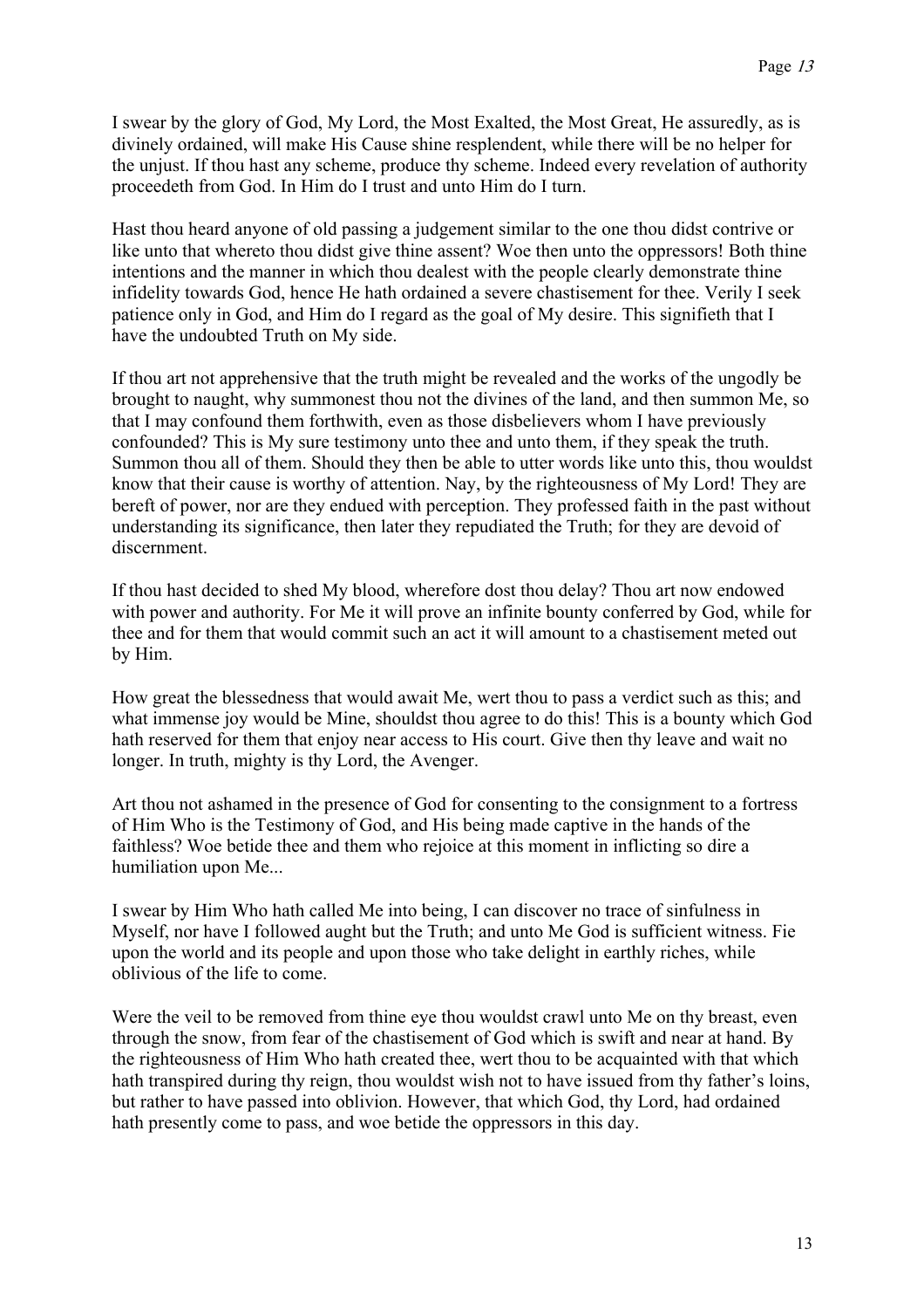I swear by the glory of God, My Lord, the Most Exalted, the Most Great, He assuredly, as is divinely ordained, will make His Cause shine resplendent, while there will be no helper for the unjust. If thou hast any scheme, produce thy scheme. Indeed every revelation of authority proceedeth from God. In Him do I trust and unto Him do I turn.

Hast thou heard anyone of old passing a judgement similar to the one thou didst contrive or like unto that whereto thou didst give thine assent? Woe then unto the oppressors! Both thine intentions and the manner in which thou dealest with the people clearly demonstrate thine infidelity towards God, hence He hath ordained a severe chastisement for thee. Verily I seek patience only in God, and Him do I regard as the goal of My desire. This signifieth that I have the undoubted Truth on My side.

If thou art not apprehensive that the truth might be revealed and the works of the ungodly be brought to naught, why summonest thou not the divines of the land, and then summon Me, so that I may confound them forthwith, even as those disbelievers whom I have previously confounded? This is My sure testimony unto thee and unto them, if they speak the truth. Summon thou all of them. Should they then be able to utter words like unto this, thou wouldst know that their cause is worthy of attention. Nay, by the righteousness of My Lord! They are bereft of power, nor are they endued with perception. They professed faith in the past without understanding its significance, then later they repudiated the Truth; for they are devoid of discernment.

If thou hast decided to shed My blood, wherefore dost thou delay? Thou art now endowed with power and authority. For Me it will prove an infinite bounty conferred by God, while for thee and for them that would commit such an act it will amount to a chastisement meted out by Him.

How great the blessedness that would await Me, wert thou to pass a verdict such as this; and what immense joy would be Mine, shouldst thou agree to do this! This is a bounty which God hath reserved for them that enjoy near access to His court. Give then thy leave and wait no longer. In truth, mighty is thy Lord, the Avenger.

Art thou not ashamed in the presence of God for consenting to the consignment to a fortress of Him Who is the Testimony of God, and His being made captive in the hands of the faithless? Woe betide thee and them who rejoice at this moment in inflicting so dire a humiliation upon Me...

I swear by Him Who hath called Me into being, I can discover no trace of sinfulness in Myself, nor have I followed aught but the Truth; and unto Me God is sufficient witness. Fie upon the world and its people and upon those who take delight in earthly riches, while oblivious of the life to come.

Were the veil to be removed from thine eye thou wouldst crawl unto Me on thy breast, even through the snow, from fear of the chastisement of God which is swift and near at hand. By the righteousness of Him Who hath created thee, wert thou to be acquainted with that which hath transpired during thy reign, thou wouldst wish not to have issued from thy father's loins, but rather to have passed into oblivion. However, that which God, thy Lord, had ordained hath presently come to pass, and woe betide the oppressors in this day.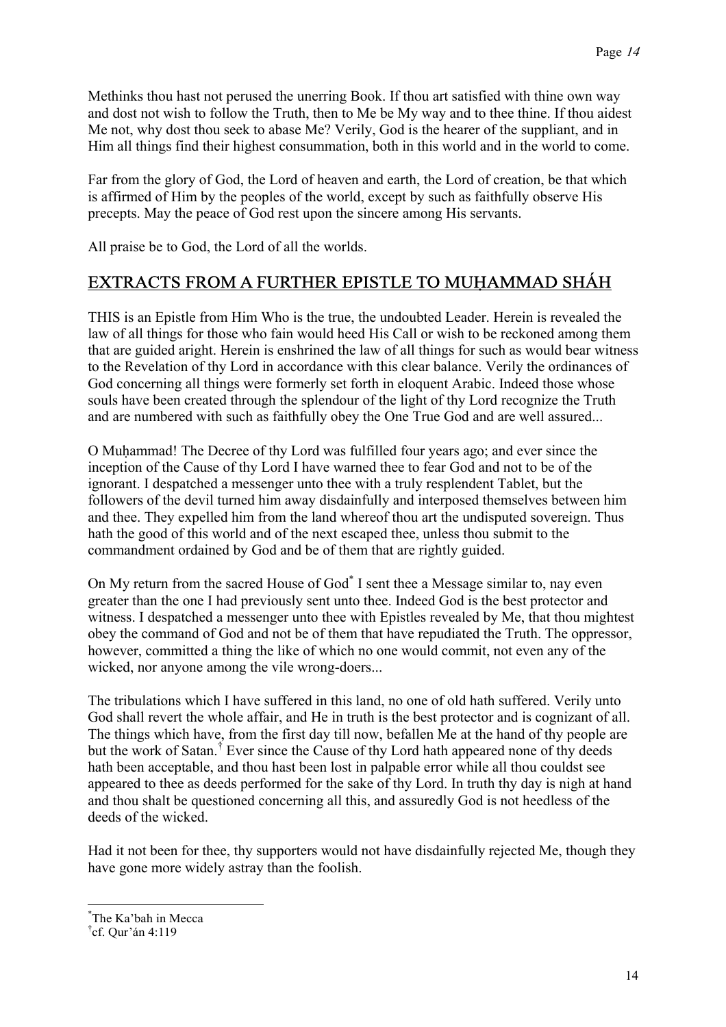Methinks thou hast not perused the unerring Book. If thou art satisfied with thine own way and dost not wish to follow the Truth, then to Me be My way and to thee thine. If thou aidest Me not, why dost thou seek to abase Me? Verily, God is the hearer of the suppliant, and in Him all things find their highest consummation, both in this world and in the world to come.

Far from the glory of God, the Lord of heaven and earth, the Lord of creation, be that which is affirmed of Him by the peoples of the world, except by such as faithfully observe His precepts. May the peace of God rest upon the sincere among His servants.

All praise be to God, the Lord of all the worlds.

## EXTRACTS FROM A FURTHER EPISTLE TO MUḤAMMAD SHÁH

THIS is an Epistle from Him Who is the true, the undoubted Leader. Herein is revealed the law of all things for those who fain would heed His Call or wish to be reckoned among them that are guided aright. Herein is enshrined the law of all things for such as would bear witness to the Revelation of thy Lord in accordance with this clear balance. Verily the ordinances of God concerning all things were formerly set forth in eloquent Arabic. Indeed those whose souls have been created through the splendour of the light of thy Lord recognize the Truth and are numbered with such as faithfully obey the One True God and are well assured...

O Muḥammad! The Decree of thy Lord was fulfilled four years ago; and ever since the inception of the Cause of thy Lord I have warned thee to fear God and not to be of the ignorant. I despatched a messenger unto thee with a truly resplendent Tablet, but the followers of the devil turned him away disdainfully and interposed themselves between him and thee. They expelled him from the land whereof thou art the undisputed sovereign. Thus hath the good of this world and of the next escaped thee, unless thou submit to the commandment ordained by God and be of them that are rightly guided.

On My return from the sacred House of God* I sent thee a Message similar to, nay even greater than the one I had previously sent unto thee. Indeed God is the best protector and witness. I despatched a messenger unto thee with Epistles revealed by Me, that thou mightest obey the command of God and not be of them that have repudiated the Truth. The oppressor, however, committed a thing the like of which no one would commit, not even any of the wicked, nor anyone among the vile wrong-doers...

The tribulations which I have suffered in this land, no one of old hath suffered. Verily unto God shall revert the whole affair, and He in truth is the best protector and is cognizant of all. The things which have, from the first day till now, befallen Me at the hand of thy people are but the work of Satan.† Ever since the Cause of thy Lord hath appeared none of thy deeds hath been acceptable, and thou hast been lost in palpable error while all thou couldst see appeared to thee as deeds performed for the sake of thy Lord. In truth thy day is nigh at hand and thou shalt be questioned concerning all this, and assuredly God is not heedless of the deeds of the wicked.

Had it not been for thee, thy supporters would not have disdainfully rejected Me, though they have gone more widely astray than the foolish.

---

*The Ka'bah in Mecca

†cf. Qur'án 4:119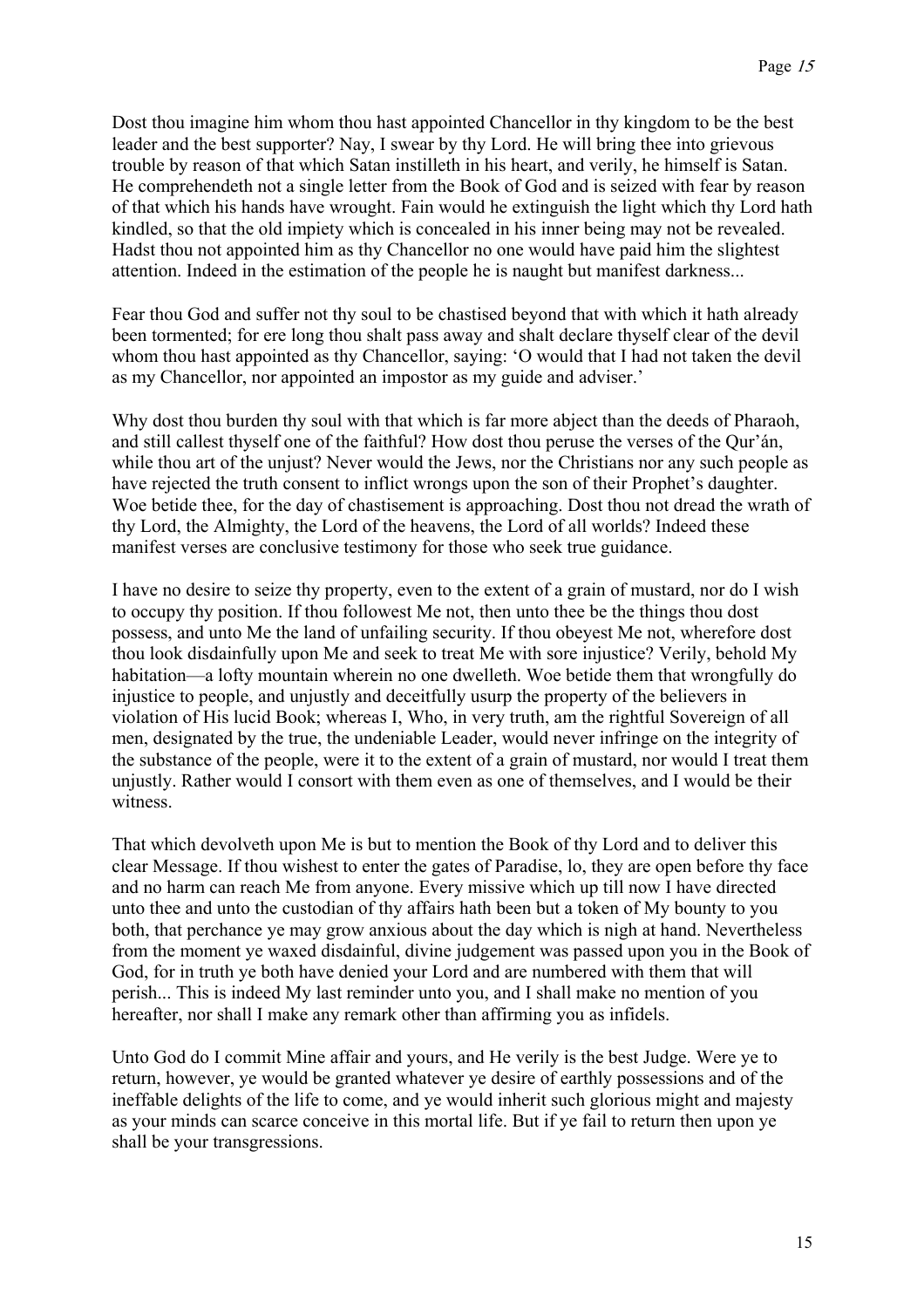Dost thou imagine him whom thou hast appointed Chancellor in thy kingdom to be the best leader and the best supporter? Nay, I swear by thy Lord. He will bring thee into grievous trouble by reason of that which Satan instilleth in his heart, and verily, he himself is Satan. He comprehendeth not a single letter from the Book of God and is seized with fear by reason of that which his hands have wrought. Fain would he extinguish the light which thy Lord hath kindled, so that the old impiety which is concealed in his inner being may not be revealed. Hadst thou not appointed him as thy Chancellor no one would have paid him the slightest attention. Indeed in the estimation of the people he is naught but manifest darkness...

Fear thou God and suffer not thy soul to be chastised beyond that with which it hath already been tormented; for ere long thou shalt pass away and shalt declare thyself clear of the devil whom thou hast appointed as thy Chancellor, saying: 'O would that I had not taken the devil as my Chancellor, nor appointed an impostor as my guide and adviser.'

Why dost thou burden thy soul with that which is far more abject than the deeds of Pharaoh, and still callest thyself one of the faithful? How dost thou peruse the verses of the Qur'án, while thou art of the unjust? Never would the Jews, nor the Christians nor any such people as have rejected the truth consent to inflict wrongs upon the son of their Prophet's daughter. Woe betide thee, for the day of chastisement is approaching. Dost thou not dread the wrath of thy Lord, the Almighty, the Lord of the heavens, the Lord of all worlds? Indeed these manifest verses are conclusive testimony for those who seek true guidance.

I have no desire to seize thy property, even to the extent of a grain of mustard, nor do I wish to occupy thy position. If thou followest Me not, then unto thee be the things thou dost possess, and unto Me the land of unfailing security. If thou obeyest Me not, wherefore dost thou look disdainfully upon Me and seek to treat Me with sore injustice? Verily, behold My habitation—a lofty mountain wherein no one dwelleth. Woe betide them that wrongfully do injustice to people, and unjustly and deceitfully usurp the property of the believers in violation of His lucid Book; whereas I, Who, in very truth, am the rightful Sovereign of all men, designated by the true, the undeniable Leader, would never infringe on the integrity of the substance of the people, were it to the extent of a grain of mustard, nor would I treat them unjustly. Rather would I consort with them even as one of themselves, and I would be their witness.

That which devolveth upon Me is but to mention the Book of thy Lord and to deliver this clear Message. If thou wishest to enter the gates of Paradise, lo, they are open before thy face and no harm can reach Me from anyone. Every missive which up till now I have directed unto thee and unto the custodian of thy affairs hath been but a token of My bounty to you both, that perchance ye may grow anxious about the day which is nigh at hand. Nevertheless from the moment ye waxed disdainful, divine judgement was passed upon you in the Book of God, for in truth ye both have denied your Lord and are numbered with them that will perish... This is indeed My last reminder unto you, and I shall make no mention of you hereafter, nor shall I make any remark other than affirming you as infidels.

Unto God do I commit Mine affair and yours, and He verily is the best Judge. Were ye to return, however, ye would be granted whatever ye desire of earthly possessions and of the ineffable delights of the life to come, and ye would inherit such glorious might and majesty as your minds can scarce conceive in this mortal life. But if ye fail to return then upon ye shall be your transgressions.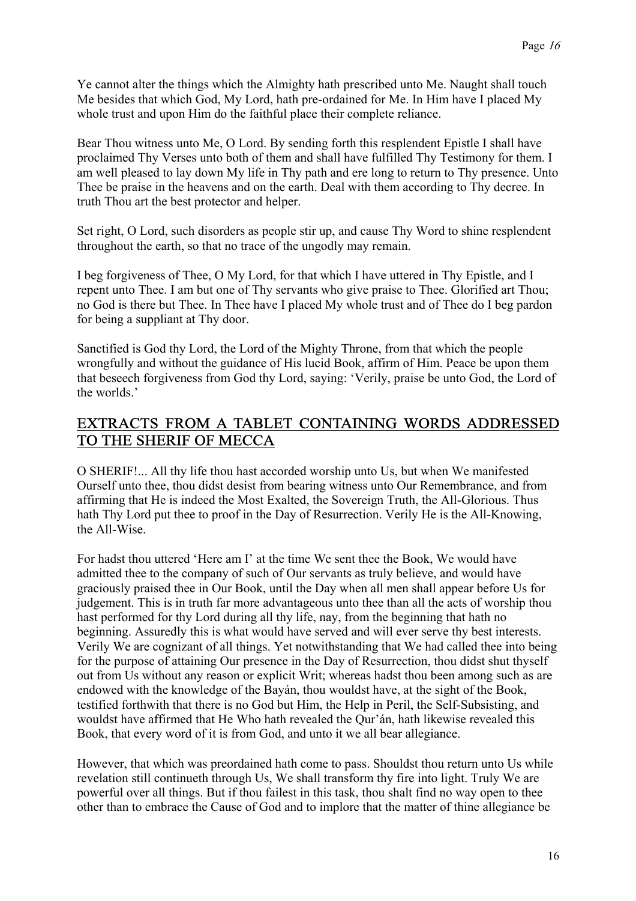Ye cannot alter the things which the Almighty hath prescribed unto Me. Naught shall touch Me besides that which God, My Lord, hath pre-ordained for Me. In Him have I placed My whole trust and upon Him do the faithful place their complete reliance.

Bear Thou witness unto Me, O Lord. By sending forth this resplendent Epistle I shall have proclaimed Thy Verses unto both of them and shall have fulfilled Thy Testimony for them. I am well pleased to lay down My life in Thy path and ere long to return to Thy presence. Unto Thee be praise in the heavens and on the earth. Deal with them according to Thy decree. In truth Thou art the best protector and helper.

Set right, O Lord, such disorders as people stir up, and cause Thy Word to shine resplendent throughout the earth, so that no trace of the ungodly may remain.

I beg forgiveness of Thee, O My Lord, for that which I have uttered in Thy Epistle, and I repent unto Thee. I am but one of Thy servants who give praise to Thee. Glorified art Thou; no God is there but Thee. In Thee have I placed My whole trust and of Thee do I beg pardon for being a suppliant at Thy door.

Sanctified is God thy Lord, the Lord of the Mighty Throne, from that which the people wrongfully and without the guidance of His lucid Book, affirm of Him. Peace be upon them that beseech forgiveness from God thy Lord, saying: 'Verily, praise be unto God, the Lord of the worlds.'

## EXTRACTS FROM A TABLET CONTAINING WORDS ADDRESSED TO THE SHERIF OF MECCA

O SHERIF!... All thy life thou hast accorded worship unto Us, but when We manifested Ourself unto thee, thou didst desist from bearing witness unto Our Remembrance, and from affirming that He is indeed the Most Exalted, the Sovereign Truth, the All-Glorious. Thus hath Thy Lord put thee to proof in the Day of Resurrection. Verily He is the All-Knowing, the All-Wise.

For hadst thou uttered 'Here am I' at the time We sent thee the Book, We would have admitted thee to the company of such of Our servants as truly believe, and would have graciously praised thee in Our Book, until the Day when all men shall appear before Us for judgement. This is in truth far more advantageous unto thee than all the acts of worship thou hast performed for thy Lord during all thy life, nay, from the beginning that hath no beginning. Assuredly this is what would have served and will ever serve thy best interests. Verily We are cognizant of all things. Yet notwithstanding that We had called thee into being for the purpose of attaining Our presence in the Day of Resurrection, thou didst shut thyself out from Us without any reason or explicit Writ; whereas hadst thou been among such as are endowed with the knowledge of the Bayán, thou wouldst have, at the sight of the Book, testified forthwith that there is no God but Him, the Help in Peril, the Self-Subsisting, and wouldst have affirmed that He Who hath revealed the Qur'án, hath likewise revealed this Book, that every word of it is from God, and unto it we all bear allegiance.

However, that which was preordained hath come to pass. Shouldst thou return unto Us while revelation still continueth through Us, We shall transform thy fire into light. Truly We are powerful over all things. But if thou failest in this task, thou shalt find no way open to thee other than to embrace the Cause of God and to implore that the matter of thine allegiance be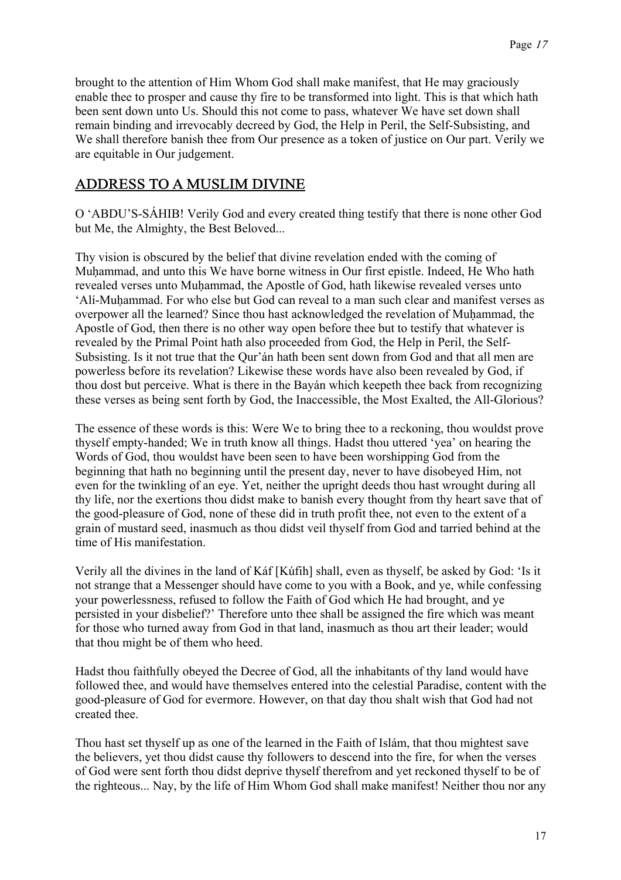brought to the attention of Him Whom God shall make manifest, that He may graciously enable thee to prosper and cause thy fire to be transformed into light. This is that which hath been sent down unto Us. Should this not come to pass, whatever We have set down shall remain binding and irrevocably decreed by God, the Help in Peril, the Self-Subsisting, and We shall therefore banish thee from Our presence as a token of justice on Our part. Verily we are equitable in Our judgement.

## ADDRESS TO A MUSLIM DIVINE

O 'ABDU'S-SÁHIB! Verily God and every created thing testify that there is none other God but Me, the Almighty, the Best Beloved...

Thy vision is obscured by the belief that divine revelation ended with the coming of Muḥammad, and unto this We have borne witness in Our first epistle. Indeed, He Who hath revealed verses unto Muḥammad, the Apostle of God, hath likewise revealed verses unto 'Alí-Muḥammad. For who else but God can reveal to a man such clear and manifest verses as overpower all the learned? Since thou hast acknowledged the revelation of Muḥammad, the Apostle of God, then there is no other way open before thee but to testify that whatever is revealed by the Primal Point hath also proceeded from God, the Help in Peril, the Self-Subsisting. Is it not true that the Qur'án hath been sent down from God and that all men are powerless before its revelation? Likewise these words have also been revealed by God, if thou dost but perceive. What is there in the Bayán which keepeth thee back from recognizing these verses as being sent forth by God, the Inaccessible, the Most Exalted, the All-Glorious?

The essence of these words is this: Were We to bring thee to a reckoning, thou wouldst prove thyself empty-handed; We in truth know all things. Hadst thou uttered 'yea' on hearing the Words of God, thou wouldst have been seen to have been worshipping God from the beginning that hath no beginning until the present day, never to have disobeyed Him, not even for the twinkling of an eye. Yet, neither the upright deeds thou hast wrought during all thy life, nor the exertions thou didst make to banish every thought from thy heart save that of the good-pleasure of God, none of these did in truth profit thee, not even to the extent of a grain of mustard seed, inasmuch as thou didst veil thyself from God and tarried behind at the time of His manifestation.

Verily all the divines in the land of Káf [Kúfih] shall, even as thyself, be asked by God: 'Is it not strange that a Messenger should have come to you with a Book, and ye, while confessing your powerlessness, refused to follow the Faith of God which He had brought, and ye persisted in your disbelief?' Therefore unto thee shall be assigned the fire which was meant for those who turned away from God in that land, inasmuch as thou art their leader; would that thou might be of them who heed.

Hadst thou faithfully obeyed the Decree of God, all the inhabitants of thy land would have followed thee, and would have themselves entered into the celestial Paradise, content with the good-pleasure of God for evermore. However, on that day thou shalt wish that God had not created thee.

Thou hast set thyself up as one of the learned in the Faith of Islám, that thou mightest save the believers, yet thou didst cause thy followers to descend into the fire, for when the verses of God were sent forth thou didst deprive thyself therefrom and yet reckoned thyself to be of the righteous... Nay, by the life of Him Whom God shall make manifest! Neither thou nor any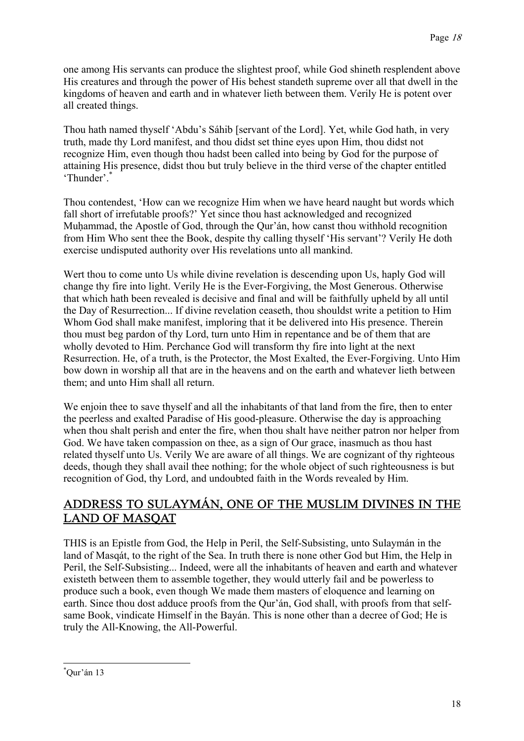one among His servants can produce the slightest proof, while God shineth resplendent above His creatures and through the power of His behest standeth supreme over all that dwell in the kingdoms of heaven and earth and in whatever lieth between them. Verily He is potent over all created things.

Thou hath named thyself 'Abdu's Sáhib [servant of the Lord]. Yet, while God hath, in very truth, made thy Lord manifest, and thou didst set thine eyes upon Him, thou didst not recognize Him, even though thou hadst been called into being by God for the purpose of attaining His presence, didst thou but truly believe in the third verse of the chapter entitled 'Thunder'.[*]

Thou contendest, 'How can we recognize Him when we have heard naught but words which fall short of irrefutable proofs?' Yet since thou hast acknowledged and recognized Muḥammad, the Apostle of God, through the Qur'án, how canst thou withhold recognition from Him Who sent thee the Book, despite thy calling thyself 'His servant'? Verily He doth exercise undisputed authority over His revelations unto all mankind.

Wert thou to come unto Us while divine revelation is descending upon Us, haply God will change thy fire into light. Verily He is the Ever-Forgiving, the Most Generous. Otherwise that which hath been revealed is decisive and final and will be faithfully upheld by all until the Day of Resurrection... If divine revelation ceaseth, thou shouldst write a petition to Him Whom God shall make manifest, imploring that it be delivered into His presence. Therein thou must beg pardon of thy Lord, turn unto Him in repentance and be of them that are wholly devoted to Him. Perchance God will transform thy fire into light at the next Resurrection. He, of a truth, is the Protector, the Most Exalted, the Ever-Forgiving. Unto Him bow down in worship all that are in the heavens and on the earth and whatever lieth between them; and unto Him shall all return.

We enjoin thee to save thyself and all the inhabitants of that land from the fire, then to enter the peerless and exalted Paradise of His good-pleasure. Otherwise the day is approaching when thou shalt perish and enter the fire, when thou shalt have neither patron nor helper from God. We have taken compassion on thee, as a sign of Our grace, inasmuch as thou hast related thyself unto Us. Verily We are aware of all things. We are cognizant of thy righteous deeds, though they shall avail thee nothing; for the whole object of such righteousness is but recognition of God, thy Lord, and undoubted faith in the Words revealed by Him.

## ADDRESS TO SULAYMÁN, ONE OF THE MUSLIM DIVINES IN THE LAND OF MASQAT

THIS is an Epistle from God, the Help in Peril, the Self-Subsisting, unto Sulaymán in the land of Masqát, to the right of the Sea. In truth there is none other God but Him, the Help in Peril, the Self-Subsisting... Indeed, were all the inhabitants of heaven and earth and whatever existeth between them to assemble together, they would utterly fail and be powerless to produce such a book, even though We made them masters of eloquence and learning on earth. Since thou dost adduce proofs from the Qur'án, God shall, with proofs from that self-same Book, vindicate Himself in the Bayán. This is none other than a decree of God; He is truly the All-Knowing, the All-Powerful.

---

[*] Qur'án 13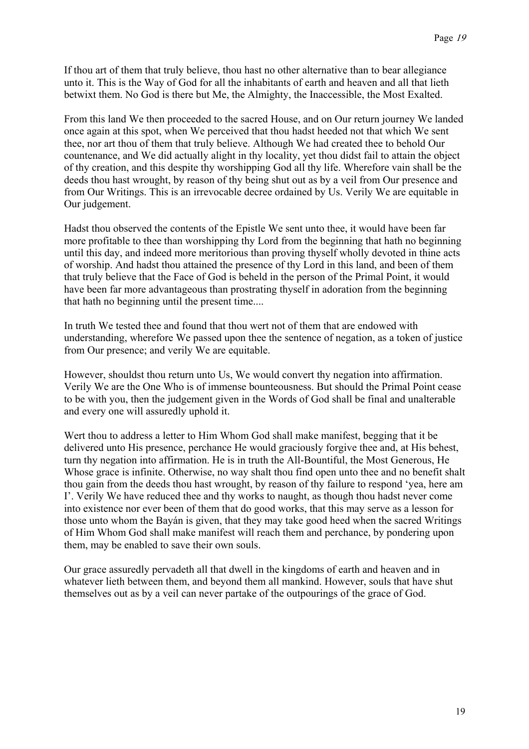If thou art of them that truly believe, thou hast no other alternative than to bear allegiance unto it. This is the Way of God for all the inhabitants of earth and heaven and all that lieth betwixt them. No God is there but Me, the Almighty, the Inaccessible, the Most Exalted.

From this land We then proceeded to the sacred House, and on Our return journey We landed once again at this spot, when We perceived that thou hadst heeded not that which We sent thee, nor art thou of them that truly believe. Although We had created thee to behold Our countenance, and We did actually alight in thy locality, yet thou didst fail to attain the object of thy creation, and this despite thy worshipping God all thy life. Wherefore vain shall be the deeds thou hast wrought, by reason of thy being shut out as by a veil from Our presence and from Our Writings. This is an irrevocable decree ordained by Us. Verily We are equitable in Our judgement.

Hadst thou observed the contents of the Epistle We sent unto thee, it would have been far more profitable to thee than worshipping thy Lord from the beginning that hath no beginning until this day, and indeed more meritorious than proving thyself wholly devoted in thine acts of worship. And hadst thou attained the presence of thy Lord in this land, and been of them that truly believe that the Face of God is beheld in the person of the Primal Point, it would have been far more advantageous than prostrating thyself in adoration from the beginning that hath no beginning until the present time....

In truth We tested thee and found that thou wert not of them that are endowed with understanding, wherefore We passed upon thee the sentence of negation, as a token of justice from Our presence; and verily We are equitable.

However, shouldst thou return unto Us, We would convert thy negation into affirmation. Verily We are the One Who is of immense bounteousness. But should the Primal Point cease to be with you, then the judgement given in the Words of God shall be final and unalterable and every one will assuredly uphold it.

Wert thou to address a letter to Him Whom God shall make manifest, begging that it be delivered unto His presence, perchance He would graciously forgive thee and, at His behest, turn thy negation into affirmation. He is in truth the All-Bountiful, the Most Generous, He Whose grace is infinite. Otherwise, no way shalt thou find open unto thee and no benefit shalt thou gain from the deeds thou hast wrought, by reason of thy failure to respond 'yea, here am I'. Verily We have reduced thee and thy works to naught, as though thou hadst never come into existence nor ever been of them that do good works, that this may serve as a lesson for those unto whom the Bayán is given, that they may take good heed when the sacred Writings of Him Whom God shall make manifest will reach them and perchance, by pondering upon them, may be enabled to save their own souls.

Our grace assuredly pervadeth all that dwell in the kingdoms of earth and heaven and in whatever lieth between them, and beyond them all mankind. However, souls that have shut themselves out as by a veil can never partake of the outpourings of the grace of God.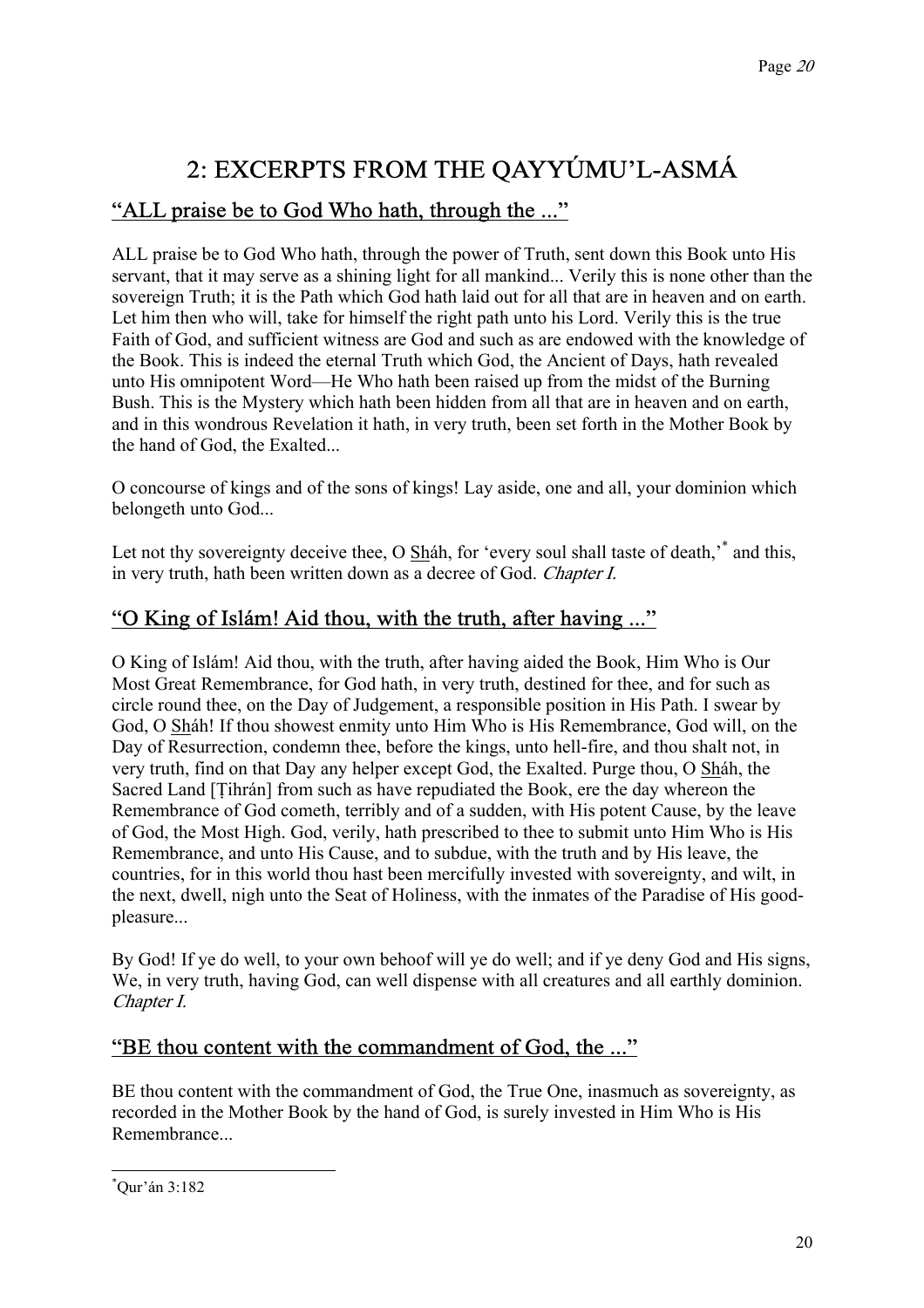# 2: EXCERPTS FROM THE QAYYÚMU'L-ASMÁ

## "ALL praise be to God Who hath, through the ..."

ALL praise be to God Who hath, through the power of Truth, sent down this Book unto His servant, that it may serve as a shining light for all mankind... Verily this is none other than the sovereign Truth; it is the Path which God hath laid out for all that are in heaven and on earth. Let him then who will, take for himself the right path unto his Lord. Verily this is the true Faith of God, and sufficient witness are God and such as are endowed with the knowledge of the Book. This is indeed the eternal Truth which God, the Ancient of Days, hath revealed unto His omnipotent Word—He Who hath been raised up from the midst of the Burning Bush. This is the Mystery which hath been hidden from all that are in heaven and on earth, and in this wondrous Revelation it hath, in very truth, been set forth in the Mother Book by the hand of God, the Exalted...

O concourse of kings and of the sons of kings! Lay aside, one and all, your dominion which belongeth unto God...

Let not thy sovereignty deceive thee, O Sháh, for 'every soul shall taste of death,'* and this, in very truth, hath been written down as a decree of God. *Chapter I.*

## "O King of Islám! Aid thou, with the truth, after having ..."

O King of Islám! Aid thou, with the truth, after having aided the Book, Him Who is Our Most Great Remembrance, for God hath, in very truth, destined for thee, and for such as circle round thee, on the Day of Judgement, a responsible position in His Path. I swear by God, O Sháh! If thou showest enmity unto Him Who is His Remembrance, God will, on the Day of Resurrection, condemn thee, before the kings, unto hell-fire, and thou shalt not, in very truth, find on that Day any helper except God, the Exalted. Purge thou, O Sháh, the Sacred Land [Ṭihrán] from such as have repudiated the Book, ere the day whereon the Remembrance of God cometh, terribly and of a sudden, with His potent Cause, by the leave of God, the Most High. God, verily, hath prescribed to thee to submit unto Him Who is His Remembrance, and unto His Cause, and to subdue, with the truth and by His leave, the countries, for in this world thou hast been mercifully invested with sovereignty, and wilt, in the next, dwell, nigh unto the Seat of Holiness, with the inmates of the Paradise of His good-pleasure...

By God! If ye do well, to your own behoof will ye do well; and if ye deny God and His signs, We, in very truth, having God, can well dispense with all creatures and all earthly dominion. *Chapter I.*

## "BE thou content with the commandment of God, the ..."

BE thou content with the commandment of God, the True One, inasmuch as sovereignty, as recorded in the Mother Book by the hand of God, is surely invested in Him Who is His Remembrance...

---

*Qur'án 3:182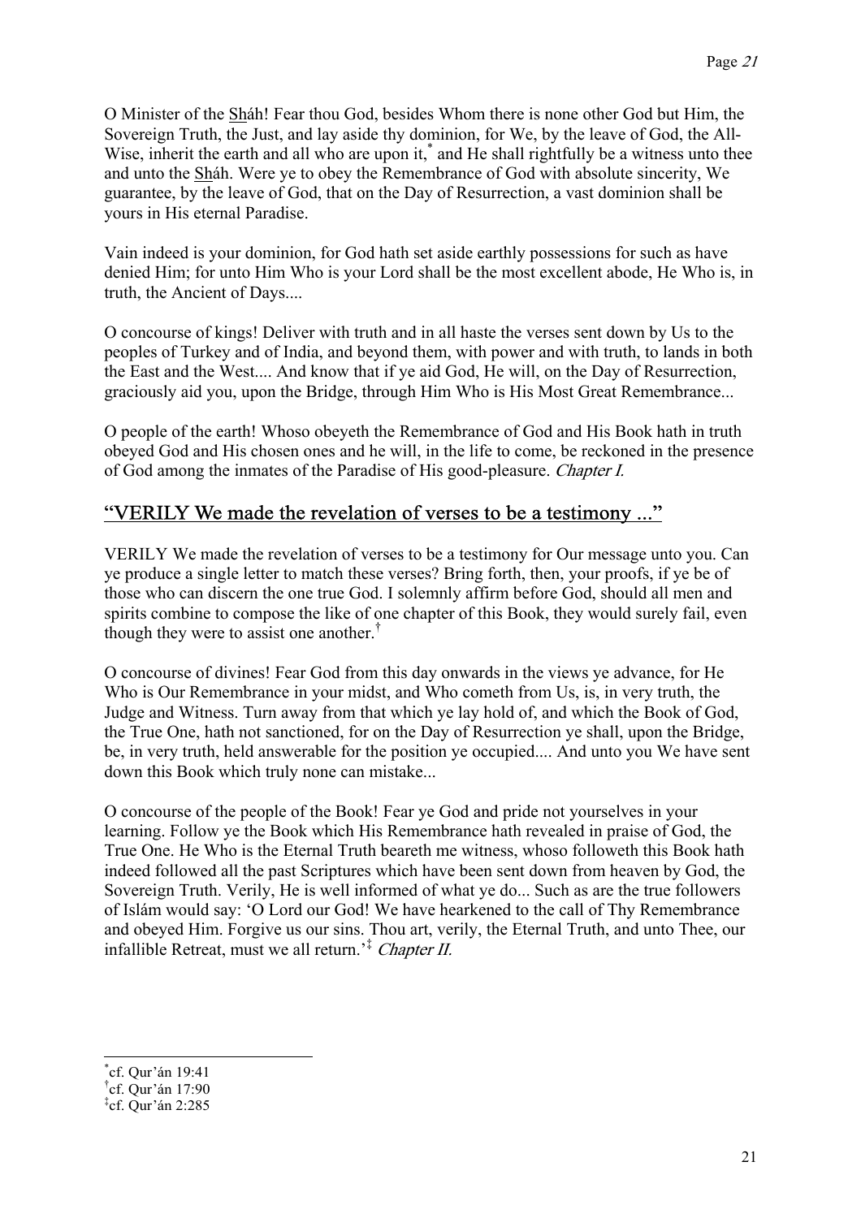O Minister of the Sháh! Fear thou God, besides Whom there is none other God but Him, the Sovereign Truth, the Just, and lay aside thy dominion, for We, by the leave of God, the All-Wise, inherit the earth and all who are upon it,[*] and He shall rightfully be a witness unto thee and unto the Sháh. Were ye to obey the Remembrance of God with absolute sincerity, We guarantee, by the leave of God, that on the Day of Resurrection, a vast dominion shall be yours in His eternal Paradise.

Vain indeed is your dominion, for God hath set aside earthly possessions for such as have denied Him; for unto Him Who is your Lord shall be the most excellent abode, He Who is, in truth, the Ancient of Days....

O concourse of kings! Deliver with truth and in all haste the verses sent down by Us to the peoples of Turkey and of India, and beyond them, with power and with truth, to lands in both the East and the West.... And know that if ye aid God, He will, on the Day of Resurrection, graciously aid you, upon the Bridge, through Him Who is His Most Great Remembrance...

O people of the earth! Whoso obeyeth the Remembrance of God and His Book hath in truth obeyed God and His chosen ones and he will, in the life to come, be reckoned in the presence of God among the inmates of the Paradise of His good-pleasure. *Chapter I.*

## "VERILY We made the revelation of verses to be a testimony ..."

VERILY We made the revelation of verses to be a testimony for Our message unto you. Can ye produce a single letter to match these verses? Bring forth, then, your proofs, if ye be of those who can discern the one true God. I solemnly affirm before God, should all men and spirits combine to compose the like of one chapter of this Book, they would surely fail, even though they were to assist one another.[†]

O concourse of divines! Fear God from this day onwards in the views ye advance, for He Who is Our Remembrance in your midst, and Who cometh from Us, is, in very truth, the Judge and Witness. Turn away from that which ye lay hold of, and which the Book of God, the True One, hath not sanctioned, for on the Day of Resurrection ye shall, upon the Bridge, be, in very truth, held answerable for the position ye occupied.... And unto you We have sent down this Book which truly none can mistake...

O concourse of the people of the Book! Fear ye God and pride not yourselves in your learning. Follow ye the Book which His Remembrance hath revealed in praise of God, the True One. He Who is the Eternal Truth beareth me witness, whoso followeth this Book hath indeed followed all the past Scriptures which have been sent down from heaven by God, the Sovereign Truth. Verily, He is well informed of what ye do... Such as are the true followers of Islám would say: 'O Lord our God! We have hearkened to the call of Thy Remembrance and obeyed Him. Forgive us our sins. Thou art, verily, the Eternal Truth, and unto Thee, our infallible Retreat, must we all return.'[‡] *Chapter II.*

---

[*] cf. Qur'án 19:41
[†] cf. Qur'án 17:90
[‡] cf. Qur'án 2:285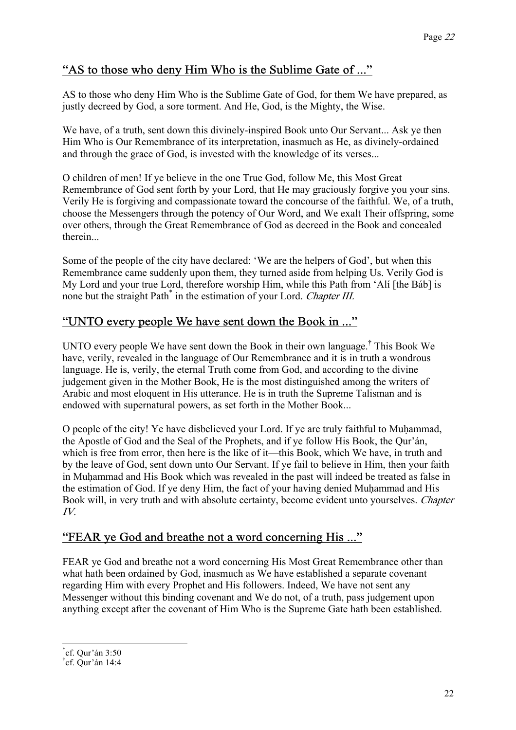## "AS to those who deny Him Who is the Sublime Gate of ..."

AS to those who deny Him Who is the Sublime Gate of God, for them We have prepared, as justly decreed by God, a sore torment. And He, God, is the Mighty, the Wise.

We have, of a truth, sent down this divinely-inspired Book unto Our Servant... Ask ye then Him Who is Our Remembrance of its interpretation, inasmuch as He, as divinely-ordained and through the grace of God, is invested with the knowledge of its verses...

O children of men! If ye believe in the one True God, follow Me, this Most Great Remembrance of God sent forth by your Lord, that He may graciously forgive you your sins. Verily He is forgiving and compassionate toward the concourse of the faithful. We, of a truth, choose the Messengers through the potency of Our Word, and We exalt Their offspring, some over others, through the Great Remembrance of God as decreed in the Book and concealed therein...

Some of the people of the city have declared: 'We are the helpers of God', but when this Remembrance came suddenly upon them, they turned aside from helping Us. Verily God is My Lord and your true Lord, therefore worship Him, while this Path from 'Alí [the Báb] is none but the straight Path* in the estimation of your Lord. *Chapter III.*

## "UNTO every people We have sent down the Book in ..."

UNTO every people We have sent down the Book in their own language.† This Book We have, verily, revealed in the language of Our Remembrance and it is in truth a wondrous language. He is, verily, the eternal Truth come from God, and according to the divine judgement given in the Mother Book, He is the most distinguished among the writers of Arabic and most eloquent in His utterance. He is in truth the Supreme Talisman and is endowed with supernatural powers, as set forth in the Mother Book...

O people of the city! Ye have disbelieved your Lord. If ye are truly faithful to Muḥammad, the Apostle of God and the Seal of the Prophets, and if ye follow His Book, the Qur'án, which is free from error, then here is the like of it—this Book, which We have, in truth and by the leave of God, sent down unto Our Servant. If ye fail to believe in Him, then your faith in Muḥammad and His Book which was revealed in the past will indeed be treated as false in the estimation of God. If ye deny Him, the fact of your having denied Muḥammad and His Book will, in very truth and with absolute certainty, become evident unto yourselves. *Chapter IV.*

## "FEAR ye God and breathe not a word concerning His ..."

FEAR ye God and breathe not a word concerning His Most Great Remembrance other than what hath been ordained by God, inasmuch as We have established a separate covenant regarding Him with every Prophet and His followers. Indeed, We have not sent any Messenger without this binding covenant and We do not, of a truth, pass judgement upon anything except after the covenant of Him Who is the Supreme Gate hath been established.

---

*cf. Qur'án 3:50

†cf. Qur'án 14:4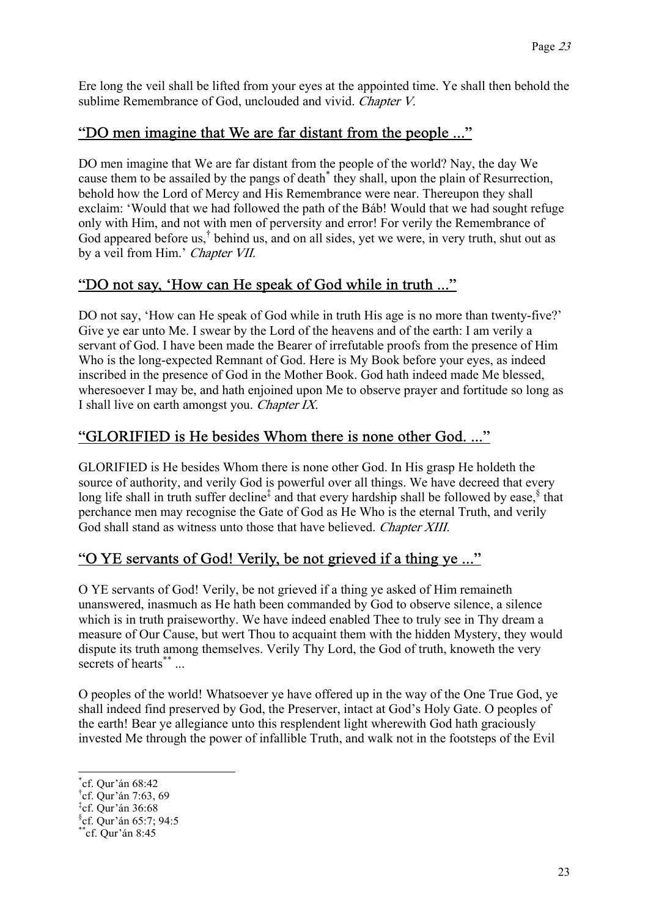Ere long the veil shall be lifted from your eyes at the appointed time. Ye shall then behold the sublime Remembrance of God, unclouded and vivid. *Chapter V.*

## "DO men imagine that We are far distant from the people ..."

DO men imagine that We are far distant from the people of the world? Nay, the day We cause them to be assailed by the pangs of death[*] they shall, upon the plain of Resurrection, behold how the Lord of Mercy and His Remembrance were near. Thereupon they shall exclaim: 'Would that we had followed the path of the Báb! Would that we had sought refuge only with Him, and not with men of perversity and error! For verily the Remembrance of God appeared before us,[†] behind us, and on all sides, yet we were, in very truth, shut out as by a veil from Him.' *Chapter VII.*

## "DO not say, 'How can He speak of God while in truth ..."

DO not say, 'How can He speak of God while in truth His age is no more than twenty-five?' Give ye ear unto Me. I swear by the Lord of the heavens and of the earth: I am verily a servant of God. I have been made the Bearer of irrefutable proofs from the presence of Him Who is the long-expected Remnant of God. Here is My Book before your eyes, as indeed inscribed in the presence of God in the Mother Book. God hath indeed made Me blessed, wheresoever I may be, and hath enjoined upon Me to observe prayer and fortitude so long as I shall live on earth amongst you. *Chapter IX.*

## "GLORIFIED is He besides Whom there is none other God. ..."

GLORIFIED is He besides Whom there is none other God. In His grasp He holdeth the source of authority, and verily God is powerful over all things. We have decreed that every long life shall in truth suffer decline[‡] and that every hardship shall be followed by ease,[§] that perchance men may recognise the Gate of God as He Who is the eternal Truth, and verily God shall stand as witness unto those that have believed. *Chapter XIII.*

## "O YE servants of God! Verily, be not grieved if a thing ye ..."

O YE servants of God! Verily, be not grieved if a thing ye asked of Him remaineth unanswered, inasmuch as He hath been commanded by God to observe silence, a silence which is in truth praiseworthy. We have indeed enabled Thee to truly see in Thy dream a measure of Our Cause, but wert Thou to acquaint them with the hidden Mystery, they would dispute its truth among themselves. Verily Thy Lord, the God of truth, knoweth the very secrets of hearts[**] ...

O peoples of the world! Whatsoever ye have offered up in the way of the One True God, ye shall indeed find preserved by God, the Preserver, intact at God's Holy Gate. O peoples of the earth! Bear ye allegiance unto this resplendent light wherewith God hath graciously invested Me through the power of infallible Truth, and walk not in the footsteps of the Evil

---

[*] cf. Qur'án 68:42

[†] cf. Qur'án 7:63, 69

[‡] cf. Qur'án 36:68

[§] cf. Qur'án 65:7; 94:5

[**] cf. Qur'án 8:45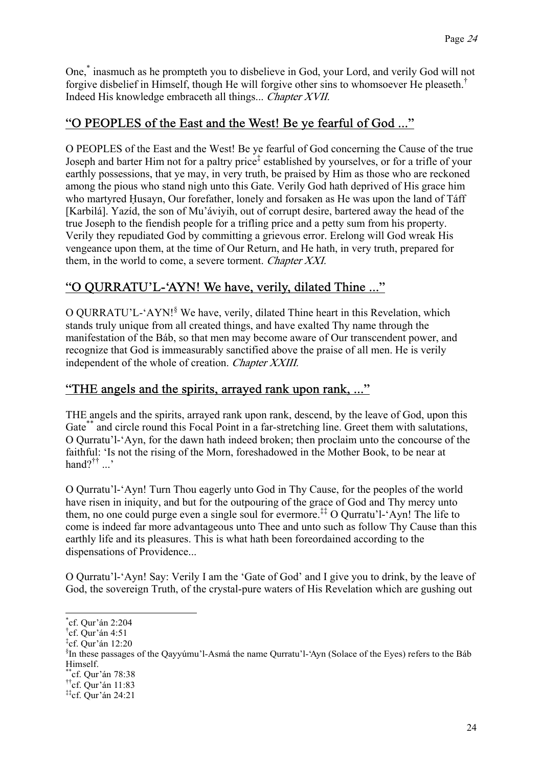One,[*] inasmuch as he prompteth you to disbelieve in God, your Lord, and verily God will not forgive disbelief in Himself, though He will forgive other sins to whomsoever He pleaseth.[†] Indeed His knowledge embraceth all things... *Chapter XVII.*

## "O PEOPLES of the East and the West! Be ye fearful of God ..."

O PEOPLES of the East and the West! Be ye fearful of God concerning the Cause of the true Joseph and barter Him not for a paltry price[‡] established by yourselves, or for a trifle of your earthly possessions, that ye may, in very truth, be praised by Him as those who are reckoned among the pious who stand nigh unto this Gate. Verily God hath deprived of His grace him who martyred Ḥusayn, Our forefather, lonely and forsaken as He was upon the land of Táff [Karbilá]. Yazíd, the son of Mu'áviyih, out of corrupt desire, bartered away the head of the true Joseph to the fiendish people for a trifling price and a petty sum from his property. Verily they repudiated God by committing a grievous error. Erelong will God wreak His vengeance upon them, at the time of Our Return, and He hath, in very truth, prepared for them, in the world to come, a severe torment. *Chapter XXI.*

## "O QURRATU'L-'AYN! We have, verily, dilated Thine ..."

O QURRATU'L-'AYN![§] We have, verily, dilated Thine heart in this Revelation, which stands truly unique from all created things, and have exalted Thy name through the manifestation of the Báb, so that men may become aware of Our transcendent power, and recognize that God is immeasurably sanctified above the praise of all men. He is verily independent of the whole of creation. *Chapter XXIII.*

## "THE angels and the spirits, arrayed rank upon rank, ..."

THE angels and the spirits, arrayed rank upon rank, descend, by the leave of God, upon this Gate[**] and circle round this Focal Point in a far-stretching line. Greet them with salutations, O Qurratu'l-'Ayn, for the dawn hath indeed broken; then proclaim unto the concourse of the faithful: 'Is not the rising of the Morn, foreshadowed in the Mother Book, to be near at hand?[††] ...'

O Qurratu'l-'Ayn! Turn Thou eagerly unto God in Thy Cause, for the peoples of the world have risen in iniquity, and but for the outpouring of the grace of God and Thy mercy unto them, no one could purge even a single soul for evermore.[‡‡] O Qurratu'l-'Ayn! The life to come is indeed far more advantageous unto Thee and unto such as follow Thy Cause than this earthly life and its pleasures. This is what hath been foreordained according to the dispensations of Providence...

O Qurratu'l-'Ayn! Say: Verily I am the 'Gate of God' and I give you to drink, by the leave of God, the sovereign Truth, of the crystal-pure waters of His Revelation which are gushing out

---

[*] cf. Qur'án 2:204

[†] cf. Qur'án 4:51

[‡] cf. Qur'án 12:20

[§] In these passages of the Qayyúmu'l-Asmá the name Qurratu'l-'Ayn (Solace of the Eyes) refers to the Báb Himself.

[**] cf. Qur'án 78:38

[††] cf. Qur'án 11:83

[‡‡] cf. Qur'án 24:21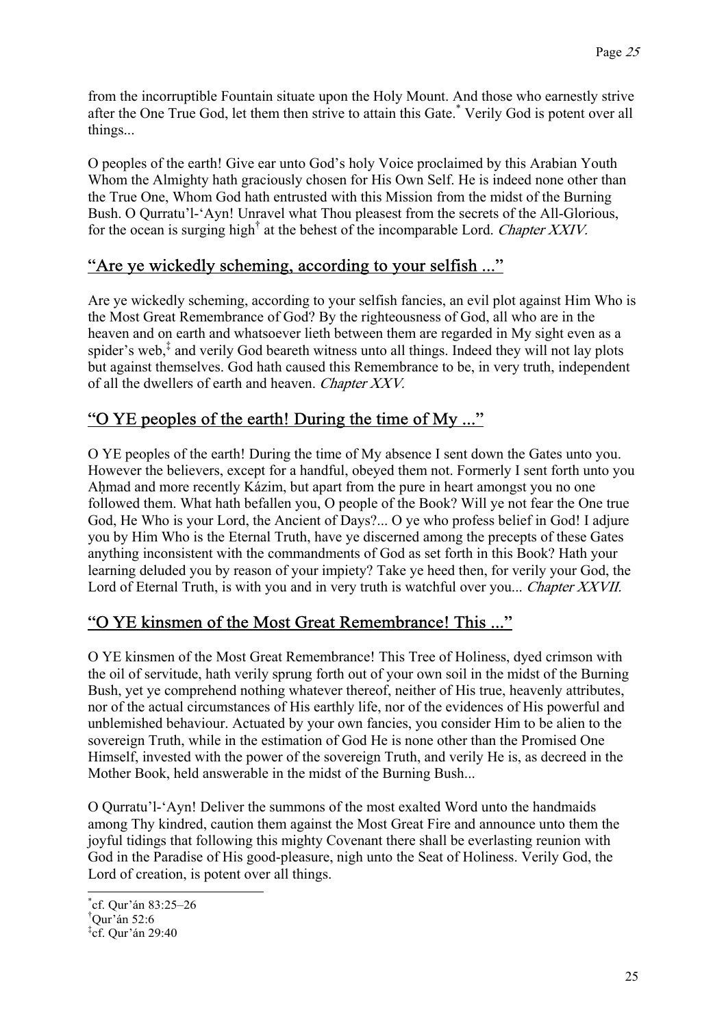from the incorruptible Fountain situate upon the Holy Mount. And those who earnestly strive after the One True God, let them then strive to attain this Gate.[*] Verily God is potent over all things...

O peoples of the earth! Give ear unto God's holy Voice proclaimed by this Arabian Youth Whom the Almighty hath graciously chosen for His Own Self. He is indeed none other than the True One, Whom God hath entrusted with this Mission from the midst of the Burning Bush. O Qurratu'l-'Ayn! Unravel what Thou pleasest from the secrets of the All-Glorious, for the ocean is surging high[†] at the behest of the incomparable Lord. *Chapter XXIV.*

## "Are ye wickedly scheming, according to your selfish ..."

Are ye wickedly scheming, according to your selfish fancies, an evil plot against Him Who is the Most Great Remembrance of God? By the righteousness of God, all who are in the heaven and on earth and whatsoever lieth between them are regarded in My sight even as a spider's web,[‡] and verily God beareth witness unto all things. Indeed they will not lay plots but against themselves. God hath caused this Remembrance to be, in very truth, independent of all the dwellers of earth and heaven. *Chapter XXV.*

## "O YE peoples of the earth! During the time of My ..."

O YE peoples of the earth! During the time of My absence I sent down the Gates unto you. However the believers, except for a handful, obeyed them not. Formerly I sent forth unto you Aḥmad and more recently Kázim, but apart from the pure in heart amongst you no one followed them. What hath befallen you, O people of the Book? Will ye not fear the One true God, He Who is your Lord, the Ancient of Days?... O ye who profess belief in God! I adjure you by Him Who is the Eternal Truth, have ye discerned among the precepts of these Gates anything inconsistent with the commandments of God as set forth in this Book? Hath your learning deluded you by reason of your impiety? Take ye heed then, for verily your God, the Lord of Eternal Truth, is with you and in very truth is watchful over you... *Chapter XXVII.*

## "O YE kinsmen of the Most Great Remembrance! This ..."

O YE kinsmen of the Most Great Remembrance! This Tree of Holiness, dyed crimson with the oil of servitude, hath verily sprung forth out of your own soil in the midst of the Burning Bush, yet ye comprehend nothing whatever thereof, neither of His true, heavenly attributes, nor of the actual circumstances of His earthly life, nor of the evidences of His powerful and unblemished behaviour. Actuated by your own fancies, you consider Him to be alien to the sovereign Truth, while in the estimation of God He is none other than the Promised One Himself, invested with the power of the sovereign Truth, and verily He is, as decreed in the Mother Book, held answerable in the midst of the Burning Bush...

O Qurratu'l-'Ayn! Deliver the summons of the most exalted Word unto the handmaids among Thy kindred, caution them against the Most Great Fire and announce unto them the joyful tidings that following this mighty Covenant there shall be everlasting reunion with God in the Paradise of His good-pleasure, nigh unto the Seat of Holiness. Verily God, the Lord of creation, is potent over all things.

---

[*] cf. Qur'án 83:25–26

[†] Qur'án 52:6

[‡] cf. Qur'án 29:40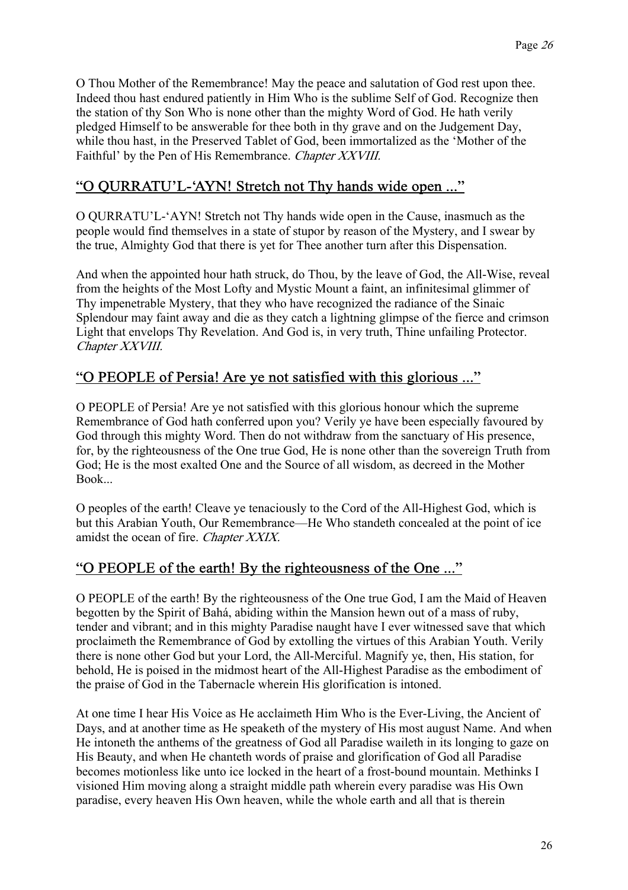O Thou Mother of the Remembrance! May the peace and salutation of God rest upon thee. Indeed thou hast endured patiently in Him Who is the sublime Self of God. Recognize then the station of thy Son Who is none other than the mighty Word of God. He hath verily pledged Himself to be answerable for thee both in thy grave and on the Judgement Day, while thou hast, in the Preserved Tablet of God, been immortalized as the 'Mother of the Faithful' by the Pen of His Remembrance. *Chapter XXVIII.*

## "O QURRATU'L-'AYN! Stretch not Thy hands wide open ..."

O QURRATU'L-'AYN! Stretch not Thy hands wide open in the Cause, inasmuch as the people would find themselves in a state of stupor by reason of the Mystery, and I swear by the true, Almighty God that there is yet for Thee another turn after this Dispensation.

And when the appointed hour hath struck, do Thou, by the leave of God, the All-Wise, reveal from the heights of the Most Lofty and Mystic Mount a faint, an infinitesimal glimmer of Thy impenetrable Mystery, that they who have recognized the radiance of the Sinaic Splendour may faint away and die as they catch a lightning glimpse of the fierce and crimson Light that envelops Thy Revelation. And God is, in very truth, Thine unfailing Protector. *Chapter XXVIII.*

## "O PEOPLE of Persia! Are ye not satisfied with this glorious ..."

O PEOPLE of Persia! Are ye not satisfied with this glorious honour which the supreme Remembrance of God hath conferred upon you? Verily ye have been especially favoured by God through this mighty Word. Then do not withdraw from the sanctuary of His presence, for, by the righteousness of the One true God, He is none other than the sovereign Truth from God; He is the most exalted One and the Source of all wisdom, as decreed in the Mother Book...

O peoples of the earth! Cleave ye tenaciously to the Cord of the All-Highest God, which is but this Arabian Youth, Our Remembrance—He Who standeth concealed at the point of ice amidst the ocean of fire. *Chapter XXIX.*

## "O PEOPLE of the earth! By the righteousness of the One ..."

O PEOPLE of the earth! By the righteousness of the One true God, I am the Maid of Heaven begotten by the Spirit of Bahá, abiding within the Mansion hewn out of a mass of ruby, tender and vibrant; and in this mighty Paradise naught have I ever witnessed save that which proclaimeth the Remembrance of God by extolling the virtues of this Arabian Youth. Verily there is none other God but your Lord, the All-Merciful. Magnify ye, then, His station, for behold, He is poised in the midmost heart of the All-Highest Paradise as the embodiment of the praise of God in the Tabernacle wherein His glorification is intoned.

At one time I hear His Voice as He acclaimeth Him Who is the Ever-Living, the Ancient of Days, and at another time as He speaketh of the mystery of His most august Name. And when He intoneth the anthems of the greatness of God all Paradise waileth in its longing to gaze on His Beauty, and when He chanteth words of praise and glorification of God all Paradise becomes motionless like unto ice locked in the heart of a frost-bound mountain. Methinks I visioned Him moving along a straight middle path wherein every paradise was His Own paradise, every heaven His Own heaven, while the whole earth and all that is therein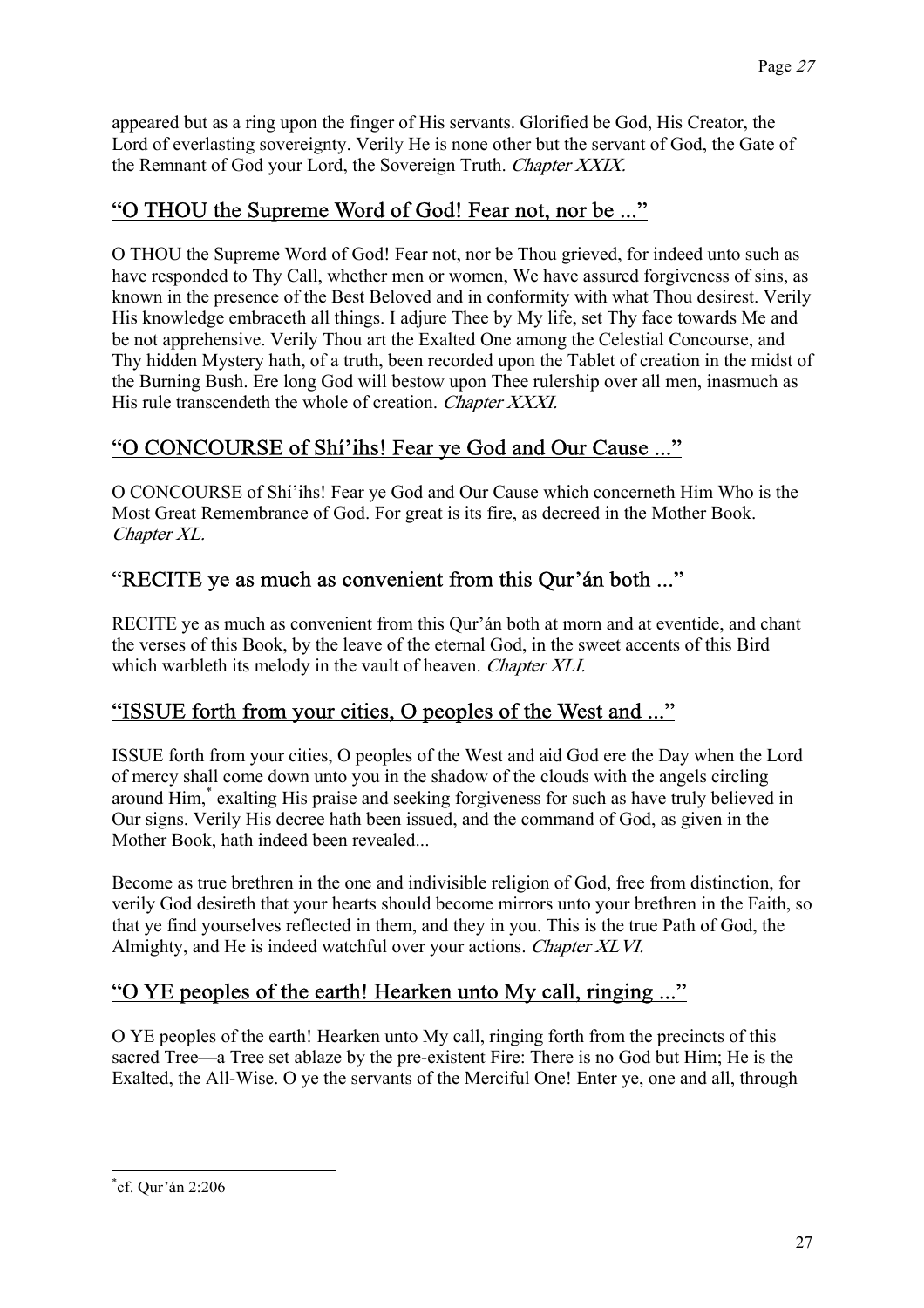appeared but as a ring upon the finger of His servants. Glorified be God, His Creator, the Lord of everlasting sovereignty. Verily He is none other but the servant of God, the Gate of the Remnant of God your Lord, the Sovereign Truth. *Chapter XXIX.*

## "O THOU the Supreme Word of God! Fear not, nor be ..."

O THOU the Supreme Word of God! Fear not, nor be Thou grieved, for indeed unto such as have responded to Thy Call, whether men or women, We have assured forgiveness of sins, as known in the presence of the Best Beloved and in conformity with what Thou desirest. Verily His knowledge embraceth all things. I adjure Thee by My life, set Thy face towards Me and be not apprehensive. Verily Thou art the Exalted One among the Celestial Concourse, and Thy hidden Mystery hath, of a truth, been recorded upon the Tablet of creation in the midst of the Burning Bush. Ere long God will bestow upon Thee rulership over all men, inasmuch as His rule transcendeth the whole of creation. *Chapter XXXI.*

## "O CONCOURSE of Shí'ihs! Fear ye God and Our Cause ..."

O CONCOURSE of Shí'ihs! Fear ye God and Our Cause which concerneth Him Who is the Most Great Remembrance of God. For great is its fire, as decreed in the Mother Book. *Chapter XL.*

## "RECITE ye as much as convenient from this Qur'án both ..."

RECITE ye as much as convenient from this Qur'án both at morn and at eventide, and chant the verses of this Book, by the leave of the eternal God, in the sweet accents of this Bird which warbleth its melody in the vault of heaven. *Chapter XLI.*

## "ISSUE forth from your cities, O peoples of the West and ..."

ISSUE forth from your cities, O peoples of the West and aid God ere the Day when the Lord of mercy shall come down unto you in the shadow of the clouds with the angels circling around Him,* exalting His praise and seeking forgiveness for such as have truly believed in Our signs. Verily His decree hath been issued, and the command of God, as given in the Mother Book, hath indeed been revealed...

Become as true brethren in the one and indivisible religion of God, free from distinction, for verily God desireth that your hearts should become mirrors unto your brethren in the Faith, so that ye find yourselves reflected in them, and they in you. This is the true Path of God, the Almighty, and He is indeed watchful over your actions. *Chapter XLVI.*

## "O YE peoples of the earth! Hearken unto My call, ringing ..."

O YE peoples of the earth! Hearken unto My call, ringing forth from the precincts of this sacred Tree—a Tree set ablaze by the pre-existent Fire: There is no God but Him; He is the Exalted, the All-Wise. O ye the servants of the Merciful One! Enter ye, one and all, through

---

* cf. Qur'án 2:206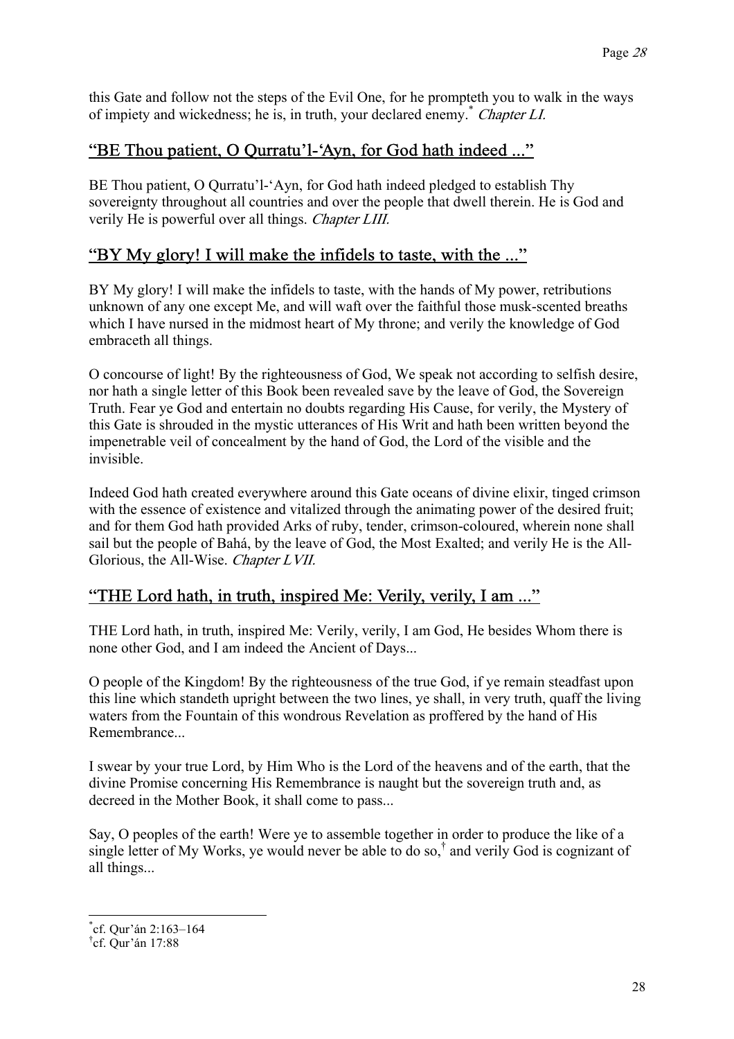this Gate and follow not the steps of the Evil One, for he prompteth you to walk in the ways of impiety and wickedness; he is, in truth, your declared enemy.[*] *Chapter LI.*

## "BE Thou patient, O Qurratu'l-'Ayn, for God hath indeed ..."

BE Thou patient, O Qurratu'l-'Ayn, for God hath indeed pledged to establish Thy sovereignty throughout all countries and over the people that dwell therein. He is God and verily He is powerful over all things. *Chapter LIII.*

## "BY My glory! I will make the infidels to taste, with the ..."

BY My glory! I will make the infidels to taste, with the hands of My power, retributions unknown of any one except Me, and will waft over the faithful those musk-scented breaths which I have nursed in the midmost heart of My throne; and verily the knowledge of God embraceth all things.

O concourse of light! By the righteousness of God, We speak not according to selfish desire, nor hath a single letter of this Book been revealed save by the leave of God, the Sovereign Truth. Fear ye God and entertain no doubts regarding His Cause, for verily, the Mystery of this Gate is shrouded in the mystic utterances of His Writ and hath been written beyond the impenetrable veil of concealment by the hand of God, the Lord of the visible and the invisible.

Indeed God hath created everywhere around this Gate oceans of divine elixir, tinged crimson with the essence of existence and vitalized through the animating power of the desired fruit; and for them God hath provided Arks of ruby, tender, crimson-coloured, wherein none shall sail but the people of Bahá, by the leave of God, the Most Exalted; and verily He is the All-Glorious, the All-Wise. *Chapter LVII.*

## "THE Lord hath, in truth, inspired Me: Verily, verily, I am ..."

THE Lord hath, in truth, inspired Me: Verily, verily, I am God, He besides Whom there is none other God, and I am indeed the Ancient of Days...

O people of the Kingdom! By the righteousness of the true God, if ye remain steadfast upon this line which standeth upright between the two lines, ye shall, in very truth, quaff the living waters from the Fountain of this wondrous Revelation as proffered by the hand of His Remembrance...

I swear by your true Lord, by Him Who is the Lord of the heavens and of the earth, that the divine Promise concerning His Remembrance is naught but the sovereign truth and, as decreed in the Mother Book, it shall come to pass...

Say, O peoples of the earth! Were ye to assemble together in order to produce the like of a single letter of My Works, ye would never be able to do so,[†] and verily God is cognizant of all things...

---

[*] cf. Qur'án 2:163–164

[†] cf. Qur'án 17:88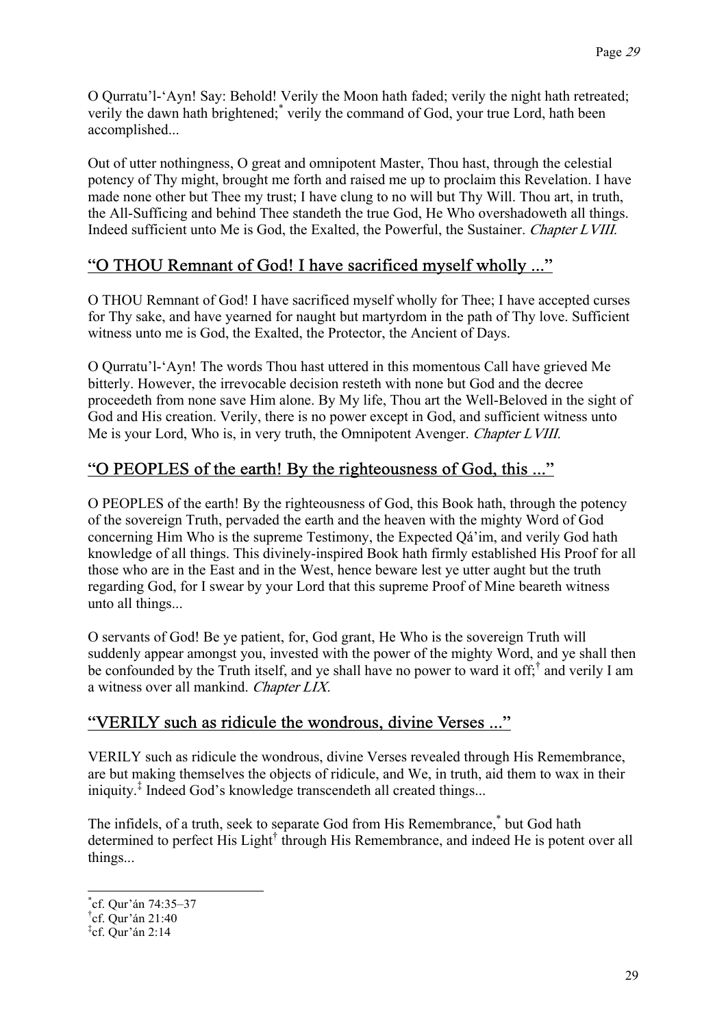O Qurratu'l-'Ayn! Say: Behold! Verily the Moon hath faded; verily the night hath retreated; verily the dawn hath brightened;[*] verily the command of God, your true Lord, hath been accomplished...

Out of utter nothingness, O great and omnipotent Master, Thou hast, through the celestial potency of Thy might, brought me forth and raised me up to proclaim this Revelation. I have made none other but Thee my trust; I have clung to no will but Thy Will. Thou art, in truth, the All-Sufficing and behind Thee standeth the true God, He Who overshadoweth all things. Indeed sufficient unto Me is God, the Exalted, the Powerful, the Sustainer. *Chapter LVIII.*

## "O THOU Remnant of God! I have sacrificed myself wholly ..."

O THOU Remnant of God! I have sacrificed myself wholly for Thee; I have accepted curses for Thy sake, and have yearned for naught but martyrdom in the path of Thy love. Sufficient witness unto me is God, the Exalted, the Protector, the Ancient of Days.

O Qurratu'l-'Ayn! The words Thou hast uttered in this momentous Call have grieved Me bitterly. However, the irrevocable decision resteth with none but God and the decree proceedeth from none save Him alone. By My life, Thou art the Well-Beloved in the sight of God and His creation. Verily, there is no power except in God, and sufficient witness unto Me is your Lord, Who is, in very truth, the Omnipotent Avenger. *Chapter LVIII.*

## "O PEOPLES of the earth! By the righteousness of God, this ..."

O PEOPLES of the earth! By the righteousness of God, this Book hath, through the potency of the sovereign Truth, pervaded the earth and the heaven with the mighty Word of God concerning Him Who is the supreme Testimony, the Expected Qá'im, and verily God hath knowledge of all things. This divinely-inspired Book hath firmly established His Proof for all those who are in the East and in the West, hence beware lest ye utter aught but the truth regarding God, for I swear by your Lord that this supreme Proof of Mine beareth witness unto all things...

O servants of God! Be ye patient, for, God grant, He Who is the sovereign Truth will suddenly appear amongst you, invested with the power of the mighty Word, and ye shall then be confounded by the Truth itself, and ye shall have no power to ward it off;[†] and verily I am a witness over all mankind. *Chapter LIX.*

## "VERILY such as ridicule the wondrous, divine Verses ..."

VERILY such as ridicule the wondrous, divine Verses revealed through His Remembrance, are but making themselves the objects of ridicule, and We, in truth, aid them to wax in their iniquity.[‡] Indeed God's knowledge transcendeth all created things...

The infidels, of a truth, seek to separate God from His Remembrance,[*] but God hath determined to perfect His Light[†] through His Remembrance, and indeed He is potent over all things...

---

[*] cf. Qur'án 74:35–37

[†] cf. Qur'án 21:40

[‡] cf. Qur'án 2:14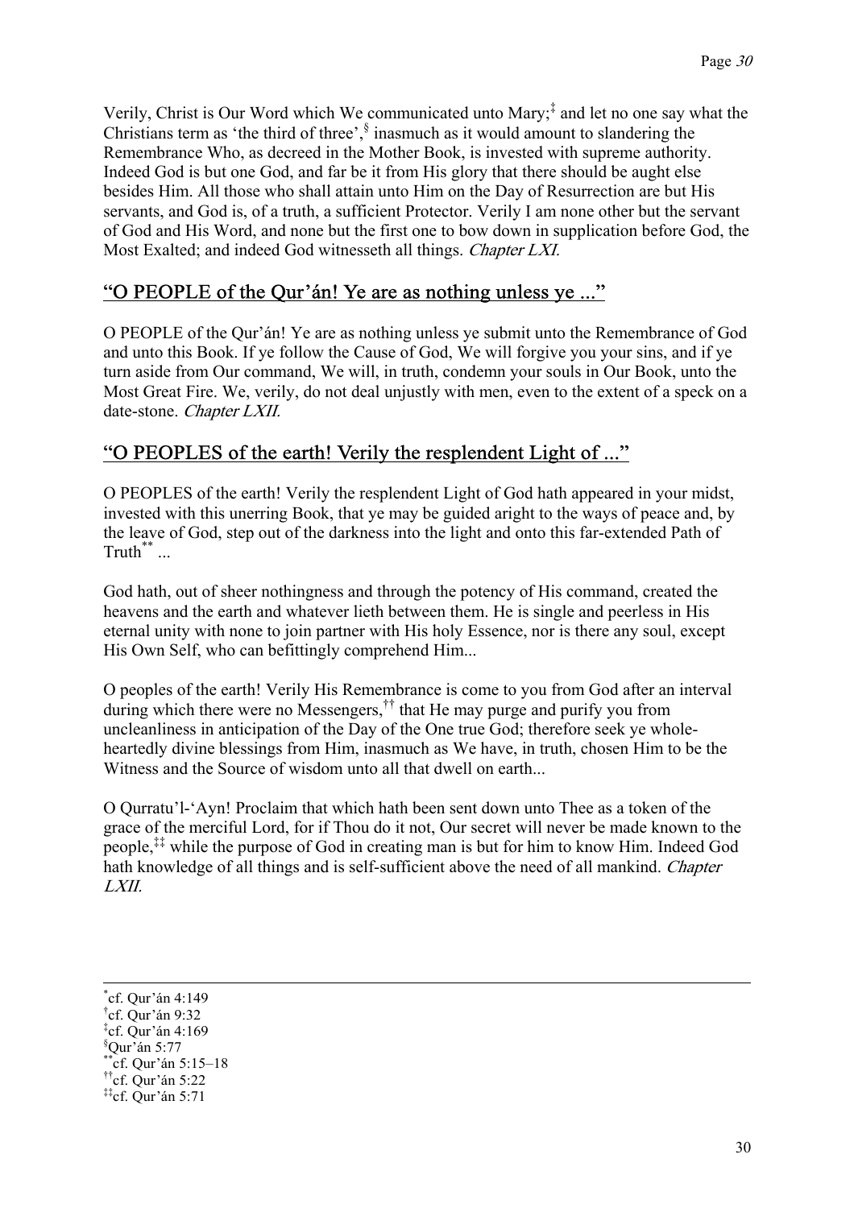Verily, Christ is Our Word which We communicated unto Mary;[‡] and let no one say what the Christians term as 'the third of three',[§] inasmuch as it would amount to slandering the Remembrance Who, as decreed in the Mother Book, is invested with supreme authority. Indeed God is but one God, and far be it from His glory that there should be aught else besides Him. All those who shall attain unto Him on the Day of Resurrection are but His servants, and God is, of a truth, a sufficient Protector. Verily I am none other but the servant of God and His Word, and none but the first one to bow down in supplication before God, the Most Exalted; and indeed God witnesseth all things. *Chapter LXI.*

## "O PEOPLE of the Qur'án! Ye are as nothing unless ye ..."

O PEOPLE of the Qur'án! Ye are as nothing unless ye submit unto the Remembrance of God and unto this Book. If ye follow the Cause of God, We will forgive you your sins, and if ye turn aside from Our command, We will, in truth, condemn your souls in Our Book, unto the Most Great Fire. We, verily, do not deal unjustly with men, even to the extent of a speck on a date-stone. *Chapter LXII.*

## "O PEOPLES of the earth! Verily the resplendent Light of ..."

O PEOPLES of the earth! Verily the resplendent Light of God hath appeared in your midst, invested with this unerring Book, that ye may be guided aright to the ways of peace and, by the leave of God, step out of the darkness into the light and onto this far-extended Path of Truth[**] ...

God hath, out of sheer nothingness and through the potency of His command, created the heavens and the earth and whatever lieth between them. He is single and peerless in His eternal unity with none to join partner with His holy Essence, nor is there any soul, except His Own Self, who can befittingly comprehend Him...

O peoples of the earth! Verily His Remembrance is come to you from God after an interval during which there were no Messengers,[††] that He may purge and purify you from uncleanliness in anticipation of the Day of the One true God; therefore seek ye whole-heartedly divine blessings from Him, inasmuch as We have, in truth, chosen Him to be the Witness and the Source of wisdom unto all that dwell on earth...

O Qurratu'l-'Ayn! Proclaim that which hath been sent down unto Thee as a token of the grace of the merciful Lord, for if Thou do it not, Our secret will never be made known to the people,[‡‡] while the purpose of God in creating man is but for him to know Him. Indeed God hath knowledge of all things and is self-sufficient above the need of all mankind. *Chapter LXII.*

---

[*] cf. Qur'án 4:149
[†] cf. Qur'án 9:32
[‡] cf. Qur'án 4:169
[§] Qur'án 5:77
[**] cf. Qur'án 5:15–18
[††] cf. Qur'án 5:22
[‡‡] cf. Qur'án 5:71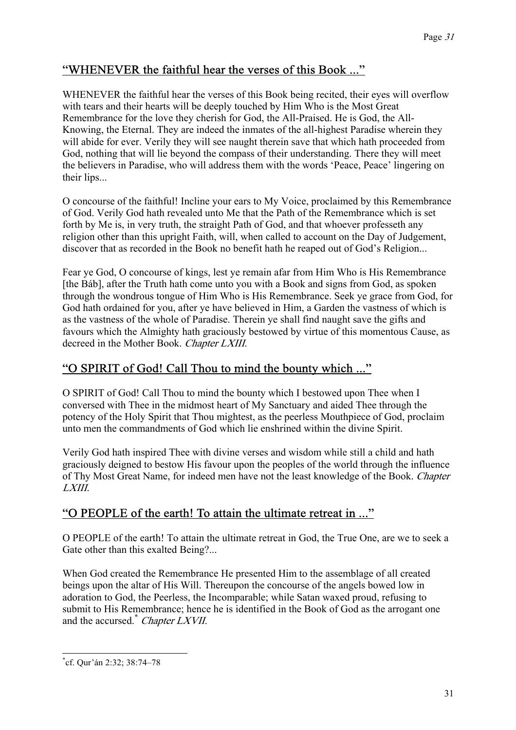## “WHENEVER the faithful hear the verses of this Book ...”

WHENEVER the faithful hear the verses of this Book being recited, their eyes will overflow with tears and their hearts will be deeply touched by Him Who is the Most Great Remembrance for the love they cherish for God, the All-Praised. He is God, the All-Knowing, the Eternal. They are indeed the inmates of the all-highest Paradise wherein they will abide for ever. Verily they will see naught therein save that which hath proceeded from God, nothing that will lie beyond the compass of their understanding. There they will meet the believers in Paradise, who will address them with the words ‘Peace, Peace’ lingering on their lips...

O concourse of the faithful! Incline your ears to My Voice, proclaimed by this Remembrance of God. Verily God hath revealed unto Me that the Path of the Remembrance which is set forth by Me is, in very truth, the straight Path of God, and that whoever professeth any religion other than this upright Faith, will, when called to account on the Day of Judgement, discover that as recorded in the Book no benefit hath he reaped out of God’s Religion...

Fear ye God, O concourse of kings, lest ye remain afar from Him Who is His Remembrance [the Báb], after the Truth hath come unto you with a Book and signs from God, as spoken through the wondrous tongue of Him Who is His Remembrance. Seek ye grace from God, for God hath ordained for you, after ye have believed in Him, a Garden the vastness of which is as the vastness of the whole of Paradise. Therein ye shall find naught save the gifts and favours which the Almighty hath graciously bestowed by virtue of this momentous Cause, as decreed in the Mother Book. *Chapter LXIII.*

## “O SPIRIT of God! Call Thou to mind the bounty which ...”

O SPIRIT of God! Call Thou to mind the bounty which I bestowed upon Thee when I conversed with Thee in the midmost heart of My Sanctuary and aided Thee through the potency of the Holy Spirit that Thou mightest, as the peerless Mouthpiece of God, proclaim unto men the commandments of God which lie enshrined within the divine Spirit.

Verily God hath inspired Thee with divine verses and wisdom while still a child and hath graciously deigned to bestow His favour upon the peoples of the world through the influence of Thy Most Great Name, for indeed men have not the least knowledge of the Book. *Chapter LXIII.*

## “O PEOPLE of the earth! To attain the ultimate retreat in ...”

O PEOPLE of the earth! To attain the ultimate retreat in God, the True One, are we to seek a Gate other than this exalted Being?...

When God created the Remembrance He presented Him to the assemblage of all created beings upon the altar of His Will. Thereupon the concourse of the angels bowed low in adoration to God, the Peerless, the Incomparable; while Satan waxed proud, refusing to submit to His Remembrance; hence he is identified in the Book of God as the arrogant one and the accursed.[*] *Chapter LXVII.*

[*] cf. Qur’án 2:32; 38:74–78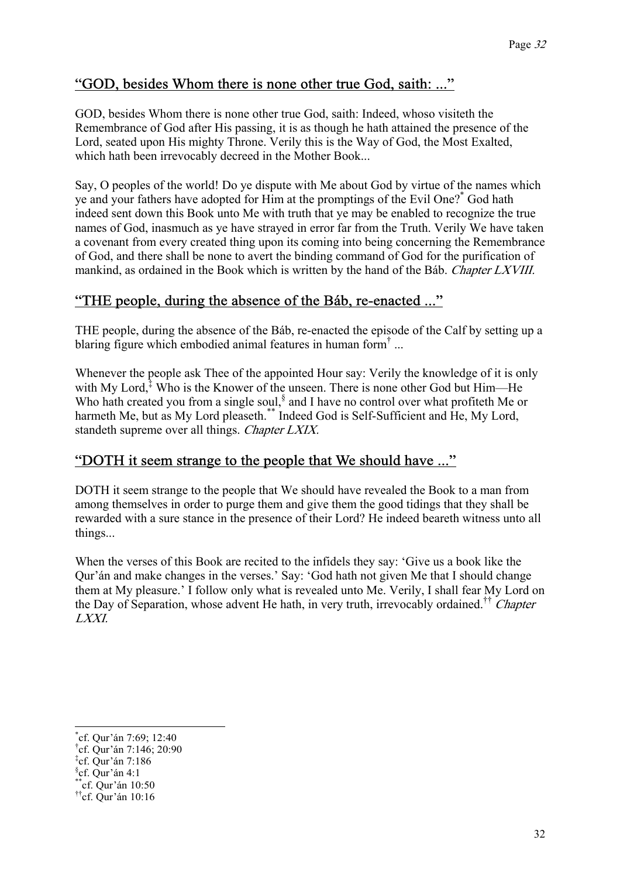## "GOD, besides Whom there is none other true God, saith: ..."

GOD, besides Whom there is none other true God, saith: Indeed, whoso visiteth the Remembrance of God after His passing, it is as though he hath attained the presence of the Lord, seated upon His mighty Throne. Verily this is the Way of God, the Most Exalted, which hath been irrevocably decreed in the Mother Book...

Say, O peoples of the world! Do ye dispute with Me about God by virtue of the names which ye and your fathers have adopted for Him at the promptings of the Evil One?[*] God hath indeed sent down this Book unto Me with truth that ye may be enabled to recognize the true names of God, inasmuch as ye have strayed in error far from the Truth. Verily We have taken a covenant from every created thing upon its coming into being concerning the Remembrance of God, and there shall be none to avert the binding command of God for the purification of mankind, as ordained in the Book which is written by the hand of the Báb. *Chapter LXVIII.*

## "THE people, during the absence of the Báb, re-enacted ..."

THE people, during the absence of the Báb, re-enacted the episode of the Calf by setting up a blaring figure which embodied animal features in human form[†] ...

Whenever the people ask Thee of the appointed Hour say: Verily the knowledge of it is only with My Lord,[‡] Who is the Knower of the unseen. There is none other God but Him—He Who hath created you from a single soul,[§] and I have no control over what profiteth Me or harmeth Me, but as My Lord pleaseth.[**] Indeed God is Self-Sufficient and He, My Lord, standeth supreme over all things. *Chapter LXIX.*

## "DOTH it seem strange to the people that We should have ..."

DOTH it seem strange to the people that We should have revealed the Book to a man from among themselves in order to purge them and give them the good tidings that they shall be rewarded with a sure stance in the presence of their Lord? He indeed beareth witness unto all things...

When the verses of this Book are recited to the infidels they say: 'Give us a book like the Qur'án and make changes in the verses.' Say: 'God hath not given Me that I should change them at My pleasure.' I follow only what is revealed unto Me. Verily, I shall fear My Lord on the Day of Separation, whose advent He hath, in very truth, irrevocably ordained.[††] *Chapter LXXI.*

---

[*] cf. Qur'án 7:69; 12:40
[†] cf. Qur'án 7:146; 20:90
[‡] cf. Qur'án 7:186
[§] cf. Qur'án 4:1
[**] cf. Qur'án 10:50
[††] cf. Qur'án 10:16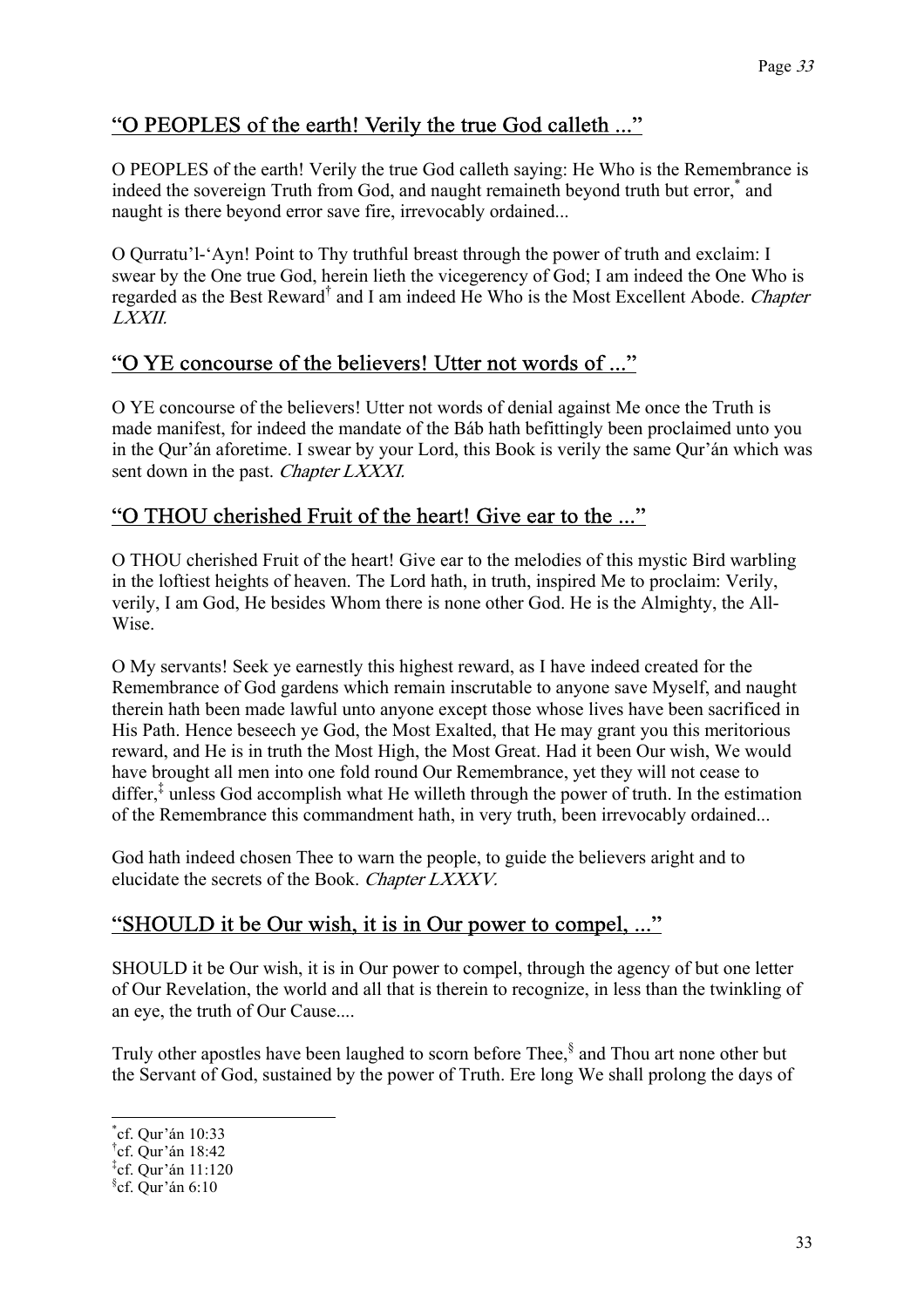## "O PEOPLES of the earth! Verily the true God calleth ..."

O PEOPLES of the earth! Verily the true God calleth saying: He Who is the Remembrance is indeed the sovereign Truth from God, and naught remaineth beyond truth but error,[*] and naught is there beyond error save fire, irrevocably ordained...

O Qurratu'l-'Ayn! Point to Thy truthful breast through the power of truth and exclaim: I swear by the One true God, herein lieth the vicegerency of God; I am indeed the One Who is regarded as the Best Reward[†] and I am indeed He Who is the Most Excellent Abode. *Chapter LXXII.*

## "O YE concourse of the believers! Utter not words of ..."

O YE concourse of the believers! Utter not words of denial against Me once the Truth is made manifest, for indeed the mandate of the Báb hath befittingly been proclaimed unto you in the Qur'án aforetime. I swear by your Lord, this Book is verily the same Qur'án which was sent down in the past. *Chapter LXXXI.*

## "O THOU cherished Fruit of the heart! Give ear to the ..."

O THOU cherished Fruit of the heart! Give ear to the melodies of this mystic Bird warbling in the loftiest heights of heaven. The Lord hath, in truth, inspired Me to proclaim: Verily, verily, I am God, He besides Whom there is none other God. He is the Almighty, the All-Wise.

O My servants! Seek ye earnestly this highest reward, as I have indeed created for the Remembrance of God gardens which remain inscrutable to anyone save Myself, and naught therein hath been made lawful unto anyone except those whose lives have been sacrificed in His Path. Hence beseech ye God, the Most Exalted, that He may grant you this meritorious reward, and He is in truth the Most High, the Most Great. Had it been Our wish, We would have brought all men into one fold round Our Remembrance, yet they will not cease to differ,[‡] unless God accomplish what He willeth through the power of truth. In the estimation of the Remembrance this commandment hath, in very truth, been irrevocably ordained...

God hath indeed chosen Thee to warn the people, to guide the believers aright and to elucidate the secrets of the Book. *Chapter LXXXV.*

## "SHOULD it be Our wish, it is in Our power to compel, ..."

SHOULD it be Our wish, it is in Our power to compel, through the agency of but one letter of Our Revelation, the world and all that is therein to recognize, in less than the twinkling of an eye, the truth of Our Cause....

Truly other apostles have been laughed to scorn before Thee,[§] and Thou art none other but the Servant of God, sustained by the power of Truth. Ere long We shall prolong the days of

---

[*] cf. Qur'án 10:33

[†] cf. Qur'án 18:42

[‡] cf. Qur'án 11:120

[§] cf. Qur'án 6:10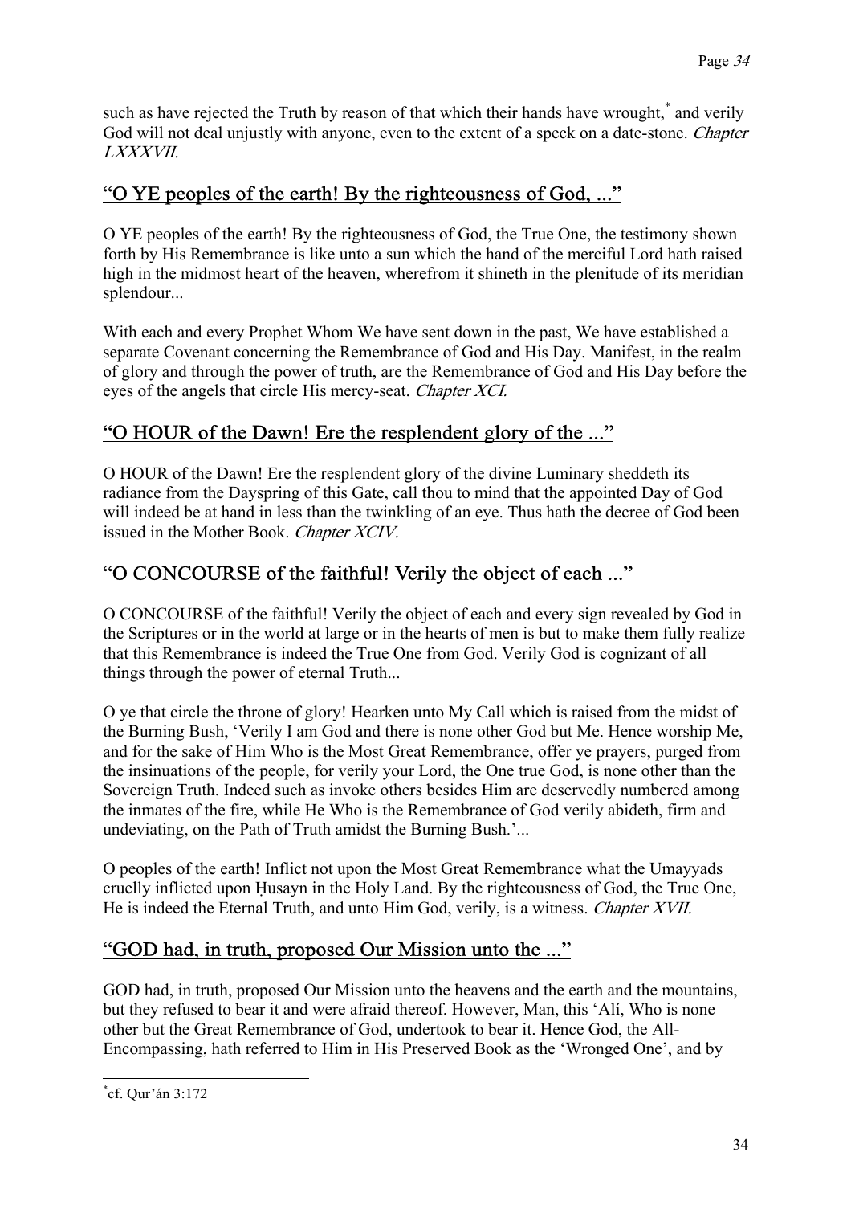such as have rejected the Truth by reason of that which their hands have wrought,[*] and verily God will not deal unjustly with anyone, even to the extent of a speck on a date-stone. *Chapter LXXXVII.*

## “O YE peoples of the earth! By the righteousness of God, ...”

O YE peoples of the earth! By the righteousness of God, the True One, the testimony shown forth by His Remembrance is like unto a sun which the hand of the merciful Lord hath raised high in the midmost heart of the heaven, wherefrom it shineth in the plenitude of its meridian splendour...

With each and every Prophet Whom We have sent down in the past, We have established a separate Covenant concerning the Remembrance of God and His Day. Manifest, in the realm of glory and through the power of truth, are the Remembrance of God and His Day before the eyes of the angels that circle His mercy-seat. *Chapter XCI.*

## “O HOUR of the Dawn! Ere the resplendent glory of the ...”

O HOUR of the Dawn! Ere the resplendent glory of the divine Luminary sheddeth its radiance from the Dayspring of this Gate, call thou to mind that the appointed Day of God will indeed be at hand in less than the twinkling of an eye. Thus hath the decree of God been issued in the Mother Book. *Chapter XCIV.*

## “O CONCOURSE of the faithful! Verily the object of each ...”

O CONCOURSE of the faithful! Verily the object of each and every sign revealed by God in the Scriptures or in the world at large or in the hearts of men is but to make them fully realize that this Remembrance is indeed the True One from God. Verily God is cognizant of all things through the power of eternal Truth...

O ye that circle the throne of glory! Hearken unto My Call which is raised from the midst of the Burning Bush, ‘Verily I am God and there is none other God but Me. Hence worship Me, and for the sake of Him Who is the Most Great Remembrance, offer ye prayers, purged from the insinuations of the people, for verily your Lord, the One true God, is none other than the Sovereign Truth. Indeed such as invoke others besides Him are deservedly numbered among the inmates of the fire, while He Who is the Remembrance of God verily abideth, firm and undeviating, on the Path of Truth amidst the Burning Bush.’...

O peoples of the earth! Inflict not upon the Most Great Remembrance what the Umayyads cruelly inflicted upon Ḥusayn in the Holy Land. By the righteousness of God, the True One, He is indeed the Eternal Truth, and unto Him God, verily, is a witness. *Chapter XVII.*

## “GOD had, in truth, proposed Our Mission unto the ...”

GOD had, in truth, proposed Our Mission unto the heavens and the earth and the mountains, but they refused to bear it and were afraid thereof. However, Man, this ‘Alí, Who is none other but the Great Remembrance of God, undertook to bear it. Hence God, the All-Encompassing, hath referred to Him in His Preserved Book as the ‘Wronged One’, and by

---

[*] cf. Qur’án 3:172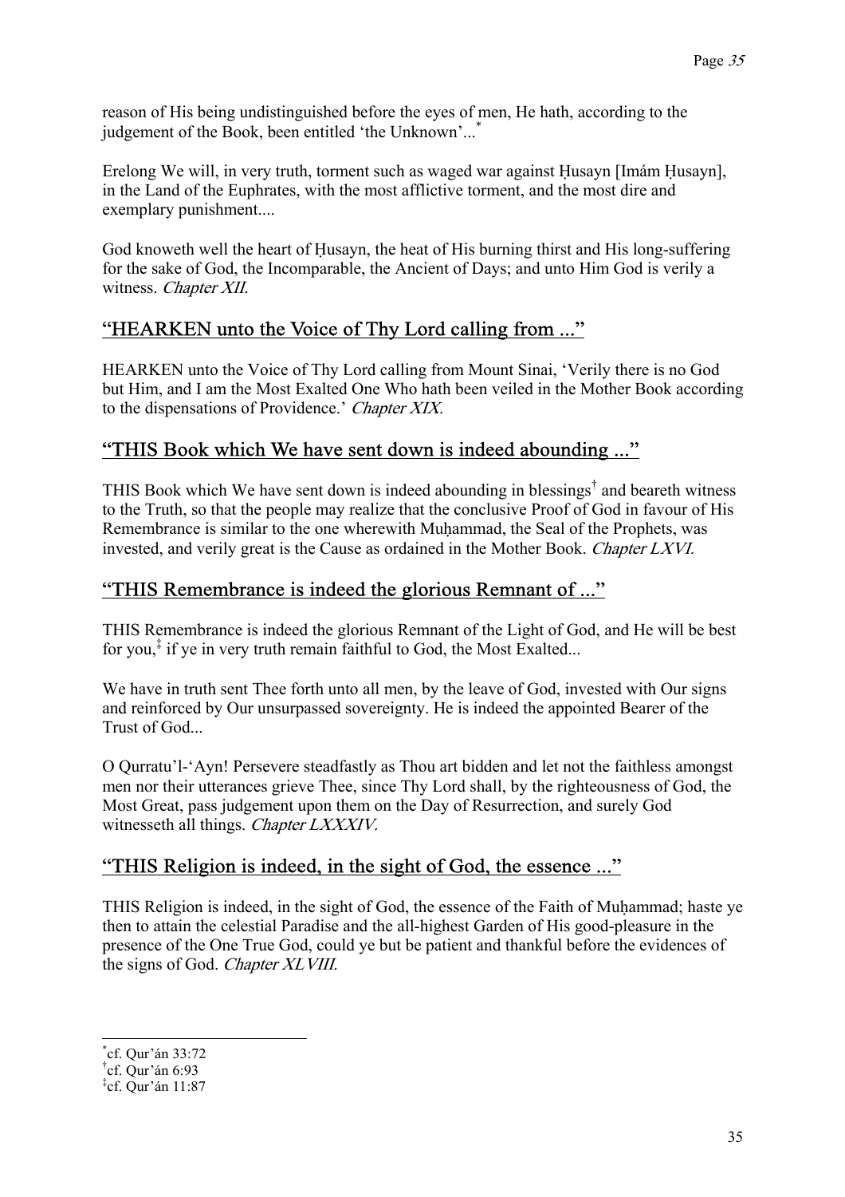reason of His being undistinguished before the eyes of men, He hath, according to the judgement of the Book, been entitled 'the Unknown'...[*]

Erelong We will, in very truth, torment such as waged war against Ḥusayn [Imám Ḥusayn], in the Land of the Euphrates, with the most afflictive torment, and the most dire and exemplary punishment....

God knoweth well the heart of Ḥusayn, the heat of His burning thirst and His long-suffering for the sake of God, the Incomparable, the Ancient of Days; and unto Him God is verily a witness. *Chapter XII.*

## "HEARKEN unto the Voice of Thy Lord calling from ..."

HEARKEN unto the Voice of Thy Lord calling from Mount Sinai, 'Verily there is no God but Him, and I am the Most Exalted One Who hath been veiled in the Mother Book according to the dispensations of Providence.' *Chapter XIX.*

## "THIS Book which We have sent down is indeed abounding ..."

THIS Book which We have sent down is indeed abounding in blessings[†] and beareth witness to the Truth, so that the people may realize that the conclusive Proof of God in favour of His Remembrance is similar to the one wherewith Muḥammad, the Seal of the Prophets, was invested, and verily great is the Cause as ordained in the Mother Book. *Chapter LXVI.*

## "THIS Remembrance is indeed the glorious Remnant of ..."

THIS Remembrance is indeed the glorious Remnant of the Light of God, and He will be best for you,[‡] if ye in very truth remain faithful to God, the Most Exalted...

We have in truth sent Thee forth unto all men, by the leave of God, invested with Our signs and reinforced by Our unsurpassed sovereignty. He is indeed the appointed Bearer of the Trust of God...

O Qurratu'l-'Ayn! Persevere steadfastly as Thou art bidden and let not the faithless amongst men nor their utterances grieve Thee, since Thy Lord shall, by the righteousness of God, the Most Great, pass judgement upon them on the Day of Resurrection, and surely God witnesseth all things. *Chapter LXXXIV.*

## "THIS Religion is indeed, in the sight of God, the essence ..."

THIS Religion is indeed, in the sight of God, the essence of the Faith of Muḥammad; haste ye then to attain the celestial Paradise and the all-highest Garden of His good-pleasure in the presence of the One True God, could ye but be patient and thankful before the evidences of the signs of God. *Chapter XLVIII.*

---

[*] cf. Qur'án 33:72

[†] cf. Qur'án 6:93

[‡] cf. Qur'án 11:87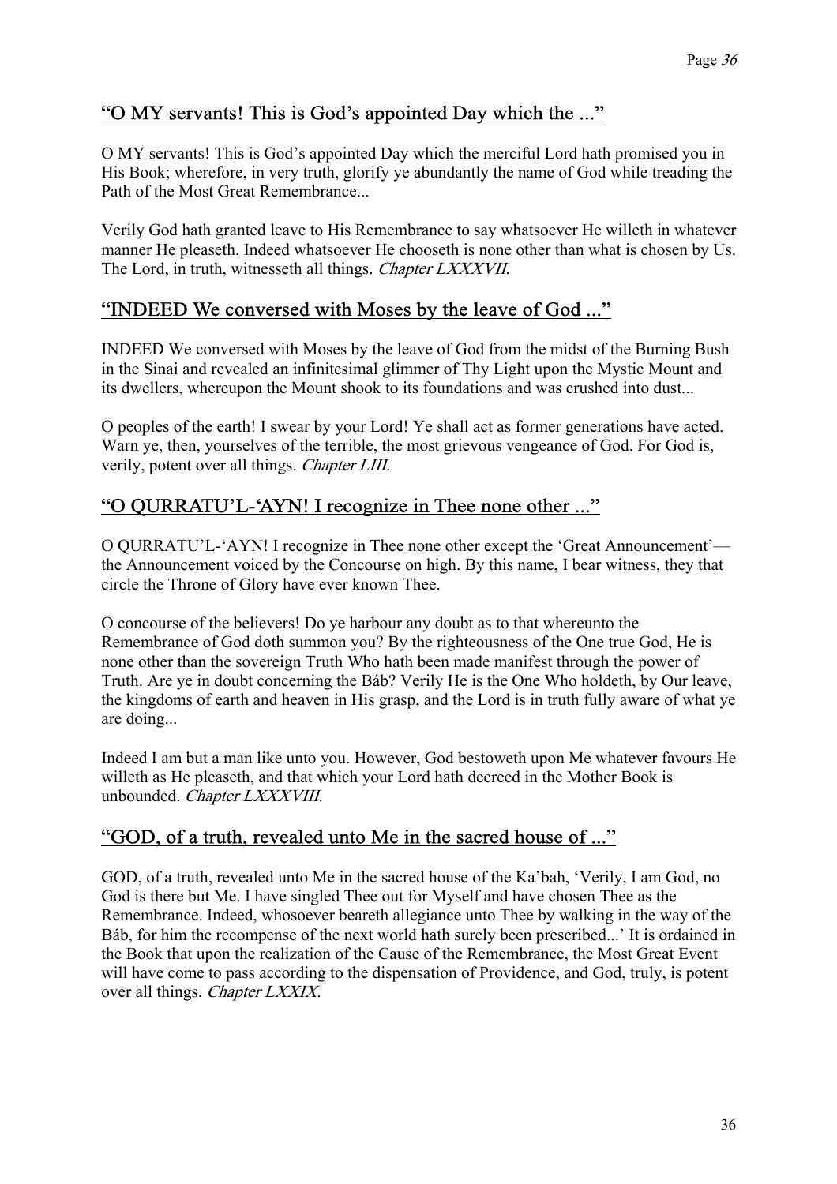## "O MY servants! This is God's appointed Day which the ..."

O MY servants! This is God's appointed Day which the merciful Lord hath promised you in His Book; wherefore, in very truth, glorify ye abundantly the name of God while treading the Path of the Most Great Remembrance...

Verily God hath granted leave to His Remembrance to say whatsoever He willeth in whatever manner He pleaseth. Indeed whatsoever He chooseth is none other than what is chosen by Us. The Lord, in truth, witnesseth all things. *Chapter LXXXVII.*

## "INDEED We conversed with Moses by the leave of God ..."

INDEED We conversed with Moses by the leave of God from the midst of the Burning Bush in the Sinai and revealed an infinitesimal glimmer of Thy Light upon the Mystic Mount and its dwellers, whereupon the Mount shook to its foundations and was crushed into dust...

O peoples of the earth! I swear by your Lord! Ye shall act as former generations have acted. Warn ye, then, yourselves of the terrible, the most grievous vengeance of God. For God is, verily, potent over all things. *Chapter LIII.*

## "O QURRATU'L-'AYN! I recognize in Thee none other ..."

O QURRATU'L-'AYN! I recognize in Thee none other except the 'Great Announcement'—the Announcement voiced by the Concourse on high. By this name, I bear witness, they that circle the Throne of Glory have ever known Thee.

O concourse of the believers! Do ye harbour any doubt as to that whereunto the Remembrance of God doth summon you? By the righteousness of the One true God, He is none other than the sovereign Truth Who hath been made manifest through the power of Truth. Are ye in doubt concerning the Báb? Verily He is the One Who holdeth, by Our leave, the kingdoms of earth and heaven in His grasp, and the Lord is in truth fully aware of what ye are doing...

Indeed I am but a man like unto you. However, God bestoweth upon Me whatever favours He willeth as He pleaseth, and that which your Lord hath decreed in the Mother Book is unbounded. *Chapter LXXXVIII.*

## "GOD, of a truth, revealed unto Me in the sacred house of ..."

GOD, of a truth, revealed unto Me in the sacred house of the Ka'bah, 'Verily, I am God, no God is there but Me. I have singled Thee out for Myself and have chosen Thee as the Remembrance. Indeed, whosoever beareth allegiance unto Thee by walking in the way of the Báb, for him the recompense of the next world hath surely been prescribed...' It is ordained in the Book that upon the realization of the Cause of the Remembrance, the Most Great Event will have come to pass according to the dispensation of Providence, and God, truly, is potent over all things. *Chapter LXXIX.*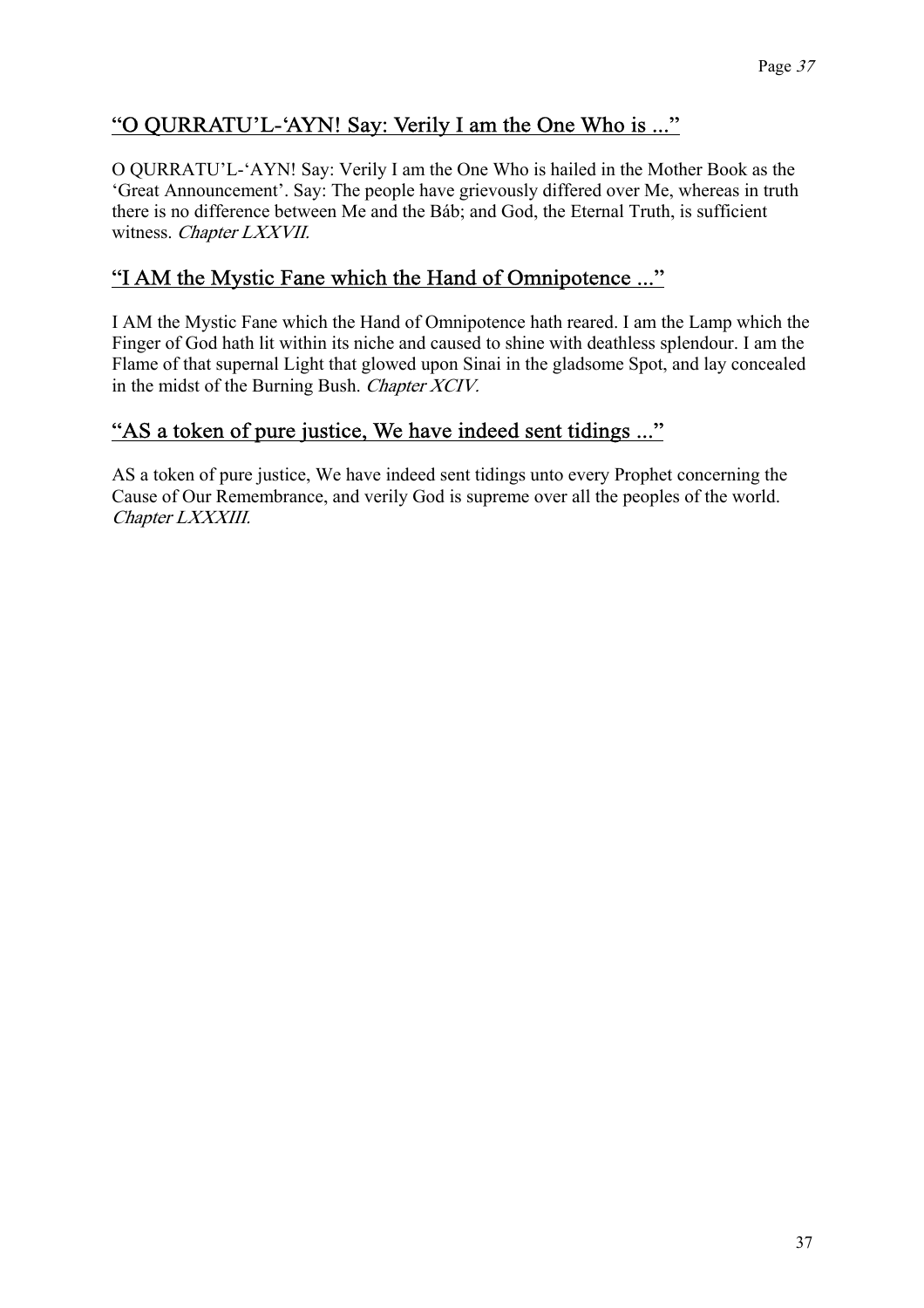## “O QURRATU’L-‘AYN! Say: Verily I am the One Who is ...”

O QURRATU’L-‘AYN! Say: Verily I am the One Who is hailed in the Mother Book as the ‘Great Announcement’. Say: The people have grievously differed over Me, whereas in truth there is no difference between Me and the Báb; and God, the Eternal Truth, is sufficient witness. *Chapter LXXVII.*

## “I AM the Mystic Fane which the Hand of Omnipotence ...”

I AM the Mystic Fane which the Hand of Omnipotence hath reared. I am the Lamp which the Finger of God hath lit within its niche and caused to shine with deathless splendour. I am the Flame of that supernal Light that glowed upon Sinai in the gladsome Spot, and lay concealed in the midst of the Burning Bush. *Chapter XCIV.*

## “AS a token of pure justice, We have indeed sent tidings ...”

AS a token of pure justice, We have indeed sent tidings unto every Prophet concerning the Cause of Our Remembrance, and verily God is supreme over all the peoples of the world. *Chapter LXXXIII.*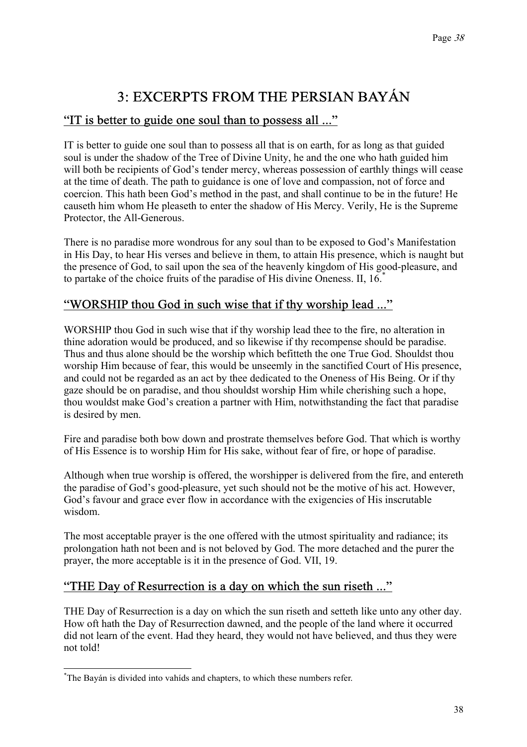# 3: EXCERPTS FROM THE PERSIAN BAYÁN

## "IT is better to guide one soul than to possess all ..."

IT is better to guide one soul than to possess all that is on earth, for as long as that guided soul is under the shadow of the Tree of Divine Unity, he and the one who hath guided him will both be recipients of God's tender mercy, whereas possession of earthly things will cease at the time of death. The path to guidance is one of love and compassion, not of force and coercion. This hath been God's method in the past, and shall continue to be in the future! He causeth him whom He pleaseth to enter the shadow of His Mercy. Verily, He is the Supreme Protector, the All-Generous.

There is no paradise more wondrous for any soul than to be exposed to God's Manifestation in His Day, to hear His verses and believe in them, to attain His presence, which is naught but the presence of God, to sail upon the sea of the heavenly kingdom of His good-pleasure, and to partake of the choice fruits of the paradise of His divine Oneness. II, 16.[*]

## "WORSHIP thou God in such wise that if thy worship lead ..."

WORSHIP thou God in such wise that if thy worship lead thee to the fire, no alteration in thine adoration would be produced, and so likewise if thy recompense should be paradise. Thus and thus alone should be the worship which befitteth the one True God. Shouldst thou worship Him because of fear, this would be unseemly in the sanctified Court of His presence, and could not be regarded as an act by thee dedicated to the Oneness of His Being. Or if thy gaze should be on paradise, and thou shouldst worship Him while cherishing such a hope, thou wouldst make God's creation a partner with Him, notwithstanding the fact that paradise is desired by men.

Fire and paradise both bow down and prostrate themselves before God. That which is worthy of His Essence is to worship Him for His sake, without fear of fire, or hope of paradise.

Although when true worship is offered, the worshipper is delivered from the fire, and entereth the paradise of God's good-pleasure, yet such should not be the motive of his act. However, God's favour and grace ever flow in accordance with the exigencies of His inscrutable wisdom.

The most acceptable prayer is the one offered with the utmost spirituality and radiance; its prolongation hath not been and is not beloved by God. The more detached and the purer the prayer, the more acceptable is it in the presence of God. VII, 19.

## "THE Day of Resurrection is a day on which the sun riseth ..."

THE Day of Resurrection is a day on which the sun riseth and setteth like unto any other day. How oft hath the Day of Resurrection dawned, and the people of the land where it occurred did not learn of the event. Had they heard, they would not have believed, and thus they were not told!

---

[*] The Bayán is divided into vahíds and chapters, to which these numbers refer.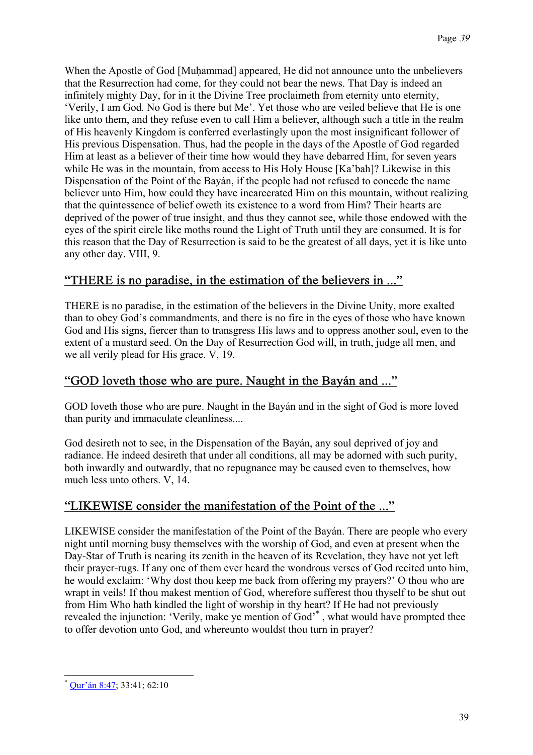When the Apostle of God [Muḥammad] appeared, He did not announce unto the unbelievers that the Resurrection had come, for they could not bear the news. That Day is indeed an infinitely mighty Day, for in it the Divine Tree proclaimeth from eternity unto eternity, ‘Verily, I am God. No God is there but Me’. Yet those who are veiled believe that He is one like unto them, and they refuse even to call Him a believer, although such a title in the realm of His heavenly Kingdom is conferred everlastingly upon the most insignificant follower of His previous Dispensation. Thus, had the people in the days of the Apostle of God regarded Him at least as a believer of their time how would they have debarred Him, for seven years while He was in the mountain, from access to His Holy House [Ka’bah]? Likewise in this Dispensation of the Point of the Bayán, if the people had not refused to concede the name believer unto Him, how could they have incarcerated Him on this mountain, without realizing that the quintessence of belief oweth its existence to a word from Him? Their hearts are deprived of the power of true insight, and thus they cannot see, while those endowed with the eyes of the spirit circle like moths round the Light of Truth until they are consumed. It is for this reason that the Day of Resurrection is said to be the greatest of all days, yet it is like unto any other day. VIII, 9.

## “THERE is no paradise, in the estimation of the believers in ...”

THERE is no paradise, in the estimation of the believers in the Divine Unity, more exalted than to obey God’s commandments, and there is no fire in the eyes of those who have known God and His signs, fiercer than to transgress His laws and to oppress another soul, even to the extent of a mustard seed. On the Day of Resurrection God will, in truth, judge all men, and we all verily plead for His grace. V, 19.

## “GOD loveth those who are pure. Naught in the Bayán and ...”

GOD loveth those who are pure. Naught in the Bayán and in the sight of God is more loved than purity and immaculate cleanliness....

God desireth not to see, in the Dispensation of the Bayán, any soul deprived of joy and radiance. He indeed desireth that under all conditions, all may be adorned with such purity, both inwardly and outwardly, that no repugnance may be caused even to themselves, how much less unto others. V, 14.

## “LIKEWISE consider the manifestation of the Point of the ...”

LIKEWISE consider the manifestation of the Point of the Bayán. There are people who every night until morning busy themselves with the worship of God, and even at present when the Day-Star of Truth is nearing its zenith in the heaven of its Revelation, they have not yet left their prayer-rugs. If any one of them ever heard the wondrous verses of God recited unto him, he would exclaim: ‘Why dost thou keep me back from offering my prayers?’ O thou who are wrapt in veils! If thou makest mention of God, wherefore sufferest thou thyself to be shut out from Him Who hath kindled the light of worship in thy heart? If He had not previously revealed the injunction: ‘Verily, make ye mention of God’*, what would have prompted thee to offer devotion unto God, and whereunto wouldst thou turn in prayer?

* Qur’án 8:47; 33:41; 62:10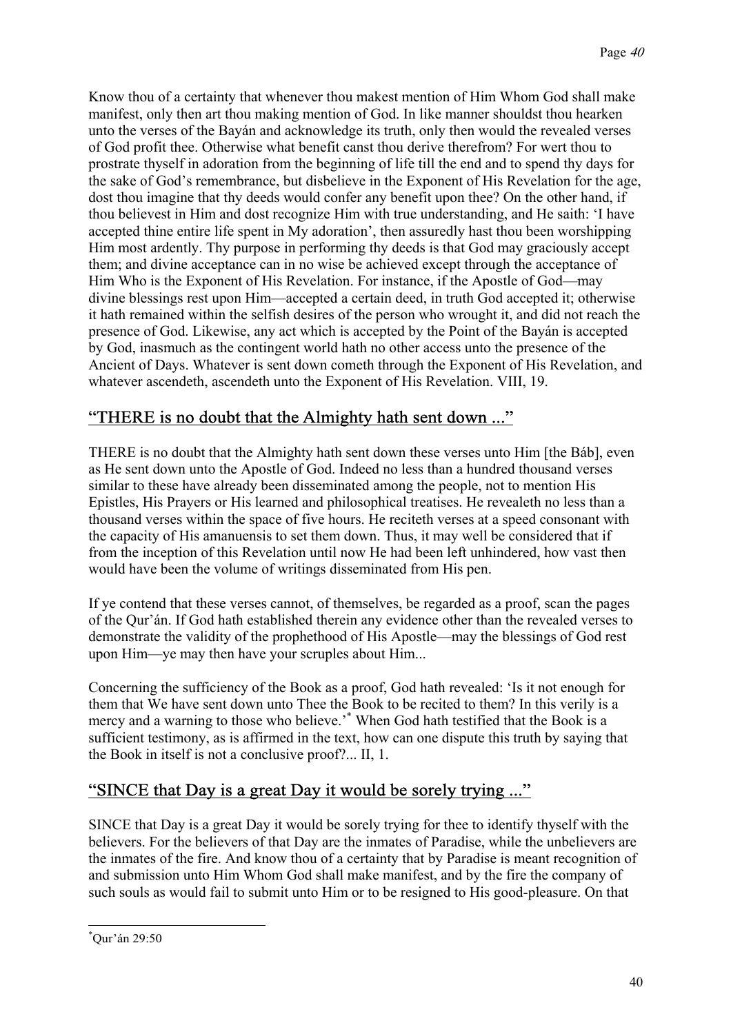Know thou of a certainty that whenever thou makest mention of Him Whom God shall make manifest, only then art thou making mention of God. In like manner shouldst thou hearken unto the verses of the Bayán and acknowledge its truth, only then would the revealed verses of God profit thee. Otherwise what benefit canst thou derive therefrom? For wert thou to prostrate thyself in adoration from the beginning of life till the end and to spend thy days for the sake of God's remembrance, but disbelieve in the Exponent of His Revelation for the age, dost thou imagine that thy deeds would confer any benefit upon thee? On the other hand, if thou believest in Him and dost recognize Him with true understanding, and He saith: 'I have accepted thine entire life spent in My adoration', then assuredly hast thou been worshipping Him most ardently. Thy purpose in performing thy deeds is that God may graciously accept them; and divine acceptance can in no wise be achieved except through the acceptance of Him Who is the Exponent of His Revelation. For instance, if the Apostle of God—may divine blessings rest upon Him—accepted a certain deed, in truth God accepted it; otherwise it hath remained within the selfish desires of the person who wrought it, and did not reach the presence of God. Likewise, any act which is accepted by the Point of the Bayán is accepted by God, inasmuch as the contingent world hath no other access unto the presence of the Ancient of Days. Whatever is sent down cometh through the Exponent of His Revelation, and whatever ascendeth, ascendeth unto the Exponent of His Revelation. VIII, 19.

## "THERE is no doubt that the Almighty hath sent down ..."

THERE is no doubt that the Almighty hath sent down these verses unto Him [the Báb], even as He sent down unto the Apostle of God. Indeed no less than a hundred thousand verses similar to these have already been disseminated among the people, not to mention His Epistles, His Prayers or His learned and philosophical treatises. He revealeth no less than a thousand verses within the space of five hours. He reciteth verses at a speed consonant with the capacity of His amanuensis to set them down. Thus, it may well be considered that if from the inception of this Revelation until now He had been left unhindered, how vast then would have been the volume of writings disseminated from His pen.

If ye contend that these verses cannot, of themselves, be regarded as a proof, scan the pages of the Qur'án. If God hath established therein any evidence other than the revealed verses to demonstrate the validity of the prophethood of His Apostle—may the blessings of God rest upon Him—ye may then have your scruples about Him...

Concerning the sufficiency of the Book as a proof, God hath revealed: 'Is it not enough for them that We have sent down unto Thee the Book to be recited to them? In this verily is a mercy and a warning to those who believe.'[*] When God hath testified that the Book is a sufficient testimony, as is affirmed in the text, how can one dispute this truth by saying that the Book in itself is not a conclusive proof?... II, 1.

## "SINCE that Day is a great Day it would be sorely trying ..."

SINCE that Day is a great Day it would be sorely trying for thee to identify thyself with the believers. For the believers of that Day are the inmates of Paradise, while the unbelievers are the inmates of the fire. And know thou of a certainty that by Paradise is meant recognition of and submission unto Him Whom God shall make manifest, and by the fire the company of such souls as would fail to submit unto Him or to be resigned to His good-pleasure. On that

[*] Qur'án 29:50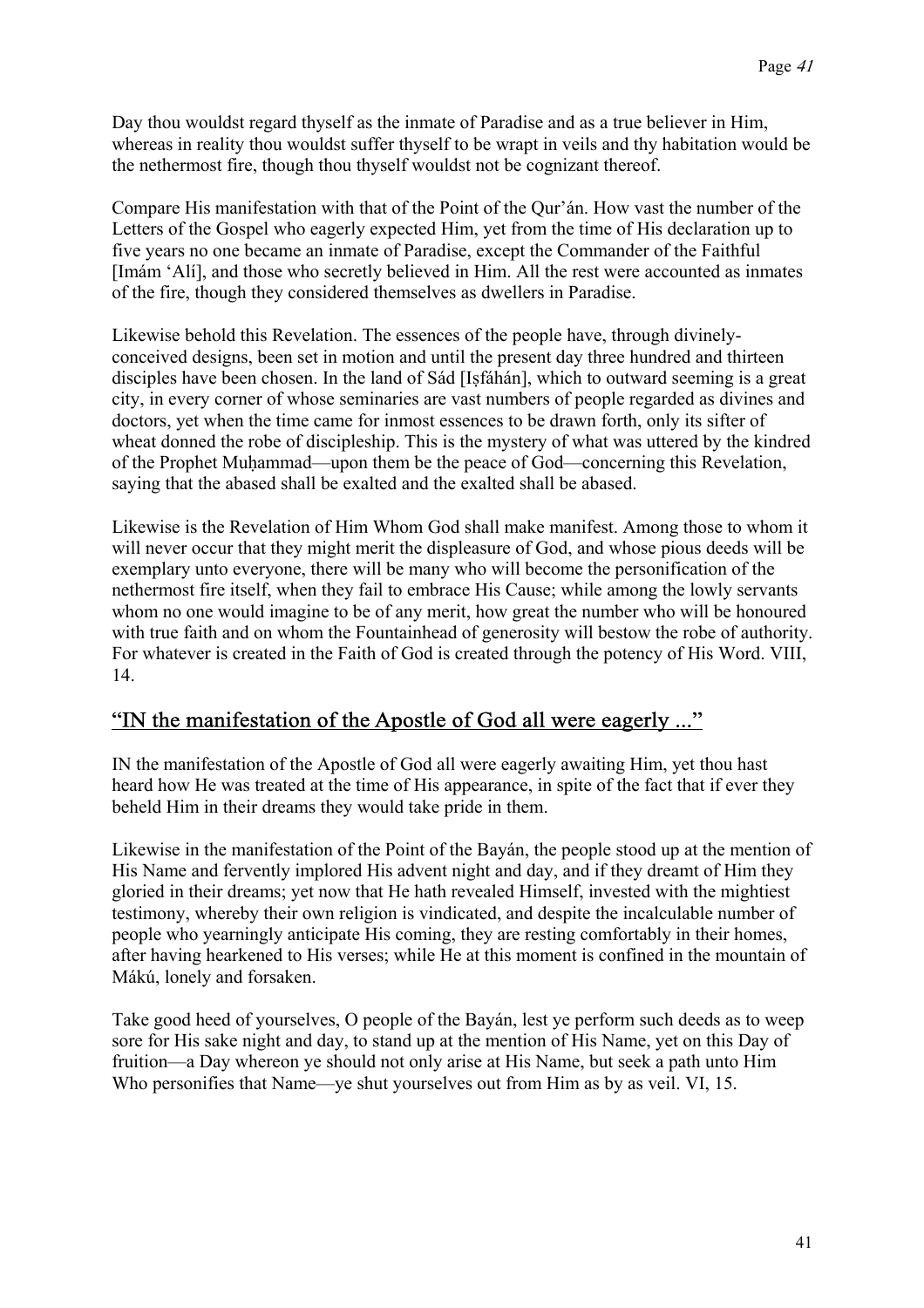Day thou wouldst regard thyself as the inmate of Paradise and as a true believer in Him, whereas in reality thou wouldst suffer thyself to be wrapt in veils and thy habitation would be the nethermost fire, though thou thyself wouldst not be cognizant thereof.

Compare His manifestation with that of the Point of the Qur'án. How vast the number of the Letters of the Gospel who eagerly expected Him, yet from the time of His declaration up to five years no one became an inmate of Paradise, except the Commander of the Faithful [Imám 'Alí], and those who secretly believed in Him. All the rest were accounted as inmates of the fire, though they considered themselves as dwellers in Paradise.

Likewise behold this Revelation. The essences of the people have, through divinely-conceived designs, been set in motion and until the present day three hundred and thirteen disciples have been chosen. In the land of Sád [Iṣfáhán], which to outward seeming is a great city, in every corner of whose seminaries are vast numbers of people regarded as divines and doctors, yet when the time came for inmost essences to be drawn forth, only its sifter of wheat donned the robe of discipleship. This is the mystery of what was uttered by the kindred of the Prophet Muḥammad—upon them be the peace of God—concerning this Revelation, saying that the abased shall be exalted and the exalted shall be abased.

Likewise is the Revelation of Him Whom God shall make manifest. Among those to whom it will never occur that they might merit the displeasure of God, and whose pious deeds will be exemplary unto everyone, there will be many who will become the personification of the nethermost fire itself, when they fail to embrace His Cause; while among the lowly servants whom no one would imagine to be of any merit, how great the number who will be honoured with true faith and on whom the Fountainhead of generosity will bestow the robe of authority. For whatever is created in the Faith of God is created through the potency of His Word. VIII, 14.

## "IN the manifestation of the Apostle of God all were eagerly ..."

IN the manifestation of the Apostle of God all were eagerly awaiting Him, yet thou hast heard how He was treated at the time of His appearance, in spite of the fact that if ever they beheld Him in their dreams they would take pride in them.

Likewise in the manifestation of the Point of the Bayán, the people stood up at the mention of His Name and fervently implored His advent night and day, and if they dreamt of Him they gloried in their dreams; yet now that He hath revealed Himself, invested with the mightiest testimony, whereby their own religion is vindicated, and despite the incalculable number of people who yearningly anticipate His coming, they are resting comfortably in their homes, after having hearkened to His verses; while He at this moment is confined in the mountain of Mákú, lonely and forsaken.

Take good heed of yourselves, O people of the Bayán, lest ye perform such deeds as to weep sore for His sake night and day, to stand up at the mention of His Name, yet on this Day of fruition—a Day whereon ye should not only arise at His Name, but seek a path unto Him Who personifies that Name—ye shut yourselves out from Him as by as veil. VI, 15.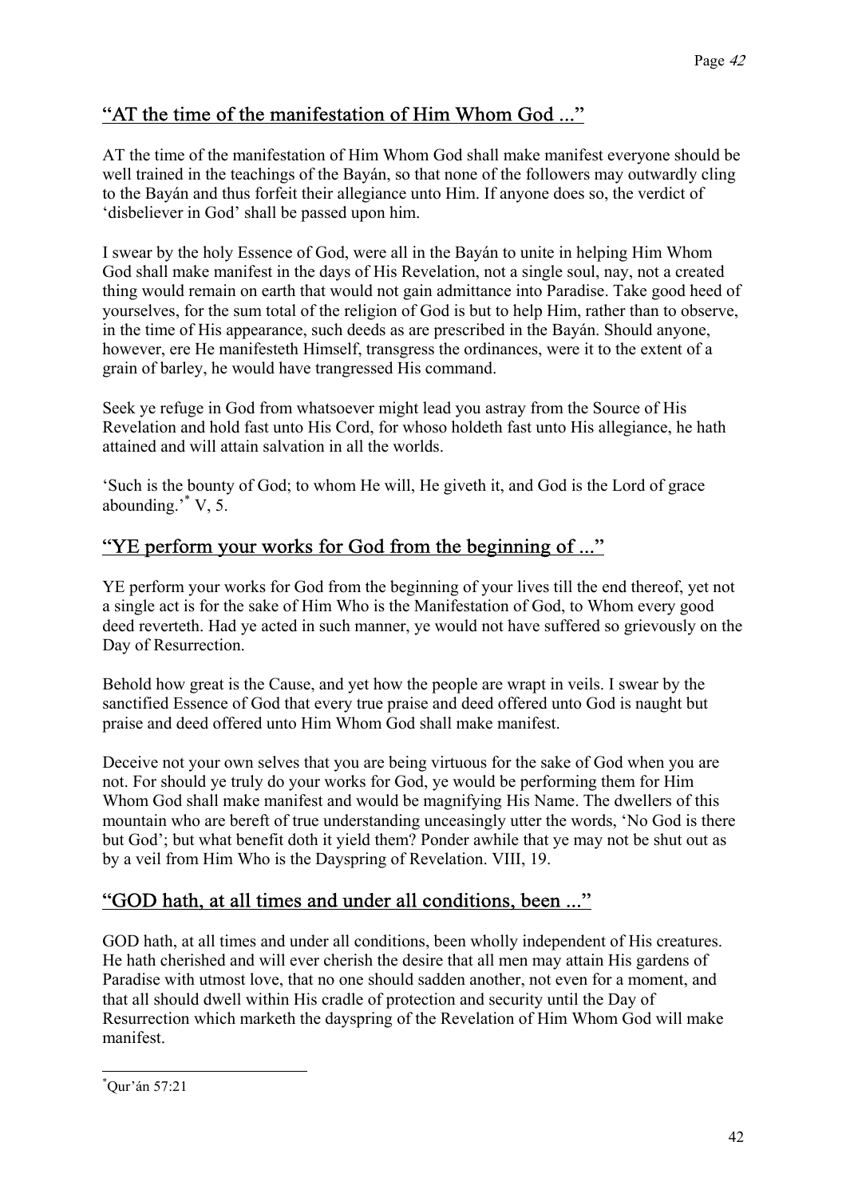## “AT the time of the manifestation of Him Whom God ...”

AT the time of the manifestation of Him Whom God shall make manifest everyone should be well trained in the teachings of the Bayán, so that none of the followers may outwardly cling to the Bayán and thus forfeit their allegiance unto Him. If anyone does so, the verdict of ‘disbeliever in God’ shall be passed upon him.

I swear by the holy Essence of God, were all in the Bayán to unite in helping Him Whom God shall make manifest in the days of His Revelation, not a single soul, nay, not a created thing would remain on earth that would not gain admittance into Paradise. Take good heed of yourselves, for the sum total of the religion of God is but to help Him, rather than to observe, in the time of His appearance, such deeds as are prescribed in the Bayán. Should anyone, however, ere He manifesteth Himself, transgress the ordinances, were it to the extent of a grain of barley, he would have trangressed His command.

Seek ye refuge in God from whatsoever might lead you astray from the Source of His Revelation and hold fast unto His Cord, for whoso holdeth fast unto His allegiance, he hath attained and will attain salvation in all the worlds.

‘Such is the bounty of God; to whom He will, He giveth it, and God is the Lord of grace abounding.’* V, 5.

## “YE perform your works for God from the beginning of ...”

YE perform your works for God from the beginning of your lives till the end thereof, yet not a single act is for the sake of Him Who is the Manifestation of God, to Whom every good deed reverteth. Had ye acted in such manner, ye would not have suffered so grievously on the Day of Resurrection.

Behold how great is the Cause, and yet how the people are wrapt in veils. I swear by the sanctified Essence of God that every true praise and deed offered unto God is naught but praise and deed offered unto Him Whom God shall make manifest.

Deceive not your own selves that you are being virtuous for the sake of God when you are not. For should ye truly do your works for God, ye would be performing them for Him Whom God shall make manifest and would be magnifying His Name. The dwellers of this mountain who are bereft of true understanding unceasingly utter the words, ‘No God is there but God’; but what benefit doth it yield them? Ponder awhile that ye may not be shut out as by a veil from Him Who is the Dayspring of Revelation. VIII, 19.

## “GOD hath, at all times and under all conditions, been ...”

GOD hath, at all times and under all conditions, been wholly independent of His creatures. He hath cherished and will ever cherish the desire that all men may attain His gardens of Paradise with utmost love, that no one should sadden another, not even for a moment, and that all should dwell within His cradle of protection and security until the Day of Resurrection which marketh the dayspring of the Revelation of Him Whom God will make manifest.

---

*Qur’án 57:21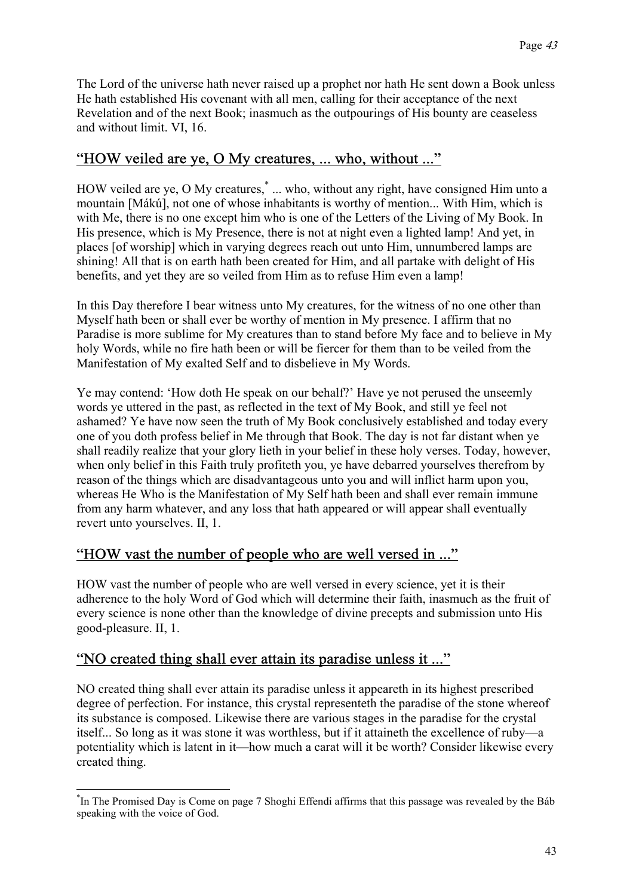The Lord of the universe hath never raised up a prophet nor hath He sent down a Book unless He hath established His covenant with all men, calling for their acceptance of the next Revelation and of the next Book; inasmuch as the outpourings of His bounty are ceaseless and without limit. VI, 16.

## "HOW veiled are ye, O My creatures, ... who, without ..."

HOW veiled are ye, O My creatures,* ... who, without any right, have consigned Him unto a mountain [Mákú], not one of whose inhabitants is worthy of mention... With Him, which is with Me, there is no one except him who is one of the Letters of the Living of My Book. In His presence, which is My Presence, there is not at night even a lighted lamp! And yet, in places [of worship] which in varying degrees reach out unto Him, unnumbered lamps are shining! All that is on earth hath been created for Him, and all partake with delight of His benefits, and yet they are so veiled from Him as to refuse Him even a lamp!

In this Day therefore I bear witness unto My creatures, for the witness of no one other than Myself hath been or shall ever be worthy of mention in My presence. I affirm that no Paradise is more sublime for My creatures than to stand before My face and to believe in My holy Words, while no fire hath been or will be fiercer for them than to be veiled from the Manifestation of My exalted Self and to disbelieve in My Words.

Ye may contend: 'How doth He speak on our behalf?' Have ye not perused the unseemly words ye uttered in the past, as reflected in the text of My Book, and still ye feel not ashamed? Ye have now seen the truth of My Book conclusively established and today every one of you doth profess belief in Me through that Book. The day is not far distant when ye shall readily realize that your glory lieth in your belief in these holy verses. Today, however, when only belief in this Faith truly profiteth you, ye have debarred yourselves therefrom by reason of the things which are disadvantageous unto you and will inflict harm upon you, whereas He Who is the Manifestation of My Self hath been and shall ever remain immune from any harm whatever, and any loss that hath appeared or will appear shall eventually revert unto yourselves. II, 1.

## "HOW vast the number of people who are well versed in ..."

HOW vast the number of people who are well versed in every science, yet it is their adherence to the holy Word of God which will determine their faith, inasmuch as the fruit of every science is none other than the knowledge of divine precepts and submission unto His good-pleasure. II, 1.

## "NO created thing shall ever attain its paradise unless it ..."

NO created thing shall ever attain its paradise unless it appeareth in its highest prescribed degree of perfection. For instance, this crystal representeth the paradise of the stone whereof its substance is composed. Likewise there are various stages in the paradise for the crystal itself... So long as it was stone it was worthless, but if it attaineth the excellence of ruby—a potentiality which is latent in it—how much a carat will it be worth? Consider likewise every created thing.

* In The Promised Day is Come on page 7 Shoghi Effendi affirms that this passage was revealed by the Báb speaking with the voice of God.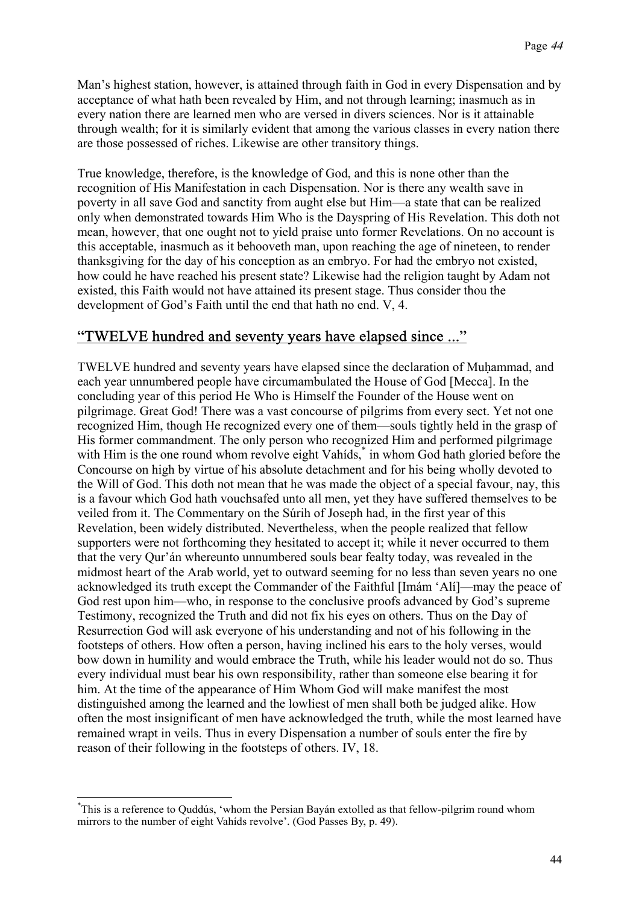Man's highest station, however, is attained through faith in God in every Dispensation and by acceptance of what hath been revealed by Him, and not through learning; inasmuch as in every nation there are learned men who are versed in divers sciences. Nor is it attainable through wealth; for it is similarly evident that among the various classes in every nation there are those possessed of riches. Likewise are other transitory things.

True knowledge, therefore, is the knowledge of God, and this is none other than the recognition of His Manifestation in each Dispensation. Nor is there any wealth save in poverty in all save God and sanctity from aught else but Him—a state that can be realized only when demonstrated towards Him Who is the Dayspring of His Revelation. This doth not mean, however, that one ought not to yield praise unto former Revelations. On no account is this acceptable, inasmuch as it behooveth man, upon reaching the age of nineteen, to render thanksgiving for the day of his conception as an embryo. For had the embryo not existed, how could he have reached his present state? Likewise had the religion taught by Adam not existed, this Faith would not have attained its present stage. Thus consider thou the development of God's Faith until the end that hath no end. V, 4.

## "TWELVE hundred and seventy years have elapsed since ..."

TWELVE hundred and seventy years have elapsed since the declaration of Muḥammad, and each year unnumbered people have circumambulated the House of God [Mecca]. In the concluding year of this period He Who is Himself the Founder of the House went on pilgrimage. Great God! There was a vast concourse of pilgrims from every sect. Yet not one recognized Him, though He recognized every one of them—souls tightly held in the grasp of His former commandment. The only person who recognized Him and performed pilgrimage with Him is the one round whom revolve eight Vahíds,* in whom God hath gloried before the Concourse on high by virtue of his absolute detachment and for his being wholly devoted to the Will of God. This doth not mean that he was made the object of a special favour, nay, this is a favour which God hath vouchsafed unto all men, yet they have suffered themselves to be veiled from it. The Commentary on the Súrih of Joseph had, in the first year of this Revelation, been widely distributed. Nevertheless, when the people realized that fellow supporters were not forthcoming they hesitated to accept it; while it never occurred to them that the very Qur'án whereunto unnumbered souls bear fealty today, was revealed in the midmost heart of the Arab world, yet to outward seeming for no less than seven years no one acknowledged its truth except the Commander of the Faithful [Imám 'Alí]—may the peace of God rest upon him—who, in response to the conclusive proofs advanced by God's supreme Testimony, recognized the Truth and did not fix his eyes on others. Thus on the Day of Resurrection God will ask everyone of his understanding and not of his following in the footsteps of others. How often a person, having inclined his ears to the holy verses, would bow down in humility and would embrace the Truth, while his leader would not do so. Thus every individual must bear his own responsibility, rather than someone else bearing it for him. At the time of the appearance of Him Whom God will make manifest the most distinguished among the learned and the lowliest of men shall both be judged alike. How often the most insignificant of men have acknowledged the truth, while the most learned have remained wrapt in veils. Thus in every Dispensation a number of souls enter the fire by reason of their following in the footsteps of others. IV, 18.

---

*This is a reference to Quddús, 'whom the Persian Bayán extolled as that fellow-pilgrim round whom mirrors to the number of eight Vahíds revolve'. (God Passes By, p. 49).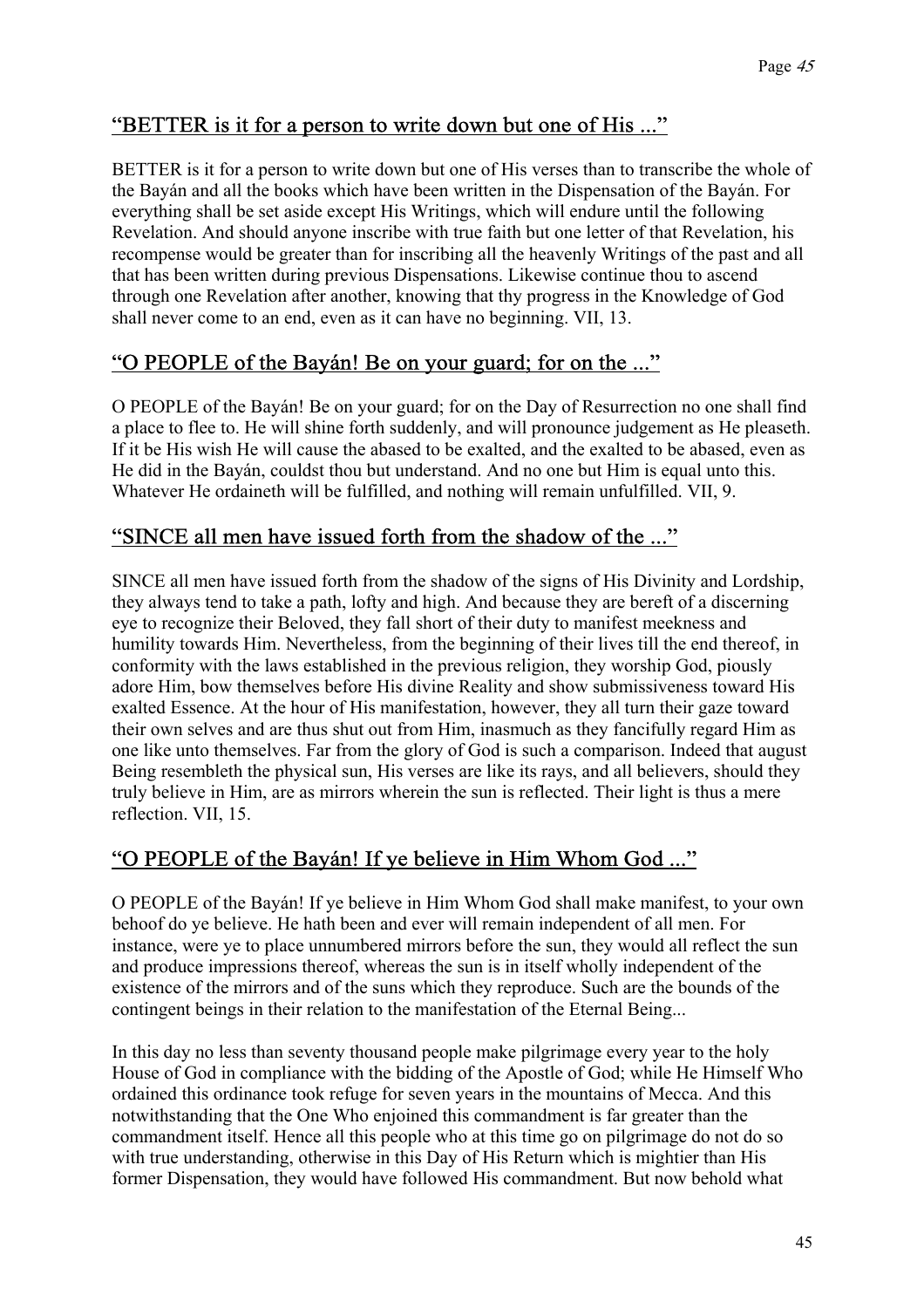## "BETTER is it for a person to write down but one of His ..."

BETTER is it for a person to write down but one of His verses than to transcribe the whole of the Bayán and all the books which have been written in the Dispensation of the Bayán. For everything shall be set aside except His Writings, which will endure until the following Revelation. And should anyone inscribe with true faith but one letter of that Revelation, his recompense would be greater than for inscribing all the heavenly Writings of the past and all that has been written during previous Dispensations. Likewise continue thou to ascend through one Revelation after another, knowing that thy progress in the Knowledge of God shall never come to an end, even as it can have no beginning. VII, 13.

## "O PEOPLE of the Bayán! Be on your guard; for on the ..."

O PEOPLE of the Bayán! Be on your guard; for on the Day of Resurrection no one shall find a place to flee to. He will shine forth suddenly, and will pronounce judgement as He pleaseth. If it be His wish He will cause the abased to be exalted, and the exalted to be abased, even as He did in the Bayán, couldst thou but understand. And no one but Him is equal unto this. Whatever He ordaineth will be fulfilled, and nothing will remain unfulfilled. VII, 9.

## "SINCE all men have issued forth from the shadow of the ..."

SINCE all men have issued forth from the shadow of the signs of His Divinity and Lordship, they always tend to take a path, lofty and high. And because they are bereft of a discerning eye to recognize their Beloved, they fall short of their duty to manifest meekness and humility towards Him. Nevertheless, from the beginning of their lives till the end thereof, in conformity with the laws established in the previous religion, they worship God, piously adore Him, bow themselves before His divine Reality and show submissiveness toward His exalted Essence. At the hour of His manifestation, however, they all turn their gaze toward their own selves and are thus shut out from Him, inasmuch as they fancifully regard Him as one like unto themselves. Far from the glory of God is such a comparison. Indeed that august Being resembleth the physical sun, His verses are like its rays, and all believers, should they truly believe in Him, are as mirrors wherein the sun is reflected. Their light is thus a mere reflection. VII, 15.

## "O PEOPLE of the Bayán! If ye believe in Him Whom God ..."

O PEOPLE of the Bayán! If ye believe in Him Whom God shall make manifest, to your own behoof do ye believe. He hath been and ever will remain independent of all men. For instance, were ye to place unnumbered mirrors before the sun, they would all reflect the sun and produce impressions thereof, whereas the sun is in itself wholly independent of the existence of the mirrors and of the suns which they reproduce. Such are the bounds of the contingent beings in their relation to the manifestation of the Eternal Being...

In this day no less than seventy thousand people make pilgrimage every year to the holy House of God in compliance with the bidding of the Apostle of God; while He Himself Who ordained this ordinance took refuge for seven years in the mountains of Mecca. And this notwithstanding that the One Who enjoined this commandment is far greater than the commandment itself. Hence all this people who at this time go on pilgrimage do not do so with true understanding, otherwise in this Day of His Return which is mightier than His former Dispensation, they would have followed His commandment. But now behold what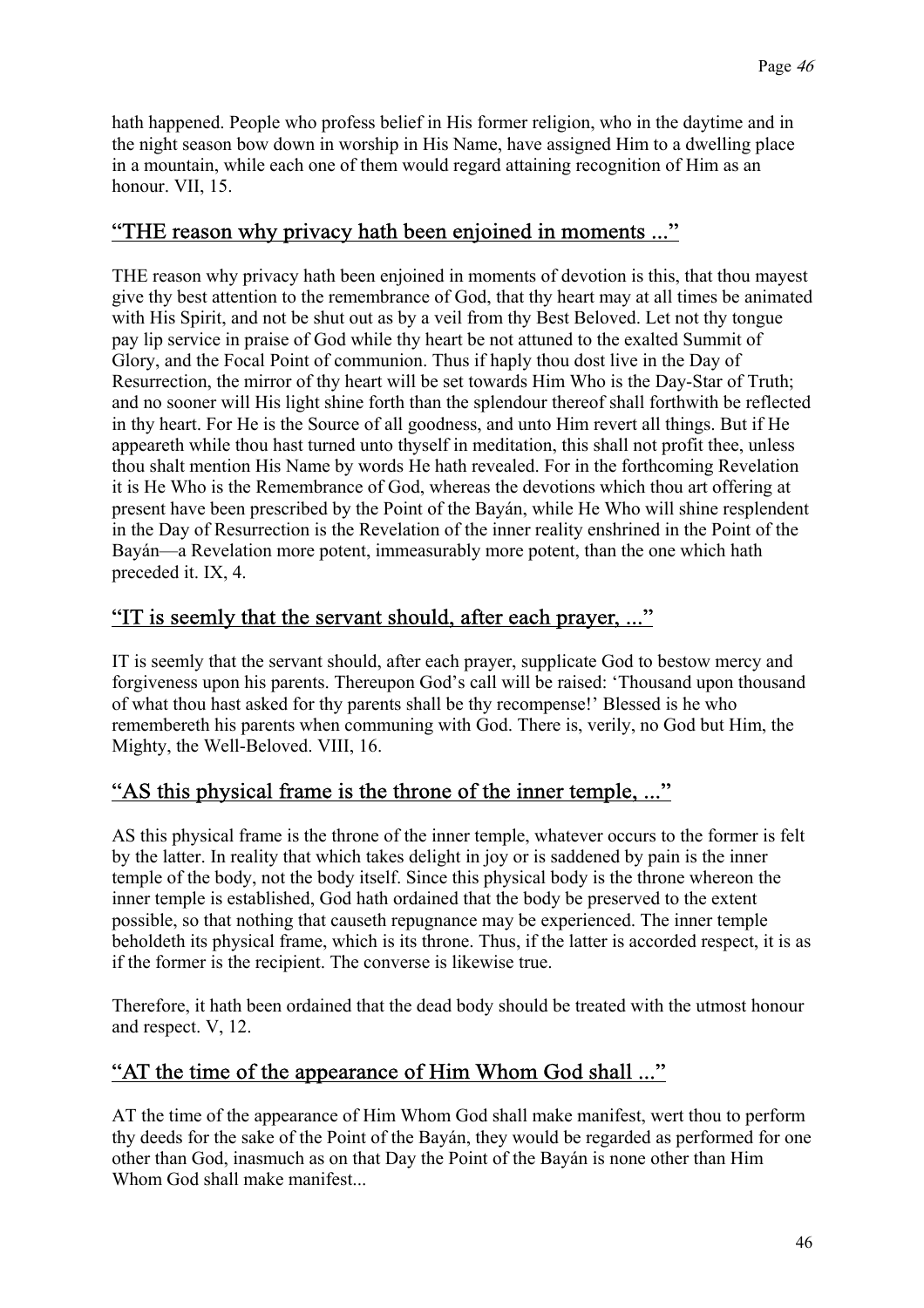hath happened. People who profess belief in His former religion, who in the daytime and in the night season bow down in worship in His Name, have assigned Him to a dwelling place in a mountain, while each one of them would regard attaining recognition of Him as an honour. VII, 15.

## “THE reason why privacy hath been enjoined in moments ...”

THE reason why privacy hath been enjoined in moments of devotion is this, that thou mayest give thy best attention to the remembrance of God, that thy heart may at all times be animated with His Spirit, and not be shut out as by a veil from thy Best Beloved. Let not thy tongue pay lip service in praise of God while thy heart be not attuned to the exalted Summit of Glory, and the Focal Point of communion. Thus if haply thou dost live in the Day of Resurrection, the mirror of thy heart will be set towards Him Who is the Day-Star of Truth; and no sooner will His light shine forth than the splendour thereof shall forthwith be reflected in thy heart. For He is the Source of all goodness, and unto Him revert all things. But if He appeareth while thou hast turned unto thyself in meditation, this shall not profit thee, unless thou shalt mention His Name by words He hath revealed. For in the forthcoming Revelation it is He Who is the Remembrance of God, whereas the devotions which thou art offering at present have been prescribed by the Point of the Bayán, while He Who will shine resplendent in the Day of Resurrection is the Revelation of the inner reality enshrined in the Point of the Bayán—a Revelation more potent, immeasurably more potent, than the one which hath preceded it. IX, 4.

## “IT is seemly that the servant should, after each prayer, ...”

IT is seemly that the servant should, after each prayer, supplicate God to bestow mercy and forgiveness upon his parents. Thereupon God’s call will be raised: ‘Thousand upon thousand of what thou hast asked for thy parents shall be thy recompense!’ Blessed is he who remembereth his parents when communing with God. There is, verily, no God but Him, the Mighty, the Well-Beloved. VIII, 16.

## “AS this physical frame is the throne of the inner temple, ...”

AS this physical frame is the throne of the inner temple, whatever occurs to the former is felt by the latter. In reality that which takes delight in joy or is saddened by pain is the inner temple of the body, not the body itself. Since this physical body is the throne whereon the inner temple is established, God hath ordained that the body be preserved to the extent possible, so that nothing that causeth repugnance may be experienced. The inner temple beholdeth its physical frame, which is its throne. Thus, if the latter is accorded respect, it is as if the former is the recipient. The converse is likewise true.

Therefore, it hath been ordained that the dead body should be treated with the utmost honour and respect. V, 12.

## “AT the time of the appearance of Him Whom God shall ...”

AT the time of the appearance of Him Whom God shall make manifest, wert thou to perform thy deeds for the sake of the Point of the Bayán, they would be regarded as performed for one other than God, inasmuch as on that Day the Point of the Bayán is none other than Him Whom God shall make manifest...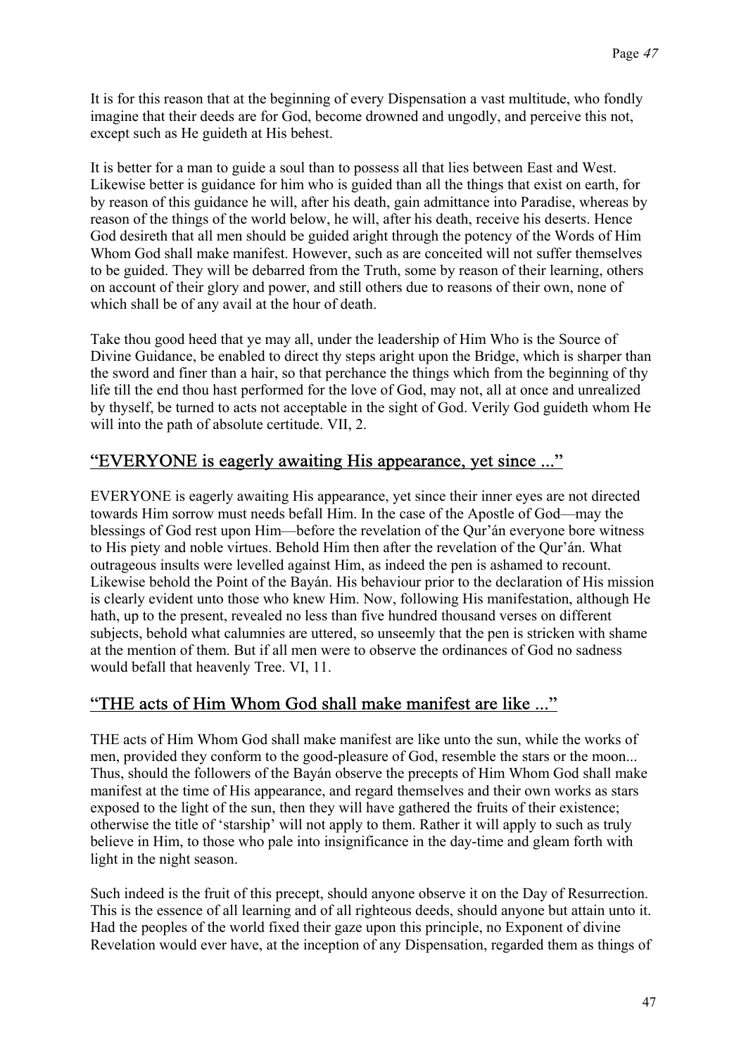It is for this reason that at the beginning of every Dispensation a vast multitude, who fondly imagine that their deeds are for God, become drowned and ungodly, and perceive this not, except such as He guideth at His behest.

It is better for a man to guide a soul than to possess all that lies between East and West. Likewise better is guidance for him who is guided than all the things that exist on earth, for by reason of this guidance he will, after his death, gain admittance into Paradise, whereas by reason of the things of the world below, he will, after his death, receive his deserts. Hence God desireth that all men should be guided aright through the potency of the Words of Him Whom God shall make manifest. However, such as are conceited will not suffer themselves to be guided. They will be debarred from the Truth, some by reason of their learning, others on account of their glory and power, and still others due to reasons of their own, none of which shall be of any avail at the hour of death.

Take thou good heed that ye may all, under the leadership of Him Who is the Source of Divine Guidance, be enabled to direct thy steps aright upon the Bridge, which is sharper than the sword and finer than a hair, so that perchance the things which from the beginning of thy life till the end thou hast performed for the love of God, may not, all at once and unrealized by thyself, be turned to acts not acceptable in the sight of God. Verily God guideth whom He will into the path of absolute certitude. VII, 2.

## "EVERYONE is eagerly awaiting His appearance, yet since ..."

EVERYONE is eagerly awaiting His appearance, yet since their inner eyes are not directed towards Him sorrow must needs befall Him. In the case of the Apostle of God—may the blessings of God rest upon Him—before the revelation of the Qur'án everyone bore witness to His piety and noble virtues. Behold Him then after the revelation of the Qur'án. What outrageous insults were levelled against Him, as indeed the pen is ashamed to recount. Likewise behold the Point of the Bayán. His behaviour prior to the declaration of His mission is clearly evident unto those who knew Him. Now, following His manifestation, although He hath, up to the present, revealed no less than five hundred thousand verses on different subjects, behold what calumnies are uttered, so unseemly that the pen is stricken with shame at the mention of them. But if all men were to observe the ordinances of God no sadness would befall that heavenly Tree. VI, 11.

## "THE acts of Him Whom God shall make manifest are like ..."

THE acts of Him Whom God shall make manifest are like unto the sun, while the works of men, provided they conform to the good-pleasure of God, resemble the stars or the moon... Thus, should the followers of the Bayán observe the precepts of Him Whom God shall make manifest at the time of His appearance, and regard themselves and their own works as stars exposed to the light of the sun, then they will have gathered the fruits of their existence; otherwise the title of 'starship' will not apply to them. Rather it will apply to such as truly believe in Him, to those who pale into insignificance in the day-time and gleam forth with light in the night season.

Such indeed is the fruit of this precept, should anyone observe it on the Day of Resurrection. This is the essence of all learning and of all righteous deeds, should anyone but attain unto it. Had the peoples of the world fixed their gaze upon this principle, no Exponent of divine Revelation would ever have, at the inception of any Dispensation, regarded them as things of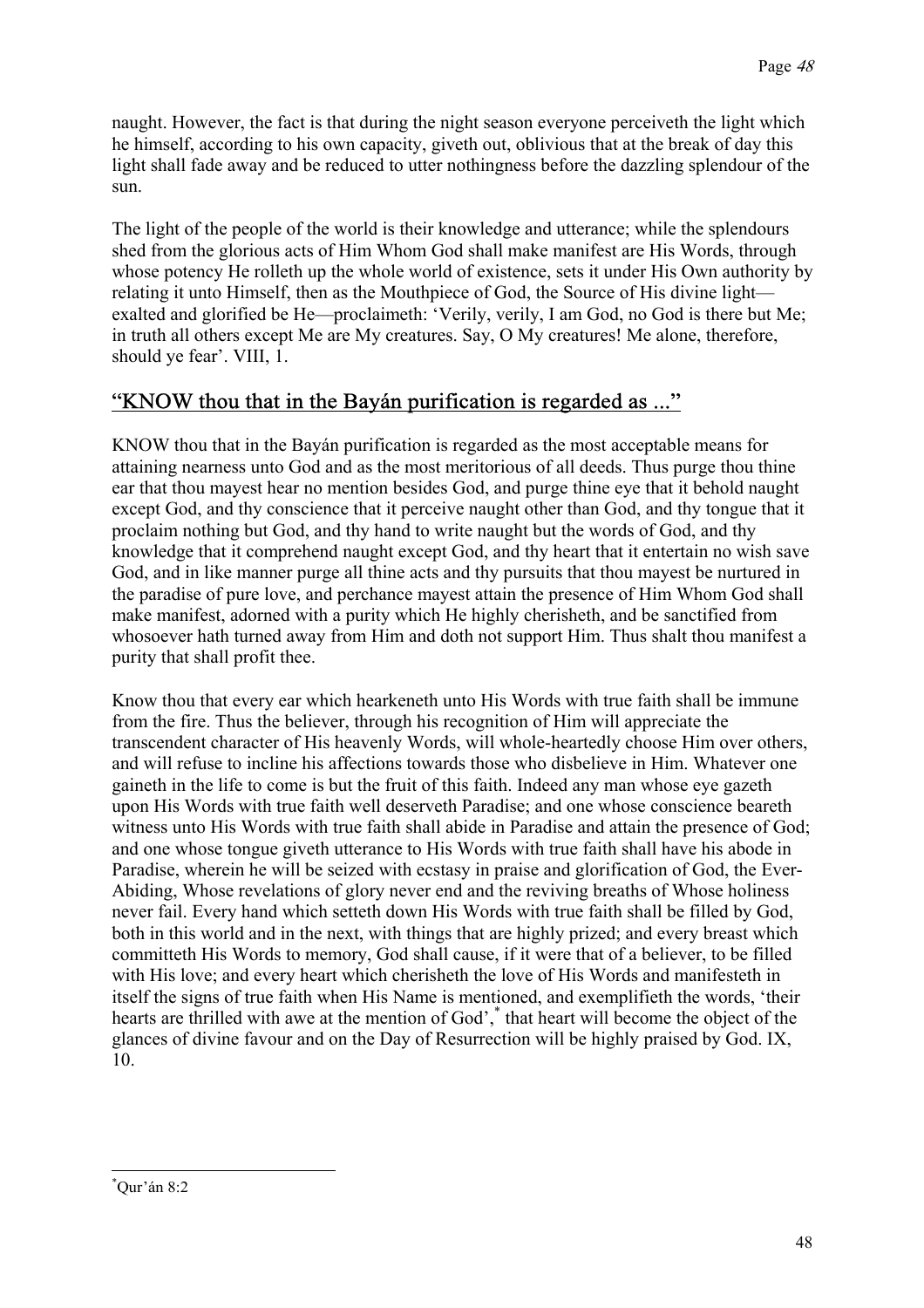naught. However, the fact is that during the night season everyone perceiveth the light which he himself, according to his own capacity, giveth out, oblivious that at the break of day this light shall fade away and be reduced to utter nothingness before the dazzling splendour of the sun.

The light of the people of the world is their knowledge and utterance; while the splendours shed from the glorious acts of Him Whom God shall make manifest are His Words, through whose potency He rolleth up the whole world of existence, sets it under His Own authority by relating it unto Himself, then as the Mouthpiece of God, the Source of His divine light—exalted and glorified be He—proclaimeth: 'Verily, verily, I am God, no God is there but Me; in truth all others except Me are My creatures. Say, O My creatures! Me alone, therefore, should ye fear'. VIII, 1.

## "KNOW thou that in the Bayán purification is regarded as ..."

KNOW thou that in the Bayán purification is regarded as the most acceptable means for attaining nearness unto God and as the most meritorious of all deeds. Thus purge thou thine ear that thou mayest hear no mention besides God, and purge thine eye that it behold naught except God, and thy conscience that it perceive naught other than God, and thy tongue that it proclaim nothing but God, and thy hand to write naught but the words of God, and thy knowledge that it comprehend naught except God, and thy heart that it entertain no wish save God, and in like manner purge all thine acts and thy pursuits that thou mayest be nurtured in the paradise of pure love, and perchance mayest attain the presence of Him Whom God shall make manifest, adorned with a purity which He highly cherisheth, and be sanctified from whosoever hath turned away from Him and doth not support Him. Thus shalt thou manifest a purity that shall profit thee.

Know thou that every ear which hearkeneth unto His Words with true faith shall be immune from the fire. Thus the believer, through his recognition of Him will appreciate the transcendent character of His heavenly Words, will whole-heartedly choose Him over others, and will refuse to incline his affections towards those who disbelieve in Him. Whatever one gaineth in the life to come is but the fruit of this faith. Indeed any man whose eye gazeth upon His Words with true faith well deserveth Paradise; and one whose conscience beareth witness unto His Words with true faith shall abide in Paradise and attain the presence of God; and one whose tongue giveth utterance to His Words with true faith shall have his abode in Paradise, wherein he will be seized with ecstasy in praise and glorification of God, the Ever-Abiding, Whose revelations of glory never end and the reviving breaths of Whose holiness never fail. Every hand which setteth down His Words with true faith shall be filled by God, both in this world and in the next, with things that are highly prized; and every breast which committeth His Words to memory, God shall cause, if it were that of a believer, to be filled with His love; and every heart which cherisheth the love of His Words and manifesteth in itself the signs of true faith when His Name is mentioned, and exemplifieth the words, 'their hearts are thrilled with awe at the mention of God',[*] that heart will become the object of the glances of divine favour and on the Day of Resurrection will be highly praised by God. IX, 10.

[*] Qur'án 8:2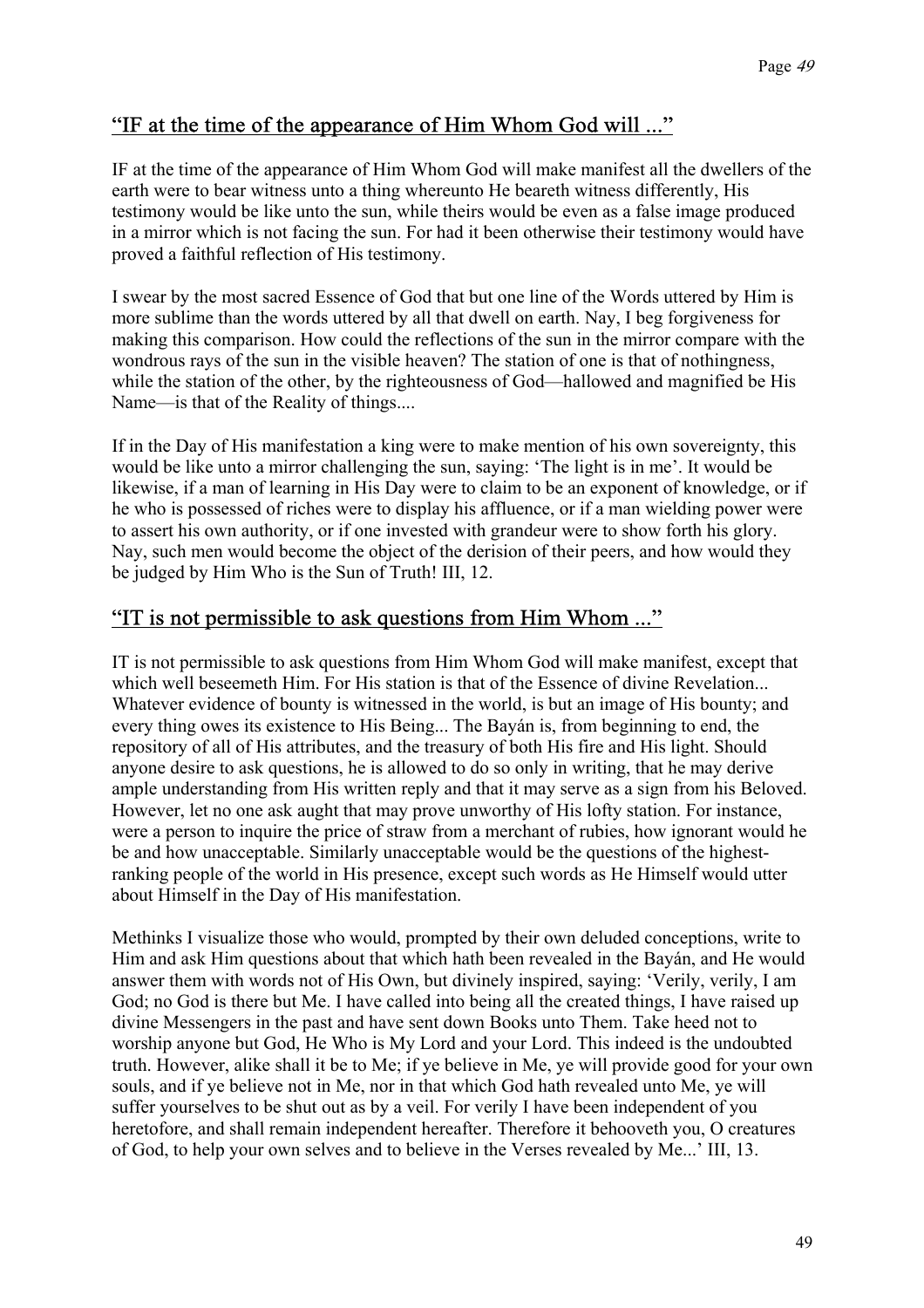## “IF at the time of the appearance of Him Whom God will ...”

IF at the time of the appearance of Him Whom God will make manifest all the dwellers of the earth were to bear witness unto a thing whereunto He beareth witness differently, His testimony would be like unto the sun, while theirs would be even as a false image produced in a mirror which is not facing the sun. For had it been otherwise their testimony would have proved a faithful reflection of His testimony.

I swear by the most sacred Essence of God that but one line of the Words uttered by Him is more sublime than the words uttered by all that dwell on earth. Nay, I beg forgiveness for making this comparison. How could the reflections of the sun in the mirror compare with the wondrous rays of the sun in the visible heaven? The station of one is that of nothingness, while the station of the other, by the righteousness of God—hallowed and magnified be His Name—is that of the Reality of things....

If in the Day of His manifestation a king were to make mention of his own sovereignty, this would be like unto a mirror challenging the sun, saying: ‘The light is in me’. It would be likewise, if a man of learning in His Day were to claim to be an exponent of knowledge, or if he who is possessed of riches were to display his affluence, or if a man wielding power were to assert his own authority, or if one invested with grandeur were to show forth his glory. Nay, such men would become the object of the derision of their peers, and how would they be judged by Him Who is the Sun of Truth! III, 12.

## “IT is not permissible to ask questions from Him Whom ...”

IT is not permissible to ask questions from Him Whom God will make manifest, except that which well beseemeth Him. For His station is that of the Essence of divine Revelation... Whatever evidence of bounty is witnessed in the world, is but an image of His bounty; and every thing owes its existence to His Being... The Bayán is, from beginning to end, the repository of all of His attributes, and the treasury of both His fire and His light. Should anyone desire to ask questions, he is allowed to do so only in writing, that he may derive ample understanding from His written reply and that it may serve as a sign from his Beloved. However, let no one ask aught that may prove unworthy of His lofty station. For instance, were a person to inquire the price of straw from a merchant of rubies, how ignorant would he be and how unacceptable. Similarly unacceptable would be the questions of the highest-ranking people of the world in His presence, except such words as He Himself would utter about Himself in the Day of His manifestation.

Methinks I visualize those who would, prompted by their own deluded conceptions, write to Him and ask Him questions about that which hath been revealed in the Bayán, and He would answer them with words not of His Own, but divinely inspired, saying: ‘Verily, verily, I am God; no God is there but Me. I have called into being all the created things, I have raised up divine Messengers in the past and have sent down Books unto Them. Take heed not to worship anyone but God, He Who is My Lord and your Lord. This indeed is the undoubted truth. However, alike shall it be to Me; if ye believe in Me, ye will provide good for your own souls, and if ye believe not in Me, nor in that which God hath revealed unto Me, ye will suffer yourselves to be shut out as by a veil. For verily I have been independent of you heretofore, and shall remain independent hereafter. Therefore it behooveth you, O creatures of God, to help your own selves and to believe in the Verses revealed by Me...’ III, 13.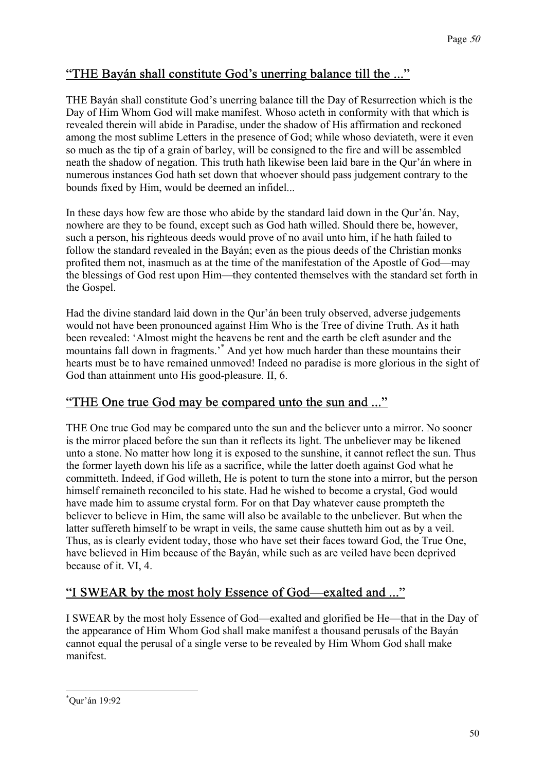## “THE Bayán shall constitute God’s unerring balance till the ...”

THE Bayán shall constitute God’s unerring balance till the Day of Resurrection which is the Day of Him Whom God will make manifest. Whoso acteth in conformity with that which is revealed therein will abide in Paradise, under the shadow of His affirmation and reckoned among the most sublime Letters in the presence of God; while whoso deviateth, were it even so much as the tip of a grain of barley, will be consigned to the fire and will be assembled neath the shadow of negation. This truth hath likewise been laid bare in the Qur’án where in numerous instances God hath set down that whoever should pass judgement contrary to the bounds fixed by Him, would be deemed an infidel...

In these days how few are those who abide by the standard laid down in the Qur’án. Nay, nowhere are they to be found, except such as God hath willed. Should there be, however, such a person, his righteous deeds would prove of no avail unto him, if he hath failed to follow the standard revealed in the Bayán; even as the pious deeds of the Christian monks profited them not, inasmuch as at the time of the manifestation of the Apostle of God—may the blessings of God rest upon Him—they contented themselves with the standard set forth in the Gospel.

Had the divine standard laid down in the Qur’án been truly observed, adverse judgements would not have been pronounced against Him Who is the Tree of divine Truth. As it hath been revealed: ‘Almost might the heavens be rent and the earth be cleft asunder and the mountains fall down in fragments.’* And yet how much harder than these mountains their hearts must be to have remained unmoved! Indeed no paradise is more glorious in the sight of God than attainment unto His good-pleasure. II, 6.

## “THE One true God may be compared unto the sun and ...”

THE One true God may be compared unto the sun and the believer unto a mirror. No sooner is the mirror placed before the sun than it reflects its light. The unbeliever may be likened unto a stone. No matter how long it is exposed to the sunshine, it cannot reflect the sun. Thus the former layeth down his life as a sacrifice, while the latter doeth against God what he committeth. Indeed, if God willeth, He is potent to turn the stone into a mirror, but the person himself remaineth reconciled to his state. Had he wished to become a crystal, God would have made him to assume crystal form. For on that Day whatever cause prompteth the believer to believe in Him, the same will also be available to the unbeliever. But when the latter suffereth himself to be wrapt in veils, the same cause shutteth him out as by a veil. Thus, as is clearly evident today, those who have set their faces toward God, the True One, have believed in Him because of the Bayán, while such as are veiled have been deprived because of it. VI, 4.

## “I SWEAR by the most holy Essence of God—exalted and ...”

I SWEAR by the most holy Essence of God—exalted and glorified be He—that in the Day of the appearance of Him Whom God shall make manifest a thousand perusals of the Bayán cannot equal the perusal of a single verse to be revealed by Him Whom God shall make manifest.

---

*Qur’án 19:92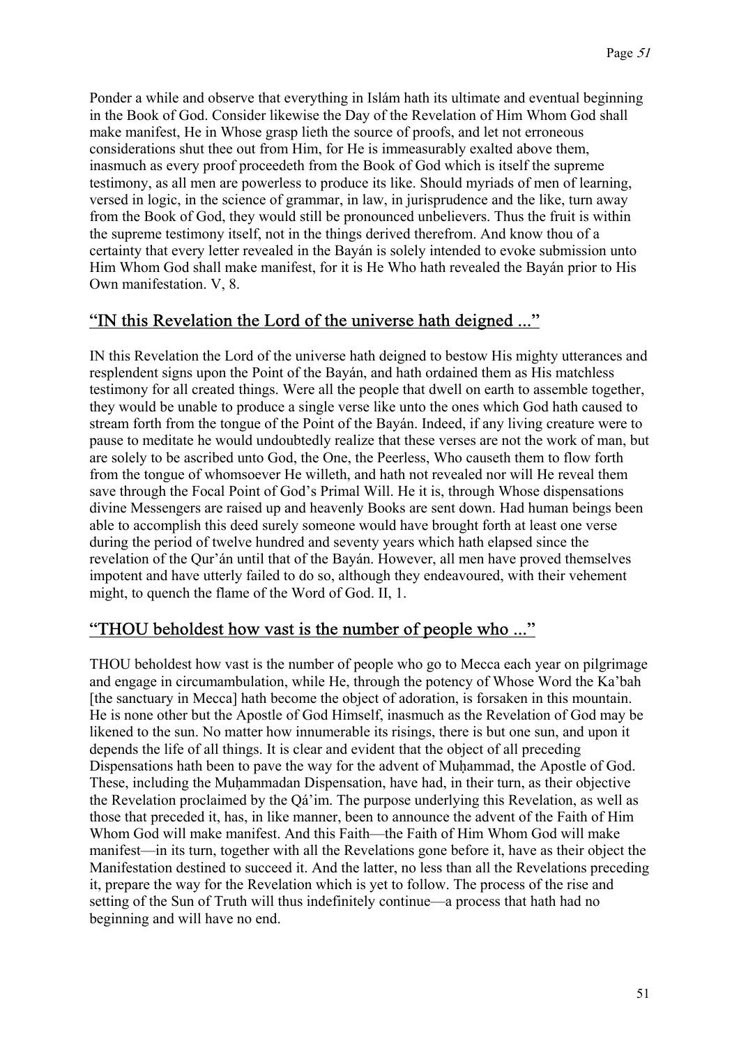Ponder a while and observe that everything in Islám hath its ultimate and eventual beginning in the Book of God. Consider likewise the Day of the Revelation of Him Whom God shall make manifest, He in Whose grasp lieth the source of proofs, and let not erroneous considerations shut thee out from Him, for He is immeasurably exalted above them, inasmuch as every proof proceedeth from the Book of God which is itself the supreme testimony, as all men are powerless to produce its like. Should myriads of men of learning, versed in logic, in the science of grammar, in law, in jurisprudence and the like, turn away from the Book of God, they would still be pronounced unbelievers. Thus the fruit is within the supreme testimony itself, not in the things derived therefrom. And know thou of a certainty that every letter revealed in the Bayán is solely intended to evoke submission unto Him Whom God shall make manifest, for it is He Who hath revealed the Bayán prior to His Own manifestation. V, 8.

## "IN this Revelation the Lord of the universe hath deigned ..."

IN this Revelation the Lord of the universe hath deigned to bestow His mighty utterances and resplendent signs upon the Point of the Bayán, and hath ordained them as His matchless testimony for all created things. Were all the people that dwell on earth to assemble together, they would be unable to produce a single verse like unto the ones which God hath caused to stream forth from the tongue of the Point of the Bayán. Indeed, if any living creature were to pause to meditate he would undoubtedly realize that these verses are not the work of man, but are solely to be ascribed unto God, the One, the Peerless, Who causeth them to flow forth from the tongue of whomsoever He willeth, and hath not revealed nor will He reveal them save through the Focal Point of God's Primal Will. He it is, through Whose dispensations divine Messengers are raised up and heavenly Books are sent down. Had human beings been able to accomplish this deed surely someone would have brought forth at least one verse during the period of twelve hundred and seventy years which hath elapsed since the revelation of the Qur'án until that of the Bayán. However, all men have proved themselves impotent and have utterly failed to do so, although they endeavoured, with their vehement might, to quench the flame of the Word of God. II, 1.

## "THOU beholdest how vast is the number of people who ..."

THOU beholdest how vast is the number of people who go to Mecca each year on pilgrimage and engage in circumambulation, while He, through the potency of Whose Word the Ka'bah [the sanctuary in Mecca] hath become the object of adoration, is forsaken in this mountain. He is none other but the Apostle of God Himself, inasmuch as the Revelation of God may be likened to the sun. No matter how innumerable its risings, there is but one sun, and upon it depends the life of all things. It is clear and evident that the object of all preceding Dispensations hath been to pave the way for the advent of Muḥammad, the Apostle of God. These, including the Muḥammadan Dispensation, have had, in their turn, as their objective the Revelation proclaimed by the Qá'im. The purpose underlying this Revelation, as well as those that preceded it, has, in like manner, been to announce the advent of the Faith of Him Whom God will make manifest. And this Faith—the Faith of Him Whom God will make manifest—in its turn, together with all the Revelations gone before it, have as their object the Manifestation destined to succeed it. And the latter, no less than all the Revelations preceding it, prepare the way for the Revelation which is yet to follow. The process of the rise and setting of the Sun of Truth will thus indefinitely continue—a process that hath had no beginning and will have no end.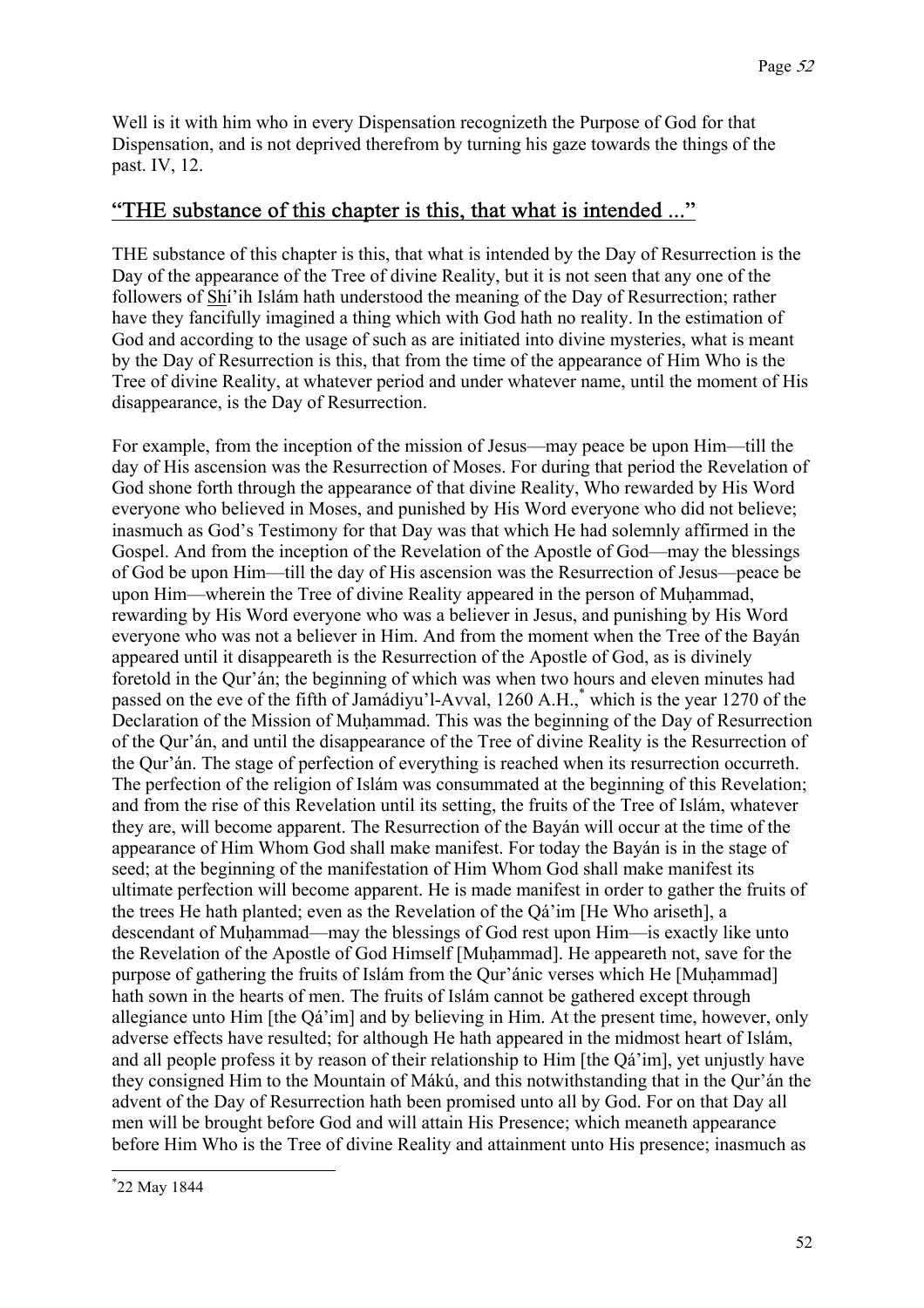Well is it with him who in every Dispensation recognizeth the Purpose of God for that Dispensation, and is not deprived therefrom by turning his gaze towards the things of the past. IV, 12.

## “THE substance of this chapter is this, that what is intended ...”

THE substance of this chapter is this, that what is intended by the Day of Resurrection is the Day of the appearance of the Tree of divine Reality, but it is not seen that any one of the followers of Shí’ih Islám hath understood the meaning of the Day of Resurrection; rather have they fancifully imagined a thing which with God hath no reality. In the estimation of God and according to the usage of such as are initiated into divine mysteries, what is meant by the Day of Resurrection is this, that from the time of the appearance of Him Who is the Tree of divine Reality, at whatever period and under whatever name, until the moment of His disappearance, is the Day of Resurrection.

For example, from the inception of the mission of Jesus—may peace be upon Him—till the day of His ascension was the Resurrection of Moses. For during that period the Revelation of God shone forth through the appearance of that divine Reality, Who rewarded by His Word everyone who believed in Moses, and punished by His Word everyone who did not believe; inasmuch as God’s Testimony for that Day was that which He had solemnly affirmed in the Gospel. And from the inception of the Revelation of the Apostle of God—may the blessings of God be upon Him—till the day of His ascension was the Resurrection of Jesus—peace be upon Him—wherein the Tree of divine Reality appeared in the person of Muḥammad, rewarding by His Word everyone who was a believer in Jesus, and punishing by His Word everyone who was not a believer in Him. And from the moment when the Tree of the Bayán appeared until it disappeareth is the Resurrection of the Apostle of God, as is divinely foretold in the Qur’án; the beginning of which was when two hours and eleven minutes had passed on the eve of the fifth of Jamádiyu’l-Avval, 1260 A.H.,* which is the year 1270 of the Declaration of the Mission of Muḥammad. This was the beginning of the Day of Resurrection of the Qur’án, and until the disappearance of the Tree of divine Reality is the Resurrection of the Qur’án. The stage of perfection of everything is reached when its resurrection occurreth. The perfection of the religion of Islám was consummated at the beginning of this Revelation; and from the rise of this Revelation until its setting, the fruits of the Tree of Islám, whatever they are, will become apparent. The Resurrection of the Bayán will occur at the time of the appearance of Him Whom God shall make manifest. For today the Bayán is in the stage of seed; at the beginning of the manifestation of Him Whom God shall make manifest its ultimate perfection will become apparent. He is made manifest in order to gather the fruits of the trees He hath planted; even as the Revelation of the Qá’im [He Who ariseth], a descendant of Muḥammad—may the blessings of God rest upon Him—is exactly like unto the Revelation of the Apostle of God Himself [Muḥammad]. He appeareth not, save for the purpose of gathering the fruits of Islám from the Qur’ánic verses which He [Muḥammad] hath sown in the hearts of men. The fruits of Islám cannot be gathered except through allegiance unto Him [the Qá’im] and by believing in Him. At the present time, however, only adverse effects have resulted; for although He hath appeared in the midmost heart of Islám, and all people profess it by reason of their relationship to Him [the Qá’im], yet unjustly have they consigned Him to the Mountain of Mákú, and this notwithstanding that in the Qur’án the advent of the Day of Resurrection hath been promised unto all by God. For on that Day all men will be brought before God and will attain His Presence; which meaneth appearance before Him Who is the Tree of divine Reality and attainment unto His presence; inasmuch as

---

*22 May 1844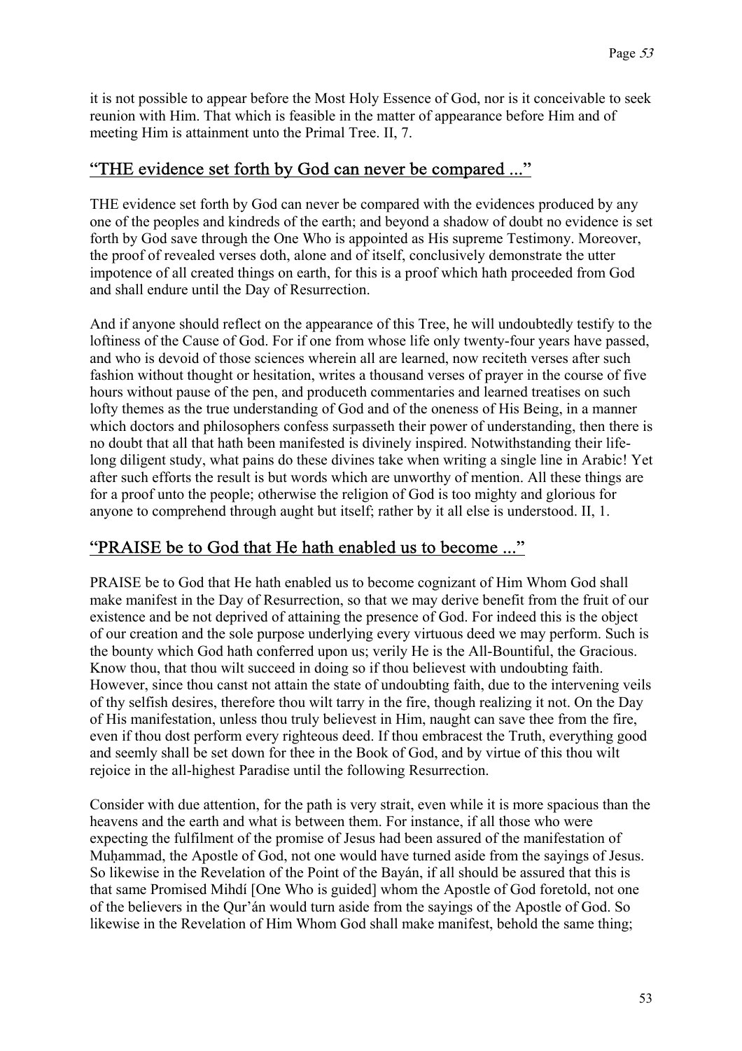it is not possible to appear before the Most Holy Essence of God, nor is it conceivable to seek reunion with Him. That which is feasible in the matter of appearance before Him and of meeting Him is attainment unto the Primal Tree. II, 7.

## “THE evidence set forth by God can never be compared ...”

THE evidence set forth by God can never be compared with the evidences produced by any one of the peoples and kindreds of the earth; and beyond a shadow of doubt no evidence is set forth by God save through the One Who is appointed as His supreme Testimony. Moreover, the proof of revealed verses doth, alone and of itself, conclusively demonstrate the utter impotence of all created things on earth, for this is a proof which hath proceeded from God and shall endure until the Day of Resurrection.

And if anyone should reflect on the appearance of this Tree, he will undoubtedly testify to the loftiness of the Cause of God. For if one from whose life only twenty-four years have passed, and who is devoid of those sciences wherein all are learned, now reciteth verses after such fashion without thought or hesitation, writes a thousand verses of prayer in the course of five hours without pause of the pen, and produceth commentaries and learned treatises on such lofty themes as the true understanding of God and of the oneness of His Being, in a manner which doctors and philosophers confess surpasseth their power of understanding, then there is no doubt that all that hath been manifested is divinely inspired. Notwithstanding their life-long diligent study, what pains do these divines take when writing a single line in Arabic! Yet after such efforts the result is but words which are unworthy of mention. All these things are for a proof unto the people; otherwise the religion of God is too mighty and glorious for anyone to comprehend through aught but itself; rather by it all else is understood. II, 1.

## “PRAISE be to God that He hath enabled us to become ...”

PRAISE be to God that He hath enabled us to become cognizant of Him Whom God shall make manifest in the Day of Resurrection, so that we may derive benefit from the fruit of our existence and be not deprived of attaining the presence of God. For indeed this is the object of our creation and the sole purpose underlying every virtuous deed we may perform. Such is the bounty which God hath conferred upon us; verily He is the All-Bountiful, the Gracious. Know thou, that thou wilt succeed in doing so if thou believest with undoubting faith. However, since thou canst not attain the state of undoubting faith, due to the intervening veils of thy selfish desires, therefore thou wilt tarry in the fire, though realizing it not. On the Day of His manifestation, unless thou truly believest in Him, naught can save thee from the fire, even if thou dost perform every righteous deed. If thou embracest the Truth, everything good and seemly shall be set down for thee in the Book of God, and by virtue of this thou wilt rejoice in the all-highest Paradise until the following Resurrection.

Consider with due attention, for the path is very strait, even while it is more spacious than the heavens and the earth and what is between them. For instance, if all those who were expecting the fulfilment of the promise of Jesus had been assured of the manifestation of Muḥammad, the Apostle of God, not one would have turned aside from the sayings of Jesus. So likewise in the Revelation of the Point of the Bayán, if all should be assured that this is that same Promised Mihdí [One Who is guided] whom the Apostle of God foretold, not one of the believers in the Qur’án would turn aside from the sayings of the Apostle of God. So likewise in the Revelation of Him Whom God shall make manifest, behold the same thing;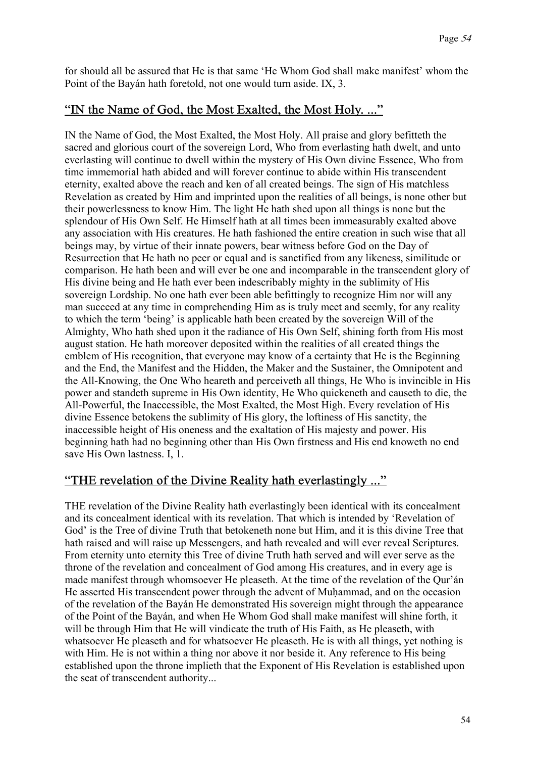for should all be assured that He is that same 'He Whom God shall make manifest' whom the Point of the Bayán hath foretold, not one would turn aside. IX, 3.

## "IN the Name of God, the Most Exalted, the Most Holy. ..."

IN the Name of God, the Most Exalted, the Most Holy. All praise and glory befitteth the sacred and glorious court of the sovereign Lord, Who from everlasting hath dwelt, and unto everlasting will continue to dwell within the mystery of His Own divine Essence, Who from time immemorial hath abided and will forever continue to abide within His transcendent eternity, exalted above the reach and ken of all created beings. The sign of His matchless Revelation as created by Him and imprinted upon the realities of all beings, is none other but their powerlessness to know Him. The light He hath shed upon all things is none but the splendour of His Own Self. He Himself hath at all times been immeasurably exalted above any association with His creatures. He hath fashioned the entire creation in such wise that all beings may, by virtue of their innate powers, bear witness before God on the Day of Resurrection that He hath no peer or equal and is sanctified from any likeness, similitude or comparison. He hath been and will ever be one and incomparable in the transcendent glory of His divine being and He hath ever been indescribably mighty in the sublimity of His sovereign Lordship. No one hath ever been able befittingly to recognize Him nor will any man succeed at any time in comprehending Him as is truly meet and seemly, for any reality to which the term 'being' is applicable hath been created by the sovereign Will of the Almighty, Who hath shed upon it the radiance of His Own Self, shining forth from His most august station. He hath moreover deposited within the realities of all created things the emblem of His recognition, that everyone may know of a certainty that He is the Beginning and the End, the Manifest and the Hidden, the Maker and the Sustainer, the Omnipotent and the All-Knowing, the One Who heareth and perceiveth all things, He Who is invincible in His power and standeth supreme in His Own identity, He Who quickeneth and causeth to die, the All-Powerful, the Inaccessible, the Most Exalted, the Most High. Every revelation of His divine Essence betokens the sublimity of His glory, the loftiness of His sanctity, the inaccessible height of His oneness and the exaltation of His majesty and power. His beginning hath had no beginning other than His Own firstness and His end knoweth no end save His Own lastness. I, 1.

## "THE revelation of the Divine Reality hath everlastingly ..."

THE revelation of the Divine Reality hath everlastingly been identical with its concealment and its concealment identical with its revelation. That which is intended by 'Revelation of God' is the Tree of divine Truth that betokeneth none but Him, and it is this divine Tree that hath raised and will raise up Messengers, and hath revealed and will ever reveal Scriptures. From eternity unto eternity this Tree of divine Truth hath served and will ever serve as the throne of the revelation and concealment of God among His creatures, and in every age is made manifest through whomsoever He pleaseth. At the time of the revelation of the Qur'án He asserted His transcendent power through the advent of Muḥammad, and on the occasion of the revelation of the Bayán He demonstrated His sovereign might through the appearance of the Point of the Bayán, and when He Whom God shall make manifest will shine forth, it will be through Him that He will vindicate the truth of His Faith, as He pleaseth, with whatsoever He pleaseth and for whatsoever He pleaseth. He is with all things, yet nothing is with Him. He is not within a thing nor above it nor beside it. Any reference to His being established upon the throne implieth that the Exponent of His Revelation is established upon the seat of transcendent authority...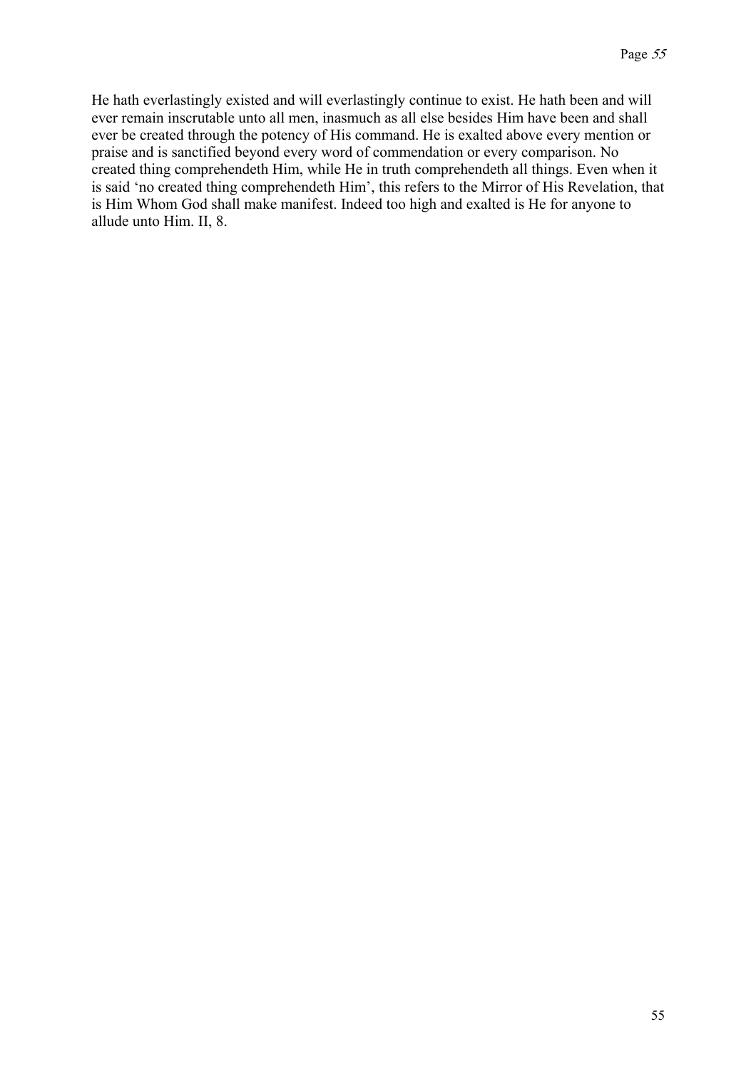He hath everlastingly existed and will everlastingly continue to exist. He hath been and will ever remain inscrutable unto all men, inasmuch as all else besides Him have been and shall ever be created through the potency of His command. He is exalted above every mention or praise and is sanctified beyond every word of commendation or every comparison. No created thing comprehendeth Him, while He in truth comprehendeth all things. Even when it is said 'no created thing comprehendeth Him', this refers to the Mirror of His Revelation, that is Him Whom God shall make manifest. Indeed too high and exalted is He for anyone to allude unto Him. II, 8.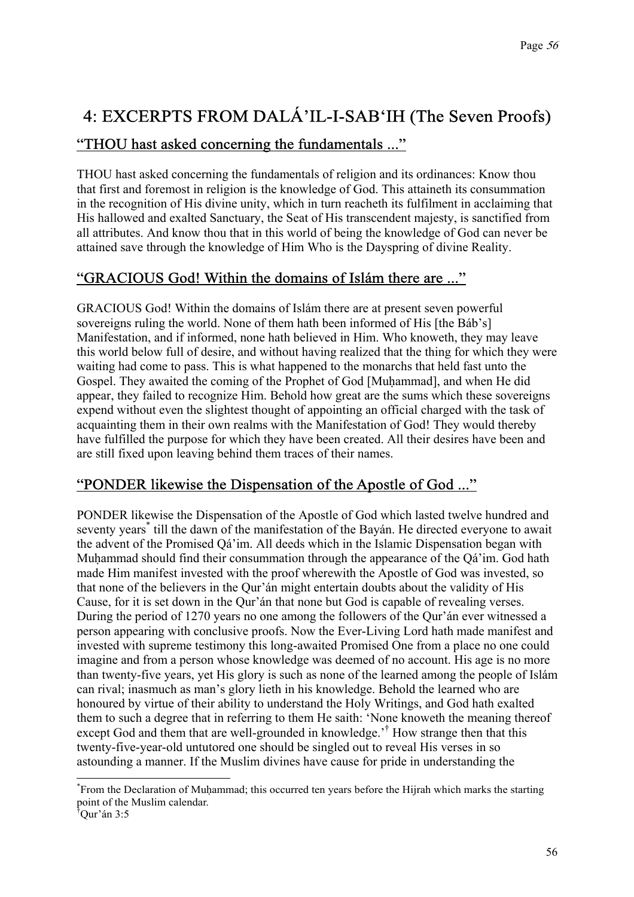# 4: EXCERPTS FROM DALÁ'IL-I-SAB'IH (The Seven Proofs)

## "THOU hast asked concerning the fundamentals ..."

THOU hast asked concerning the fundamentals of religion and its ordinances: Know thou that first and foremost in religion is the knowledge of God. This attaineth its consummation in the recognition of His divine unity, which in turn reacheth its fulfilment in acclaiming that His hallowed and exalted Sanctuary, the Seat of His transcendent majesty, is sanctified from all attributes. And know thou that in this world of being the knowledge of God can never be attained save through the knowledge of Him Who is the Dayspring of divine Reality.

## "GRACIOUS God! Within the domains of Islám there are ..."

GRACIOUS God! Within the domains of Islám there are at present seven powerful sovereigns ruling the world. None of them hath been informed of His [the Báb's] Manifestation, and if informed, none hath believed in Him. Who knoweth, they may leave this world below full of desire, and without having realized that the thing for which they were waiting had come to pass. This is what happened to the monarchs that held fast unto the Gospel. They awaited the coming of the Prophet of God [Muḥammad], and when He did appear, they failed to recognize Him. Behold how great are the sums which these sovereigns expend without even the slightest thought of appointing an official charged with the task of acquainting them in their own realms with the Manifestation of God! They would thereby have fulfilled the purpose for which they have been created. All their desires have been and are still fixed upon leaving behind them traces of their names.

## "PONDER likewise the Dispensation of the Apostle of God ..."

PONDER likewise the Dispensation of the Apostle of God which lasted twelve hundred and seventy years[*] till the dawn of the manifestation of the Bayán. He directed everyone to await the advent of the Promised Qá'im. All deeds which in the Islamic Dispensation began with Muḥammad should find their consummation through the appearance of the Qá'im. God hath made Him manifest invested with the proof wherewith the Apostle of God was invested, so that none of the believers in the Qur'án might entertain doubts about the validity of His Cause, for it is set down in the Qur'án that none but God is capable of revealing verses. During the period of 1270 years no one among the followers of the Qur'án ever witnessed a person appearing with conclusive proofs. Now the Ever-Living Lord hath made manifest and invested with supreme testimony this long-awaited Promised One from a place no one could imagine and from a person whose knowledge was deemed of no account. His age is no more than twenty-five years, yet His glory is such as none of the learned among the people of Islám can rival; inasmuch as man's glory lieth in his knowledge. Behold the learned who are honoured by virtue of their ability to understand the Holy Writings, and God hath exalted them to such a degree that in referring to them He saith: 'None knoweth the meaning thereof except God and them that are well-grounded in knowledge.'[†] How strange then that this twenty-five-year-old untutored one should be singled out to reveal His verses in so astounding a manner. If the Muslim divines have cause for pride in understanding the

---

[*] From the Declaration of Muḥammad; this occurred ten years before the Hijrah which marks the starting point of the Muslim calendar.

[†] Qur'án 3:5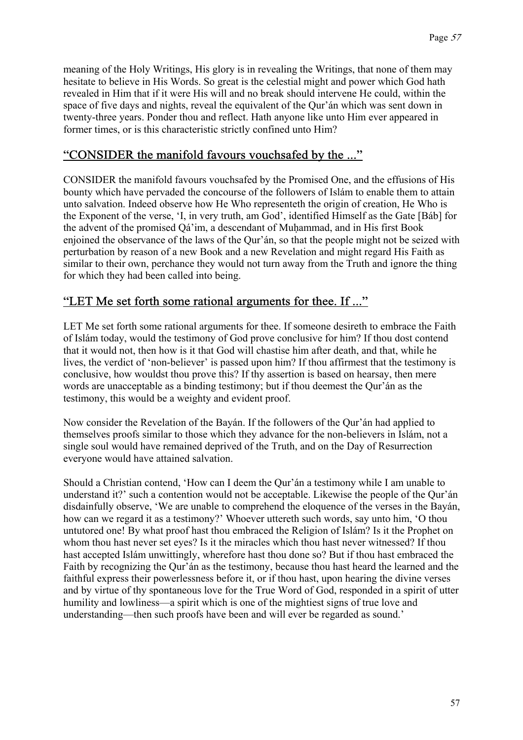meaning of the Holy Writings, His glory is in revealing the Writings, that none of them may hesitate to believe in His Words. So great is the celestial might and power which God hath revealed in Him that if it were His will and no break should intervene He could, within the space of five days and nights, reveal the equivalent of the Qur'án which was sent down in twenty-three years. Ponder thou and reflect. Hath anyone like unto Him ever appeared in former times, or is this characteristic strictly confined unto Him?

## "CONSIDER the manifold favours vouchsafed by the ..."

CONSIDER the manifold favours vouchsafed by the Promised One, and the effusions of His bounty which have pervaded the concourse of the followers of Islám to enable them to attain unto salvation. Indeed observe how He Who representeth the origin of creation, He Who is the Exponent of the verse, 'I, in very truth, am God', identified Himself as the Gate [Báb] for the advent of the promised Qá'im, a descendant of Muḥammad, and in His first Book enjoined the observance of the laws of the Qur'án, so that the people might not be seized with perturbation by reason of a new Book and a new Revelation and might regard His Faith as similar to their own, perchance they would not turn away from the Truth and ignore the thing for which they had been called into being.

## "LET Me set forth some rational arguments for thee. If ..."

LET Me set forth some rational arguments for thee. If someone desireth to embrace the Faith of Islám today, would the testimony of God prove conclusive for him? If thou dost contend that it would not, then how is it that God will chastise him after death, and that, while he lives, the verdict of 'non-believer' is passed upon him? If thou affirmest that the testimony is conclusive, how wouldst thou prove this? If thy assertion is based on hearsay, then mere words are unacceptable as a binding testimony; but if thou deemest the Qur'án as the testimony, this would be a weighty and evident proof.

Now consider the Revelation of the Bayán. If the followers of the Qur'án had applied to themselves proofs similar to those which they advance for the non-believers in Islám, not a single soul would have remained deprived of the Truth, and on the Day of Resurrection everyone would have attained salvation.

Should a Christian contend, 'How can I deem the Qur'án a testimony while I am unable to understand it?' such a contention would not be acceptable. Likewise the people of the Qur'án disdainfully observe, 'We are unable to comprehend the eloquence of the verses in the Bayán, how can we regard it as a testimony?' Whoever uttereth such words, say unto him, 'O thou untutored one! By what proof hast thou embraced the Religion of Islám? Is it the Prophet on whom thou hast never set eyes? Is it the miracles which thou hast never witnessed? If thou hast accepted Islám unwittingly, wherefore hast thou done so? But if thou hast embraced the Faith by recognizing the Qur'án as the testimony, because thou hast heard the learned and the faithful express their powerlessness before it, or if thou hast, upon hearing the divine verses and by virtue of thy spontaneous love for the True Word of God, responded in a spirit of utter humility and lowliness—a spirit which is one of the mightiest signs of true love and understanding—then such proofs have been and will ever be regarded as sound.'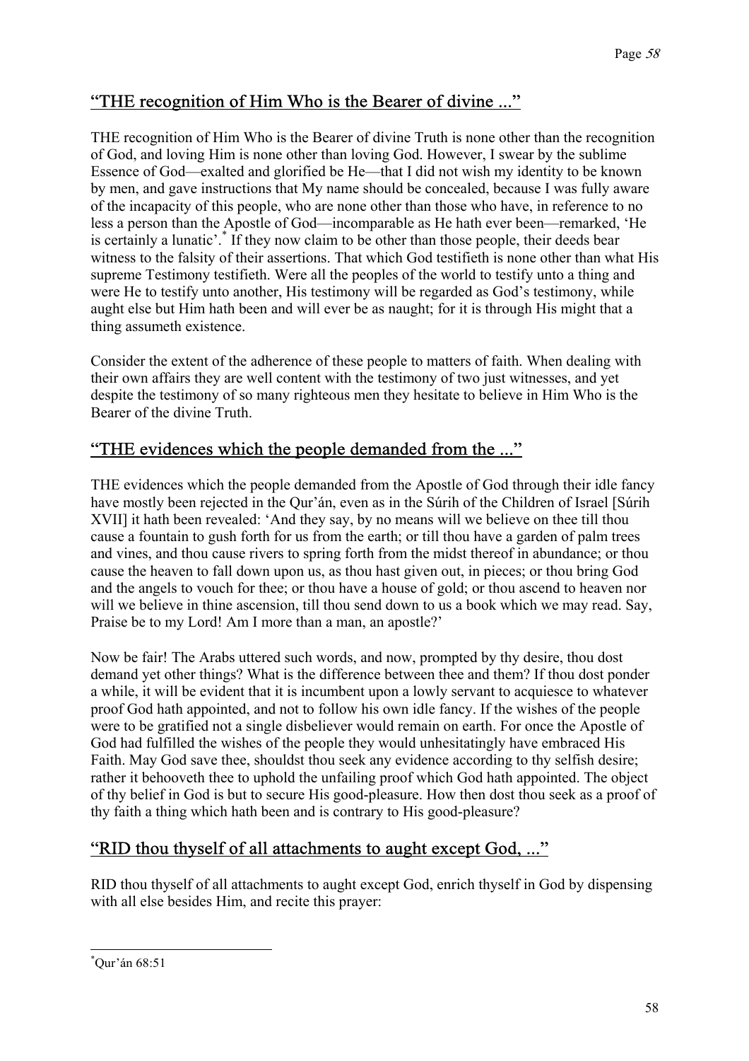## "THE recognition of Him Who is the Bearer of divine ..."

THE recognition of Him Who is the Bearer of divine Truth is none other than the recognition of God, and loving Him is none other than loving God. However, I swear by the sublime Essence of God—exalted and glorified be He—that I did not wish my identity to be known by men, and gave instructions that My name should be concealed, because I was fully aware of the incapacity of this people, who are none other than those who have, in reference to no less a person than the Apostle of God—incomparable as He hath ever been—remarked, 'He is certainly a lunatic'.* If they now claim to be other than those people, their deeds bear witness to the falsity of their assertions. That which God testifieth is none other than what His supreme Testimony testifieth. Were all the peoples of the world to testify unto a thing and were He to testify unto another, His testimony will be regarded as God's testimony, while aught else but Him hath been and will ever be as naught; for it is through His might that a thing assumeth existence.

Consider the extent of the adherence of these people to matters of faith. When dealing with their own affairs they are well content with the testimony of two just witnesses, and yet despite the testimony of so many righteous men they hesitate to believe in Him Who is the Bearer of the divine Truth.

## "THE evidences which the people demanded from the ..."

THE evidences which the people demanded from the Apostle of God through their idle fancy have mostly been rejected in the Qur'án, even as in the Súrih of the Children of Israel [Súrih XVII] it hath been revealed: 'And they say, by no means will we believe on thee till thou cause a fountain to gush forth for us from the earth; or till thou have a garden of palm trees and vines, and thou cause rivers to spring forth from the midst thereof in abundance; or thou cause the heaven to fall down upon us, as thou hast given out, in pieces; or thou bring God and the angels to vouch for thee; or thou have a house of gold; or thou ascend to heaven nor will we believe in thine ascension, till thou send down to us a book which we may read. Say, Praise be to my Lord! Am I more than a man, an apostle?'

Now be fair! The Arabs uttered such words, and now, prompted by thy desire, thou dost demand yet other things? What is the difference between thee and them? If thou dost ponder a while, it will be evident that it is incumbent upon a lowly servant to acquiesce to whatever proof God hath appointed, and not to follow his own idle fancy. If the wishes of the people were to be gratified not a single disbeliever would remain on earth. For once the Apostle of God had fulfilled the wishes of the people they would unhesitatingly have embraced His Faith. May God save thee, shouldst thou seek any evidence according to thy selfish desire; rather it behooveth thee to uphold the unfailing proof which God hath appointed. The object of thy belief in God is but to secure His good-pleasure. How then dost thou seek as a proof of thy faith a thing which hath been and is contrary to His good-pleasure?

## "RID thou thyself of all attachments to aught except God, ..."

RID thou thyself of all attachments to aught except God, enrich thyself in God by dispensing with all else besides Him, and recite this prayer:

---

* Qur'án 68:51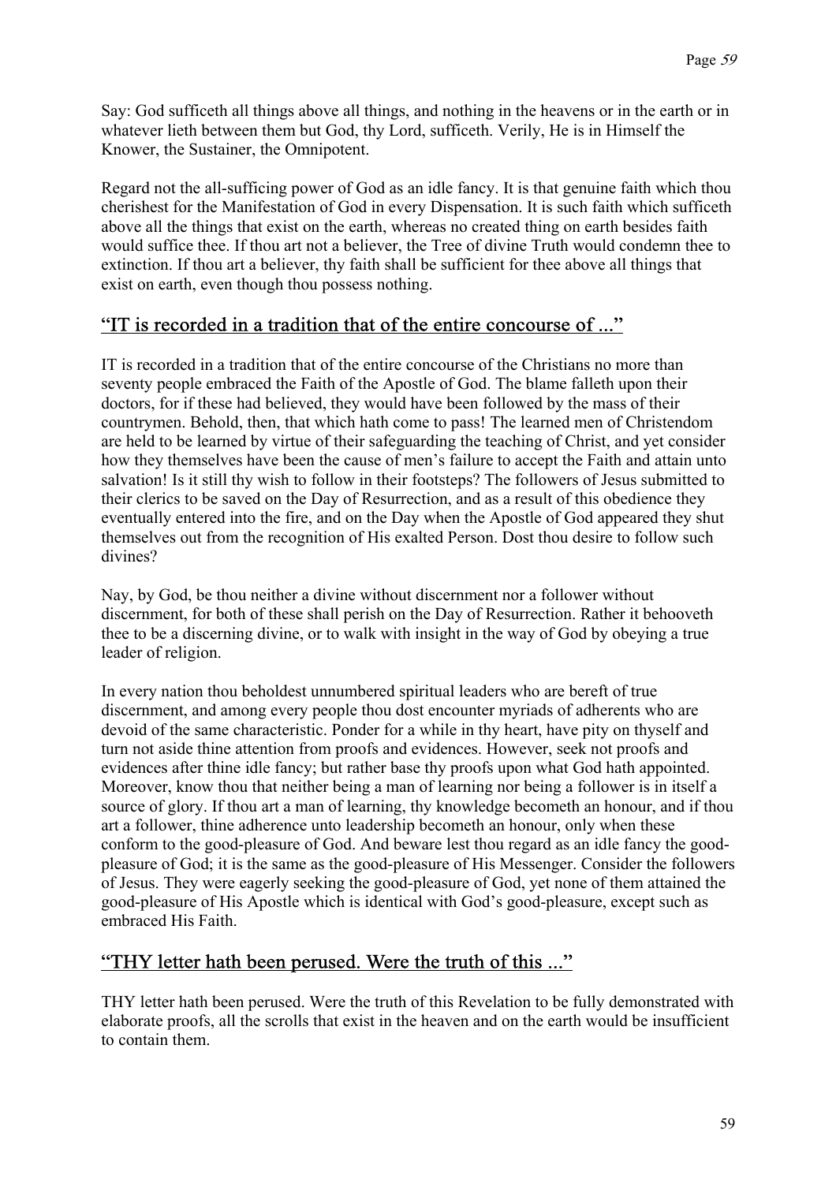Say: God sufficeth all things above all things, and nothing in the heavens or in the earth or in whatever lieth between them but God, thy Lord, sufficeth. Verily, He is in Himself the Knower, the Sustainer, the Omnipotent.

Regard not the all-sufficing power of God as an idle fancy. It is that genuine faith which thou cherishest for the Manifestation of God in every Dispensation. It is such faith which sufficeth above all the things that exist on the earth, whereas no created thing on earth besides faith would suffice thee. If thou art not a believer, the Tree of divine Truth would condemn thee to extinction. If thou art a believer, thy faith shall be sufficient for thee above all things that exist on earth, even though thou possess nothing.

## "IT is recorded in a tradition that of the entire concourse of ..."

IT is recorded in a tradition that of the entire concourse of the Christians no more than seventy people embraced the Faith of the Apostle of God. The blame falleth upon their doctors, for if these had believed, they would have been followed by the mass of their countrymen. Behold, then, that which hath come to pass! The learned men of Christendom are held to be learned by virtue of their safeguarding the teaching of Christ, and yet consider how they themselves have been the cause of men's failure to accept the Faith and attain unto salvation! Is it still thy wish to follow in their footsteps? The followers of Jesus submitted to their clerics to be saved on the Day of Resurrection, and as a result of this obedience they eventually entered into the fire, and on the Day when the Apostle of God appeared they shut themselves out from the recognition of His exalted Person. Dost thou desire to follow such divines?

Nay, by God, be thou neither a divine without discernment nor a follower without discernment, for both of these shall perish on the Day of Resurrection. Rather it behooveth thee to be a discerning divine, or to walk with insight in the way of God by obeying a true leader of religion.

In every nation thou beholdest unnumbered spiritual leaders who are bereft of true discernment, and among every people thou dost encounter myriads of adherents who are devoid of the same characteristic. Ponder for a while in thy heart, have pity on thyself and turn not aside thine attention from proofs and evidences. However, seek not proofs and evidences after thine idle fancy; but rather base thy proofs upon what God hath appointed. Moreover, know thou that neither being a man of learning nor being a follower is in itself a source of glory. If thou art a man of learning, thy knowledge becometh an honour, and if thou art a follower, thine adherence unto leadership becometh an honour, only when these conform to the good-pleasure of God. And beware lest thou regard as an idle fancy the good-pleasure of God; it is the same as the good-pleasure of His Messenger. Consider the followers of Jesus. They were eagerly seeking the good-pleasure of God, yet none of them attained the good-pleasure of His Apostle which is identical with God's good-pleasure, except such as embraced His Faith.

## "THY letter hath been perused. Were the truth of this ..."

THY letter hath been perused. Were the truth of this Revelation to be fully demonstrated with elaborate proofs, all the scrolls that exist in the heaven and on the earth would be insufficient to contain them.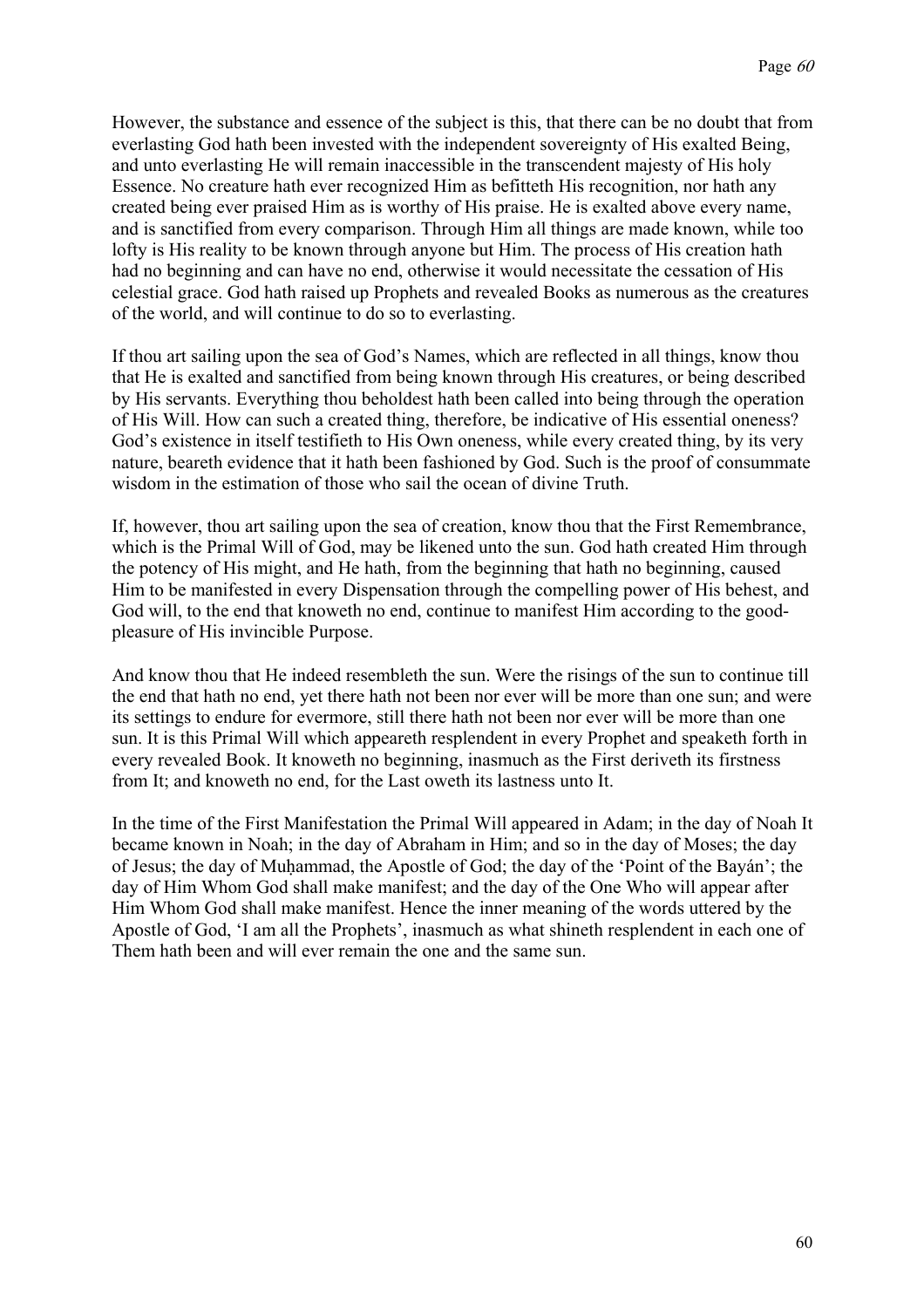However, the substance and essence of the subject is this, that there can be no doubt that from everlasting God hath been invested with the independent sovereignty of His exalted Being, and unto everlasting He will remain inaccessible in the transcendent majesty of His holy Essence. No creature hath ever recognized Him as befitteth His recognition, nor hath any created being ever praised Him as is worthy of His praise. He is exalted above every name, and is sanctified from every comparison. Through Him all things are made known, while too lofty is His reality to be known through anyone but Him. The process of His creation hath had no beginning and can have no end, otherwise it would necessitate the cessation of His celestial grace. God hath raised up Prophets and revealed Books as numerous as the creatures of the world, and will continue to do so to everlasting.

If thou art sailing upon the sea of God's Names, which are reflected in all things, know thou that He is exalted and sanctified from being known through His creatures, or being described by His servants. Everything thou beholdest hath been called into being through the operation of His Will. How can such a created thing, therefore, be indicative of His essential oneness? God's existence in itself testifieth to His Own oneness, while every created thing, by its very nature, beareth evidence that it hath been fashioned by God. Such is the proof of consummate wisdom in the estimation of those who sail the ocean of divine Truth.

If, however, thou art sailing upon the sea of creation, know thou that the First Remembrance, which is the Primal Will of God, may be likened unto the sun. God hath created Him through the potency of His might, and He hath, from the beginning that hath no beginning, caused Him to be manifested in every Dispensation through the compelling power of His behest, and God will, to the end that knoweth no end, continue to manifest Him according to the good-pleasure of His invincible Purpose.

And know thou that He indeed resembleth the sun. Were the risings of the sun to continue till the end that hath no end, yet there hath not been nor ever will be more than one sun; and were its settings to endure for evermore, still there hath not been nor ever will be more than one sun. It is this Primal Will which appeareth resplendent in every Prophet and speaketh forth in every revealed Book. It knoweth no beginning, inasmuch as the First deriveth its firstness from It; and knoweth no end, for the Last oweth its lastness unto It.

In the time of the First Manifestation the Primal Will appeared in Adam; in the day of Noah It became known in Noah; in the day of Abraham in Him; and so in the day of Moses; the day of Jesus; the day of Muḥammad, the Apostle of God; the day of the 'Point of the Bayán'; the day of Him Whom God shall make manifest; and the day of the One Who will appear after Him Whom God shall make manifest. Hence the inner meaning of the words uttered by the Apostle of God, 'I am all the Prophets', inasmuch as what shineth resplendent in each one of Them hath been and will ever remain the one and the same sun.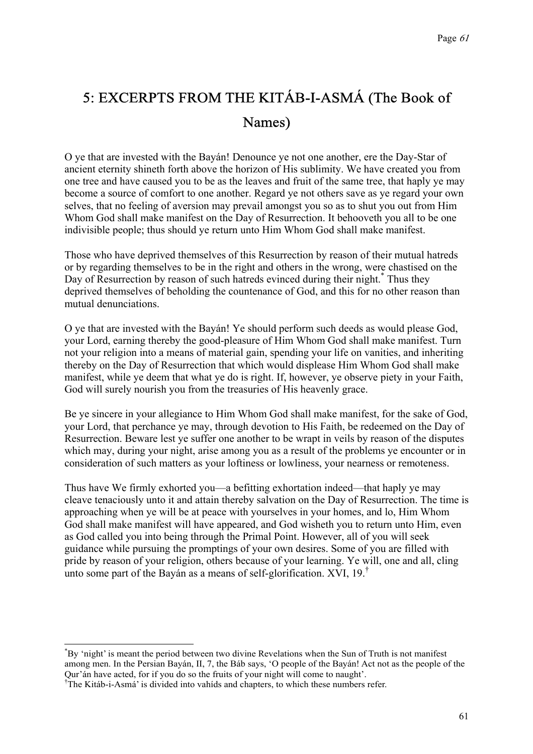# 5: EXCERPTS FROM THE KITÁB-I-ASMÁ (The Book of Names)

O ye that are invested with the Bayán! Denounce ye not one another, ere the Day-Star of ancient eternity shineth forth above the horizon of His sublimity. We have created you from one tree and have caused you to be as the leaves and fruit of the same tree, that haply ye may become a source of comfort to one another. Regard ye not others save as ye regard your own selves, that no feeling of aversion may prevail amongst you so as to shut you out from Him Whom God shall make manifest on the Day of Resurrection. It behooveth you all to be one indivisible people; thus should ye return unto Him Whom God shall make manifest.

Those who have deprived themselves of this Resurrection by reason of their mutual hatreds or by regarding themselves to be in the right and others in the wrong, were chastised on the Day of Resurrection by reason of such hatreds evinced during their night.* Thus they deprived themselves of beholding the countenance of God, and this for no other reason than mutual denunciations.

O ye that are invested with the Bayán! Ye should perform such deeds as would please God, your Lord, earning thereby the good-pleasure of Him Whom God shall make manifest. Turn not your religion into a means of material gain, spending your life on vanities, and inheriting thereby on the Day of Resurrection that which would displease Him Whom God shall make manifest, while ye deem that what ye do is right. If, however, ye observe piety in your Faith, God will surely nourish you from the treasuries of His heavenly grace.

Be ye sincere in your allegiance to Him Whom God shall make manifest, for the sake of God, your Lord, that perchance ye may, through devotion to His Faith, be redeemed on the Day of Resurrection. Beware lest ye suffer one another to be wrapt in veils by reason of the disputes which may, during your night, arise among you as a result of the problems ye encounter or in consideration of such matters as your loftiness or lowliness, your nearness or remoteness.

Thus have We firmly exhorted you—a befitting exhortation indeed—that haply ye may cleave tenaciously unto it and attain thereby salvation on the Day of Resurrection. The time is approaching when ye will be at peace with yourselves in your homes, and lo, Him Whom God shall make manifest will have appeared, and God wisheth you to return unto Him, even as God called you into being through the Primal Point. However, all of you will seek guidance while pursuing the promptings of your own desires. Some of you are filled with pride by reason of your religion, others because of your learning. Ye will, one and all, cling unto some part of the Bayán as a means of self-glorification. XVI, 19.†

---

*By 'night' is meant the period between two divine Revelations when the Sun of Truth is not manifest among men. In the Persian Bayán, II, 7, the Báb says, 'O people of the Bayán! Act not as the people of the Qur'án have acted, for if you do so the fruits of your night will come to naught'.

†The Kitáb-i-Asmá' is divided into vahíds and chapters, to which these numbers refer.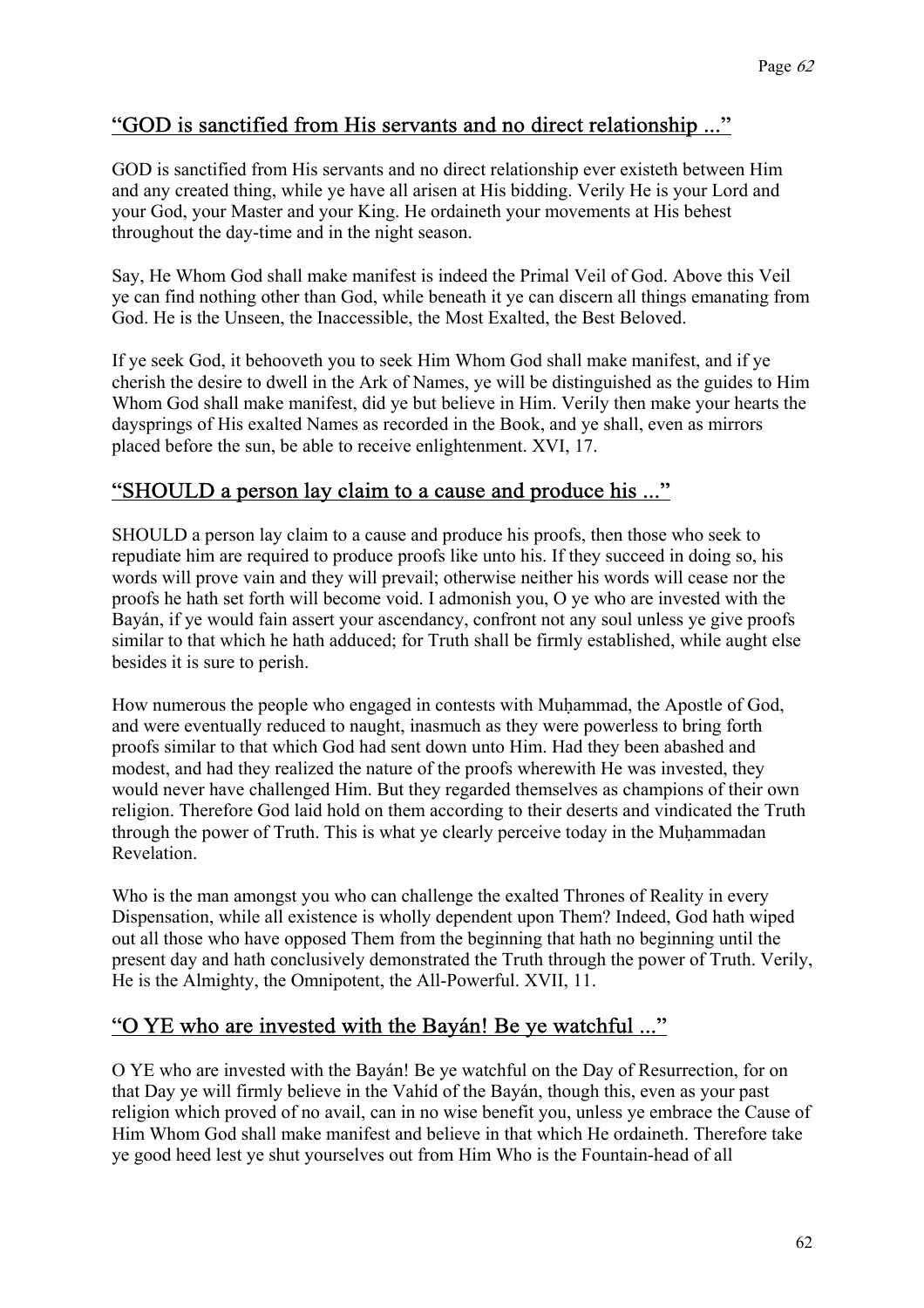## “GOD is sanctified from His servants and no direct relationship ...”

GOD is sanctified from His servants and no direct relationship ever existeth between Him and any created thing, while ye have all arisen at His bidding. Verily He is your Lord and your God, your Master and your King. He ordaineth your movements at His behest throughout the day-time and in the night season.

Say, He Whom God shall make manifest is indeed the Primal Veil of God. Above this Veil ye can find nothing other than God, while beneath it ye can discern all things emanating from God. He is the Unseen, the Inaccessible, the Most Exalted, the Best Beloved.

If ye seek God, it behooveth you to seek Him Whom God shall make manifest, and if ye cherish the desire to dwell in the Ark of Names, ye will be distinguished as the guides to Him Whom God shall make manifest, did ye but believe in Him. Verily then make your hearts the daysprings of His exalted Names as recorded in the Book, and ye shall, even as mirrors placed before the sun, be able to receive enlightenment. XVI, 17.

## “SHOULD a person lay claim to a cause and produce his ...”

SHOULD a person lay claim to a cause and produce his proofs, then those who seek to repudiate him are required to produce proofs like unto his. If they succeed in doing so, his words will prove vain and they will prevail; otherwise neither his words will cease nor the proofs he hath set forth will become void. I admonish you, O ye who are invested with the Bayán, if ye would fain assert your ascendancy, confront not any soul unless ye give proofs similar to that which he hath adduced; for Truth shall be firmly established, while aught else besides it is sure to perish.

How numerous the people who engaged in contests with Muḥammad, the Apostle of God, and were eventually reduced to naught, inasmuch as they were powerless to bring forth proofs similar to that which God had sent down unto Him. Had they been abashed and modest, and had they realized the nature of the proofs wherewith He was invested, they would never have challenged Him. But they regarded themselves as champions of their own religion. Therefore God laid hold on them according to their deserts and vindicated the Truth through the power of Truth. This is what ye clearly perceive today in the Muḥammadan Revelation.

Who is the man amongst you who can challenge the exalted Thrones of Reality in every Dispensation, while all existence is wholly dependent upon Them? Indeed, God hath wiped out all those who have opposed Them from the beginning that hath no beginning until the present day and hath conclusively demonstrated the Truth through the power of Truth. Verily, He is the Almighty, the Omnipotent, the All-Powerful. XVII, 11.

## “O YE who are invested with the Bayán! Be ye watchful ...”

O YE who are invested with the Bayán! Be ye watchful on the Day of Resurrection, for on that Day ye will firmly believe in the Vahíd of the Bayán, though this, even as your past religion which proved of no avail, can in no wise benefit you, unless ye embrace the Cause of Him Whom God shall make manifest and believe in that which He ordaineth. Therefore take ye good heed lest ye shut yourselves out from Him Who is the Fountain-head of all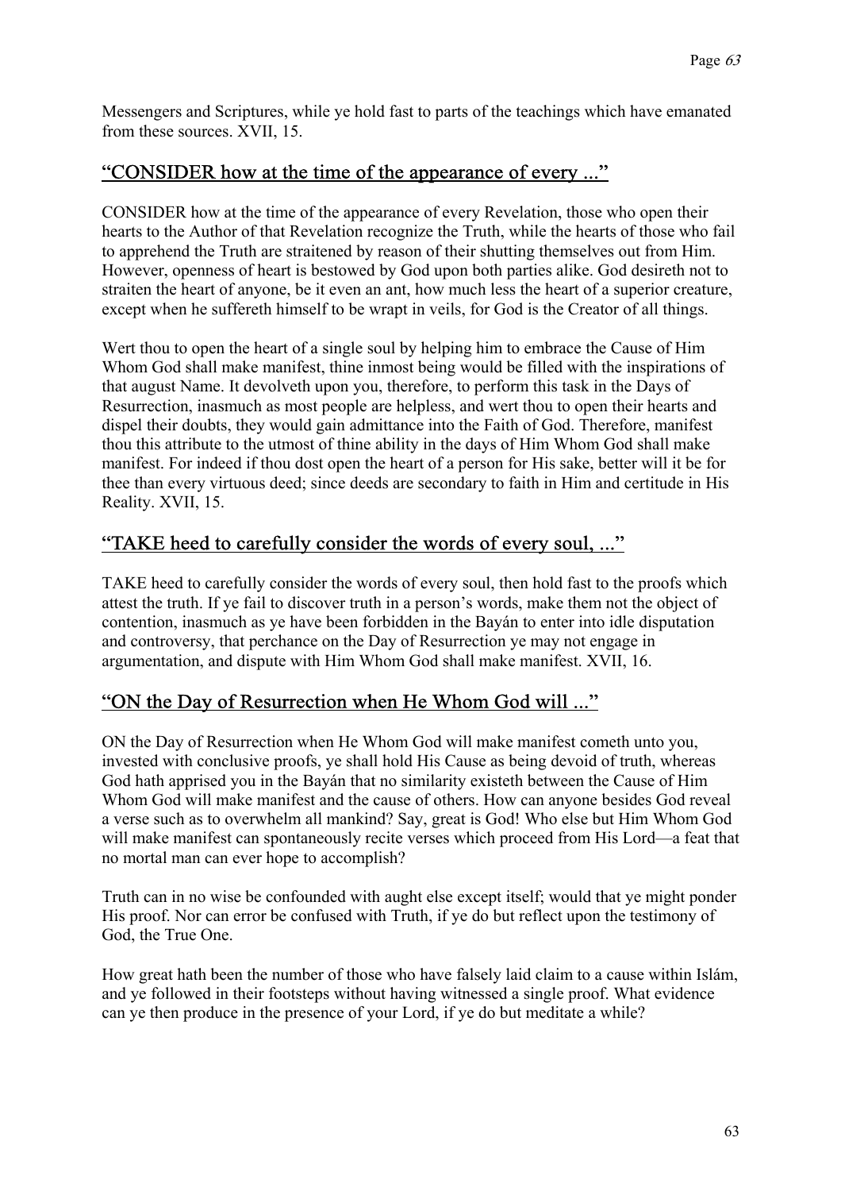Messengers and Scriptures, while ye hold fast to parts of the teachings which have emanated from these sources. XVII, 15.

## "CONSIDER how at the time of the appearance of every ..."

CONSIDER how at the time of the appearance of every Revelation, those who open their hearts to the Author of that Revelation recognize the Truth, while the hearts of those who fail to apprehend the Truth are straitened by reason of their shutting themselves out from Him. However, openness of heart is bestowed by God upon both parties alike. God desireth not to straiten the heart of anyone, be it even an ant, how much less the heart of a superior creature, except when he suffereth himself to be wrapt in veils, for God is the Creator of all things.

Wert thou to open the heart of a single soul by helping him to embrace the Cause of Him Whom God shall make manifest, thine inmost being would be filled with the inspirations of that august Name. It devolveth upon you, therefore, to perform this task in the Days of Resurrection, inasmuch as most people are helpless, and wert thou to open their hearts and dispel their doubts, they would gain admittance into the Faith of God. Therefore, manifest thou this attribute to the utmost of thine ability in the days of Him Whom God shall make manifest. For indeed if thou dost open the heart of a person for His sake, better will it be for thee than every virtuous deed; since deeds are secondary to faith in Him and certitude in His Reality. XVII, 15.

## "TAKE heed to carefully consider the words of every soul, ..."

TAKE heed to carefully consider the words of every soul, then hold fast to the proofs which attest the truth. If ye fail to discover truth in a person's words, make them not the object of contention, inasmuch as ye have been forbidden in the Bayán to enter into idle disputation and controversy, that perchance on the Day of Resurrection ye may not engage in argumentation, and dispute with Him Whom God shall make manifest. XVII, 16.

## "ON the Day of Resurrection when He Whom God will ..."

ON the Day of Resurrection when He Whom God will make manifest cometh unto you, invested with conclusive proofs, ye shall hold His Cause as being devoid of truth, whereas God hath apprised you in the Bayán that no similarity existeth between the Cause of Him Whom God will make manifest and the cause of others. How can anyone besides God reveal a verse such as to overwhelm all mankind? Say, great is God! Who else but Him Whom God will make manifest can spontaneously recite verses which proceed from His Lord—a feat that no mortal man can ever hope to accomplish?

Truth can in no wise be confounded with aught else except itself; would that ye might ponder His proof. Nor can error be confused with Truth, if ye do but reflect upon the testimony of God, the True One.

How great hath been the number of those who have falsely laid claim to a cause within Islám, and ye followed in their footsteps without having witnessed a single proof. What evidence can ye then produce in the presence of your Lord, if ye do but meditate a while?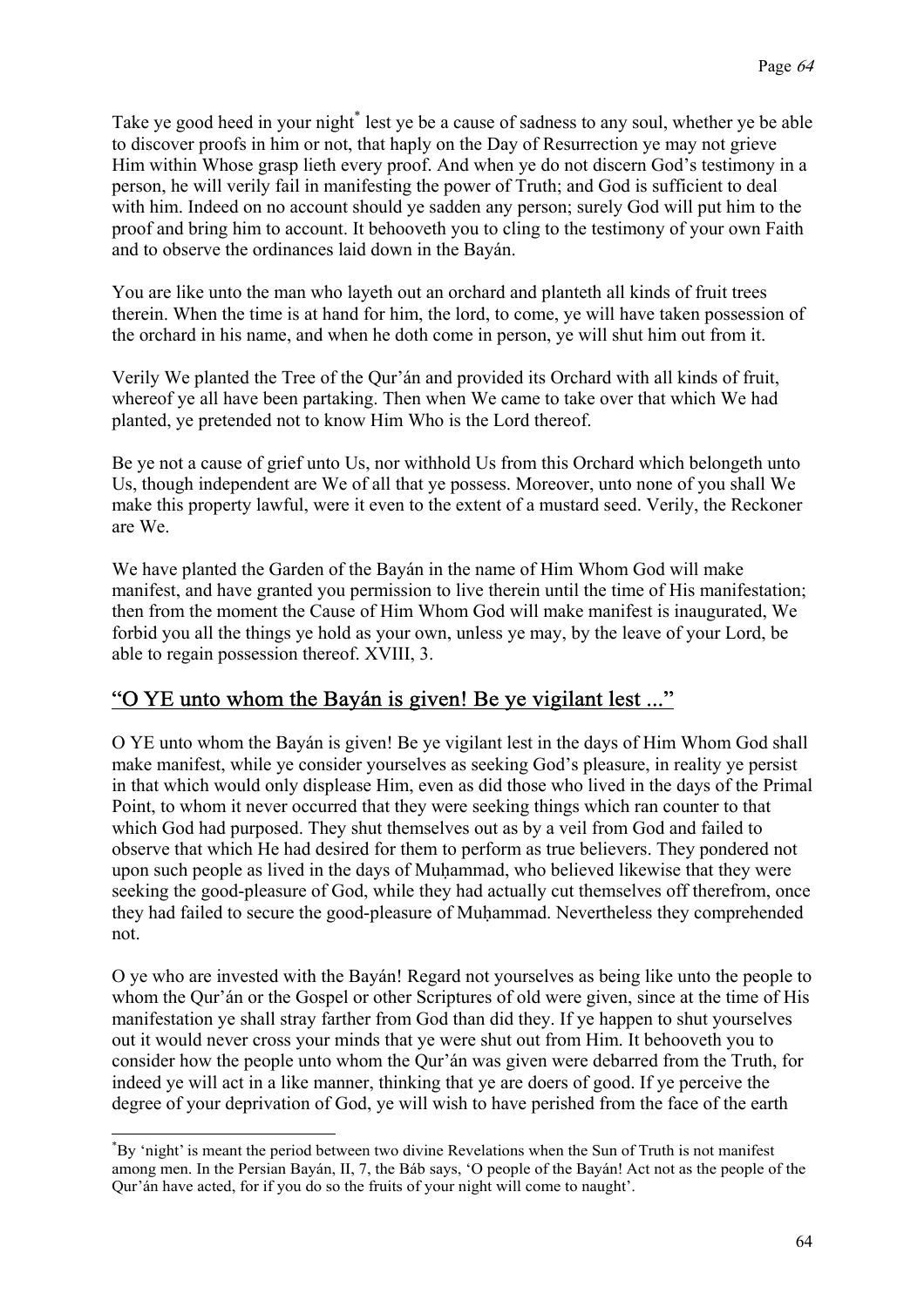Take ye good heed in your night[*] lest ye be a cause of sadness to any soul, whether ye be able to discover proofs in him or not, that haply on the Day of Resurrection ye may not grieve Him within Whose grasp lieth every proof. And when ye do not discern God's testimony in a person, he will verily fail in manifesting the power of Truth; and God is sufficient to deal with him. Indeed on no account should ye sadden any person; surely God will put him to the proof and bring him to account. It behooveth you to cling to the testimony of your own Faith and to observe the ordinances laid down in the Bayán.

You are like unto the man who layeth out an orchard and planteth all kinds of fruit trees therein. When the time is at hand for him, the lord, to come, ye will have taken possession of the orchard in his name, and when he doth come in person, ye will shut him out from it.

Verily We planted the Tree of the Qur'án and provided its Orchard with all kinds of fruit, whereof ye all have been partaking. Then when We came to take over that which We had planted, ye pretended not to know Him Who is the Lord thereof.

Be ye not a cause of grief unto Us, nor withhold Us from this Orchard which belongeth unto Us, though independent are We of all that ye possess. Moreover, unto none of you shall We make this property lawful, were it even to the extent of a mustard seed. Verily, the Reckoner are We.

We have planted the Garden of the Bayán in the name of Him Whom God will make manifest, and have granted you permission to live therein until the time of His manifestation; then from the moment the Cause of Him Whom God will make manifest is inaugurated, We forbid you all the things ye hold as your own, unless ye may, by the leave of your Lord, be able to regain possession thereof. XVIII, 3.

## "O YE unto whom the Bayán is given! Be ye vigilant lest ..."

O YE unto whom the Bayán is given! Be ye vigilant lest in the days of Him Whom God shall make manifest, while ye consider yourselves as seeking God's pleasure, in reality ye persist in that which would only displease Him, even as did those who lived in the days of the Primal Point, to whom it never occurred that they were seeking things which ran counter to that which God had purposed. They shut themselves out as by a veil from God and failed to observe that which He had desired for them to perform as true believers. They pondered not upon such people as lived in the days of Muḥammad, who believed likewise that they were seeking the good-pleasure of God, while they had actually cut themselves off therefrom, once they had failed to secure the good-pleasure of Muḥammad. Nevertheless they comprehended not.

O ye who are invested with the Bayán! Regard not yourselves as being like unto the people to whom the Qur'án or the Gospel or other Scriptures of old were given, since at the time of His manifestation ye shall stray farther from God than did they. If ye happen to shut yourselves out it would never cross your minds that ye were shut out from Him. It behooveth you to consider how the people unto whom the Qur'án was given were debarred from the Truth, for indeed ye will act in a like manner, thinking that ye are doers of good. If ye perceive the degree of your deprivation of God, ye will wish to have perished from the face of the earth

---

[*] By 'night' is meant the period between two divine Revelations when the Sun of Truth is not manifest among men. In the Persian Bayán, II, 7, the Báb says, 'O people of the Bayán! Act not as the people of the Qur'án have acted, for if you do so the fruits of your night will come to naught'.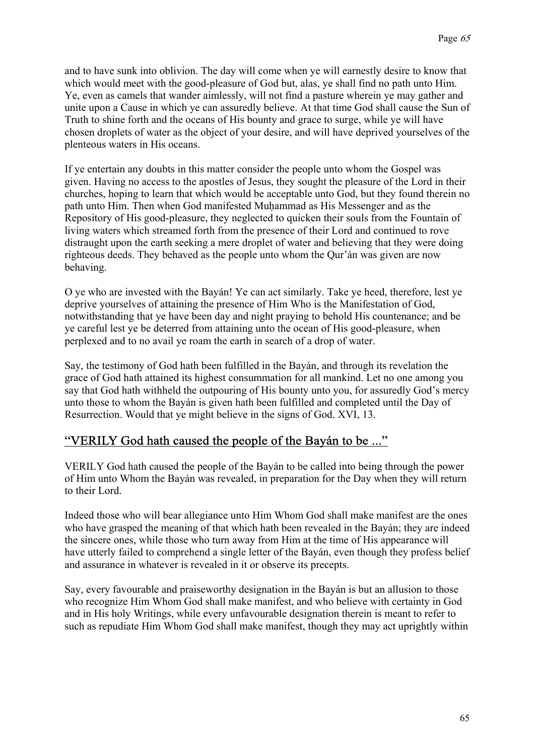and to have sunk into oblivion. The day will come when ye will earnestly desire to know that which would meet with the good-pleasure of God but, alas, ye shall find no path unto Him. Ye, even as camels that wander aimlessly, will not find a pasture wherein ye may gather and unite upon a Cause in which ye can assuredly believe. At that time God shall cause the Sun of Truth to shine forth and the oceans of His bounty and grace to surge, while ye will have chosen droplets of water as the object of your desire, and will have deprived yourselves of the plenteous waters in His oceans.

If ye entertain any doubts in this matter consider the people unto whom the Gospel was given. Having no access to the apostles of Jesus, they sought the pleasure of the Lord in their churches, hoping to learn that which would be acceptable unto God, but they found therein no path unto Him. Then when God manifested Muḥammad as His Messenger and as the Repository of His good-pleasure, they neglected to quicken their souls from the Fountain of living waters which streamed forth from the presence of their Lord and continued to rove distraught upon the earth seeking a mere droplet of water and believing that they were doing righteous deeds. They behaved as the people unto whom the Qur'án was given are now behaving.

O ye who are invested with the Bayán! Ye can act similarly. Take ye heed, therefore, lest ye deprive yourselves of attaining the presence of Him Who is the Manifestation of God, notwithstanding that ye have been day and night praying to behold His countenance; and be ye careful lest ye be deterred from attaining unto the ocean of His good-pleasure, when perplexed and to no avail ye roam the earth in search of a drop of water.

Say, the testimony of God hath been fulfilled in the Bayán, and through its revelation the grace of God hath attained its highest consummation for all mankind. Let no one among you say that God hath withheld the outpouring of His bounty unto you, for assuredly God's mercy unto those to whom the Bayán is given hath been fulfilled and completed until the Day of Resurrection. Would that ye might believe in the signs of God. XVI, 13.

## "VERILY God hath caused the people of the Bayán to be ..."

VERILY God hath caused the people of the Bayán to be called into being through the power of Him unto Whom the Bayán was revealed, in preparation for the Day when they will return to their Lord.

Indeed those who will bear allegiance unto Him Whom God shall make manifest are the ones who have grasped the meaning of that which hath been revealed in the Bayán; they are indeed the sincere ones, while those who turn away from Him at the time of His appearance will have utterly failed to comprehend a single letter of the Bayán, even though they profess belief and assurance in whatever is revealed in it or observe its precepts.

Say, every favourable and praiseworthy designation in the Bayán is but an allusion to those who recognize Him Whom God shall make manifest, and who believe with certainty in God and in His holy Writings, while every unfavourable designation therein is meant to refer to such as repudiate Him Whom God shall make manifest, though they may act uprightly within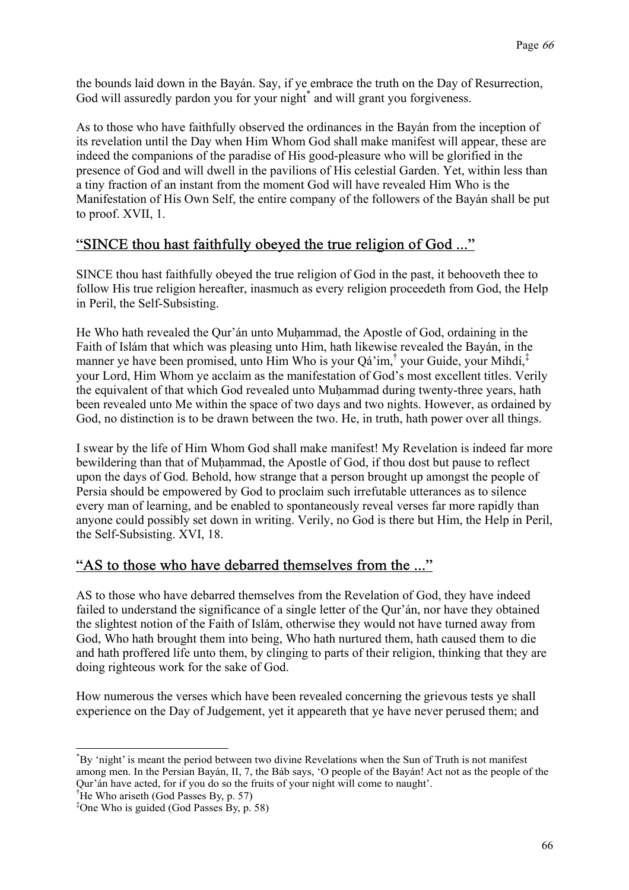the bounds laid down in the Bayán. Say, if ye embrace the truth on the Day of Resurrection, God will assuredly pardon you for your night* and will grant you forgiveness.

As to those who have faithfully observed the ordinances in the Bayán from the inception of its revelation until the Day when Him Whom God shall make manifest will appear, these are indeed the companions of the paradise of His good-pleasure who will be glorified in the presence of God and will dwell in the pavilions of His celestial Garden. Yet, within less than a tiny fraction of an instant from the moment God will have revealed Him Who is the Manifestation of His Own Self, the entire company of the followers of the Bayán shall be put to proof. XVII, 1.

## "SINCE thou hast faithfully obeyed the true religion of God ..."

SINCE thou hast faithfully obeyed the true religion of God in the past, it behooveth thee to follow His true religion hereafter, inasmuch as every religion proceedeth from God, the Help in Peril, the Self-Subsisting.

He Who hath revealed the Qur'án unto Muḥammad, the Apostle of God, ordaining in the Faith of Islám that which was pleasing unto Him, hath likewise revealed the Bayán, in the manner ye have been promised, unto Him Who is your Qá'im,† your Guide, your Mihdí,‡ your Lord, Him Whom ye acclaim as the manifestation of God's most excellent titles. Verily the equivalent of that which God revealed unto Muḥammad during twenty-three years, hath been revealed unto Me within the space of two days and two nights. However, as ordained by God, no distinction is to be drawn between the two. He, in truth, hath power over all things.

I swear by the life of Him Whom God shall make manifest! My Revelation is indeed far more bewildering than that of Muḥammad, the Apostle of God, if thou dost but pause to reflect upon the days of God. Behold, how strange that a person brought up amongst the people of Persia should be empowered by God to proclaim such irrefutable utterances as to silence every man of learning, and be enabled to spontaneously reveal verses far more rapidly than anyone could possibly set down in writing. Verily, no God is there but Him, the Help in Peril, the Self-Subsisting. XVI, 18.

## "AS to those who have debarred themselves from the ..."

AS to those who have debarred themselves from the Revelation of God, they have indeed failed to understand the significance of a single letter of the Qur'án, nor have they obtained the slightest notion of the Faith of Islám, otherwise they would not have turned away from God, Who hath brought them into being, Who hath nurtured them, hath caused them to die and hath proffered life unto them, by clinging to parts of their religion, thinking that they are doing righteous work for the sake of God.

How numerous the verses which have been revealed concerning the grievous tests ye shall experience on the Day of Judgement, yet it appeareth that ye have never perused them; and

---

*By 'night' is meant the period between two divine Revelations when the Sun of Truth is not manifest among men. In the Persian Bayán, II, 7, the Báb says, 'O people of the Bayán! Act not as the people of the Qur'án have acted, for if you do so the fruits of your night will come to naught'.

†He Who ariseth (God Passes By, p. 57)

‡One Who is guided (God Passes By, p. 58)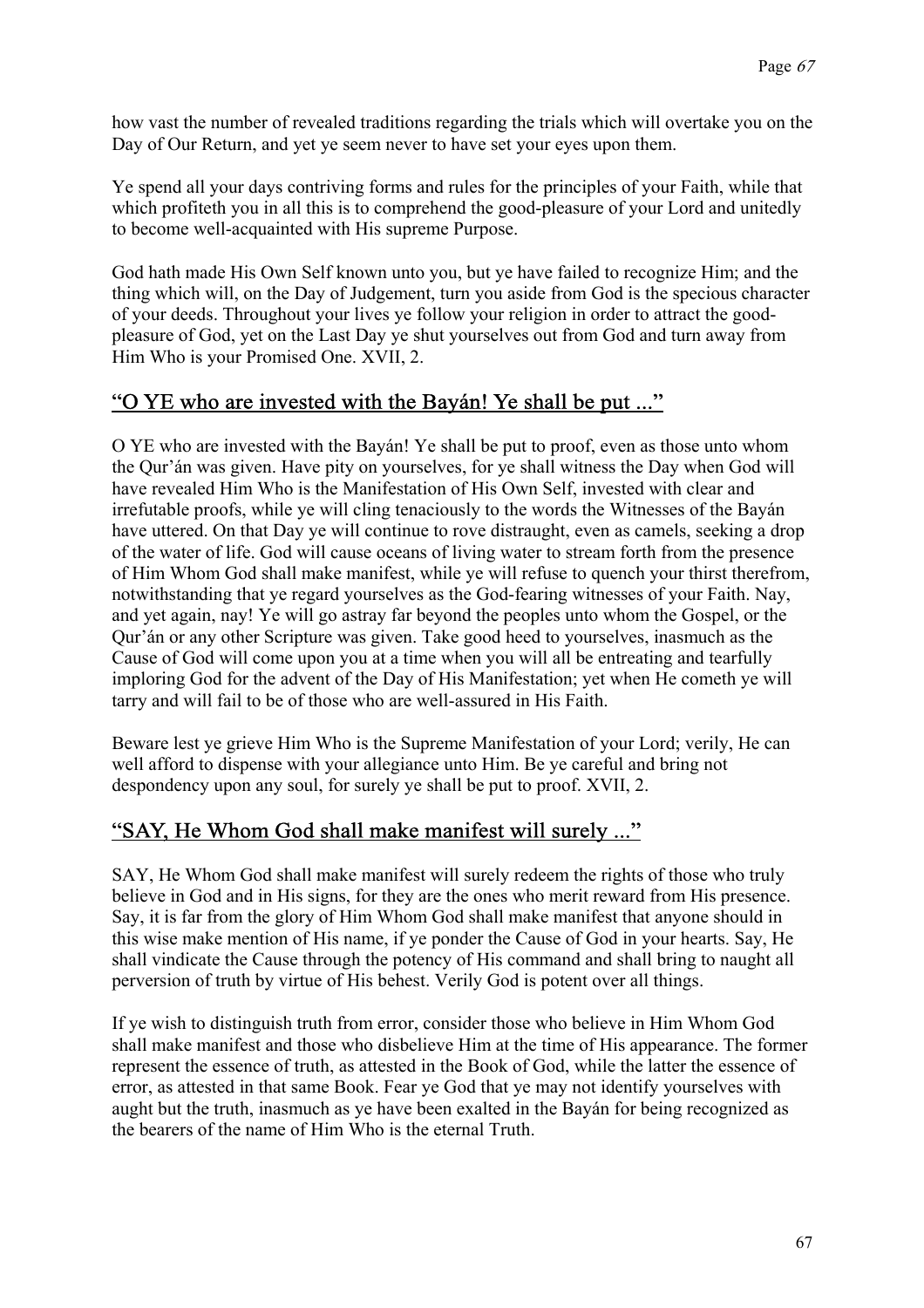how vast the number of revealed traditions regarding the trials which will overtake you on the Day of Our Return, and yet ye seem never to have set your eyes upon them.

Ye spend all your days contriving forms and rules for the principles of your Faith, while that which profiteth you in all this is to comprehend the good-pleasure of your Lord and unitedly to become well-acquainted with His supreme Purpose.

God hath made His Own Self known unto you, but ye have failed to recognize Him; and the thing which will, on the Day of Judgement, turn you aside from God is the specious character of your deeds. Throughout your lives ye follow your religion in order to attract the good-pleasure of God, yet on the Last Day ye shut yourselves out from God and turn away from Him Who is your Promised One. XVII, 2.

## "O YE who are invested with the Bayán! Ye shall be put ..."

O YE who are invested with the Bayán! Ye shall be put to proof, even as those unto whom the Qur'án was given. Have pity on yourselves, for ye shall witness the Day when God will have revealed Him Who is the Manifestation of His Own Self, invested with clear and irrefutable proofs, while ye will cling tenaciously to the words the Witnesses of the Bayán have uttered. On that Day ye will continue to rove distraught, even as camels, seeking a drop of the water of life. God will cause oceans of living water to stream forth from the presence of Him Whom God shall make manifest, while ye will refuse to quench your thirst therefrom, notwithstanding that ye regard yourselves as the God-fearing witnesses of your Faith. Nay, and yet again, nay! Ye will go astray far beyond the peoples unto whom the Gospel, or the Qur'án or any other Scripture was given. Take good heed to yourselves, inasmuch as the Cause of God will come upon you at a time when you will all be entreating and tearfully imploring God for the advent of the Day of His Manifestation; yet when He cometh ye will tarry and will fail to be of those who are well-assured in His Faith.

Beware lest ye grieve Him Who is the Supreme Manifestation of your Lord; verily, He can well afford to dispense with your allegiance unto Him. Be ye careful and bring not despondency upon any soul, for surely ye shall be put to proof. XVII, 2.

## "SAY, He Whom God shall make manifest will surely ..."

SAY, He Whom God shall make manifest will surely redeem the rights of those who truly believe in God and in His signs, for they are the ones who merit reward from His presence. Say, it is far from the glory of Him Whom God shall make manifest that anyone should in this wise make mention of His name, if ye ponder the Cause of God in your hearts. Say, He shall vindicate the Cause through the potency of His command and shall bring to naught all perversion of truth by virtue of His behest. Verily God is potent over all things.

If ye wish to distinguish truth from error, consider those who believe in Him Whom God shall make manifest and those who disbelieve Him at the time of His appearance. The former represent the essence of truth, as attested in the Book of God, while the latter the essence of error, as attested in that same Book. Fear ye God that ye may not identify yourselves with aught but the truth, inasmuch as ye have been exalted in the Bayán for being recognized as the bearers of the name of Him Who is the eternal Truth.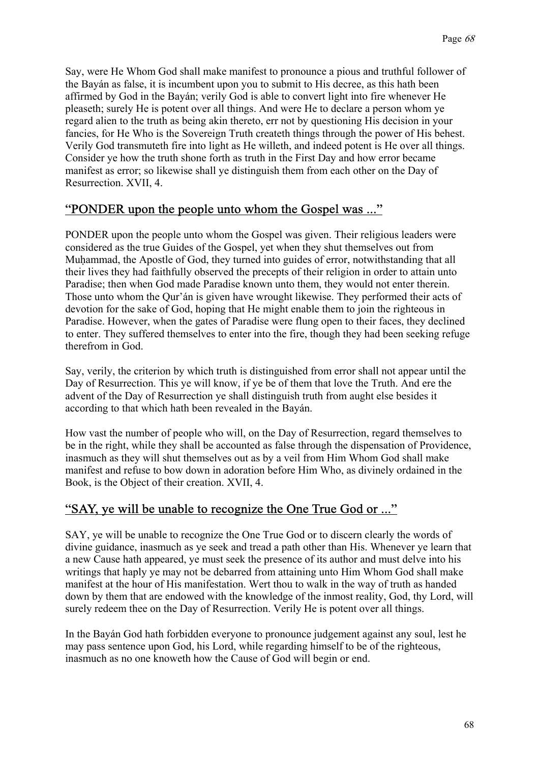Say, were He Whom God shall make manifest to pronounce a pious and truthful follower of the Bayán as false, it is incumbent upon you to submit to His decree, as this hath been affirmed by God in the Bayán; verily God is able to convert light into fire whenever He pleaseth; surely He is potent over all things. And were He to declare a person whom ye regard alien to the truth as being akin thereto, err not by questioning His decision in your fancies, for He Who is the Sovereign Truth createth things through the power of His behest. Verily God transmuteth fire into light as He willeth, and indeed potent is He over all things. Consider ye how the truth shone forth as truth in the First Day and how error became manifest as error; so likewise shall ye distinguish them from each other on the Day of Resurrection. XVII, 4.

## "PONDER upon the people unto whom the Gospel was ..."

PONDER upon the people unto whom the Gospel was given. Their religious leaders were considered as the true Guides of the Gospel, yet when they shut themselves out from Muḥammad, the Apostle of God, they turned into guides of error, notwithstanding that all their lives they had faithfully observed the precepts of their religion in order to attain unto Paradise; then when God made Paradise known unto them, they would not enter therein. Those unto whom the Qur'án is given have wrought likewise. They performed their acts of devotion for the sake of God, hoping that He might enable them to join the righteous in Paradise. However, when the gates of Paradise were flung open to their faces, they declined to enter. They suffered themselves to enter into the fire, though they had been seeking refuge therefrom in God.

Say, verily, the criterion by which truth is distinguished from error shall not appear until the Day of Resurrection. This ye will know, if ye be of them that love the Truth. And ere the advent of the Day of Resurrection ye shall distinguish truth from aught else besides it according to that which hath been revealed in the Bayán.

How vast the number of people who will, on the Day of Resurrection, regard themselves to be in the right, while they shall be accounted as false through the dispensation of Providence, inasmuch as they will shut themselves out as by a veil from Him Whom God shall make manifest and refuse to bow down in adoration before Him Who, as divinely ordained in the Book, is the Object of their creation. XVII, 4.

## "SAY, ye will be unable to recognize the One True God or ..."

SAY, ye will be unable to recognize the One True God or to discern clearly the words of divine guidance, inasmuch as ye seek and tread a path other than His. Whenever ye learn that a new Cause hath appeared, ye must seek the presence of its author and must delve into his writings that haply ye may not be debarred from attaining unto Him Whom God shall make manifest at the hour of His manifestation. Wert thou to walk in the way of truth as handed down by them that are endowed with the knowledge of the inmost reality, God, thy Lord, will surely redeem thee on the Day of Resurrection. Verily He is potent over all things.

In the Bayán God hath forbidden everyone to pronounce judgement against any soul, lest he may pass sentence upon God, his Lord, while regarding himself to be of the righteous, inasmuch as no one knoweth how the Cause of God will begin or end.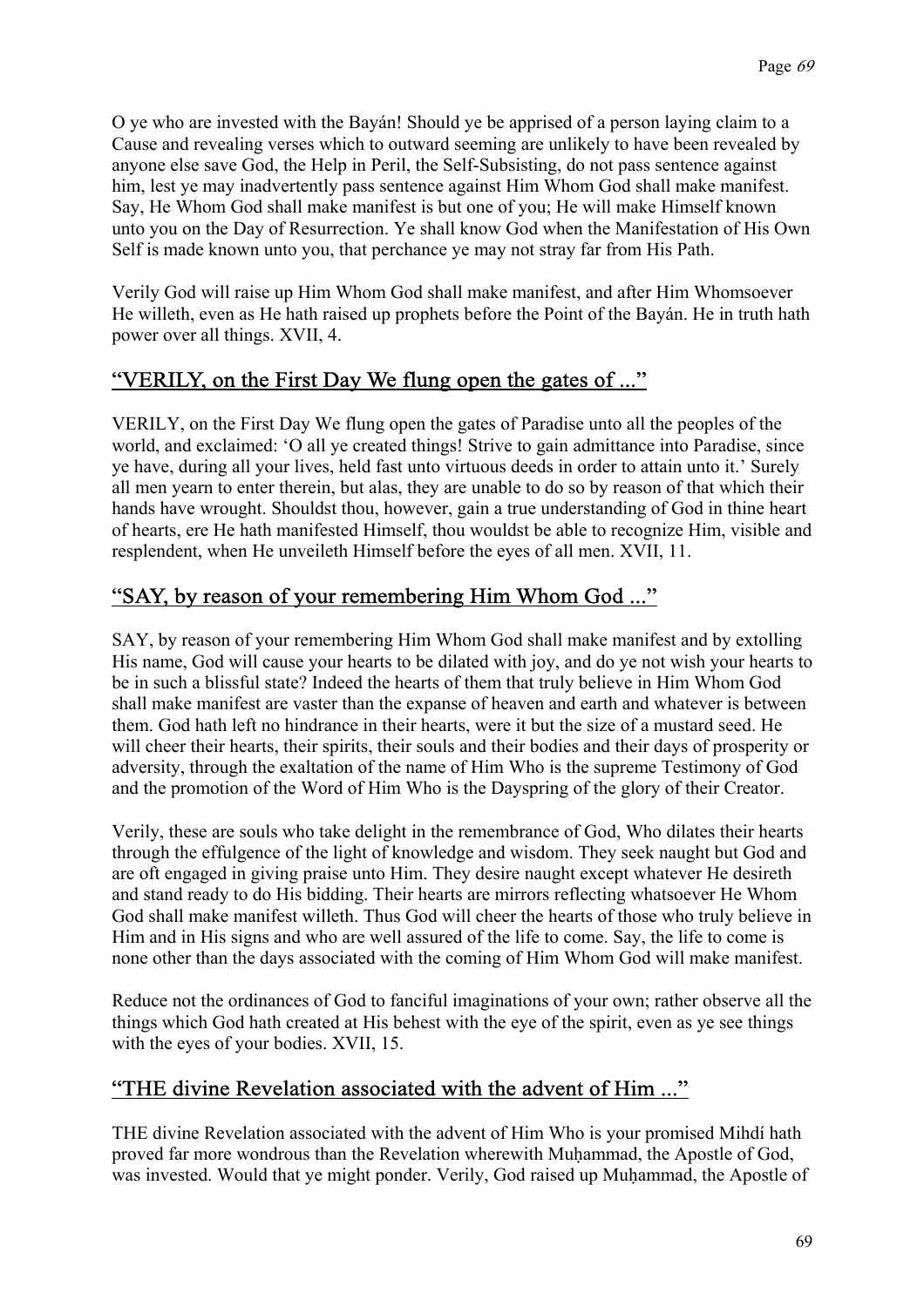O ye who are invested with the Bayán! Should ye be apprised of a person laying claim to a Cause and revealing verses which to outward seeming are unlikely to have been revealed by anyone else save God, the Help in Peril, the Self-Subsisting, do not pass sentence against him, lest ye may inadvertently pass sentence against Him Whom God shall make manifest. Say, He Whom God shall make manifest is but one of you; He will make Himself known unto you on the Day of Resurrection. Ye shall know God when the Manifestation of His Own Self is made known unto you, that perchance ye may not stray far from His Path.

Verily God will raise up Him Whom God shall make manifest, and after Him Whomsoever He willeth, even as He hath raised up prophets before the Point of the Bayán. He in truth hath power over all things. XVII, 4.

## “VERILY, on the First Day We flung open the gates of ...”

VERILY, on the First Day We flung open the gates of Paradise unto all the peoples of the world, and exclaimed: ‘O all ye created things! Strive to gain admittance into Paradise, since ye have, during all your lives, held fast unto virtuous deeds in order to attain unto it.’ Surely all men yearn to enter therein, but alas, they are unable to do so by reason of that which their hands have wrought. Shouldst thou, however, gain a true understanding of God in thine heart of hearts, ere He hath manifested Himself, thou wouldst be able to recognize Him, visible and resplendent, when He unveileth Himself before the eyes of all men. XVII, 11.

## “SAY, by reason of your remembering Him Whom God ...”

SAY, by reason of your remembering Him Whom God shall make manifest and by extolling His name, God will cause your hearts to be dilated with joy, and do ye not wish your hearts to be in such a blissful state? Indeed the hearts of them that truly believe in Him Whom God shall make manifest are vaster than the expanse of heaven and earth and whatever is between them. God hath left no hindrance in their hearts, were it but the size of a mustard seed. He will cheer their hearts, their spirits, their souls and their bodies and their days of prosperity or adversity, through the exaltation of the name of Him Who is the supreme Testimony of God and the promotion of the Word of Him Who is the Dayspring of the glory of their Creator.

Verily, these are souls who take delight in the remembrance of God, Who dilates their hearts through the effulgence of the light of knowledge and wisdom. They seek naught but God and are oft engaged in giving praise unto Him. They desire naught except whatever He desireth and stand ready to do His bidding. Their hearts are mirrors reflecting whatsoever He Whom God shall make manifest willeth. Thus God will cheer the hearts of those who truly believe in Him and in His signs and who are well assured of the life to come. Say, the life to come is none other than the days associated with the coming of Him Whom God will make manifest.

Reduce not the ordinances of God to fanciful imaginations of your own; rather observe all the things which God hath created at His behest with the eye of the spirit, even as ye see things with the eyes of your bodies. XVII, 15.

## “THE divine Revelation associated with the advent of Him ...”

THE divine Revelation associated with the advent of Him Who is your promised Mihdí hath proved far more wondrous than the Revelation wherewith Muḥammad, the Apostle of God, was invested. Would that ye might ponder. Verily, God raised up Muḥammad, the Apostle of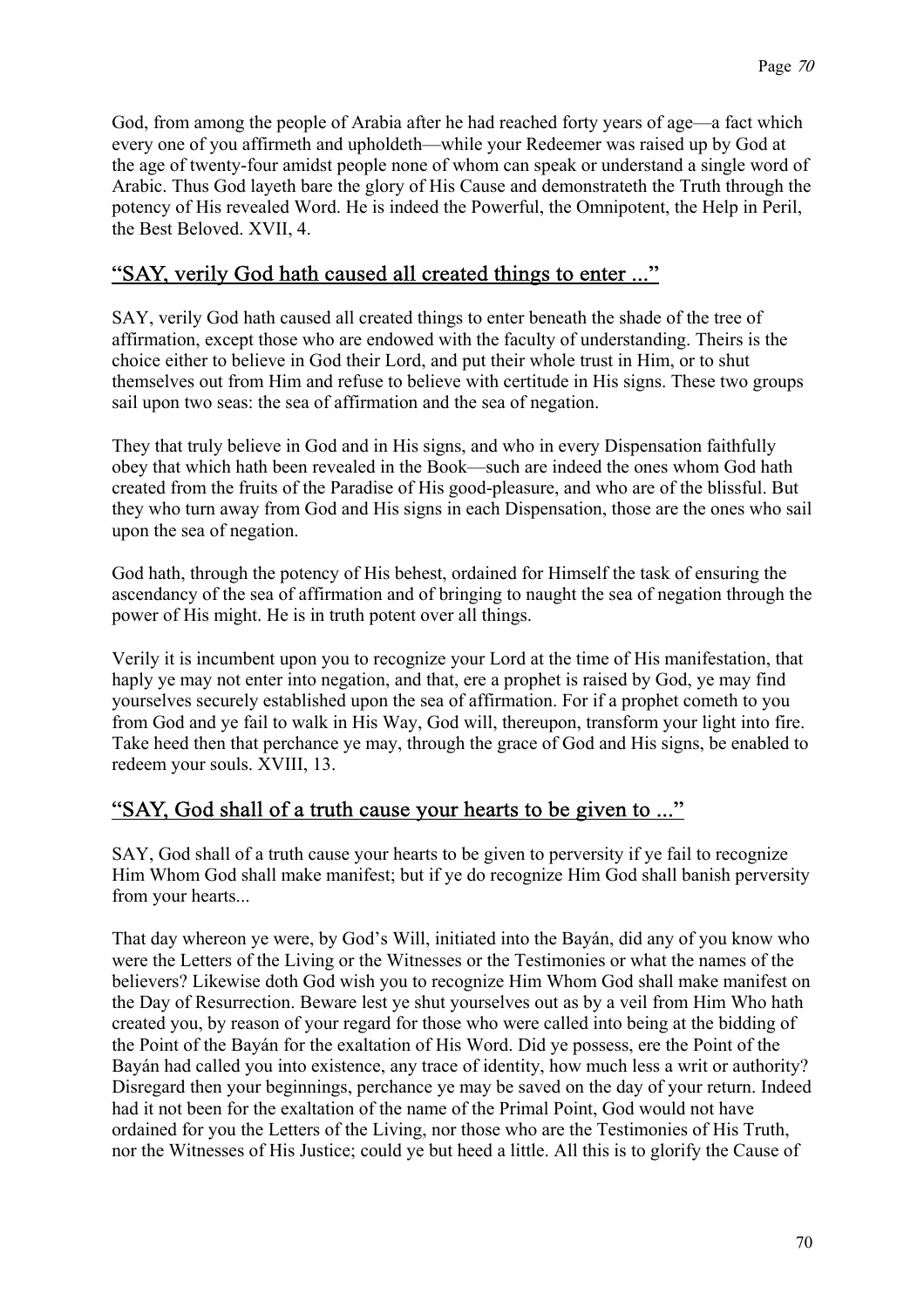God, from among the people of Arabia after he had reached forty years of age—a fact which every one of you affirmeth and upholdeth—while your Redeemer was raised up by God at the age of twenty-four amidst people none of whom can speak or understand a single word of Arabic. Thus God layeth bare the glory of His Cause and demonstrateth the Truth through the potency of His revealed Word. He is indeed the Powerful, the Omnipotent, the Help in Peril, the Best Beloved. XVII, 4.

## "SAY, verily God hath caused all created things to enter ..."

SAY, verily God hath caused all created things to enter beneath the shade of the tree of affirmation, except those who are endowed with the faculty of understanding. Theirs is the choice either to believe in God their Lord, and put their whole trust in Him, or to shut themselves out from Him and refuse to believe with certitude in His signs. These two groups sail upon two seas: the sea of affirmation and the sea of negation.

They that truly believe in God and in His signs, and who in every Dispensation faithfully obey that which hath been revealed in the Book—such are indeed the ones whom God hath created from the fruits of the Paradise of His good-pleasure, and who are of the blissful. But they who turn away from God and His signs in each Dispensation, those are the ones who sail upon the sea of negation.

God hath, through the potency of His behest, ordained for Himself the task of ensuring the ascendancy of the sea of affirmation and of bringing to naught the sea of negation through the power of His might. He is in truth potent over all things.

Verily it is incumbent upon you to recognize your Lord at the time of His manifestation, that haply ye may not enter into negation, and that, ere a prophet is raised by God, ye may find yourselves securely established upon the sea of affirmation. For if a prophet cometh to you from God and ye fail to walk in His Way, God will, thereupon, transform your light into fire. Take heed then that perchance ye may, through the grace of God and His signs, be enabled to redeem your souls. XVIII, 13.

## "SAY, God shall of a truth cause your hearts to be given to ..."

SAY, God shall of a truth cause your hearts to be given to perversity if ye fail to recognize Him Whom God shall make manifest; but if ye do recognize Him God shall banish perversity from your hearts...

That day whereon ye were, by God's Will, initiated into the Bayán, did any of you know who were the Letters of the Living or the Witnesses or the Testimonies or what the names of the believers? Likewise doth God wish you to recognize Him Whom God shall make manifest on the Day of Resurrection. Beware lest ye shut yourselves out as by a veil from Him Who hath created you, by reason of your regard for those who were called into being at the bidding of the Point of the Bayán for the exaltation of His Word. Did ye possess, ere the Point of the Bayán had called you into existence, any trace of identity, how much less a writ or authority? Disregard then your beginnings, perchance ye may be saved on the day of your return. Indeed had it not been for the exaltation of the name of the Primal Point, God would not have ordained for you the Letters of the Living, nor those who are the Testimonies of His Truth, nor the Witnesses of His Justice; could ye but heed a little. All this is to glorify the Cause of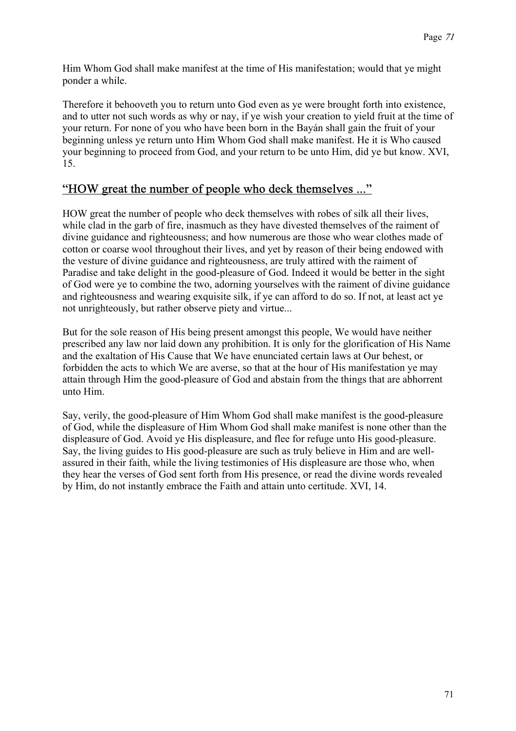Him Whom God shall make manifest at the time of His manifestation; would that ye might ponder a while.

Therefore it behooveth you to return unto God even as ye were brought forth into existence, and to utter not such words as why or nay, if ye wish your creation to yield fruit at the time of your return. For none of you who have been born in the Bayán shall gain the fruit of your beginning unless ye return unto Him Whom God shall make manifest. He it is Who caused your beginning to proceed from God, and your return to be unto Him, did ye but know. XVI, 15.

## "HOW great the number of people who deck themselves ..."

HOW great the number of people who deck themselves with robes of silk all their lives, while clad in the garb of fire, inasmuch as they have divested themselves of the raiment of divine guidance and righteousness; and how numerous are those who wear clothes made of cotton or coarse wool throughout their lives, and yet by reason of their being endowed with the vesture of divine guidance and righteousness, are truly attired with the raiment of Paradise and take delight in the good-pleasure of God. Indeed it would be better in the sight of God were ye to combine the two, adorning yourselves with the raiment of divine guidance and righteousness and wearing exquisite silk, if ye can afford to do so. If not, at least act ye not unrighteously, but rather observe piety and virtue...

But for the sole reason of His being present amongst this people, We would have neither prescribed any law nor laid down any prohibition. It is only for the glorification of His Name and the exaltation of His Cause that We have enunciated certain laws at Our behest, or forbidden the acts to which We are averse, so that at the hour of His manifestation ye may attain through Him the good-pleasure of God and abstain from the things that are abhorrent unto Him.

Say, verily, the good-pleasure of Him Whom God shall make manifest is the good-pleasure of God, while the displeasure of Him Whom God shall make manifest is none other than the displeasure of God. Avoid ye His displeasure, and flee for refuge unto His good-pleasure. Say, the living guides to His good-pleasure are such as truly believe in Him and are well-assured in their faith, while the living testimonies of His displeasure are those who, when they hear the verses of God sent forth from His presence, or read the divine words revealed by Him, do not instantly embrace the Faith and attain unto certitude. XVI, 14.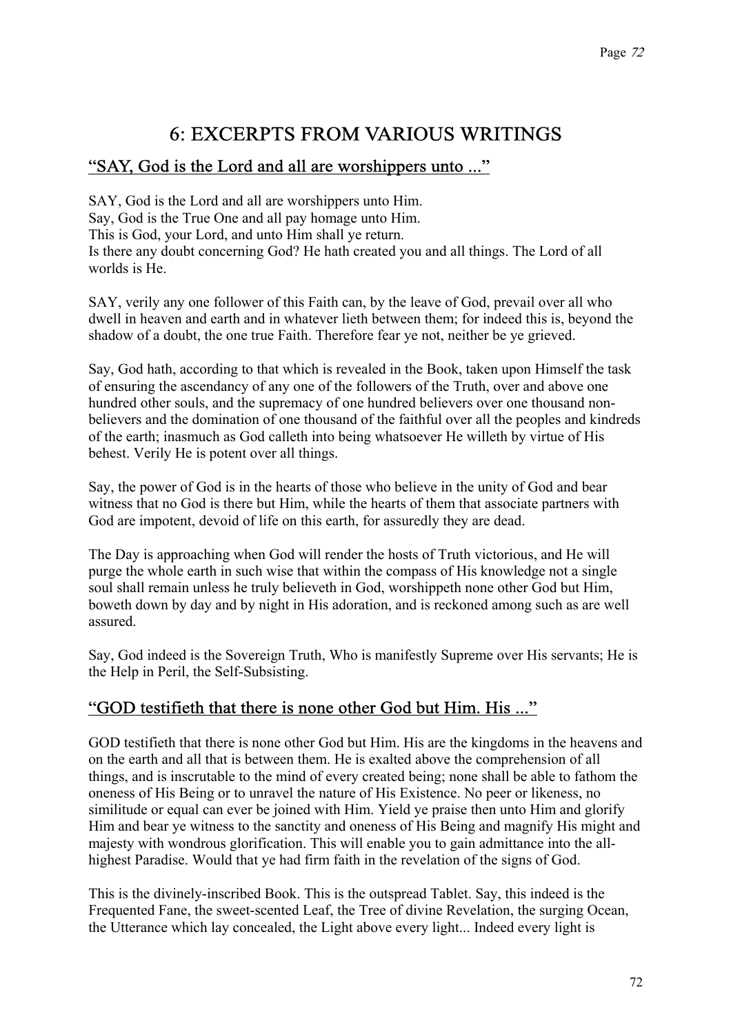# 6: EXCERPTS FROM VARIOUS WRITINGS

## "SAY, God is the Lord and all are worshippers unto ..."

SAY, God is the Lord and all are worshippers unto Him.
Say, God is the True One and all pay homage unto Him.
This is God, your Lord, and unto Him shall ye return.
Is there any doubt concerning God? He hath created you and all things. The Lord of all worlds is He.

SAY, verily any one follower of this Faith can, by the leave of God, prevail over all who dwell in heaven and earth and in whatever lieth between them; for indeed this is, beyond the shadow of a doubt, the one true Faith. Therefore fear ye not, neither be ye grieved.

Say, God hath, according to that which is revealed in the Book, taken upon Himself the task of ensuring the ascendancy of any one of the followers of the Truth, over and above one hundred other souls, and the supremacy of one hundred believers over one thousand non-believers and the domination of one thousand of the faithful over all the peoples and kindreds of the earth; inasmuch as God calleth into being whatsoever He willeth by virtue of His behest. Verily He is potent over all things.

Say, the power of God is in the hearts of those who believe in the unity of God and bear witness that no God is there but Him, while the hearts of them that associate partners with God are impotent, devoid of life on this earth, for assuredly they are dead.

The Day is approaching when God will render the hosts of Truth victorious, and He will purge the whole earth in such wise that within the compass of His knowledge not a single soul shall remain unless he truly believeth in God, worshippeth none other God but Him, boweth down by day and by night in His adoration, and is reckoned among such as are well assured.

Say, God indeed is the Sovereign Truth, Who is manifestly Supreme over His servants; He is the Help in Peril, the Self-Subsisting.

## "GOD testifieth that there is none other God but Him. His ..."

GOD testifieth that there is none other God but Him. His are the kingdoms in the heavens and on the earth and all that is between them. He is exalted above the comprehension of all things, and is inscrutable to the mind of every created being; none shall be able to fathom the oneness of His Being or to unravel the nature of His Existence. No peer or likeness, no similitude or equal can ever be joined with Him. Yield ye praise then unto Him and glorify Him and bear ye witness to the sanctity and oneness of His Being and magnify His might and majesty with wondrous glorification. This will enable you to gain admittance into the all-highest Paradise. Would that ye had firm faith in the revelation of the signs of God.

This is the divinely-inscribed Book. This is the outspread Tablet. Say, this indeed is the Frequented Fane, the sweet-scented Leaf, the Tree of divine Revelation, the surging Ocean, the Utterance which lay concealed, the Light above every light... Indeed every light is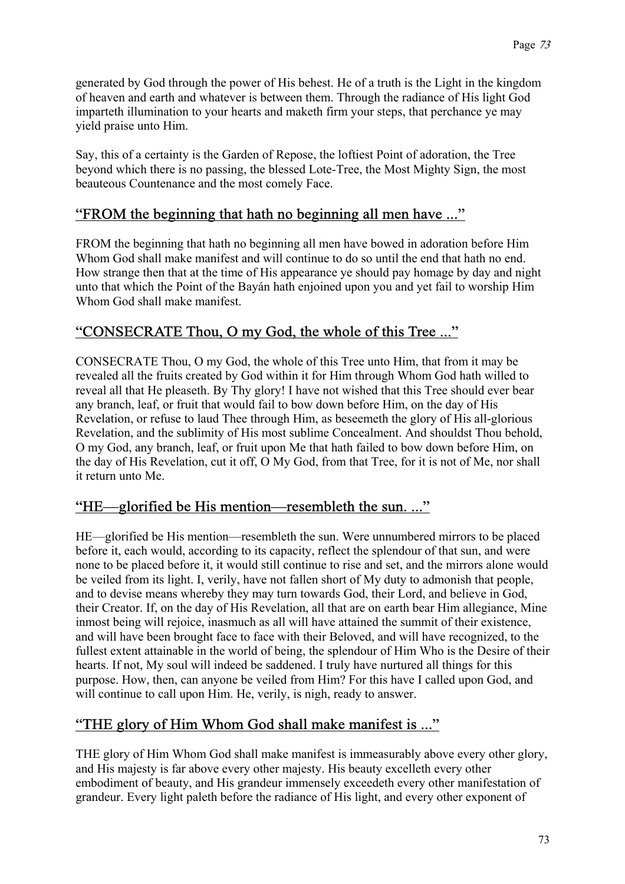generated by God through the power of His behest. He of a truth is the Light in the kingdom of heaven and earth and whatever is between them. Through the radiance of His light God imparteth illumination to your hearts and maketh firm your steps, that perchance ye may yield praise unto Him.

Say, this of a certainty is the Garden of Repose, the loftiest Point of adoration, the Tree beyond which there is no passing, the blessed Lote-Tree, the Most Mighty Sign, the most beauteous Countenance and the most comely Face.

## “FROM the beginning that hath no beginning all men have ...”

FROM the beginning that hath no beginning all men have bowed in adoration before Him Whom God shall make manifest and will continue to do so until the end that hath no end. How strange then that at the time of His appearance ye should pay homage by day and night unto that which the Point of the Bayán hath enjoined upon you and yet fail to worship Him Whom God shall make manifest.

## “CONSECRATE Thou, O my God, the whole of this Tree ...”

CONSECRATE Thou, O my God, the whole of this Tree unto Him, that from it may be revealed all the fruits created by God within it for Him through Whom God hath willed to reveal all that He pleaseth. By Thy glory! I have not wished that this Tree should ever bear any branch, leaf, or fruit that would fail to bow down before Him, on the day of His Revelation, or refuse to laud Thee through Him, as beseemeth the glory of His all-glorious Revelation, and the sublimity of His most sublime Concealment. And shouldst Thou behold, O my God, any branch, leaf, or fruit upon Me that hath failed to bow down before Him, on the day of His Revelation, cut it off, O My God, from that Tree, for it is not of Me, nor shall it return unto Me.

## “HE—glorified be His mention—resembleth the sun. ...”

HE—glorified be His mention—resembleth the sun. Were unnumbered mirrors to be placed before it, each would, according to its capacity, reflect the splendour of that sun, and were none to be placed before it, it would still continue to rise and set, and the mirrors alone would be veiled from its light. I, verily, have not fallen short of My duty to admonish that people, and to devise means whereby they may turn towards God, their Lord, and believe in God, their Creator. If, on the day of His Revelation, all that are on earth bear Him allegiance, Mine inmost being will rejoice, inasmuch as all will have attained the summit of their existence, and will have been brought face to face with their Beloved, and will have recognized, to the fullest extent attainable in the world of being, the splendour of Him Who is the Desire of their hearts. If not, My soul will indeed be saddened. I truly have nurtured all things for this purpose. How, then, can anyone be veiled from Him? For this have I called upon God, and will continue to call upon Him. He, verily, is nigh, ready to answer.

## “THE glory of Him Whom God shall make manifest is ...”

THE glory of Him Whom God shall make manifest is immeasurably above every other glory, and His majesty is far above every other majesty. His beauty excelleth every other embodiment of beauty, and His grandeur immensely exceedeth every other manifestation of grandeur. Every light paleth before the radiance of His light, and every other exponent of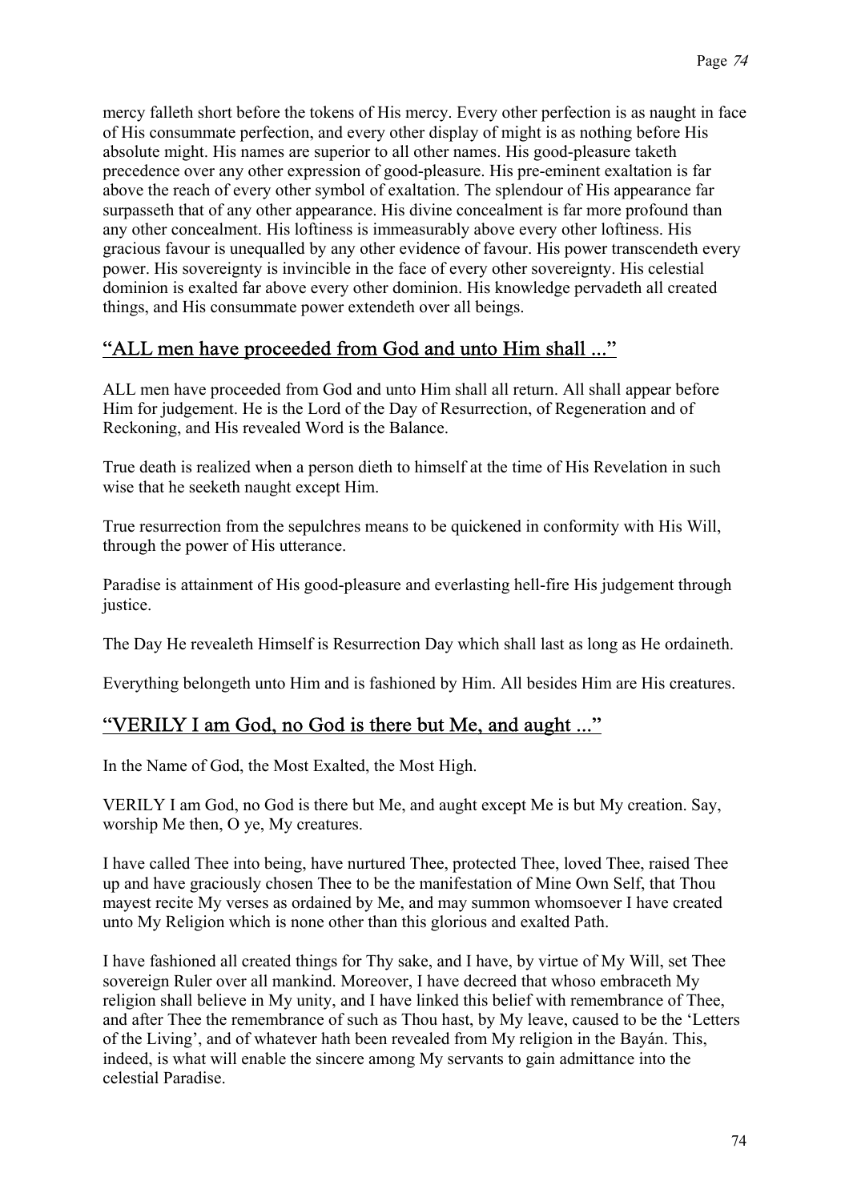mercy falleth short before the tokens of His mercy. Every other perfection is as naught in face of His consummate perfection, and every other display of might is as nothing before His absolute might. His names are superior to all other names. His good-pleasure taketh precedence over any other expression of good-pleasure. His pre-eminent exaltation is far above the reach of every other symbol of exaltation. The splendour of His appearance far surpasseth that of any other appearance. His divine concealment is far more profound than any other concealment. His loftiness is immeasurably above every other loftiness. His gracious favour is unequalled by any other evidence of favour. His power transcendeth every power. His sovereignty is invincible in the face of every other sovereignty. His celestial dominion is exalted far above every other dominion. His knowledge pervadeth all created things, and His consummate power extendeth over all beings.

## "ALL men have proceeded from God and unto Him shall ..."

ALL men have proceeded from God and unto Him shall all return. All shall appear before Him for judgement. He is the Lord of the Day of Resurrection, of Regeneration and of Reckoning, and His revealed Word is the Balance.

True death is realized when a person dieth to himself at the time of His Revelation in such wise that he seeketh naught except Him.

True resurrection from the sepulchres means to be quickened in conformity with His Will, through the power of His utterance.

Paradise is attainment of His good-pleasure and everlasting hell-fire His judgement through justice.

The Day He revealeth Himself is Resurrection Day which shall last as long as He ordaineth.

Everything belongeth unto Him and is fashioned by Him. All besides Him are His creatures.

## "VERILY I am God, no God is there but Me, and aught ..."

In the Name of God, the Most Exalted, the Most High.

VERILY I am God, no God is there but Me, and aught except Me is but My creation. Say, worship Me then, O ye, My creatures.

I have called Thee into being, have nurtured Thee, protected Thee, loved Thee, raised Thee up and have graciously chosen Thee to be the manifestation of Mine Own Self, that Thou mayest recite My verses as ordained by Me, and may summon whomsoever I have created unto My Religion which is none other than this glorious and exalted Path.

I have fashioned all created things for Thy sake, and I have, by virtue of My Will, set Thee sovereign Ruler over all mankind. Moreover, I have decreed that whoso embraceth My religion shall believe in My unity, and I have linked this belief with remembrance of Thee, and after Thee the remembrance of such as Thou hast, by My leave, caused to be the 'Letters of the Living', and of whatever hath been revealed from My religion in the Bayán. This, indeed, is what will enable the sincere among My servants to gain admittance into the celestial Paradise.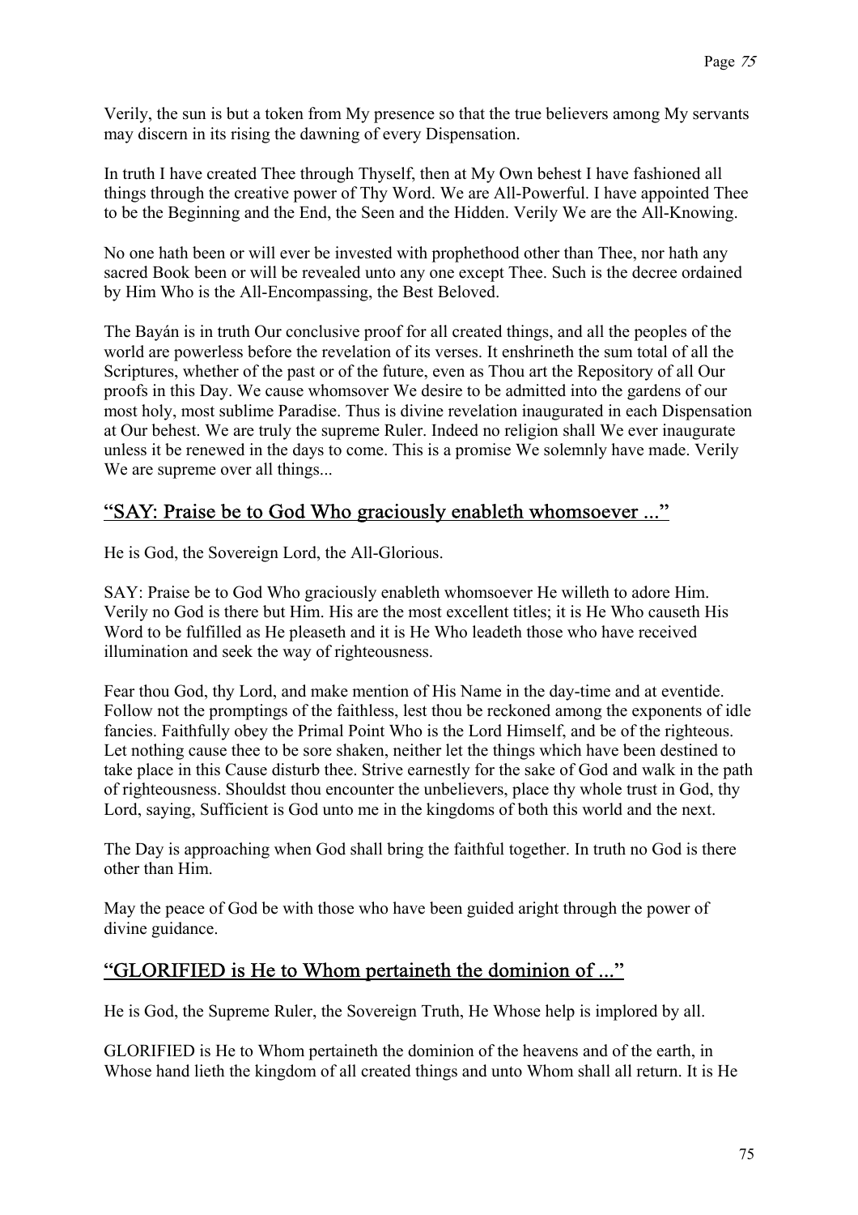Verily, the sun is but a token from My presence so that the true believers among My servants may discern in its rising the dawning of every Dispensation.

In truth I have created Thee through Thyself, then at My Own behest I have fashioned all things through the creative power of Thy Word. We are All-Powerful. I have appointed Thee to be the Beginning and the End, the Seen and the Hidden. Verily We are the All-Knowing.

No one hath been or will ever be invested with prophethood other than Thee, nor hath any sacred Book been or will be revealed unto any one except Thee. Such is the decree ordained by Him Who is the All-Encompassing, the Best Beloved.

The Bayán is in truth Our conclusive proof for all created things, and all the peoples of the world are powerless before the revelation of its verses. It enshrineth the sum total of all the Scriptures, whether of the past or of the future, even as Thou art the Repository of all Our proofs in this Day. We cause whomsoever We desire to be admitted into the gardens of our most holy, most sublime Paradise. Thus is divine revelation inaugurated in each Dispensation at Our behest. We are truly the supreme Ruler. Indeed no religion shall We ever inaugurate unless it be renewed in the days to come. This is a promise We solemnly have made. Verily We are supreme over all things...

## "SAY: Praise be to God Who graciously enableth whomsoever ..."

He is God, the Sovereign Lord, the All-Glorious.

SAY: Praise be to God Who graciously enableth whomsoever He willeth to adore Him. Verily no God is there but Him. His are the most excellent titles; it is He Who causeth His Word to be fulfilled as He pleaseth and it is He Who leadeth those who have received illumination and seek the way of righteousness.

Fear thou God, thy Lord, and make mention of His Name in the day-time and at eventide. Follow not the promptings of the faithless, lest thou be reckoned among the exponents of idle fancies. Faithfully obey the Primal Point Who is the Lord Himself, and be of the righteous. Let nothing cause thee to be sore shaken, neither let the things which have been destined to take place in this Cause disturb thee. Strive earnestly for the sake of God and walk in the path of righteousness. Shouldst thou encounter the unbelievers, place thy whole trust in God, thy Lord, saying, Sufficient is God unto me in the kingdoms of both this world and the next.

The Day is approaching when God shall bring the faithful together. In truth no God is there other than Him.

May the peace of God be with those who have been guided aright through the power of divine guidance.

## "GLORIFIED is He to Whom pertaineth the dominion of ..."

He is God, the Supreme Ruler, the Sovereign Truth, He Whose help is implored by all.

GLORIFIED is He to Whom pertaineth the dominion of the heavens and of the earth, in Whose hand lieth the kingdom of all created things and unto Whom shall all return. It is He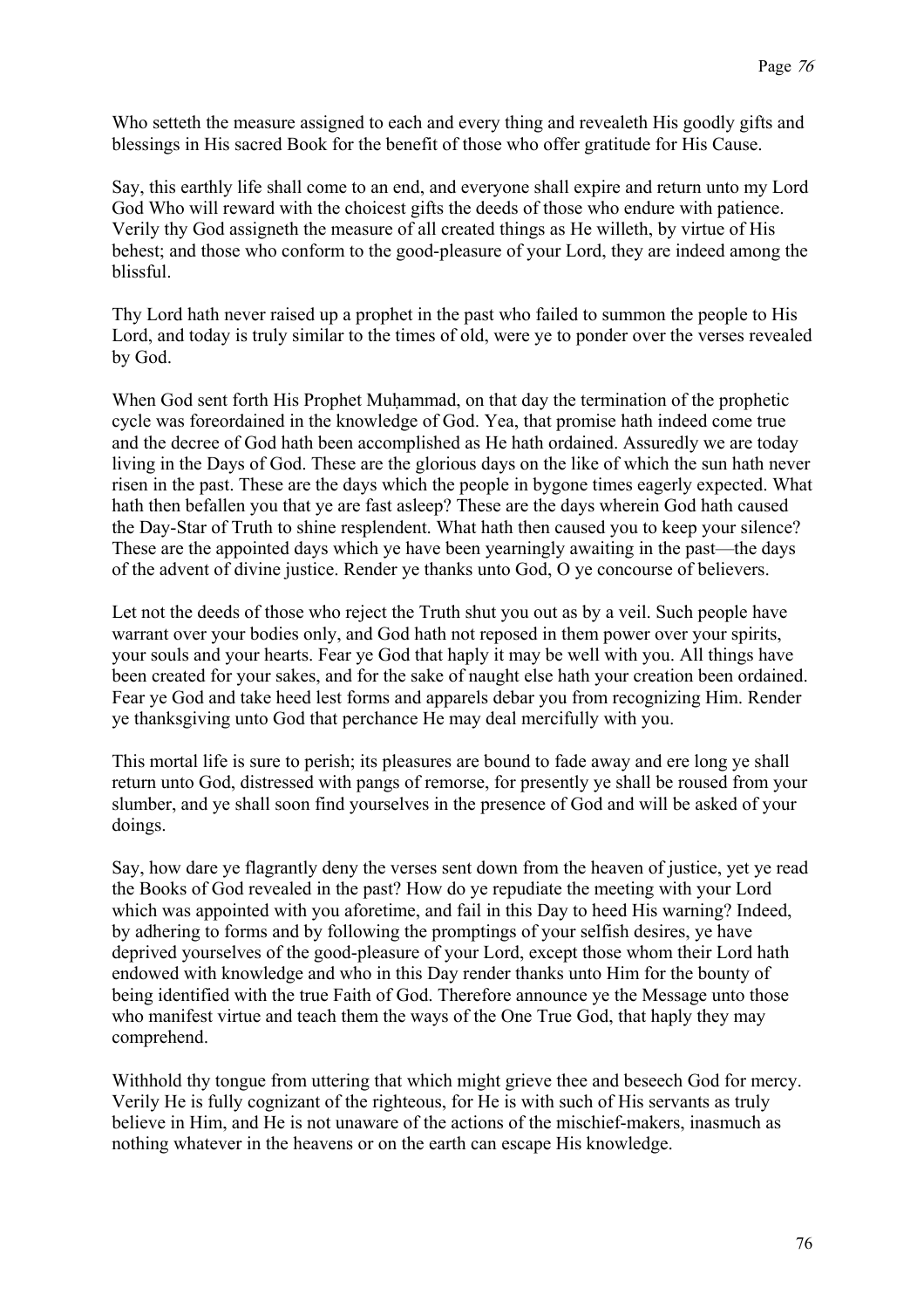Who setteth the measure assigned to each and every thing and revealeth His goodly gifts and blessings in His sacred Book for the benefit of those who offer gratitude for His Cause.

Say, this earthly life shall come to an end, and everyone shall expire and return unto my Lord God Who will reward with the choicest gifts the deeds of those who endure with patience. Verily thy God assigneth the measure of all created things as He willeth, by virtue of His behest; and those who conform to the good-pleasure of your Lord, they are indeed among the blissful.

Thy Lord hath never raised up a prophet in the past who failed to summon the people to His Lord, and today is truly similar to the times of old, were ye to ponder over the verses revealed by God.

When God sent forth His Prophet Muḥammad, on that day the termination of the prophetic cycle was foreordained in the knowledge of God. Yea, that promise hath indeed come true and the decree of God hath been accomplished as He hath ordained. Assuredly we are today living in the Days of God. These are the glorious days on the like of which the sun hath never risen in the past. These are the days which the people in bygone times eagerly expected. What hath then befallen you that ye are fast asleep? These are the days wherein God hath caused the Day-Star of Truth to shine resplendent. What hath then caused you to keep your silence? These are the appointed days which ye have been yearningly awaiting in the past—the days of the advent of divine justice. Render ye thanks unto God, O ye concourse of believers.

Let not the deeds of those who reject the Truth shut you out as by a veil. Such people have warrant over your bodies only, and God hath not reposed in them power over your spirits, your souls and your hearts. Fear ye God that haply it may be well with you. All things have been created for your sakes, and for the sake of naught else hath your creation been ordained. Fear ye God and take heed lest forms and apparels debar you from recognizing Him. Render ye thanksgiving unto God that perchance He may deal mercifully with you.

This mortal life is sure to perish; its pleasures are bound to fade away and ere long ye shall return unto God, distressed with pangs of remorse, for presently ye shall be roused from your slumber, and ye shall soon find yourselves in the presence of God and will be asked of your doings.

Say, how dare ye flagrantly deny the verses sent down from the heaven of justice, yet ye read the Books of God revealed in the past? How do ye repudiate the meeting with your Lord which was appointed with you aforetime, and fail in this Day to heed His warning? Indeed, by adhering to forms and by following the promptings of your selfish desires, ye have deprived yourselves of the good-pleasure of your Lord, except those whom their Lord hath endowed with knowledge and who in this Day render thanks unto Him for the bounty of being identified with the true Faith of God. Therefore announce ye the Message unto those who manifest virtue and teach them the ways of the One True God, that haply they may comprehend.

Withhold thy tongue from uttering that which might grieve thee and beseech God for mercy. Verily He is fully cognizant of the righteous, for He is with such of His servants as truly believe in Him, and He is not unaware of the actions of the mischief-makers, inasmuch as nothing whatever in the heavens or on the earth can escape His knowledge.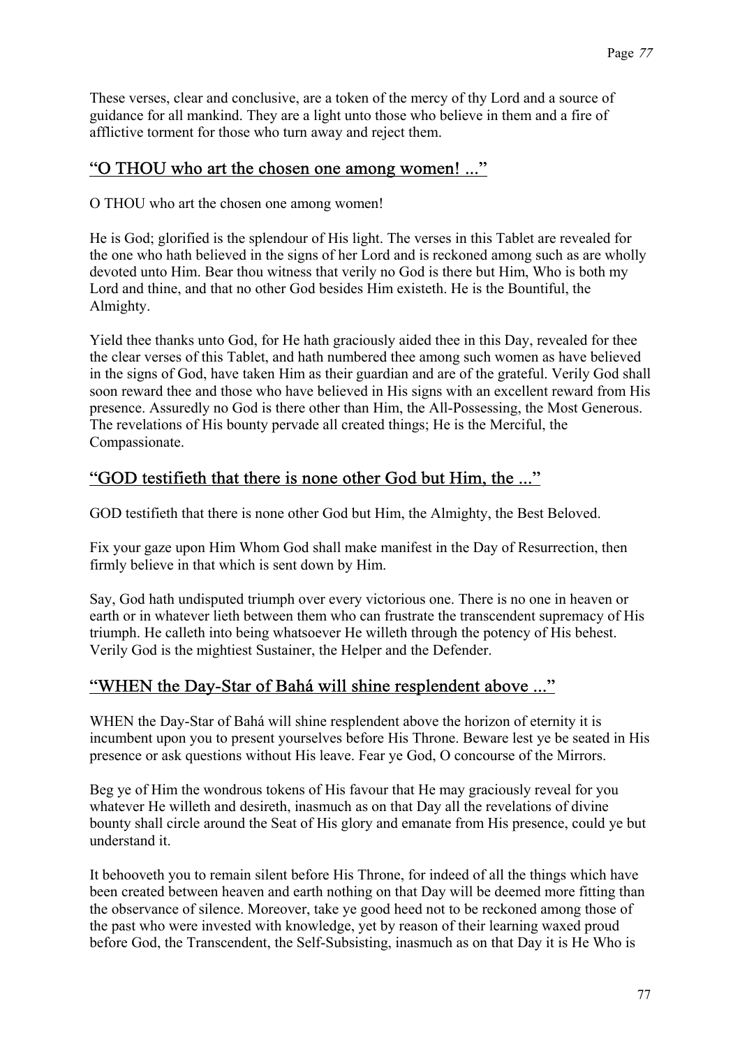These verses, clear and conclusive, are a token of the mercy of thy Lord and a source of guidance for all mankind. They are a light unto those who believe in them and a fire of afflictive torment for those who turn away and reject them.

## "O THOU who art the chosen one among women! ..."

O THOU who art the chosen one among women!

He is God; glorified is the splendour of His light. The verses in this Tablet are revealed for the one who hath believed in the signs of her Lord and is reckoned among such as are wholly devoted unto Him. Bear thou witness that verily no God is there but Him, Who is both my Lord and thine, and that no other God besides Him existeth. He is the Bountiful, the Almighty.

Yield thee thanks unto God, for He hath graciously aided thee in this Day, revealed for thee the clear verses of this Tablet, and hath numbered thee among such women as have believed in the signs of God, have taken Him as their guardian and are of the grateful. Verily God shall soon reward thee and those who have believed in His signs with an excellent reward from His presence. Assuredly no God is there other than Him, the All-Possessing, the Most Generous. The revelations of His bounty pervade all created things; He is the Merciful, the Compassionate.

## "GOD testifieth that there is none other God but Him, the ..."

GOD testifieth that there is none other God but Him, the Almighty, the Best Beloved.

Fix your gaze upon Him Whom God shall make manifest in the Day of Resurrection, then firmly believe in that which is sent down by Him.

Say, God hath undisputed triumph over every victorious one. There is no one in heaven or earth or in whatever lieth between them who can frustrate the transcendent supremacy of His triumph. He calleth into being whatsoever He willeth through the potency of His behest. Verily God is the mightiest Sustainer, the Helper and the Defender.

## "WHEN the Day-Star of Bahá will shine resplendent above ..."

WHEN the Day-Star of Bahá will shine resplendent above the horizon of eternity it is incumbent upon you to present yourselves before His Throne. Beware lest ye be seated in His presence or ask questions without His leave. Fear ye God, O concourse of the Mirrors.

Beg ye of Him the wondrous tokens of His favour that He may graciously reveal for you whatever He willeth and desireth, inasmuch as on that Day all the revelations of divine bounty shall circle around the Seat of His glory and emanate from His presence, could ye but understand it.

It behooveth you to remain silent before His Throne, for indeed of all the things which have been created between heaven and earth nothing on that Day will be deemed more fitting than the observance of silence. Moreover, take ye good heed not to be reckoned among those of the past who were invested with knowledge, yet by reason of their learning waxed proud before God, the Transcendent, the Self-Subsisting, inasmuch as on that Day it is He Who is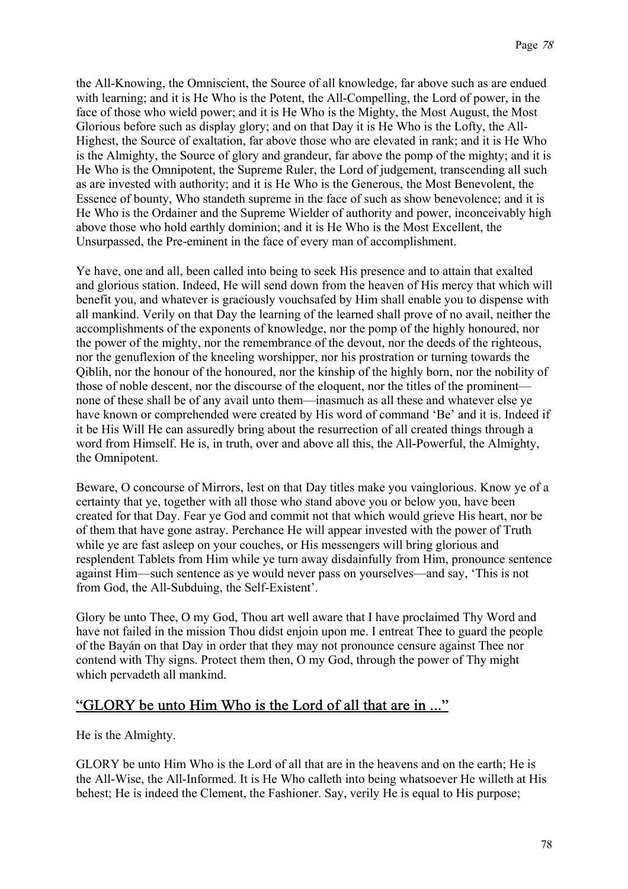the All-Knowing, the Omniscient, the Source of all knowledge, far above such as are endued with learning; and it is He Who is the Potent, the All-Compelling, the Lord of power, in the face of those who wield power; and it is He Who is the Mighty, the Most August, the Most Glorious before such as display glory; and on that Day it is He Who is the Lofty, the All-Highest, the Source of exaltation, far above those who are elevated in rank; and it is He Who is the Almighty, the Source of glory and grandeur, far above the pomp of the mighty; and it is He Who is the Omnipotent, the Supreme Ruler, the Lord of judgement, transcending all such as are invested with authority; and it is He Who is the Generous, the Most Benevolent, the Essence of bounty, Who standeth supreme in the face of such as show benevolence; and it is He Who is the Ordainer and the Supreme Wielder of authority and power, inconceivably high above those who hold earthly dominion; and it is He Who is the Most Excellent, the Unsurpassed, the Pre-eminent in the face of every man of accomplishment.

Ye have, one and all, been called into being to seek His presence and to attain that exalted and glorious station. Indeed, He will send down from the heaven of His mercy that which will benefit you, and whatever is graciously vouchsafed by Him shall enable you to dispense with all mankind. Verily on that Day the learning of the learned shall prove of no avail, neither the accomplishments of the exponents of knowledge, nor the pomp of the highly honoured, nor the power of the mighty, nor the remembrance of the devout, nor the deeds of the righteous, nor the genuflexion of the kneeling worshipper, nor his prostration or turning towards the Qiblih, nor the honour of the honoured, nor the kinship of the highly born, nor the nobility of those of noble descent, nor the discourse of the eloquent, nor the titles of the prominent—none of these shall be of any avail unto them—inasmuch as all these and whatever else ye have known or comprehended were created by His word of command 'Be' and it is. Indeed if it be His Will He can assuredly bring about the resurrection of all created things through a word from Himself. He is, in truth, over and above all this, the All-Powerful, the Almighty, the Omnipotent.

Beware, O concourse of Mirrors, lest on that Day titles make you vainglorious. Know ye of a certainty that ye, together with all those who stand above you or below you, have been created for that Day. Fear ye God and commit not that which would grieve His heart, nor be of them that have gone astray. Perchance He will appear invested with the power of Truth while ye are fast asleep on your couches, or His messengers will bring glorious and resplendent Tablets from Him while ye turn away disdainfully from Him, pronounce sentence against Him—such sentence as ye would never pass on yourselves—and say, 'This is not from God, the All-Subduing, the Self-Existent'.

Glory be unto Thee, O my God, Thou art well aware that I have proclaimed Thy Word and have not failed in the mission Thou didst enjoin upon me. I entreat Thee to guard the people of the Bayán on that Day in order that they may not pronounce censure against Thee nor contend with Thy signs. Protect them then, O my God, through the power of Thy might which pervadeth all mankind.

## "GLORY be unto Him Who is the Lord of all that are in ..."

He is the Almighty.

GLORY be unto Him Who is the Lord of all that are in the heavens and on the earth; He is the All-Wise, the All-Informed. It is He Who calleth into being whatsoever He willeth at His behest; He is indeed the Clement, the Fashioner. Say, verily He is equal to His purpose;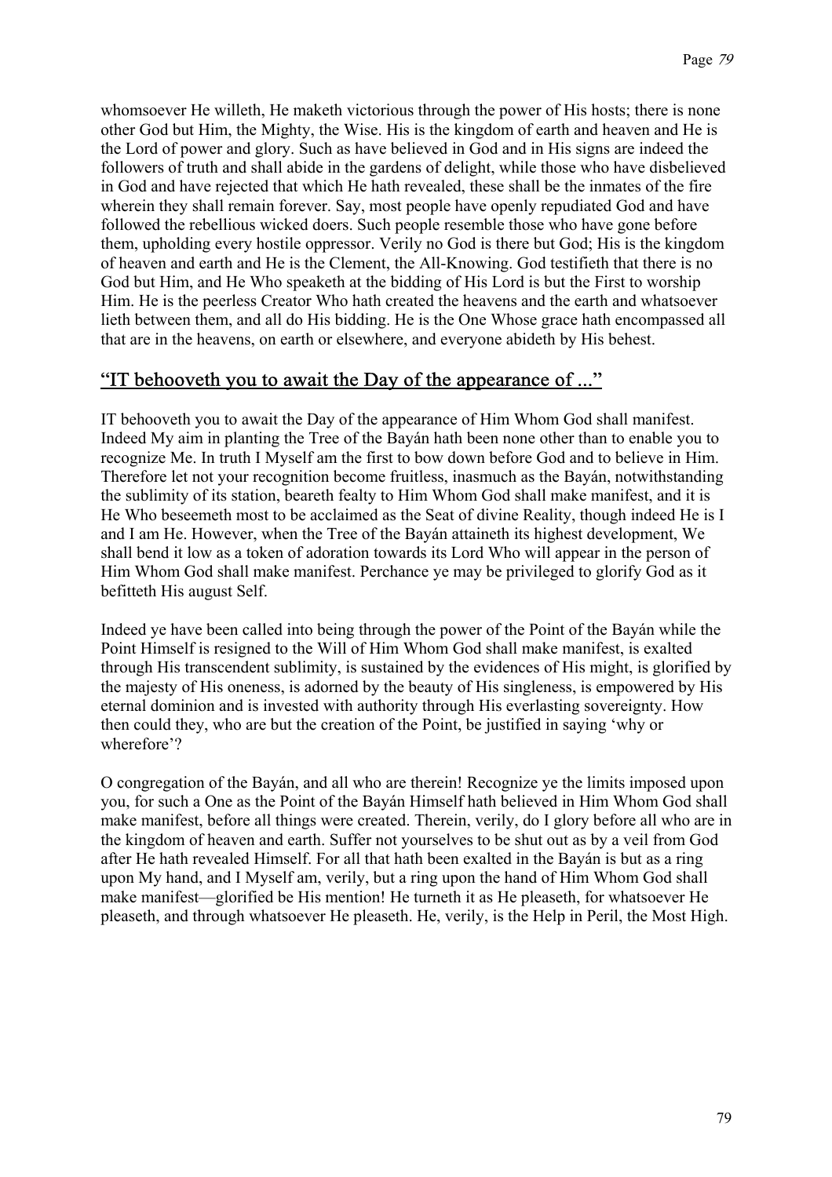whomsoever He willeth, He maketh victorious through the power of His hosts; there is none other God but Him, the Mighty, the Wise. His is the kingdom of earth and heaven and He is the Lord of power and glory. Such as have believed in God and in His signs are indeed the followers of truth and shall abide in the gardens of delight, while those who have disbelieved in God and have rejected that which He hath revealed, these shall be the inmates of the fire wherein they shall remain forever. Say, most people have openly repudiated God and have followed the rebellious wicked doers. Such people resemble those who have gone before them, upholding every hostile oppressor. Verily no God is there but God; His is the kingdom of heaven and earth and He is the Clement, the All-Knowing. God testifieth that there is no God but Him, and He Who speaketh at the bidding of His Lord is but the First to worship Him. He is the peerless Creator Who hath created the heavens and the earth and whatsoever lieth between them, and all do His bidding. He is the One Whose grace hath encompassed all that are in the heavens, on earth or elsewhere, and everyone abideth by His behest.

## "IT behooveth you to await the Day of the appearance of ..."

IT behooveth you to await the Day of the appearance of Him Whom God shall manifest. Indeed My aim in planting the Tree of the Bayán hath been none other than to enable you to recognize Me. In truth I Myself am the first to bow down before God and to believe in Him. Therefore let not your recognition become fruitless, inasmuch as the Bayán, notwithstanding the sublimity of its station, beareth fealty to Him Whom God shall make manifest, and it is He Who beseemeth most to be acclaimed as the Seat of divine Reality, though indeed He is I and I am He. However, when the Tree of the Bayán attaineth its highest development, We shall bend it low as a token of adoration towards its Lord Who will appear in the person of Him Whom God shall make manifest. Perchance ye may be privileged to glorify God as it befitteth His august Self.

Indeed ye have been called into being through the power of the Point of the Bayán while the Point Himself is resigned to the Will of Him Whom God shall make manifest, is exalted through His transcendent sublimity, is sustained by the evidences of His might, is glorified by the majesty of His oneness, is adorned by the beauty of His singleness, is empowered by His eternal dominion and is invested with authority through His everlasting sovereignty. How then could they, who are but the creation of the Point, be justified in saying 'why or wherefore'?

O congregation of the Bayán, and all who are therein! Recognize ye the limits imposed upon you, for such a One as the Point of the Bayán Himself hath believed in Him Whom God shall make manifest, before all things were created. Therein, verily, do I glory before all who are in the kingdom of heaven and earth. Suffer not yourselves to be shut out as by a veil from God after He hath revealed Himself. For all that hath been exalted in the Bayán is but as a ring upon My hand, and I Myself am, verily, but a ring upon the hand of Him Whom God shall make manifest—glorified be His mention! He turneth it as He pleaseth, for whatsoever He pleaseth, and through whatsoever He pleaseth. He, verily, is the Help in Peril, the Most High.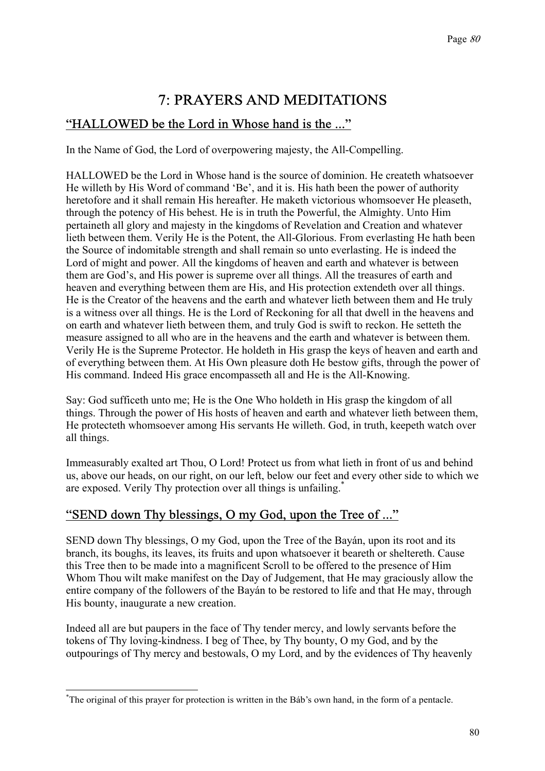# 7: PRAYERS AND MEDITATIONS

## "HALLOWED be the Lord in Whose hand is the ..."

In the Name of God, the Lord of overpowering majesty, the All-Compelling.

HALLOWED be the Lord in Whose hand is the source of dominion. He createth whatsoever He willeth by His Word of command 'Be', and it is. His hath been the power of authority heretofore and it shall remain His hereafter. He maketh victorious whomsoever He pleaseth, through the potency of His behest. He is in truth the Powerful, the Almighty. Unto Him pertaineth all glory and majesty in the kingdoms of Revelation and Creation and whatever lieth between them. Verily He is the Potent, the All-Glorious. From everlasting He hath been the Source of indomitable strength and shall remain so unto everlasting. He is indeed the Lord of might and power. All the kingdoms of heaven and earth and whatever is between them are God's, and His power is supreme over all things. All the treasures of earth and heaven and everything between them are His, and His protection extendeth over all things. He is the Creator of the heavens and the earth and whatever lieth between them and He truly is a witness over all things. He is the Lord of Reckoning for all that dwell in the heavens and on earth and whatever lieth between them, and truly God is swift to reckon. He setteth the measure assigned to all who are in the heavens and the earth and whatever is between them. Verily He is the Supreme Protector. He holdeth in His grasp the keys of heaven and earth and of everything between them. At His Own pleasure doth He bestow gifts, through the power of His command. Indeed His grace encompasseth all and He is the All-Knowing.

Say: God sufficeth unto me; He is the One Who holdeth in His grasp the kingdom of all things. Through the power of His hosts of heaven and earth and whatever lieth between them, He protecteth whomsoever among His servants He willeth. God, in truth, keepeth watch over all things.

Immeasurably exalted art Thou, O Lord! Protect us from what lieth in front of us and behind us, above our heads, on our right, on our left, below our feet and every other side to which we are exposed. Verily Thy protection over all things is unfailing.*

## "SEND down Thy blessings, O my God, upon the Tree of ..."

SEND down Thy blessings, O my God, upon the Tree of the Bayán, upon its root and its branch, its boughs, its leaves, its fruits and upon whatsoever it beareth or sheltereth. Cause this Tree then to be made into a magnificent Scroll to be offered to the presence of Him Whom Thou wilt make manifest on the Day of Judgement, that He may graciously allow the entire company of the followers of the Bayán to be restored to life and that He may, through His bounty, inaugurate a new creation.

Indeed all are but paupers in the face of Thy tender mercy, and lowly servants before the tokens of Thy loving-kindness. I beg of Thee, by Thy bounty, O my God, and by the outpourings of Thy mercy and bestowals, O my Lord, and by the evidences of Thy heavenly

---

*The original of this prayer for protection is written in the Báb's own hand, in the form of a pentacle.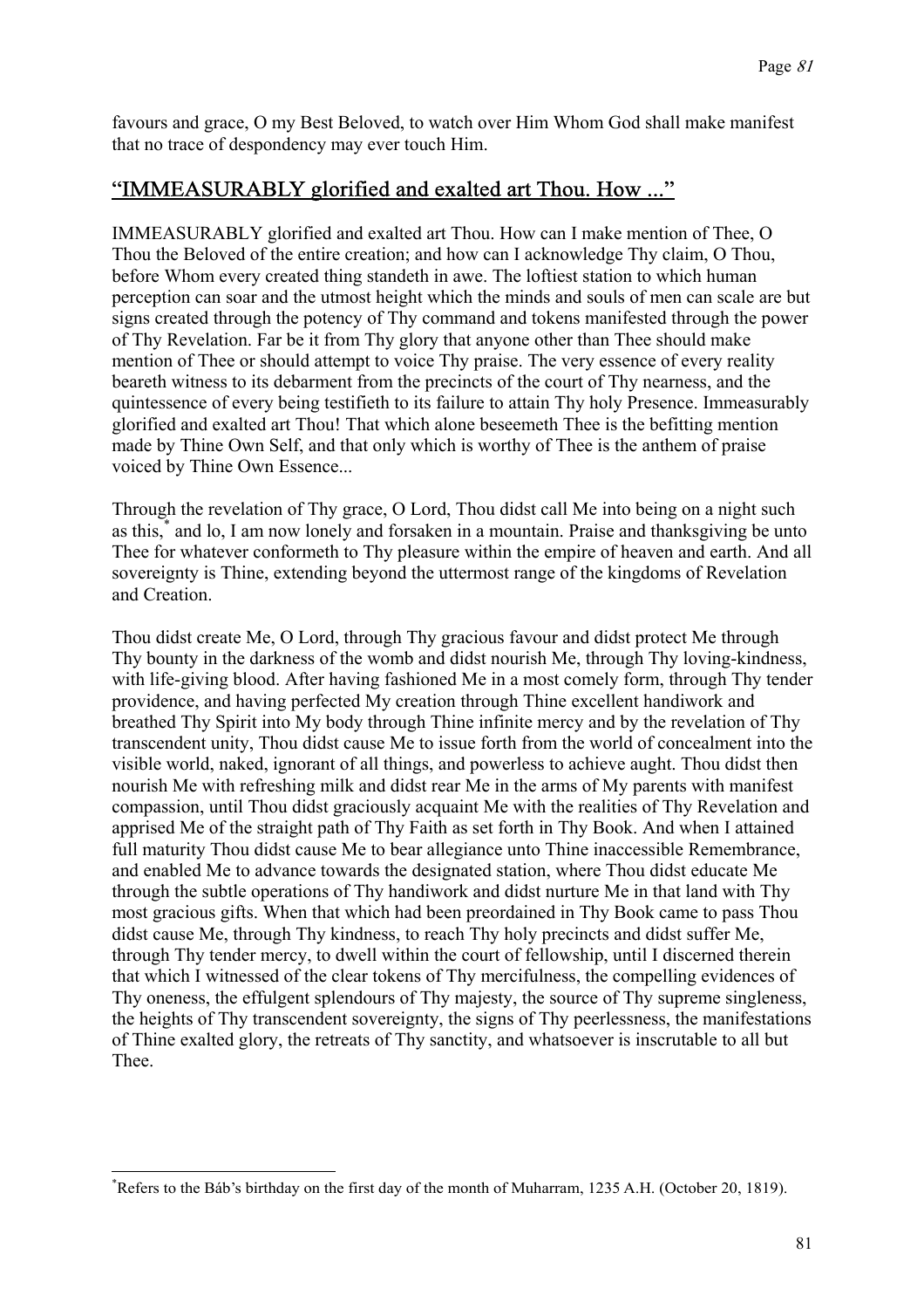favours and grace, O my Best Beloved, to watch over Him Whom God shall make manifest that no trace of despondency may ever touch Him.

## "IMMEASURABLY glorified and exalted art Thou. How ..."

IMMEASURABLY glorified and exalted art Thou. How can I make mention of Thee, O Thou the Beloved of the entire creation; and how can I acknowledge Thy claim, O Thou, before Whom every created thing standeth in awe. The loftiest station to which human perception can soar and the utmost height which the minds and souls of men can scale are but signs created through the potency of Thy command and tokens manifested through the power of Thy Revelation. Far be it from Thy glory that anyone other than Thee should make mention of Thee or should attempt to voice Thy praise. The very essence of every reality beareth witness to its debarment from the precincts of the court of Thy nearness, and the quintessence of every being testifieth to its failure to attain Thy holy Presence. Immeasurably glorified and exalted art Thou! That which alone beseemeth Thee is the befitting mention made by Thine Own Self, and that only which is worthy of Thee is the anthem of praise voiced by Thine Own Essence...

Through the revelation of Thy grace, O Lord, Thou didst call Me into being on a night such as this,* and lo, I am now lonely and forsaken in a mountain. Praise and thanksgiving be unto Thee for whatever conformeth to Thy pleasure within the empire of heaven and earth. And all sovereignty is Thine, extending beyond the uttermost range of the kingdoms of Revelation and Creation.

Thou didst create Me, O Lord, through Thy gracious favour and didst protect Me through Thy bounty in the darkness of the womb and didst nourish Me, through Thy loving-kindness, with life-giving blood. After having fashioned Me in a most comely form, through Thy tender providence, and having perfected My creation through Thine excellent handiwork and breathed Thy Spirit into My body through Thine infinite mercy and by the revelation of Thy transcendent unity, Thou didst cause Me to issue forth from the world of concealment into the visible world, naked, ignorant of all things, and powerless to achieve aught. Thou didst then nourish Me with refreshing milk and didst rear Me in the arms of My parents with manifest compassion, until Thou didst graciously acquaint Me with the realities of Thy Revelation and apprised Me of the straight path of Thy Faith as set forth in Thy Book. And when I attained full maturity Thou didst cause Me to bear allegiance unto Thine inaccessible Remembrance, and enabled Me to advance towards the designated station, where Thou didst educate Me through the subtle operations of Thy handiwork and didst nurture Me in that land with Thy most gracious gifts. When that which had been preordained in Thy Book came to pass Thou didst cause Me, through Thy kindness, to reach Thy holy precincts and didst suffer Me, through Thy tender mercy, to dwell within the court of fellowship, until I discerned therein that which I witnessed of the clear tokens of Thy mercifulness, the compelling evidences of Thy oneness, the effulgent splendours of Thy majesty, the source of Thy supreme singleness, the heights of Thy transcendent sovereignty, the signs of Thy peerlessness, the manifestations of Thine exalted glory, the retreats of Thy sanctity, and whatsoever is inscrutable to all but Thee.

---

*Refers to the Báb's birthday on the first day of the month of Muharram, 1235 A.H. (October 20, 1819).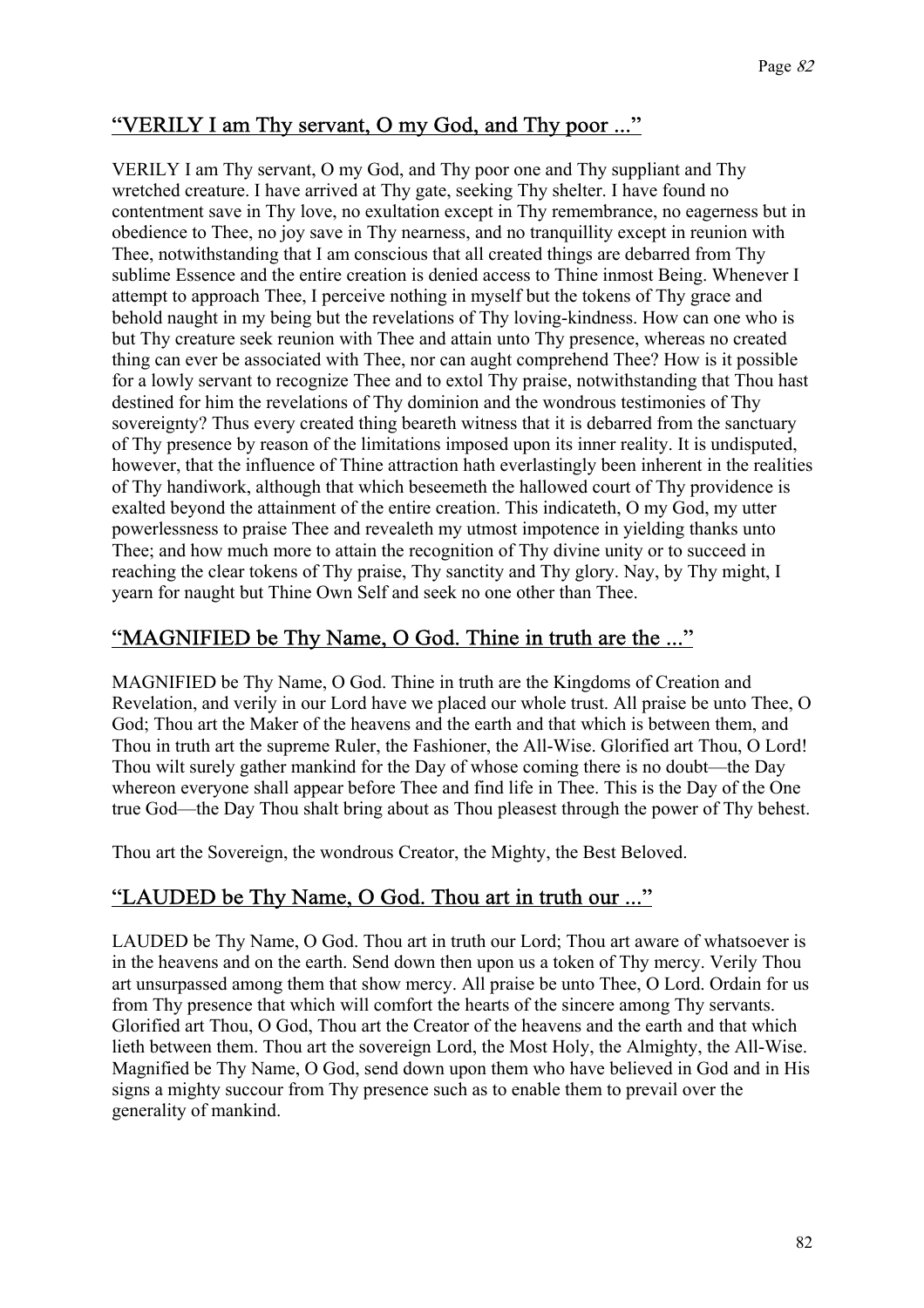## “VERILY I am Thy servant, O my God, and Thy poor ...”

VERILY I am Thy servant, O my God, and Thy poor one and Thy suppliant and Thy wretched creature. I have arrived at Thy gate, seeking Thy shelter. I have found no contentment save in Thy love, no exultation except in Thy remembrance, no eagerness but in obedience to Thee, no joy save in Thy nearness, and no tranquillity except in reunion with Thee, notwithstanding that I am conscious that all created things are debarred from Thy sublime Essence and the entire creation is denied access to Thine inmost Being. Whenever I attempt to approach Thee, I perceive nothing in myself but the tokens of Thy grace and behold naught in my being but the revelations of Thy loving-kindness. How can one who is but Thy creature seek reunion with Thee and attain unto Thy presence, whereas no created thing can ever be associated with Thee, nor can aught comprehend Thee? How is it possible for a lowly servant to recognize Thee and to extol Thy praise, notwithstanding that Thou hast destined for him the revelations of Thy dominion and the wondrous testimonies of Thy sovereignty? Thus every created thing beareth witness that it is debarred from the sanctuary of Thy presence by reason of the limitations imposed upon its inner reality. It is undisputed, however, that the influence of Thine attraction hath everlastingly been inherent in the realities of Thy handiwork, although that which beseemeth the hallowed court of Thy providence is exalted beyond the attainment of the entire creation. This indicateth, O my God, my utter powerlessness to praise Thee and revealeth my utmost impotence in yielding thanks unto Thee; and how much more to attain the recognition of Thy divine unity or to succeed in reaching the clear tokens of Thy praise, Thy sanctity and Thy glory. Nay, by Thy might, I yearn for naught but Thine Own Self and seek no one other than Thee.

## “MAGNIFIED be Thy Name, O God. Thine in truth are the ...”

MAGNIFIED be Thy Name, O God. Thine in truth are the Kingdoms of Creation and Revelation, and verily in our Lord have we placed our whole trust. All praise be unto Thee, O God; Thou art the Maker of the heavens and the earth and that which is between them, and Thou in truth art the supreme Ruler, the Fashioner, the All-Wise. Glorified art Thou, O Lord! Thou wilt surely gather mankind for the Day of whose coming there is no doubt—the Day whereon everyone shall appear before Thee and find life in Thee. This is the Day of the One true God—the Day Thou shalt bring about as Thou pleasest through the power of Thy behest.

Thou art the Sovereign, the wondrous Creator, the Mighty, the Best Beloved.

## “LAUDED be Thy Name, O God. Thou art in truth our ...”

LAUDED be Thy Name, O God. Thou art in truth our Lord; Thou art aware of whatsoever is in the heavens and on the earth. Send down then upon us a token of Thy mercy. Verily Thou art unsurpassed among them that show mercy. All praise be unto Thee, O Lord. Ordain for us from Thy presence that which will comfort the hearts of the sincere among Thy servants. Glorified art Thou, O God, Thou art the Creator of the heavens and the earth and that which lieth between them. Thou art the sovereign Lord, the Most Holy, the Almighty, the All-Wise. Magnified be Thy Name, O God, send down upon them who have believed in God and in His signs a mighty succour from Thy presence such as to enable them to prevail over the generality of mankind.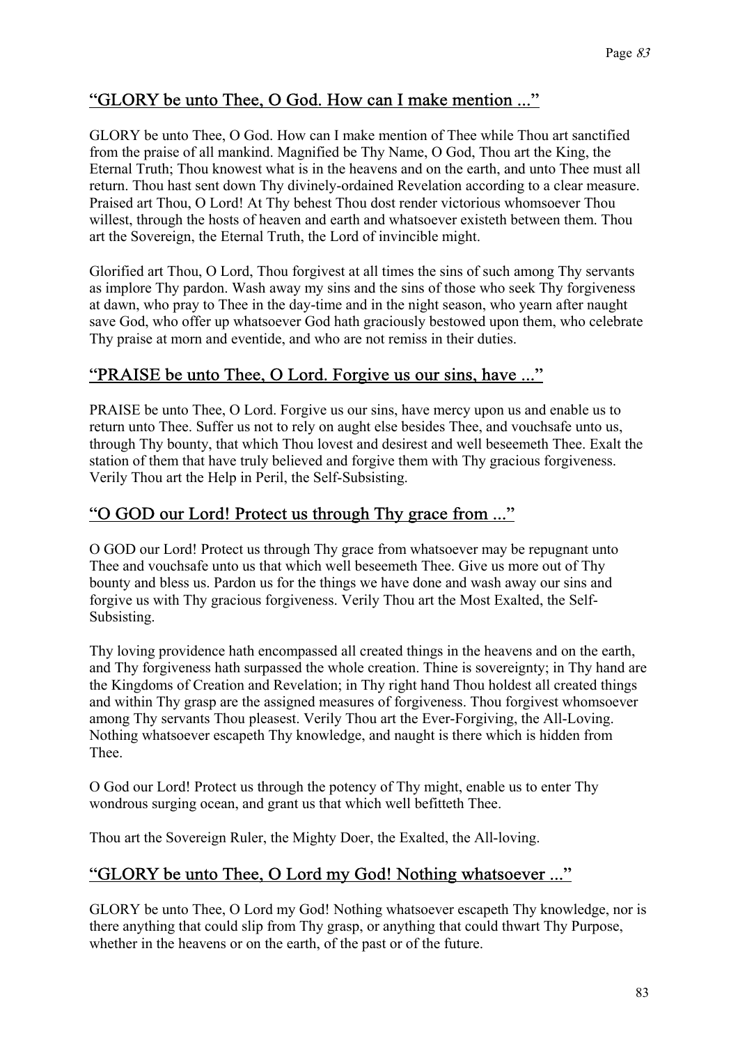## "GLORY be unto Thee, O God. How can I make mention ..."

GLORY be unto Thee, O God. How can I make mention of Thee while Thou art sanctified from the praise of all mankind. Magnified be Thy Name, O God, Thou art the King, the Eternal Truth; Thou knowest what is in the heavens and on the earth, and unto Thee must all return. Thou hast sent down Thy divinely-ordained Revelation according to a clear measure. Praised art Thou, O Lord! At Thy behest Thou dost render victorious whomsoever Thou willest, through the hosts of heaven and earth and whatsoever existeth between them. Thou art the Sovereign, the Eternal Truth, the Lord of invincible might.

Glorified art Thou, O Lord, Thou forgivest at all times the sins of such among Thy servants as implore Thy pardon. Wash away my sins and the sins of those who seek Thy forgiveness at dawn, who pray to Thee in the day-time and in the night season, who yearn after naught save God, who offer up whatsoever God hath graciously bestowed upon them, who celebrate Thy praise at morn and eventide, and who are not remiss in their duties.

## "PRAISE be unto Thee, O Lord. Forgive us our sins, have ..."

PRAISE be unto Thee, O Lord. Forgive us our sins, have mercy upon us and enable us to return unto Thee. Suffer us not to rely on aught else besides Thee, and vouchsafe unto us, through Thy bounty, that which Thou lovest and desirest and well beseemeth Thee. Exalt the station of them that have truly believed and forgive them with Thy gracious forgiveness. Verily Thou art the Help in Peril, the Self-Subsisting.

## "O GOD our Lord! Protect us through Thy grace from ..."

O GOD our Lord! Protect us through Thy grace from whatsoever may be repugnant unto Thee and vouchsafe unto us that which well beseemeth Thee. Give us more out of Thy bounty and bless us. Pardon us for the things we have done and wash away our sins and forgive us with Thy gracious forgiveness. Verily Thou art the Most Exalted, the Self-Subsisting.

Thy loving providence hath encompassed all created things in the heavens and on the earth, and Thy forgiveness hath surpassed the whole creation. Thine is sovereignty; in Thy hand are the Kingdoms of Creation and Revelation; in Thy right hand Thou holdest all created things and within Thy grasp are the assigned measures of forgiveness. Thou forgivest whomsoever among Thy servants Thou pleasest. Verily Thou art the Ever-Forgiving, the All-Loving. Nothing whatsoever escapeth Thy knowledge, and naught is there which is hidden from Thee.

O God our Lord! Protect us through the potency of Thy might, enable us to enter Thy wondrous surging ocean, and grant us that which well befitteth Thee.

Thou art the Sovereign Ruler, the Mighty Doer, the Exalted, the All-loving.

## "GLORY be unto Thee, O Lord my God! Nothing whatsoever ..."

GLORY be unto Thee, O Lord my God! Nothing whatsoever escapeth Thy knowledge, nor is there anything that could slip from Thy grasp, or anything that could thwart Thy Purpose, whether in the heavens or on the earth, of the past or of the future.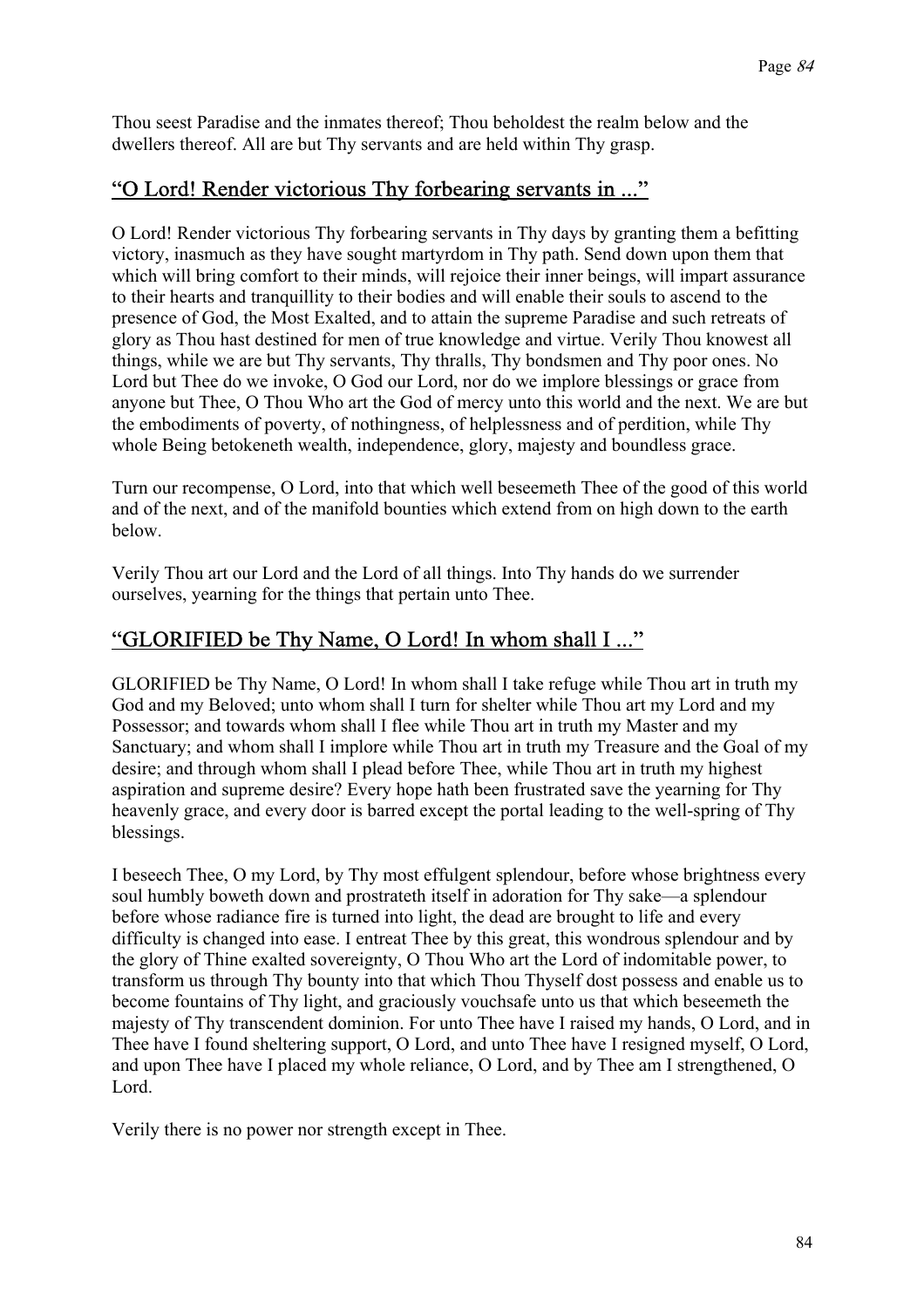Thou seest Paradise and the inmates thereof; Thou beholdest the realm below and the dwellers thereof. All are but Thy servants and are held within Thy grasp.

## "O Lord! Render victorious Thy forbearing servants in ..."

O Lord! Render victorious Thy forbearing servants in Thy days by granting them a befitting victory, inasmuch as they have sought martyrdom in Thy path. Send down upon them that which will bring comfort to their minds, will rejoice their inner beings, will impart assurance to their hearts and tranquillity to their bodies and will enable their souls to ascend to the presence of God, the Most Exalted, and to attain the supreme Paradise and such retreats of glory as Thou hast destined for men of true knowledge and virtue. Verily Thou knowest all things, while we are but Thy servants, Thy thralls, Thy bondsmen and Thy poor ones. No Lord but Thee do we invoke, O God our Lord, nor do we implore blessings or grace from anyone but Thee, O Thou Who art the God of mercy unto this world and the next. We are but the embodiments of poverty, of nothingness, of helplessness and of perdition, while Thy whole Being betokeneth wealth, independence, glory, majesty and boundless grace.

Turn our recompense, O Lord, into that which well beseemeth Thee of the good of this world and of the next, and of the manifold bounties which extend from on high down to the earth below.

Verily Thou art our Lord and the Lord of all things. Into Thy hands do we surrender ourselves, yearning for the things that pertain unto Thee.

## "GLORIFIED be Thy Name, O Lord! In whom shall I ..."

GLORIFIED be Thy Name, O Lord! In whom shall I take refuge while Thou art in truth my God and my Beloved; unto whom shall I turn for shelter while Thou art my Lord and my Possessor; and towards whom shall I flee while Thou art in truth my Master and my Sanctuary; and whom shall I implore while Thou art in truth my Treasure and the Goal of my desire; and through whom shall I plead before Thee, while Thou art in truth my highest aspiration and supreme desire? Every hope hath been frustrated save the yearning for Thy heavenly grace, and every door is barred except the portal leading to the well-spring of Thy blessings.

I beseech Thee, O my Lord, by Thy most effulgent splendour, before whose brightness every soul humbly boweth down and prostrateth itself in adoration for Thy sake—a splendour before whose radiance fire is turned into light, the dead are brought to life and every difficulty is changed into ease. I entreat Thee by this great, this wondrous splendour and by the glory of Thine exalted sovereignty, O Thou Who art the Lord of indomitable power, to transform us through Thy bounty into that which Thou Thyself dost possess and enable us to become fountains of Thy light, and graciously vouchsafe unto us that which beseemeth the majesty of Thy transcendent dominion. For unto Thee have I raised my hands, O Lord, and in Thee have I found sheltering support, O Lord, and unto Thee have I resigned myself, O Lord, and upon Thee have I placed my whole reliance, O Lord, and by Thee am I strengthened, O Lord.

Verily there is no power nor strength except in Thee.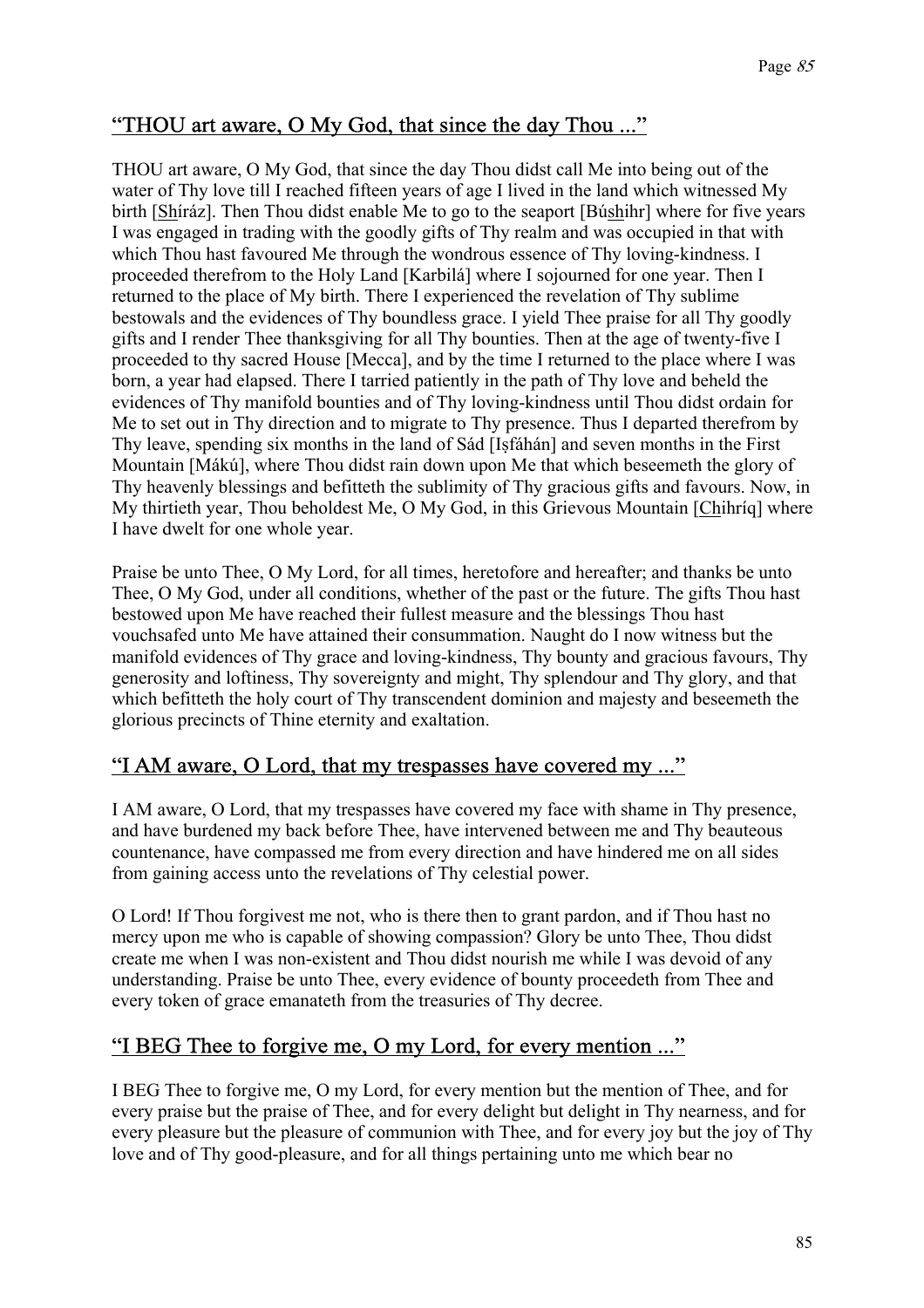## "THOU art aware, O My God, that since the day Thou ..."

THOU art aware, O My God, that since the day Thou didst call Me into being out of the water of Thy love till I reached fifteen years of age I lived in the land which witnessed My birth [Shíráz]. Then Thou didst enable Me to go to the seaport [Búshihr] where for five years I was engaged in trading with the goodly gifts of Thy realm and was occupied in that with which Thou hast favoured Me through the wondrous essence of Thy loving-kindness. I proceeded therefrom to the Holy Land [Karbilá] where I sojourned for one year. Then I returned to the place of My birth. There I experienced the revelation of Thy sublime bestowals and the evidences of Thy boundless grace. I yield Thee praise for all Thy goodly gifts and I render Thee thanksgiving for all Thy bounties. Then at the age of twenty-five I proceeded to thy sacred House [Mecca], and by the time I returned to the place where I was born, a year had elapsed. There I tarried patiently in the path of Thy love and beheld the evidences of Thy manifold bounties and of Thy loving-kindness until Thou didst ordain for Me to set out in Thy direction and to migrate to Thy presence. Thus I departed therefrom by Thy leave, spending six months in the land of Sád [Iṣfáhán] and seven months in the First Mountain [Máků], where Thou didst rain down upon Me that which beseemeth the glory of Thy heavenly blessings and befitteth the sublimity of Thy gracious gifts and favours. Now, in My thirtieth year, Thou beholdest Me, O My God, in this Grievous Mountain [Chihríq] where I have dwelt for one whole year.

Praise be unto Thee, O My Lord, for all times, heretofore and hereafter; and thanks be unto Thee, O My God, under all conditions, whether of the past or the future. The gifts Thou hast bestowed upon Me have reached their fullest measure and the blessings Thou hast vouchsafed unto Me have attained their consummation. Naught do I now witness but the manifold evidences of Thy grace and loving-kindness, Thy bounty and gracious favours, Thy generosity and loftiness, Thy sovereignty and might, Thy splendour and Thy glory, and that which befitteth the holy court of Thy transcendent dominion and majesty and beseemeth the glorious precincts of Thine eternity and exaltation.

## "I AM aware, O Lord, that my trespasses have covered my ..."

I AM aware, O Lord, that my trespasses have covered my face with shame in Thy presence, and have burdened my back before Thee, have intervened between me and Thy beauteous countenance, have compassed me from every direction and have hindered me on all sides from gaining access unto the revelations of Thy celestial power.

O Lord! If Thou forgivest me not, who is there then to grant pardon, and if Thou hast no mercy upon me who is capable of showing compassion? Glory be unto Thee, Thou didst create me when I was non-existent and Thou didst nourish me while I was devoid of any understanding. Praise be unto Thee, every evidence of bounty proceedeth from Thee and every token of grace emanateth from the treasuries of Thy decree.

## "I BEG Thee to forgive me, O my Lord, for every mention ..."

I BEG Thee to forgive me, O my Lord, for every mention but the mention of Thee, and for every praise but the praise of Thee, and for every delight but delight in Thy nearness, and for every pleasure but the pleasure of communion with Thee, and for every joy but the joy of Thy love and of Thy good-pleasure, and for all things pertaining unto me which bear no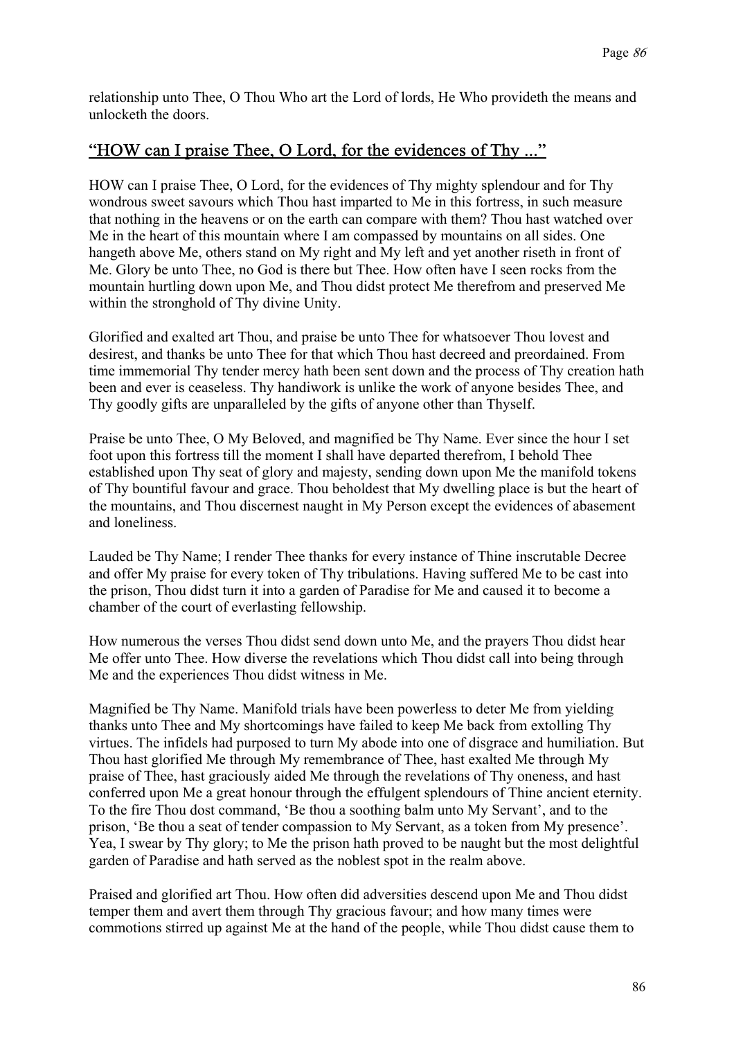relationship unto Thee, O Thou Who art the Lord of lords, He Who provideth the means and unlocketh the doors.

## "HOW can I praise Thee, O Lord, for the evidences of Thy ..."

HOW can I praise Thee, O Lord, for the evidences of Thy mighty splendour and for Thy wondrous sweet savours which Thou hast imparted to Me in this fortress, in such measure that nothing in the heavens or on the earth can compare with them? Thou hast watched over Me in the heart of this mountain where I am compassed by mountains on all sides. One hangeth above Me, others stand on My right and My left and yet another riseth in front of Me. Glory be unto Thee, no God is there but Thee. How often have I seen rocks from the mountain hurtling down upon Me, and Thou didst protect Me therefrom and preserved Me within the stronghold of Thy divine Unity.

Glorified and exalted art Thou, and praise be unto Thee for whatsoever Thou lovest and desirest, and thanks be unto Thee for that which Thou hast decreed and preordained. From time immemorial Thy tender mercy hath been sent down and the process of Thy creation hath been and ever is ceaseless. Thy handiwork is unlike the work of anyone besides Thee, and Thy goodly gifts are unparalleled by the gifts of anyone other than Thyself.

Praise be unto Thee, O My Beloved, and magnified be Thy Name. Ever since the hour I set foot upon this fortress till the moment I shall have departed therefrom, I behold Thee established upon Thy seat of glory and majesty, sending down upon Me the manifold tokens of Thy bountiful favour and grace. Thou beholdest that My dwelling place is but the heart of the mountains, and Thou discernest naught in My Person except the evidences of abasement and loneliness.

Lauded be Thy Name; I render Thee thanks for every instance of Thine inscrutable Decree and offer My praise for every token of Thy tribulations. Having suffered Me to be cast into the prison, Thou didst turn it into a garden of Paradise for Me and caused it to become a chamber of the court of everlasting fellowship.

How numerous the verses Thou didst send down unto Me, and the prayers Thou didst hear Me offer unto Thee. How diverse the revelations which Thou didst call into being through Me and the experiences Thou didst witness in Me.

Magnified be Thy Name. Manifold trials have been powerless to deter Me from yielding thanks unto Thee and My shortcomings have failed to keep Me back from extolling Thy virtues. The infidels had purposed to turn My abode into one of disgrace and humiliation. But Thou hast glorified Me through My remembrance of Thee, hast exalted Me through My praise of Thee, hast graciously aided Me through the revelations of Thy oneness, and hast conferred upon Me a great honour through the effulgent splendours of Thine ancient eternity. To the fire Thou dost command, 'Be thou a soothing balm unto My Servant', and to the prison, 'Be thou a seat of tender compassion to My Servant, as a token from My presence'. Yea, I swear by Thy glory; to Me the prison hath proved to be naught but the most delightful garden of Paradise and hath served as the noblest spot in the realm above.

Praised and glorified art Thou. How often did adversities descend upon Me and Thou didst temper them and avert them through Thy gracious favour; and how many times were commotions stirred up against Me at the hand of the people, while Thou didst cause them to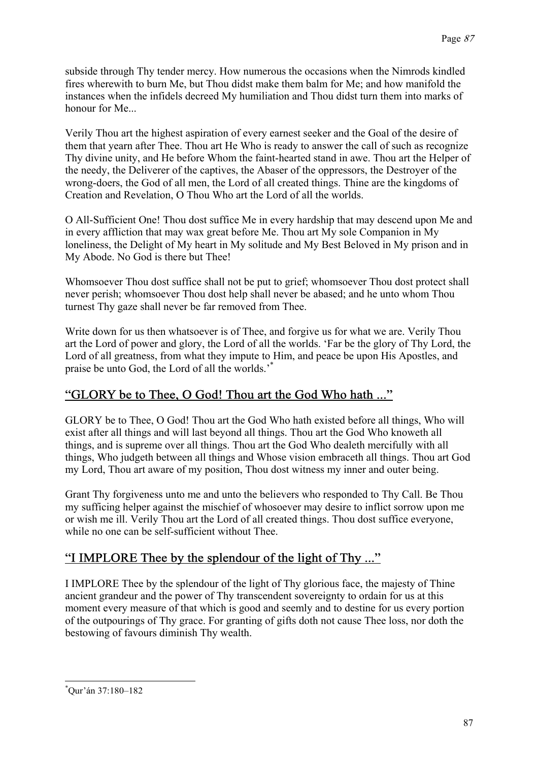subside through Thy tender mercy. How numerous the occasions when the Nimrods kindled fires wherewith to burn Me, but Thou didst make them balm for Me; and how manifold the instances when the infidels decreed My humiliation and Thou didst turn them into marks of honour for Me...

Verily Thou art the highest aspiration of every earnest seeker and the Goal of the desire of them that yearn after Thee. Thou art He Who is ready to answer the call of such as recognize Thy divine unity, and He before Whom the faint-hearted stand in awe. Thou art the Helper of the needy, the Deliverer of the captives, the Abaser of the oppressors, the Destroyer of the wrong-doers, the God of all men, the Lord of all created things. Thine are the kingdoms of Creation and Revelation, O Thou Who art the Lord of all the worlds.

O All-Sufficient One! Thou dost suffice Me in every hardship that may descend upon Me and in every affliction that may wax great before Me. Thou art My sole Companion in My loneliness, the Delight of My heart in My solitude and My Best Beloved in My prison and in My Abode. No God is there but Thee!

Whomsoever Thou dost suffice shall not be put to grief; whomsoever Thou dost protect shall never perish; whomsoever Thou dost help shall never be abased; and he unto whom Thou turnest Thy gaze shall never be far removed from Thee.

Write down for us then whatsoever is of Thee, and forgive us for what we are. Verily Thou art the Lord of power and glory, the Lord of all the worlds. 'Far be the glory of Thy Lord, the Lord of all greatness, from what they impute to Him, and peace be upon His Apostles, and praise be unto God, the Lord of all the worlds.'[*]

## "GLORY be to Thee, O God! Thou art the God Who hath ..."

GLORY be to Thee, O God! Thou art the God Who hath existed before all things, Who will exist after all things and will last beyond all things. Thou art the God Who knoweth all things, and is supreme over all things. Thou art the God Who dealeth mercifully with all things, Who judgeth between all things and Whose vision embraceth all things. Thou art God my Lord, Thou art aware of my position, Thou dost witness my inner and outer being.

Grant Thy forgiveness unto me and unto the believers who responded to Thy Call. Be Thou my sufficing helper against the mischief of whosoever may desire to inflict sorrow upon me or wish me ill. Verily Thou art the Lord of all created things. Thou dost suffice everyone, while no one can be self-sufficient without Thee.

## "I IMPLORE Thee by the splendour of the light of Thy ..."

I IMPLORE Thee by the splendour of the light of Thy glorious face, the majesty of Thine ancient grandeur and the power of Thy transcendent sovereignty to ordain for us at this moment every measure of that which is good and seemly and to destine for us every portion of the outpourings of Thy grace. For granting of gifts doth not cause Thee loss, nor doth the bestowing of favours diminish Thy wealth.

[*] Qur'án 37:180–182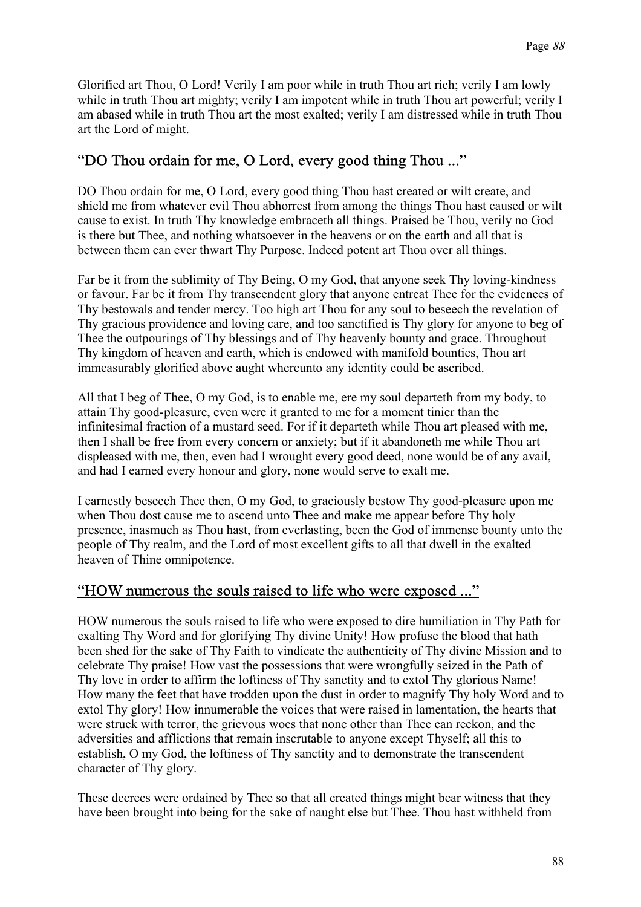Glorified art Thou, O Lord! Verily I am poor while in truth Thou art rich; verily I am lowly while in truth Thou art mighty; verily I am impotent while in truth Thou art powerful; verily I am abased while in truth Thou art the most exalted; verily I am distressed while in truth Thou art the Lord of might.

## "DO Thou ordain for me, O Lord, every good thing Thou ..."

DO Thou ordain for me, O Lord, every good thing Thou hast created or wilt create, and shield me from whatever evil Thou abhorrest from among the things Thou hast caused or wilt cause to exist. In truth Thy knowledge embraceth all things. Praised be Thou, verily no God is there but Thee, and nothing whatsoever in the heavens or on the earth and all that is between them can ever thwart Thy Purpose. Indeed potent art Thou over all things.

Far be it from the sublimity of Thy Being, O my God, that anyone seek Thy loving-kindness or favour. Far be it from Thy transcendent glory that anyone entreat Thee for the evidences of Thy bestowals and tender mercy. Too high art Thou for any soul to beseech the revelation of Thy gracious providence and loving care, and too sanctified is Thy glory for anyone to beg of Thee the outpourings of Thy blessings and of Thy heavenly bounty and grace. Throughout Thy kingdom of heaven and earth, which is endowed with manifold bounties, Thou art immeasurably glorified above aught whereunto any identity could be ascribed.

All that I beg of Thee, O my God, is to enable me, ere my soul departeth from my body, to attain Thy good-pleasure, even were it granted to me for a moment tinier than the infinitesimal fraction of a mustard seed. For if it departeth while Thou art pleased with me, then I shall be free from every concern or anxiety; but if it abandoneth me while Thou art displeased with me, then, even had I wrought every good deed, none would be of any avail, and had I earned every honour and glory, none would serve to exalt me.

I earnestly beseech Thee then, O my God, to graciously bestow Thy good-pleasure upon me when Thou dost cause me to ascend unto Thee and make me appear before Thy holy presence, inasmuch as Thou hast, from everlasting, been the God of immense bounty unto the people of Thy realm, and the Lord of most excellent gifts to all that dwell in the exalted heaven of Thine omnipotence.

## "HOW numerous the souls raised to life who were exposed ..."

HOW numerous the souls raised to life who were exposed to dire humiliation in Thy Path for exalting Thy Word and for glorifying Thy divine Unity! How profuse the blood that hath been shed for the sake of Thy Faith to vindicate the authenticity of Thy divine Mission and to celebrate Thy praise! How vast the possessions that were wrongfully seized in the Path of Thy love in order to affirm the loftiness of Thy sanctity and to extol Thy glorious Name! How many the feet that have trodden upon the dust in order to magnify Thy holy Word and to extol Thy glory! How innumerable the voices that were raised in lamentation, the hearts that were struck with terror, the grievous woes that none other than Thee can reckon, and the adversities and afflictions that remain inscrutable to anyone except Thyself; all this to establish, O my God, the loftiness of Thy sanctity and to demonstrate the transcendent character of Thy glory.

These decrees were ordained by Thee so that all created things might bear witness that they have been brought into being for the sake of naught else but Thee. Thou hast withheld from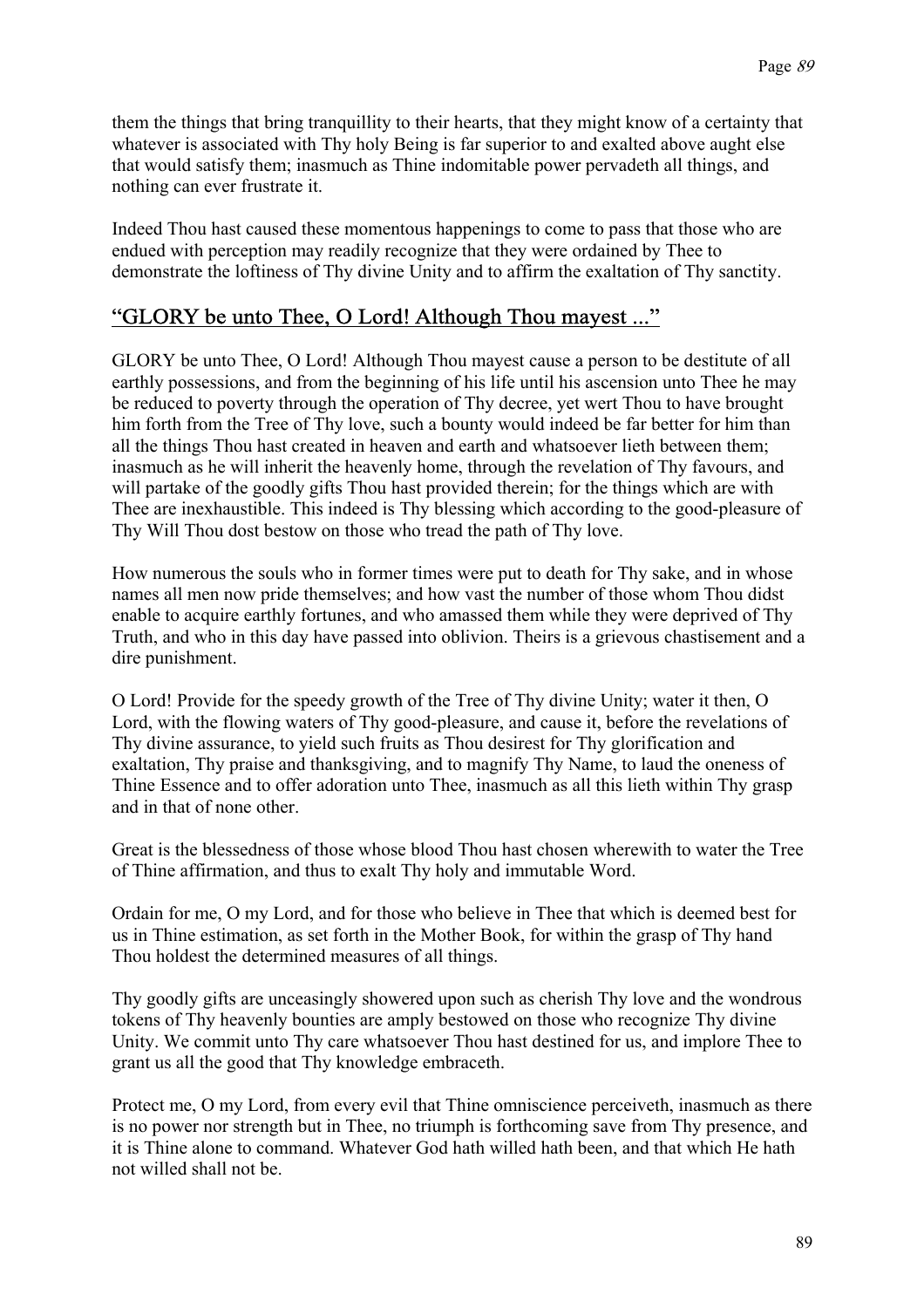them the things that bring tranquillity to their hearts, that they might know of a certainty that whatever is associated with Thy holy Being is far superior to and exalted above aught else that would satisfy them; inasmuch as Thine indomitable power pervadeth all things, and nothing can ever frustrate it.

Indeed Thou hast caused these momentous happenings to come to pass that those who are endued with perception may readily recognize that they were ordained by Thee to demonstrate the loftiness of Thy divine Unity and to affirm the exaltation of Thy sanctity.

## "GLORY be unto Thee, O Lord! Although Thou mayest ..."

GLORY be unto Thee, O Lord! Although Thou mayest cause a person to be destitute of all earthly possessions, and from the beginning of his life until his ascension unto Thee he may be reduced to poverty through the operation of Thy decree, yet wert Thou to have brought him forth from the Tree of Thy love, such a bounty would indeed be far better for him than all the things Thou hast created in heaven and earth and whatsoever lieth between them; inasmuch as he will inherit the heavenly home, through the revelation of Thy favours, and will partake of the goodly gifts Thou hast provided therein; for the things which are with Thee are inexhaustible. This indeed is Thy blessing which according to the good-pleasure of Thy Will Thou dost bestow on those who tread the path of Thy love.

How numerous the souls who in former times were put to death for Thy sake, and in whose names all men now pride themselves; and how vast the number of those whom Thou didst enable to acquire earthly fortunes, and who amassed them while they were deprived of Thy Truth, and who in this day have passed into oblivion. Theirs is a grievous chastisement and a dire punishment.

O Lord! Provide for the speedy growth of the Tree of Thy divine Unity; water it then, O Lord, with the flowing waters of Thy good-pleasure, and cause it, before the revelations of Thy divine assurance, to yield such fruits as Thou desirest for Thy glorification and exaltation, Thy praise and thanksgiving, and to magnify Thy Name, to laud the oneness of Thine Essence and to offer adoration unto Thee, inasmuch as all this lieth within Thy grasp and in that of none other.

Great is the blessedness of those whose blood Thou hast chosen wherewith to water the Tree of Thine affirmation, and thus to exalt Thy holy and immutable Word.

Ordain for me, O my Lord, and for those who believe in Thee that which is deemed best for us in Thine estimation, as set forth in the Mother Book, for within the grasp of Thy hand Thou holdest the determined measures of all things.

Thy goodly gifts are unceasingly showered upon such as cherish Thy love and the wondrous tokens of Thy heavenly bounties are amply bestowed on those who recognize Thy divine Unity. We commit unto Thy care whatsoever Thou hast destined for us, and implore Thee to grant us all the good that Thy knowledge embraceth.

Protect me, O my Lord, from every evil that Thine omniscience perceiveth, inasmuch as there is no power nor strength but in Thee, no triumph is forthcoming save from Thy presence, and it is Thine alone to command. Whatever God hath willed hath been, and that which He hath not willed shall not be.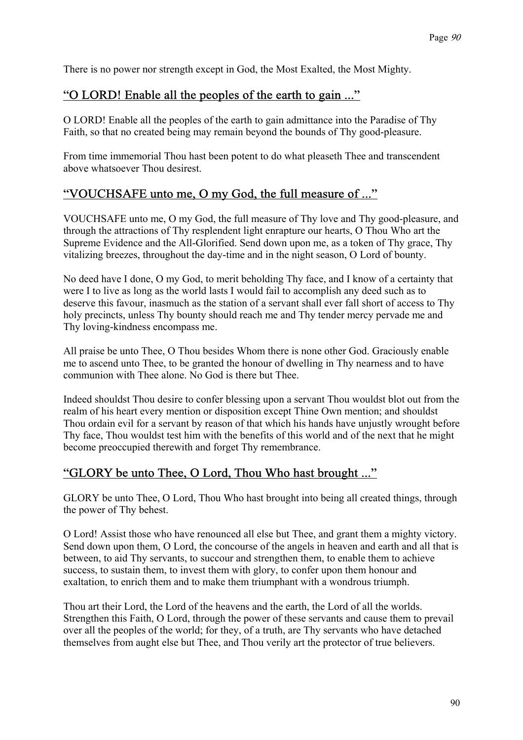There is no power nor strength except in God, the Most Exalted, the Most Mighty.

## "O LORD! Enable all the peoples of the earth to gain ..."

O LORD! Enable all the peoples of the earth to gain admittance into the Paradise of Thy Faith, so that no created being may remain beyond the bounds of Thy good-pleasure.

From time immemorial Thou hast been potent to do what pleaseth Thee and transcendent above whatsoever Thou desirest.

## "VOUCHSAFE unto me, O my God, the full measure of ..."

VOUCHSAFE unto me, O my God, the full measure of Thy love and Thy good-pleasure, and through the attractions of Thy resplendent light enrapture our hearts, O Thou Who art the Supreme Evidence and the All-Glorified. Send down upon me, as a token of Thy grace, Thy vitalizing breezes, throughout the day-time and in the night season, O Lord of bounty.

No deed have I done, O my God, to merit beholding Thy face, and I know of a certainty that were I to live as long as the world lasts I would fail to accomplish any deed such as to deserve this favour, inasmuch as the station of a servant shall ever fall short of access to Thy holy precincts, unless Thy bounty should reach me and Thy tender mercy pervade me and Thy loving-kindness encompass me.

All praise be unto Thee, O Thou besides Whom there is none other God. Graciously enable me to ascend unto Thee, to be granted the honour of dwelling in Thy nearness and to have communion with Thee alone. No God is there but Thee.

Indeed shouldst Thou desire to confer blessing upon a servant Thou wouldst blot out from the realm of his heart every mention or disposition except Thine Own mention; and shouldst Thou ordain evil for a servant by reason of that which his hands have unjustly wrought before Thy face, Thou wouldst test him with the benefits of this world and of the next that he might become preoccupied therewith and forget Thy remembrance.

## "GLORY be unto Thee, O Lord, Thou Who hast brought ..."

GLORY be unto Thee, O Lord, Thou Who hast brought into being all created things, through the power of Thy behest.

O Lord! Assist those who have renounced all else but Thee, and grant them a mighty victory. Send down upon them, O Lord, the concourse of the angels in heaven and earth and all that is between, to aid Thy servants, to succour and strengthen them, to enable them to achieve success, to sustain them, to invest them with glory, to confer upon them honour and exaltation, to enrich them and to make them triumphant with a wondrous triumph.

Thou art their Lord, the Lord of the heavens and the earth, the Lord of all the worlds. Strengthen this Faith, O Lord, through the power of these servants and cause them to prevail over all the peoples of the world; for they, of a truth, are Thy servants who have detached themselves from aught else but Thee, and Thou verily art the protector of true believers.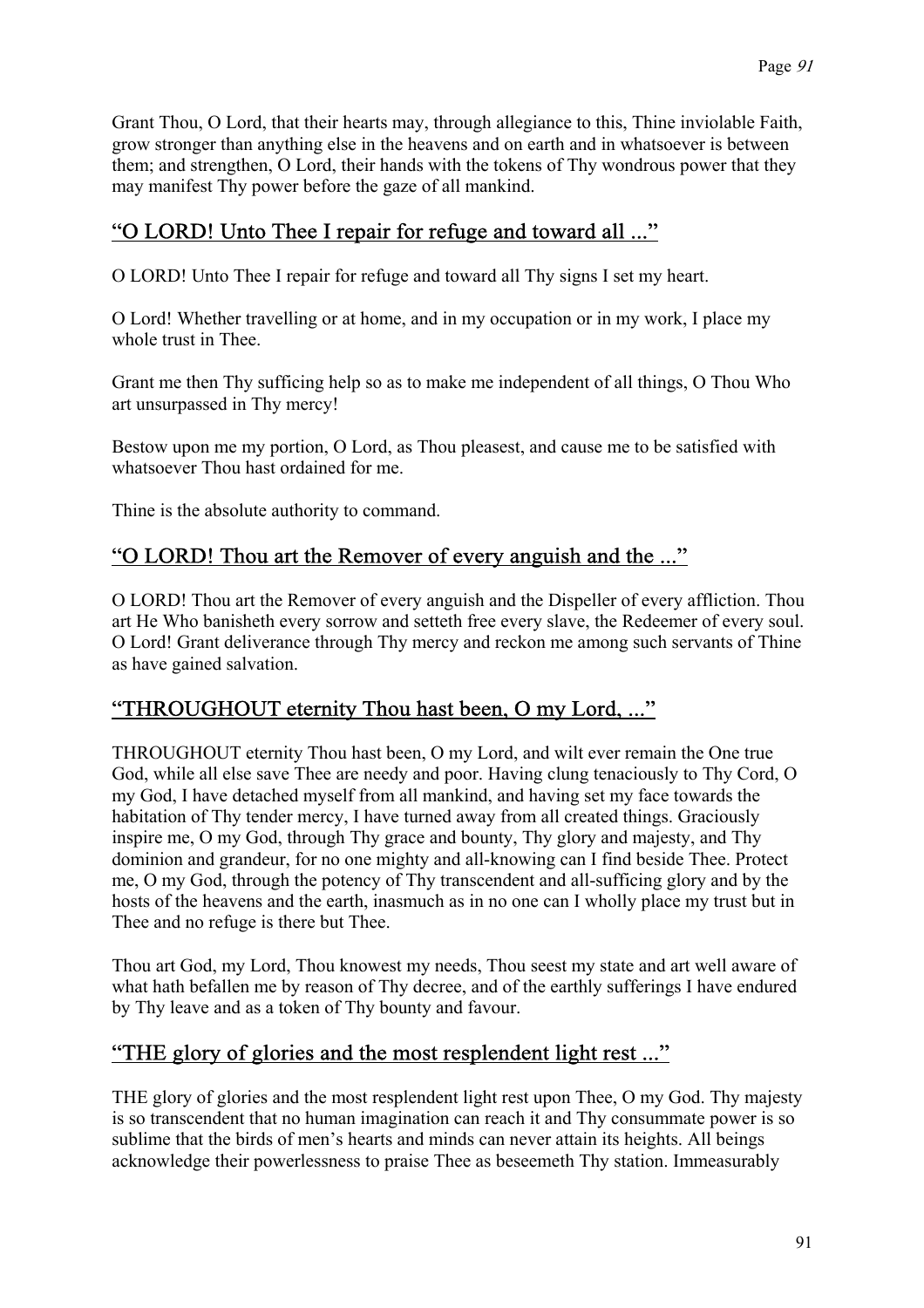Grant Thou, O Lord, that their hearts may, through allegiance to this, Thine inviolable Faith, grow stronger than anything else in the heavens and on earth and in whatsoever is between them; and strengthen, O Lord, their hands with the tokens of Thy wondrous power that they may manifest Thy power before the gaze of all mankind.

## "O LORD! Unto Thee I repair for refuge and toward all ..."

O LORD! Unto Thee I repair for refuge and toward all Thy signs I set my heart.

O Lord! Whether travelling or at home, and in my occupation or in my work, I place my whole trust in Thee.

Grant me then Thy sufficing help so as to make me independent of all things, O Thou Who art unsurpassed in Thy mercy!

Bestow upon me my portion, O Lord, as Thou pleasest, and cause me to be satisfied with whatsoever Thou hast ordained for me.

Thine is the absolute authority to command.

## "O LORD! Thou art the Remover of every anguish and the ..."

O LORD! Thou art the Remover of every anguish and the Dispeller of every affliction. Thou art He Who banisheth every sorrow and setteth free every slave, the Redeemer of every soul. O Lord! Grant deliverance through Thy mercy and reckon me among such servants of Thine as have gained salvation.

## "THROUGHOUT eternity Thou hast been, O my Lord, ..."

THROUGHOUT eternity Thou hast been, O my Lord, and wilt ever remain the One true God, while all else save Thee are needy and poor. Having clung tenaciously to Thy Cord, O my God, I have detached myself from all mankind, and having set my face towards the habitation of Thy tender mercy, I have turned away from all created things. Graciously inspire me, O my God, through Thy grace and bounty, Thy glory and majesty, and Thy dominion and grandeur, for no one mighty and all-knowing can I find beside Thee. Protect me, O my God, through the potency of Thy transcendent and all-sufficing glory and by the hosts of the heavens and the earth, inasmuch as in no one can I wholly place my trust but in Thee and no refuge is there but Thee.

Thou art God, my Lord, Thou knowest my needs, Thou seest my state and art well aware of what hath befallen me by reason of Thy decree, and of the earthly sufferings I have endured by Thy leave and as a token of Thy bounty and favour.

## "THE glory of glories and the most resplendent light rest ..."

THE glory of glories and the most resplendent light rest upon Thee, O my God. Thy majesty is so transcendent that no human imagination can reach it and Thy consummate power is so sublime that the birds of men's hearts and minds can never attain its heights. All beings acknowledge their powerlessness to praise Thee as beseemeth Thy station. Immeasurably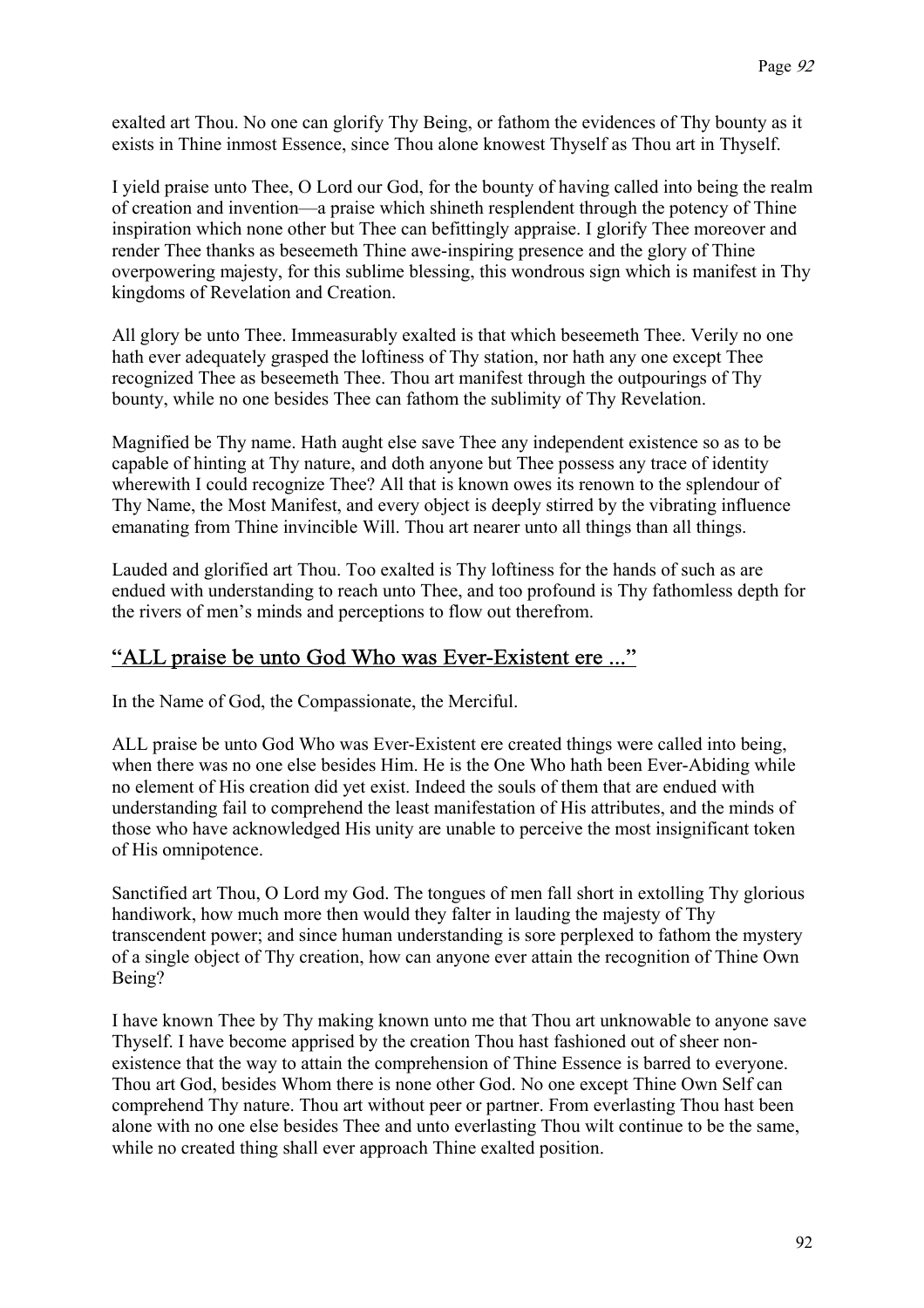exalted art Thou. No one can glorify Thy Being, or fathom the evidences of Thy bounty as it exists in Thine inmost Essence, since Thou alone knowest Thyself as Thou art in Thyself.

I yield praise unto Thee, O Lord our God, for the bounty of having called into being the realm of creation and invention—a praise which shineth resplendent through the potency of Thine inspiration which none other but Thee can befittingly appraise. I glorify Thee moreover and render Thee thanks as beseemeth Thine awe-inspiring presence and the glory of Thine overpowering majesty, for this sublime blessing, this wondrous sign which is manifest in Thy kingdoms of Revelation and Creation.

All glory be unto Thee. Immeasurably exalted is that which beseemeth Thee. Verily no one hath ever adequately grasped the loftiness of Thy station, nor hath any one except Thee recognized Thee as beseemeth Thee. Thou art manifest through the outpourings of Thy bounty, while no one besides Thee can fathom the sublimity of Thy Revelation.

Magnified be Thy name. Hath aught else save Thee any independent existence so as to be capable of hinting at Thy nature, and doth anyone but Thee possess any trace of identity wherewith I could recognize Thee? All that is known owes its renown to the splendour of Thy Name, the Most Manifest, and every object is deeply stirred by the vibrating influence emanating from Thine invincible Will. Thou art nearer unto all things than all things.

Lauded and glorified art Thou. Too exalted is Thy loftiness for the hands of such as are endued with understanding to reach unto Thee, and too profound is Thy fathomless depth for the rivers of men's minds and perceptions to flow out therefrom.

## "ALL praise be unto God Who was Ever-Existent ere ..."

In the Name of God, the Compassionate, the Merciful.

ALL praise be unto God Who was Ever-Existent ere created things were called into being, when there was no one else besides Him. He is the One Who hath been Ever-Abiding while no element of His creation did yet exist. Indeed the souls of them that are endued with understanding fail to comprehend the least manifestation of His attributes, and the minds of those who have acknowledged His unity are unable to perceive the most insignificant token of His omnipotence.

Sanctified art Thou, O Lord my God. The tongues of men fall short in extolling Thy glorious handiwork, how much more then would they falter in lauding the majesty of Thy transcendent power; and since human understanding is sore perplexed to fathom the mystery of a single object of Thy creation, how can anyone ever attain the recognition of Thine Own Being?

I have known Thee by Thy making known unto me that Thou art unknowable to anyone save Thyself. I have become apprised by the creation Thou hast fashioned out of sheer non-existence that the way to attain the comprehension of Thine Essence is barred to everyone. Thou art God, besides Whom there is none other God. No one except Thine Own Self can comprehend Thy nature. Thou art without peer or partner. From everlasting Thou hast been alone with no one else besides Thee and unto everlasting Thou wilt continue to be the same, while no created thing shall ever approach Thine exalted position.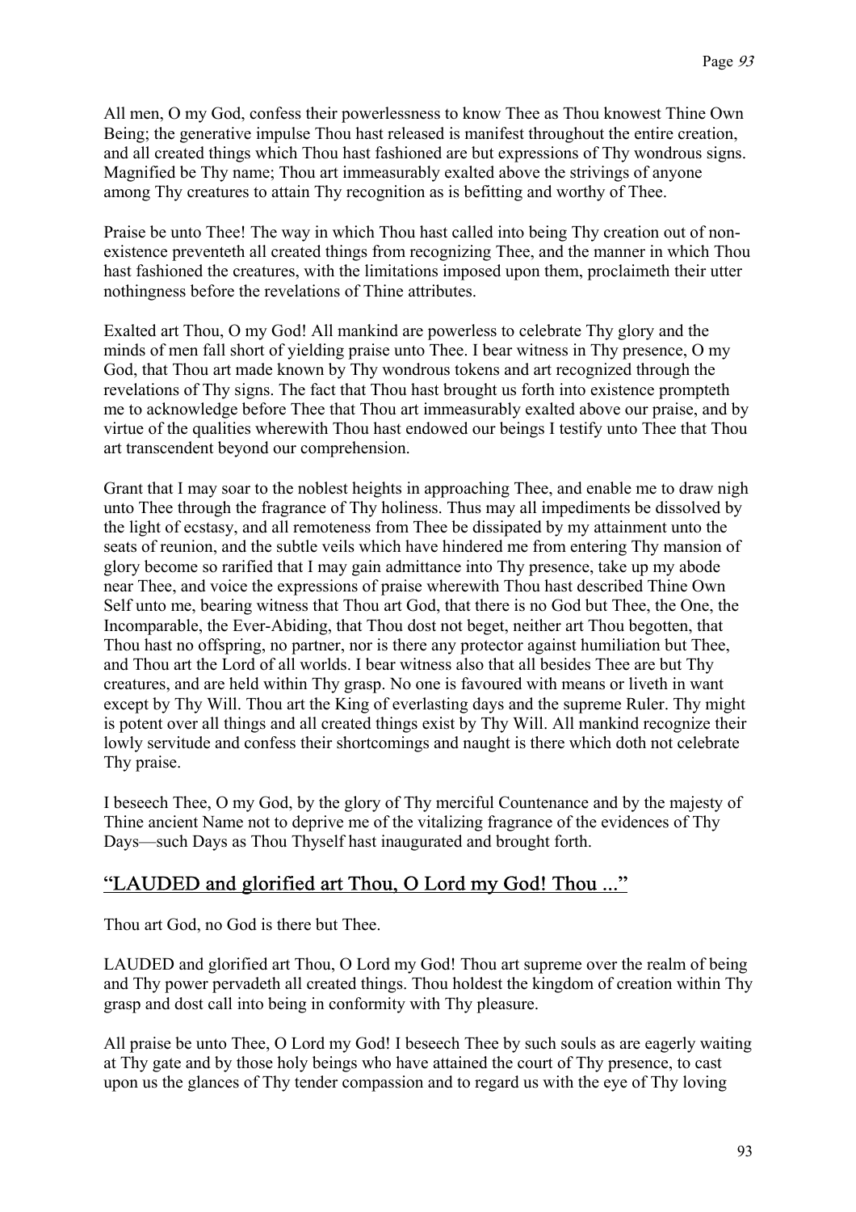All men, O my God, confess their powerlessness to know Thee as Thou knowest Thine Own Being; the generative impulse Thou hast released is manifest throughout the entire creation, and all created things which Thou hast fashioned are but expressions of Thy wondrous signs. Magnified be Thy name; Thou art immeasurably exalted above the strivings of anyone among Thy creatures to attain Thy recognition as is befitting and worthy of Thee.

Praise be unto Thee! The way in which Thou hast called into being Thy creation out of non-existence preventeth all created things from recognizing Thee, and the manner in which Thou hast fashioned the creatures, with the limitations imposed upon them, proclaimeth their utter nothingness before the revelations of Thine attributes.

Exalted art Thou, O my God! All mankind are powerless to celebrate Thy glory and the minds of men fall short of yielding praise unto Thee. I bear witness in Thy presence, O my God, that Thou art made known by Thy wondrous tokens and art recognized through the revelations of Thy signs. The fact that Thou hast brought us forth into existence prompteth me to acknowledge before Thee that Thou art immeasurably exalted above our praise, and by virtue of the qualities wherewith Thou hast endowed our beings I testify unto Thee that Thou art transcendent beyond our comprehension.

Grant that I may soar to the noblest heights in approaching Thee, and enable me to draw nigh unto Thee through the fragrance of Thy holiness. Thus may all impediments be dissolved by the light of ecstasy, and all remoteness from Thee be dissipated by my attainment unto the seats of reunion, and the subtle veils which have hindered me from entering Thy mansion of glory become so rarified that I may gain admittance into Thy presence, take up my abode near Thee, and voice the expressions of praise wherewith Thou hast described Thine Own Self unto me, bearing witness that Thou art God, that there is no God but Thee, the One, the Incomparable, the Ever-Abiding, that Thou dost not beget, neither art Thou begotten, that Thou hast no offspring, no partner, nor is there any protector against humiliation but Thee, and Thou art the Lord of all worlds. I bear witness also that all besides Thee are but Thy creatures, and are held within Thy grasp. No one is favoured with means or liveth in want except by Thy Will. Thou art the King of everlasting days and the supreme Ruler. Thy might is potent over all things and all created things exist by Thy Will. All mankind recognize their lowly servitude and confess their shortcomings and naught is there which doth not celebrate Thy praise.

I beseech Thee, O my God, by the glory of Thy merciful Countenance and by the majesty of Thine ancient Name not to deprive me of the vitalizing fragrance of the evidences of Thy Days—such Days as Thou Thyself hast inaugurated and brought forth.

## "LAUDED and glorified art Thou, O Lord my God! Thou ..."

Thou art God, no God is there but Thee.

LAUDED and glorified art Thou, O Lord my God! Thou art supreme over the realm of being and Thy power pervadeth all created things. Thou holdest the kingdom of creation within Thy grasp and dost call into being in conformity with Thy pleasure.

All praise be unto Thee, O Lord my God! I beseech Thee by such souls as are eagerly waiting at Thy gate and by those holy beings who have attained the court of Thy presence, to cast upon us the glances of Thy tender compassion and to regard us with the eye of Thy loving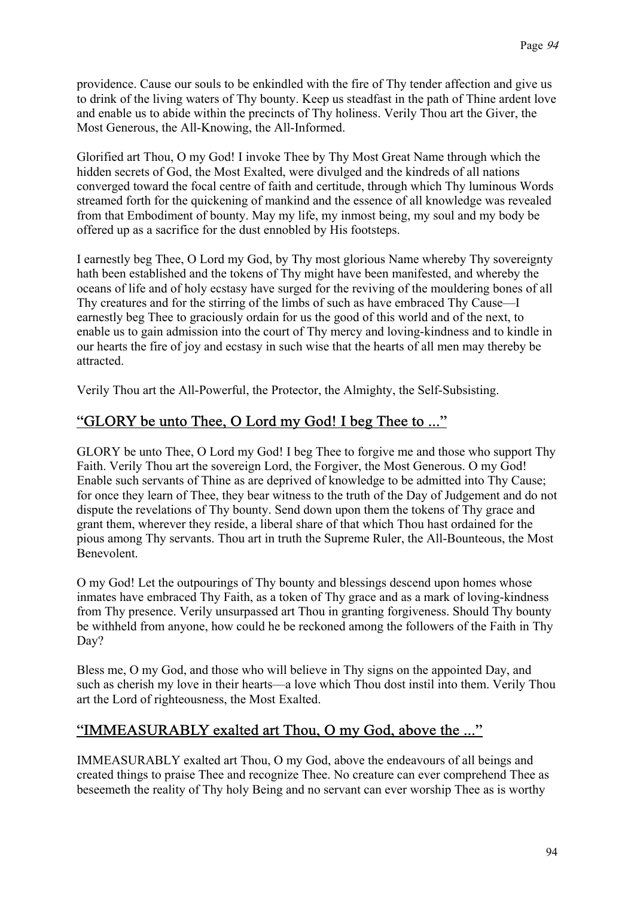providence. Cause our souls to be enkindled with the fire of Thy tender affection and give us to drink of the living waters of Thy bounty. Keep us steadfast in the path of Thine ardent love and enable us to abide within the precincts of Thy holiness. Verily Thou art the Giver, the Most Generous, the All-Knowing, the All-Informed.

Glorified art Thou, O my God! I invoke Thee by Thy Most Great Name through which the hidden secrets of God, the Most Exalted, were divulged and the kindreds of all nations converged toward the focal centre of faith and certitude, through which Thy luminous Words streamed forth for the quickening of mankind and the essence of all knowledge was revealed from that Embodiment of bounty. May my life, my inmost being, my soul and my body be offered up as a sacrifice for the dust ennobled by His footsteps.

I earnestly beg Thee, O Lord my God, by Thy most glorious Name whereby Thy sovereignty hath been established and the tokens of Thy might have been manifested, and whereby the oceans of life and of holy ecstasy have surged for the reviving of the mouldering bones of all Thy creatures and for the stirring of the limbs of such as have embraced Thy Cause—I earnestly beg Thee to graciously ordain for us the good of this world and of the next, to enable us to gain admission into the court of Thy mercy and loving-kindness and to kindle in our hearts the fire of joy and ecstasy in such wise that the hearts of all men may thereby be attracted.

Verily Thou art the All-Powerful, the Protector, the Almighty, the Self-Subsisting.

## "GLORY be unto Thee, O Lord my God! I beg Thee to ..."

GLORY be unto Thee, O Lord my God! I beg Thee to forgive me and those who support Thy Faith. Verily Thou art the sovereign Lord, the Forgiver, the Most Generous. O my God! Enable such servants of Thine as are deprived of knowledge to be admitted into Thy Cause; for once they learn of Thee, they bear witness to the truth of the Day of Judgement and do not dispute the revelations of Thy bounty. Send down upon them the tokens of Thy grace and grant them, wherever they reside, a liberal share of that which Thou hast ordained for the pious among Thy servants. Thou art in truth the Supreme Ruler, the All-Bounteous, the Most Benevolent.

O my God! Let the outpourings of Thy bounty and blessings descend upon homes whose inmates have embraced Thy Faith, as a token of Thy grace and as a mark of loving-kindness from Thy presence. Verily unsurpassed art Thou in granting forgiveness. Should Thy bounty be withheld from anyone, how could he be reckoned among the followers of the Faith in Thy Day?

Bless me, O my God, and those who will believe in Thy signs on the appointed Day, and such as cherish my love in their hearts—a love which Thou dost instil into them. Verily Thou art the Lord of righteousness, the Most Exalted.

## "IMMEASURABLY exalted art Thou, O my God, above the ..."

IMMEASURABLY exalted art Thou, O my God, above the endeavours of all beings and created things to praise Thee and recognize Thee. No creature can ever comprehend Thee as beseemeth the reality of Thy holy Being and no servant can ever worship Thee as is worthy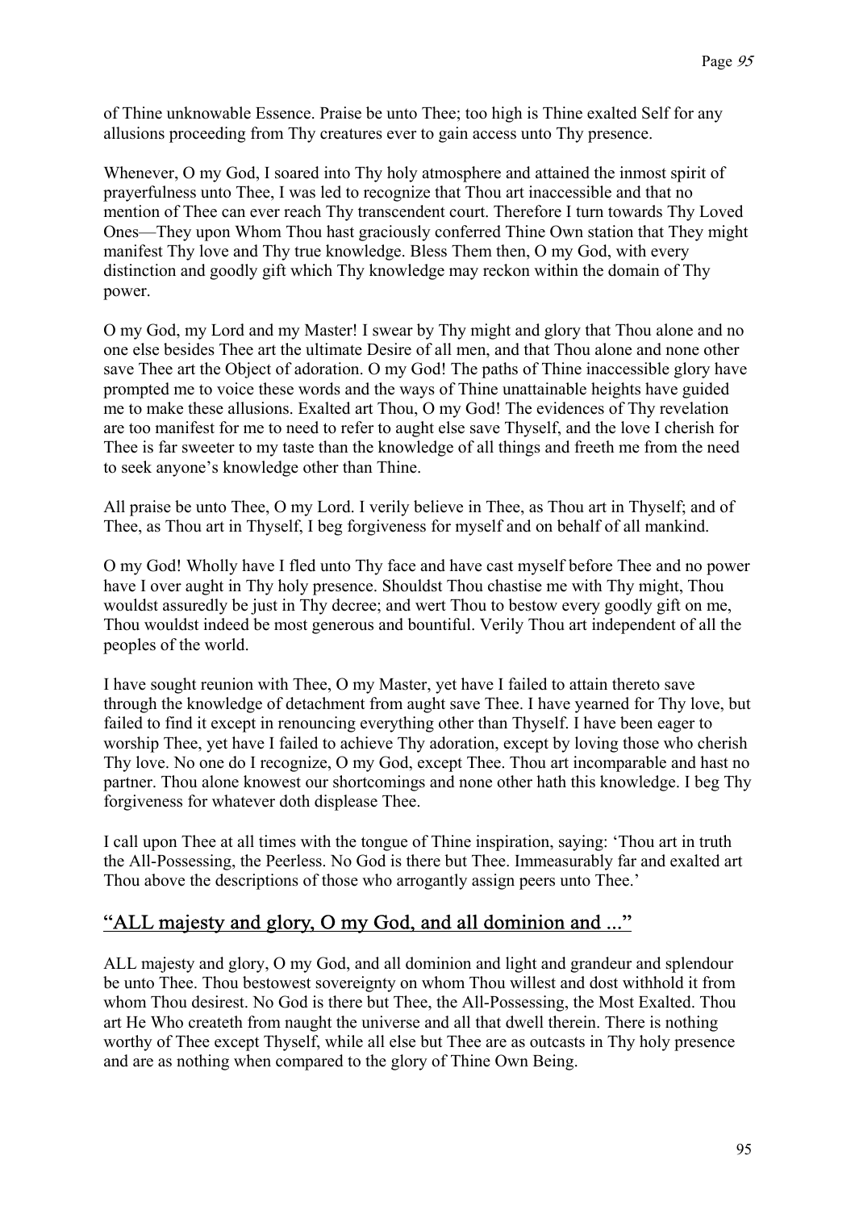of Thine unknowable Essence. Praise be unto Thee; too high is Thine exalted Self for any allusions proceeding from Thy creatures ever to gain access unto Thy presence.

Whenever, O my God, I soared into Thy holy atmosphere and attained the inmost spirit of prayerfulness unto Thee, I was led to recognize that Thou art inaccessible and that no mention of Thee can ever reach Thy transcendent court. Therefore I turn towards Thy Loved Ones—They upon Whom Thou hast graciously conferred Thine Own station that They might manifest Thy love and Thy true knowledge. Bless Them then, O my God, with every distinction and goodly gift which Thy knowledge may reckon within the domain of Thy power.

O my God, my Lord and my Master! I swear by Thy might and glory that Thou alone and no one else besides Thee art the ultimate Desire of all men, and that Thou alone and none other save Thee art the Object of adoration. O my God! The paths of Thine inaccessible glory have prompted me to voice these words and the ways of Thine unattainable heights have guided me to make these allusions. Exalted art Thou, O my God! The evidences of Thy revelation are too manifest for me to need to refer to aught else save Thyself, and the love I cherish for Thee is far sweeter to my taste than the knowledge of all things and freeth me from the need to seek anyone's knowledge other than Thine.

All praise be unto Thee, O my Lord. I verily believe in Thee, as Thou art in Thyself; and of Thee, as Thou art in Thyself, I beg forgiveness for myself and on behalf of all mankind.

O my God! Wholly have I fled unto Thy face and have cast myself before Thee and no power have I over aught in Thy holy presence. Shouldst Thou chastise me with Thy might, Thou wouldst assuredly be just in Thy decree; and wert Thou to bestow every goodly gift on me, Thou wouldst indeed be most generous and bountiful. Verily Thou art independent of all the peoples of the world.

I have sought reunion with Thee, O my Master, yet have I failed to attain thereto save through the knowledge of detachment from aught save Thee. I have yearned for Thy love, but failed to find it except in renouncing everything other than Thyself. I have been eager to worship Thee, yet have I failed to achieve Thy adoration, except by loving those who cherish Thy love. No one do I recognize, O my God, except Thee. Thou art incomparable and hast no partner. Thou alone knowest our shortcomings and none other hath this knowledge. I beg Thy forgiveness for whatever doth displease Thee.

I call upon Thee at all times with the tongue of Thine inspiration, saying: 'Thou art in truth the All-Possessing, the Peerless. No God is there but Thee. Immeasurably far and exalted art Thou above the descriptions of those who arrogantly assign peers unto Thee.'

## "ALL majesty and glory, O my God, and all dominion and ..."

ALL majesty and glory, O my God, and all dominion and light and grandeur and splendour be unto Thee. Thou bestowest sovereignty on whom Thou willest and dost withhold it from whom Thou desirest. No God is there but Thee, the All-Possessing, the Most Exalted. Thou art He Who createth from naught the universe and all that dwell therein. There is nothing worthy of Thee except Thyself, while all else but Thee are as outcasts in Thy holy presence and are as nothing when compared to the glory of Thine Own Being.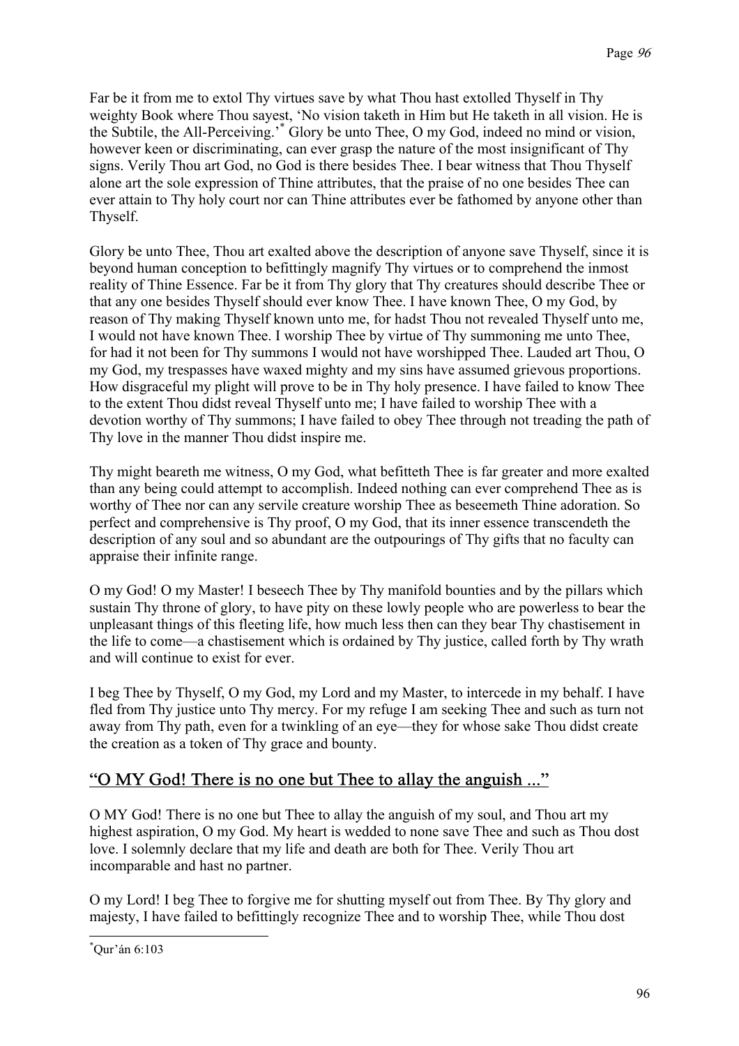Far be it from me to extol Thy virtues save by what Thou hast extolled Thyself in Thy weighty Book where Thou sayest, 'No vision taketh in Him but He taketh in all vision. He is the Subtile, the All-Perceiving.'* Glory be unto Thee, O my God, indeed no mind or vision, however keen or discriminating, can ever grasp the nature of the most insignificant of Thy signs. Verily Thou art God, no God is there besides Thee. I bear witness that Thou Thyself alone art the sole expression of Thine attributes, that the praise of no one besides Thee can ever attain to Thy holy court nor can Thine attributes ever be fathomed by anyone other than Thyself.

Glory be unto Thee, Thou art exalted above the description of anyone save Thyself, since it is beyond human conception to befittingly magnify Thy virtues or to comprehend the inmost reality of Thine Essence. Far be it from Thy glory that Thy creatures should describe Thee or that any one besides Thyself should ever know Thee. I have known Thee, O my God, by reason of Thy making Thyself known unto me, for hadst Thou not revealed Thyself unto me, I would not have known Thee. I worship Thee by virtue of Thy summoning me unto Thee, for had it not been for Thy summons I would not have worshipped Thee. Lauded art Thou, O my God, my trespasses have waxed mighty and my sins have assumed grievous proportions. How disgraceful my plight will prove to be in Thy holy presence. I have failed to know Thee to the extent Thou didst reveal Thyself unto me; I have failed to worship Thee with a devotion worthy of Thy summons; I have failed to obey Thee through not treading the path of Thy love in the manner Thou didst inspire me.

Thy might beareth me witness, O my God, what befitteth Thee is far greater and more exalted than any being could attempt to accomplish. Indeed nothing can ever comprehend Thee as is worthy of Thee nor can any servile creature worship Thee as beseemeth Thine adoration. So perfect and comprehensive is Thy proof, O my God, that its inner essence transcendeth the description of any soul and so abundant are the outpourings of Thy gifts that no faculty can appraise their infinite range.

O my God! O my Master! I beseech Thee by Thy manifold bounties and by the pillars which sustain Thy throne of glory, to have pity on these lowly people who are powerless to bear the unpleasant things of this fleeting life, how much less then can they bear Thy chastisement in the life to come—a chastisement which is ordained by Thy justice, called forth by Thy wrath and will continue to exist for ever.

I beg Thee by Thyself, O my God, my Lord and my Master, to intercede in my behalf. I have fled from Thy justice unto Thy mercy. For my refuge I am seeking Thee and such as turn not away from Thy path, even for a twinkling of an eye—they for whose sake Thou didst create the creation as a token of Thy grace and bounty.

## "O MY God! There is no one but Thee to allay the anguish ..."

O MY God! There is no one but Thee to allay the anguish of my soul, and Thou art my highest aspiration, O my God. My heart is wedded to none save Thee and such as Thou dost love. I solemnly declare that my life and death are both for Thee. Verily Thou art incomparable and hast no partner.

O my Lord! I beg Thee to forgive me for shutting myself out from Thee. By Thy glory and majesty, I have failed to befittingly recognize Thee and to worship Thee, while Thou dost

---

*Qur'án 6:103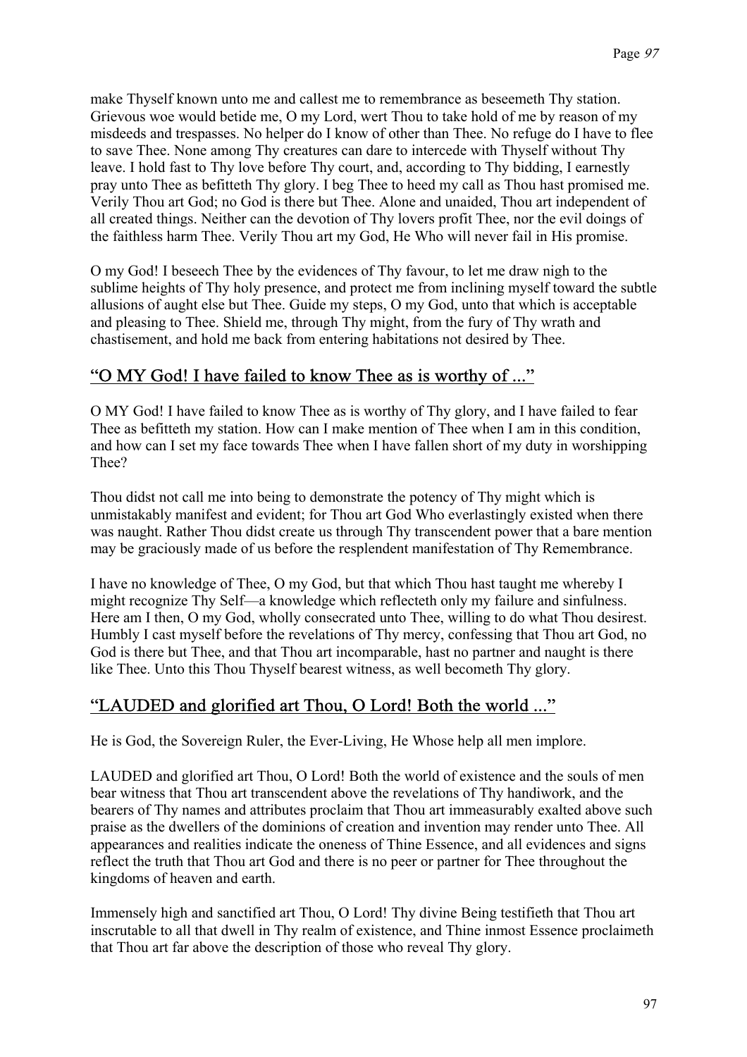make Thyself known unto me and callest me to remembrance as beseemeth Thy station. Grievous woe would betide me, O my Lord, wert Thou to take hold of me by reason of my misdeeds and trespasses. No helper do I know of other than Thee. No refuge do I have to flee to save Thee. None among Thy creatures can dare to intercede with Thyself without Thy leave. I hold fast to Thy love before Thy court, and, according to Thy bidding, I earnestly pray unto Thee as befitteth Thy glory. I beg Thee to heed my call as Thou hast promised me. Verily Thou art God; no God is there but Thee. Alone and unaided, Thou art independent of all created things. Neither can the devotion of Thy lovers profit Thee, nor the evil doings of the faithless harm Thee. Verily Thou art my God, He Who will never fail in His promise.

O my God! I beseech Thee by the evidences of Thy favour, to let me draw nigh to the sublime heights of Thy holy presence, and protect me from inclining myself toward the subtle allusions of aught else but Thee. Guide my steps, O my God, unto that which is acceptable and pleasing to Thee. Shield me, through Thy might, from the fury of Thy wrath and chastisement, and hold me back from entering habitations not desired by Thee.

## "O MY God! I have failed to know Thee as is worthy of ..."

O MY God! I have failed to know Thee as is worthy of Thy glory, and I have failed to fear Thee as befitteth my station. How can I make mention of Thee when I am in this condition, and how can I set my face towards Thee when I have fallen short of my duty in worshipping Thee?

Thou didst not call me into being to demonstrate the potency of Thy might which is unmistakably manifest and evident; for Thou art God Who everlastingly existed when there was naught. Rather Thou didst create us through Thy transcendent power that a bare mention may be graciously made of us before the resplendent manifestation of Thy Remembrance.

I have no knowledge of Thee, O my God, but that which Thou hast taught me whereby I might recognize Thy Self—a knowledge which reflecteth only my failure and sinfulness. Here am I then, O my God, wholly consecrated unto Thee, willing to do what Thou desirest. Humbly I cast myself before the revelations of Thy mercy, confessing that Thou art God, no God is there but Thee, and that Thou art incomparable, hast no partner and naught is there like Thee. Unto this Thou Thyself bearest witness, as well becometh Thy glory.

## "LAUDED and glorified art Thou, O Lord! Both the world ..."

He is God, the Sovereign Ruler, the Ever-Living, He Whose help all men implore.

LAUDED and glorified art Thou, O Lord! Both the world of existence and the souls of men bear witness that Thou art transcendent above the revelations of Thy handiwork, and the bearers of Thy names and attributes proclaim that Thou art immeasurably exalted above such praise as the dwellers of the dominions of creation and invention may render unto Thee. All appearances and realities indicate the oneness of Thine Essence, and all evidences and signs reflect the truth that Thou art God and there is no peer or partner for Thee throughout the kingdoms of heaven and earth.

Immensely high and sanctified art Thou, O Lord! Thy divine Being testifieth that Thou art inscrutable to all that dwell in Thy realm of existence, and Thine inmost Essence proclaimeth that Thou art far above the description of those who reveal Thy glory.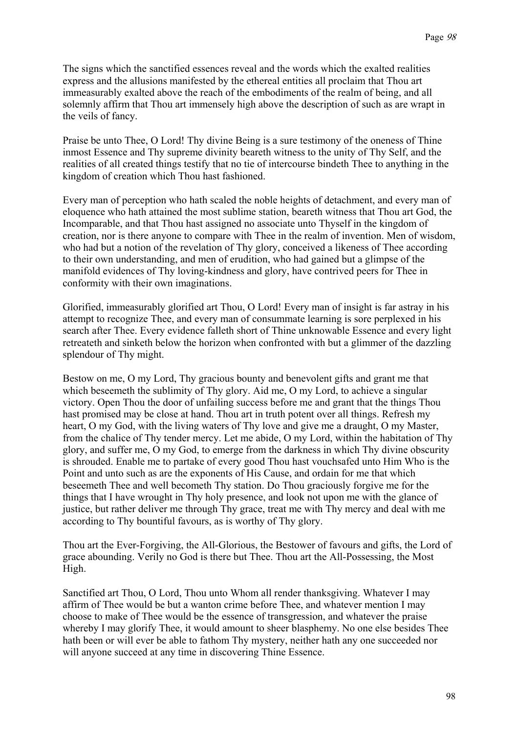The signs which the sanctified essences reveal and the words which the exalted realities express and the allusions manifested by the ethereal entities all proclaim that Thou art immeasurably exalted above the reach of the embodiments of the realm of being, and all solemnly affirm that Thou art immensely high above the description of such as are wrapt in the veils of fancy.

Praise be unto Thee, O Lord! Thy divine Being is a sure testimony of the oneness of Thine inmost Essence and Thy supreme divinity beareth witness to the unity of Thy Self, and the realities of all created things testify that no tie of intercourse bindeth Thee to anything in the kingdom of creation which Thou hast fashioned.

Every man of perception who hath scaled the noble heights of detachment, and every man of eloquence who hath attained the most sublime station, beareth witness that Thou art God, the Incomparable, and that Thou hast assigned no associate unto Thyself in the kingdom of creation, nor is there anyone to compare with Thee in the realm of invention. Men of wisdom, who had but a notion of the revelation of Thy glory, conceived a likeness of Thee according to their own understanding, and men of erudition, who had gained but a glimpse of the manifold evidences of Thy loving-kindness and glory, have contrived peers for Thee in conformity with their own imaginations.

Glorified, immeasurably glorified art Thou, O Lord! Every man of insight is far astray in his attempt to recognize Thee, and every man of consummate learning is sore perplexed in his search after Thee. Every evidence falleth short of Thine unknowable Essence and every light retreateth and sinketh below the horizon when confronted with but a glimmer of the dazzling splendour of Thy might.

Bestow on me, O my Lord, Thy gracious bounty and benevolent gifts and grant me that which beseemeth the sublimity of Thy glory. Aid me, O my Lord, to achieve a singular victory. Open Thou the door of unfailing success before me and grant that the things Thou hast promised may be close at hand. Thou art in truth potent over all things. Refresh my heart, O my God, with the living waters of Thy love and give me a draught, O my Master, from the chalice of Thy tender mercy. Let me abide, O my Lord, within the habitation of Thy glory, and suffer me, O my God, to emerge from the darkness in which Thy divine obscurity is shrouded. Enable me to partake of every good Thou hast vouchsafed unto Him Who is the Point and unto such as are the exponents of His Cause, and ordain for me that which beseemeth Thee and well becometh Thy station. Do Thou graciously forgive me for the things that I have wrought in Thy holy presence, and look not upon me with the glance of justice, but rather deliver me through Thy grace, treat me with Thy mercy and deal with me according to Thy bountiful favours, as is worthy of Thy glory.

Thou art the Ever-Forgiving, the All-Glorious, the Bestower of favours and gifts, the Lord of grace abounding. Verily no God is there but Thee. Thou art the All-Possessing, the Most High.

Sanctified art Thou, O Lord, Thou unto Whom all render thanksgiving. Whatever I may affirm of Thee would be but a wanton crime before Thee, and whatever mention I may choose to make of Thee would be the essence of transgression, and whatever the praise whereby I may glorify Thee, it would amount to sheer blasphemy. No one else besides Thee hath been or will ever be able to fathom Thy mystery, neither hath any one succeeded nor will anyone succeed at any time in discovering Thine Essence.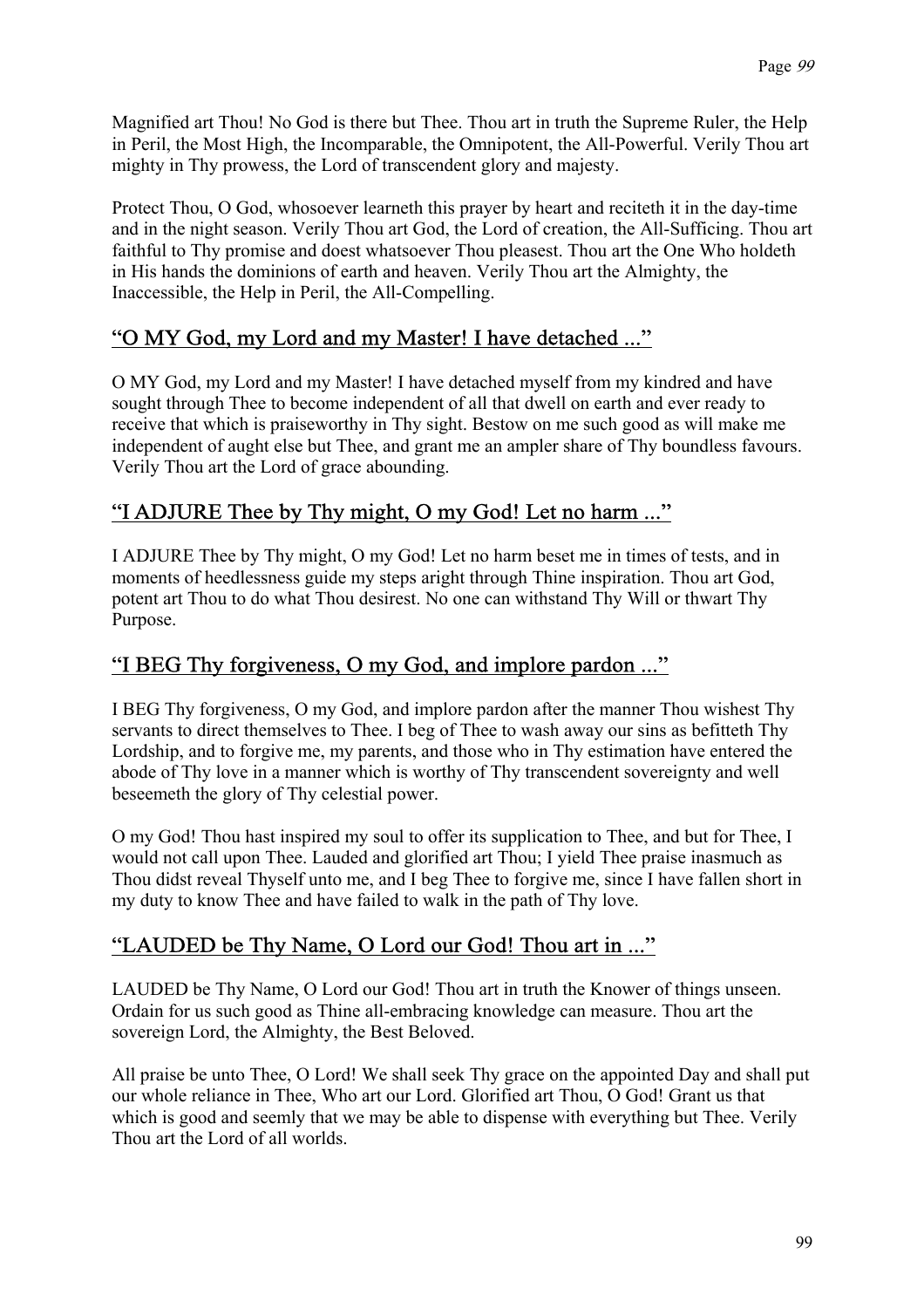Magnified art Thou! No God is there but Thee. Thou art in truth the Supreme Ruler, the Help in Peril, the Most High, the Incomparable, the Omnipotent, the All-Powerful. Verily Thou art mighty in Thy prowess, the Lord of transcendent glory and majesty.

Protect Thou, O God, whosoever learneth this prayer by heart and reciteth it in the day-time and in the night season. Verily Thou art God, the Lord of creation, the All-Sufficing. Thou art faithful to Thy promise and doest whatsoever Thou pleasest. Thou art the One Who holdeth in His hands the dominions of earth and heaven. Verily Thou art the Almighty, the Inaccessible, the Help in Peril, the All-Compelling.

## "O MY God, my Lord and my Master! I have detached ..."

O MY God, my Lord and my Master! I have detached myself from my kindred and have sought through Thee to become independent of all that dwell on earth and ever ready to receive that which is praiseworthy in Thy sight. Bestow on me such good as will make me independent of aught else but Thee, and grant me an ampler share of Thy boundless favours. Verily Thou art the Lord of grace abounding.

## "I ADJURE Thee by Thy might, O my God! Let no harm ..."

I ADJURE Thee by Thy might, O my God! Let no harm beset me in times of tests, and in moments of heedlessness guide my steps aright through Thine inspiration. Thou art God, potent art Thou to do what Thou desirest. No one can withstand Thy Will or thwart Thy Purpose.

## "I BEG Thy forgiveness, O my God, and implore pardon ..."

I BEG Thy forgiveness, O my God, and implore pardon after the manner Thou wishest Thy servants to direct themselves to Thee. I beg of Thee to wash away our sins as befitteth Thy Lordship, and to forgive me, my parents, and those who in Thy estimation have entered the abode of Thy love in a manner which is worthy of Thy transcendent sovereignty and well beseemeth the glory of Thy celestial power.

O my God! Thou hast inspired my soul to offer its supplication to Thee, and but for Thee, I would not call upon Thee. Lauded and glorified art Thou; I yield Thee praise inasmuch as Thou didst reveal Thyself unto me, and I beg Thee to forgive me, since I have fallen short in my duty to know Thee and have failed to walk in the path of Thy love.

## "LAUDED be Thy Name, O Lord our God! Thou art in ..."

LAUDED be Thy Name, O Lord our God! Thou art in truth the Knower of things unseen. Ordain for us such good as Thine all-embracing knowledge can measure. Thou art the sovereign Lord, the Almighty, the Best Beloved.

All praise be unto Thee, O Lord! We shall seek Thy grace on the appointed Day and shall put our whole reliance in Thee, Who art our Lord. Glorified art Thou, O God! Grant us that which is good and seemly that we may be able to dispense with everything but Thee. Verily Thou art the Lord of all worlds.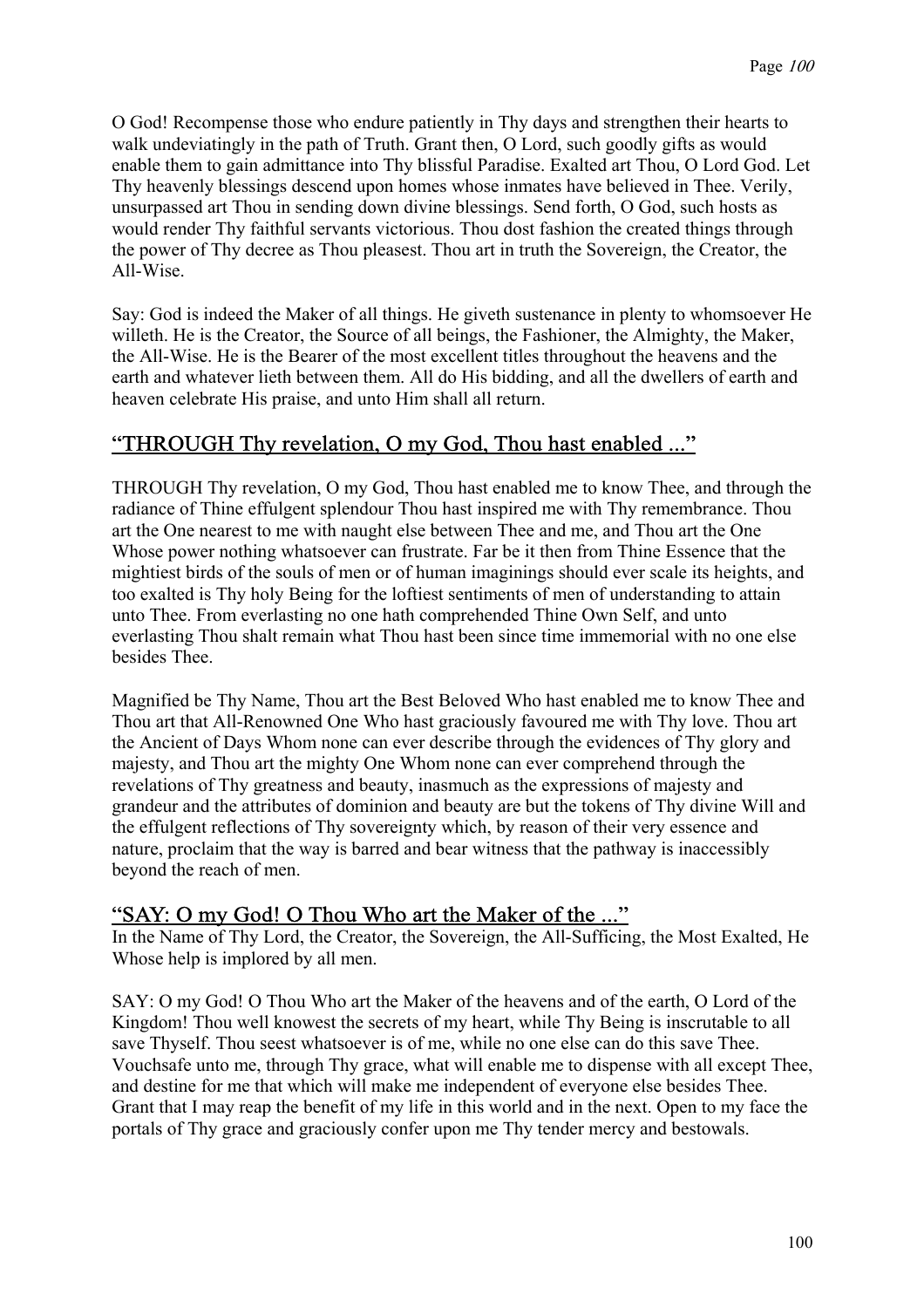O God! Recompense those who endure patiently in Thy days and strengthen their hearts to walk undeviatingly in the path of Truth. Grant then, O Lord, such goodly gifts as would enable them to gain admittance into Thy blissful Paradise. Exalted art Thou, O Lord God. Let Thy heavenly blessings descend upon homes whose inmates have believed in Thee. Verily, unsurpassed art Thou in sending down divine blessings. Send forth, O God, such hosts as would render Thy faithful servants victorious. Thou dost fashion the created things through the power of Thy decree as Thou pleasest. Thou art in truth the Sovereign, the Creator, the All-Wise.

Say: God is indeed the Maker of all things. He giveth sustenance in plenty to whomsoever He willeth. He is the Creator, the Source of all beings, the Fashioner, the Almighty, the Maker, the All-Wise. He is the Bearer of the most excellent titles throughout the heavens and the earth and whatever lieth between them. All do His bidding, and all the dwellers of earth and heaven celebrate His praise, and unto Him shall all return.

## "THROUGH Thy revelation, O my God, Thou hast enabled ..."

THROUGH Thy revelation, O my God, Thou hast enabled me to know Thee, and through the radiance of Thine effulgent splendour Thou hast inspired me with Thy remembrance. Thou art the One nearest to me with naught else between Thee and me, and Thou art the One Whose power nothing whatsoever can frustrate. Far be it then from Thine Essence that the mightiest birds of the souls of men or of human imaginings should ever scale its heights, and too exalted is Thy holy Being for the loftiest sentiments of men of understanding to attain unto Thee. From everlasting no one hath comprehended Thine Own Self, and unto everlasting Thou shalt remain what Thou hast been since time immemorial with no one else besides Thee.

Magnified be Thy Name, Thou art the Best Beloved Who hast enabled me to know Thee and Thou art that All-Renowned One Who hast graciously favoured me with Thy love. Thou art the Ancient of Days Whom none can ever describe through the evidences of Thy glory and majesty, and Thou art the mighty One Whom none can ever comprehend through the revelations of Thy greatness and beauty, inasmuch as the expressions of majesty and grandeur and the attributes of dominion and beauty are but the tokens of Thy divine Will and the effulgent reflections of Thy sovereignty which, by reason of their very essence and nature, proclaim that the way is barred and bear witness that the pathway is inaccessibly beyond the reach of men.

## "SAY: O my God! O Thou Who art the Maker of the ..."

In the Name of Thy Lord, the Creator, the Sovereign, the All-Sufficing, the Most Exalted, He Whose help is implored by all men.

SAY: O my God! O Thou Who art the Maker of the heavens and of the earth, O Lord of the Kingdom! Thou well knowest the secrets of my heart, while Thy Being is inscrutable to all save Thyself. Thou seest whatsoever is of me, while no one else can do this save Thee. Vouchsafe unto me, through Thy grace, what will enable me to dispense with all except Thee, and destine for me that which will make me independent of everyone else besides Thee. Grant that I may reap the benefit of my life in this world and in the next. Open to my face the portals of Thy grace and graciously confer upon me Thy tender mercy and bestowals.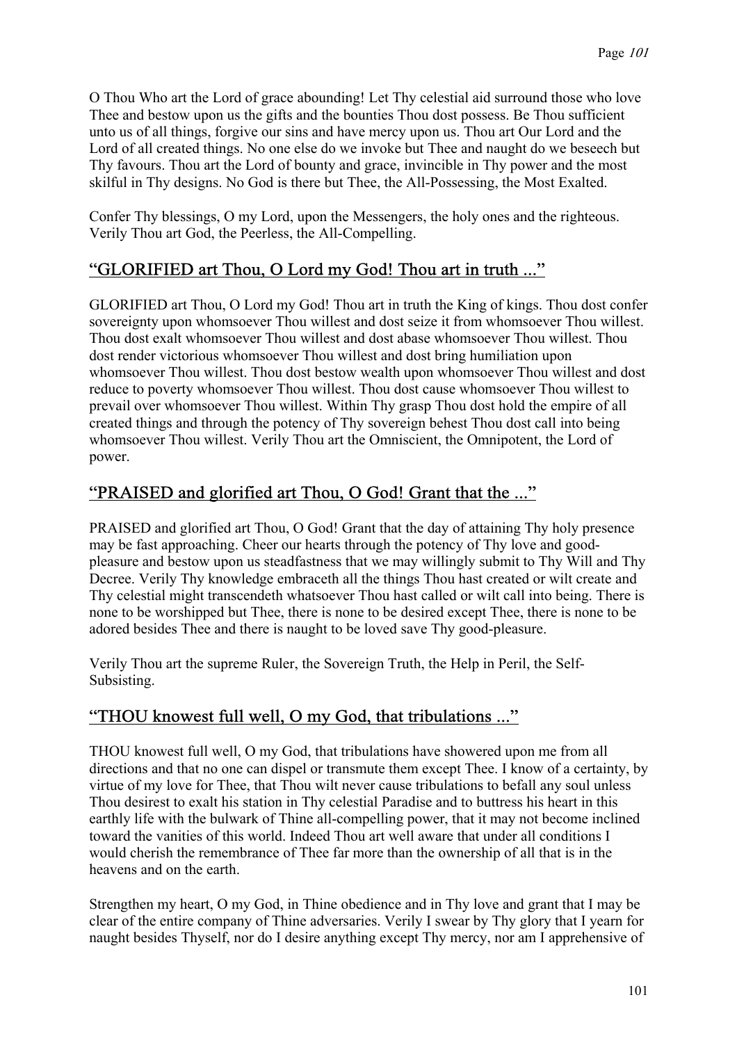O Thou Who art the Lord of grace abounding! Let Thy celestial aid surround those who love Thee and bestow upon us the gifts and the bounties Thou dost possess. Be Thou sufficient unto us of all things, forgive our sins and have mercy upon us. Thou art Our Lord and the Lord of all created things. No one else do we invoke but Thee and naught do we beseech but Thy favours. Thou art the Lord of bounty and grace, invincible in Thy power and the most skilful in Thy designs. No God is there but Thee, the All-Possessing, the Most Exalted.

Confer Thy blessings, O my Lord, upon the Messengers, the holy ones and the righteous. Verily Thou art God, the Peerless, the All-Compelling.

## "GLORIFIED art Thou, O Lord my God! Thou art in truth ..."

GLORIFIED art Thou, O Lord my God! Thou art in truth the King of kings. Thou dost confer sovereignty upon whomsoever Thou willest and dost seize it from whomsoever Thou willest. Thou dost exalt whomsoever Thou willest and dost abase whomsoever Thou willest. Thou dost render victorious whomsoever Thou willest and dost bring humiliation upon whomsoever Thou willest. Thou dost bestow wealth upon whomsoever Thou willest and dost reduce to poverty whomsoever Thou willest. Thou dost cause whomsoever Thou willest to prevail over whomsoever Thou willest. Within Thy grasp Thou dost hold the empire of all created things and through the potency of Thy sovereign behest Thou dost call into being whomsoever Thou willest. Verily Thou art the Omniscient, the Omnipotent, the Lord of power.

## "PRAISED and glorified art Thou, O God! Grant that the ..."

PRAISED and glorified art Thou, O God! Grant that the day of attaining Thy holy presence may be fast approaching. Cheer our hearts through the potency of Thy love and good-pleasure and bestow upon us steadfastness that we may willingly submit to Thy Will and Thy Decree. Verily Thy knowledge embraceth all the things Thou hast created or wilt create and Thy celestial might transcendeth whatsoever Thou hast called or wilt call into being. There is none to be worshipped but Thee, there is none to be desired except Thee, there is none to be adored besides Thee and there is naught to be loved save Thy good-pleasure.

Verily Thou art the supreme Ruler, the Sovereign Truth, the Help in Peril, the Self-Subsisting.

## "THOU knowest full well, O my God, that tribulations ..."

THOU knowest full well, O my God, that tribulations have showered upon me from all directions and that no one can dispel or transmute them except Thee. I know of a certainty, by virtue of my love for Thee, that Thou wilt never cause tribulations to befall any soul unless Thou desirest to exalt his station in Thy celestial Paradise and to buttress his heart in this earthly life with the bulwark of Thine all-compelling power, that it may not become inclined toward the vanities of this world. Indeed Thou art well aware that under all conditions I would cherish the remembrance of Thee far more than the ownership of all that is in the heavens and on the earth.

Strengthen my heart, O my God, in Thine obedience and in Thy love and grant that I may be clear of the entire company of Thine adversaries. Verily I swear by Thy glory that I yearn for naught besides Thyself, nor do I desire anything except Thy mercy, nor am I apprehensive of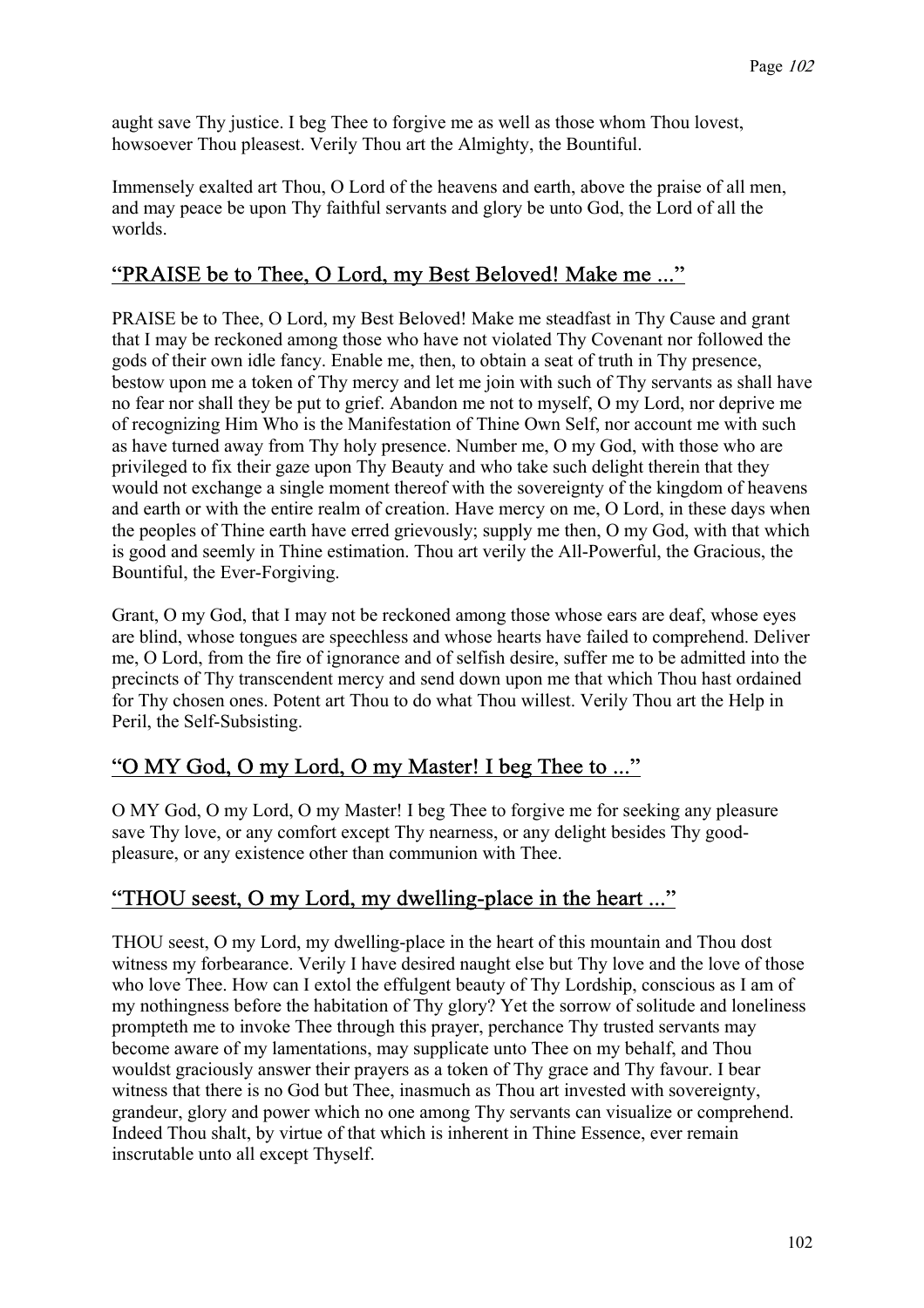aught save Thy justice. I beg Thee to forgive me as well as those whom Thou lovest, howsoever Thou pleasest. Verily Thou art the Almighty, the Bountiful.

Immensely exalted art Thou, O Lord of the heavens and earth, above the praise of all men, and may peace be upon Thy faithful servants and glory be unto God, the Lord of all the worlds.

## "PRAISE be to Thee, O Lord, my Best Beloved! Make me ..."

PRAISE be to Thee, O Lord, my Best Beloved! Make me steadfast in Thy Cause and grant that I may be reckoned among those who have not violated Thy Covenant nor followed the gods of their own idle fancy. Enable me, then, to obtain a seat of truth in Thy presence, bestow upon me a token of Thy mercy and let me join with such of Thy servants as shall have no fear nor shall they be put to grief. Abandon me not to myself, O my Lord, nor deprive me of recognizing Him Who is the Manifestation of Thine Own Self, nor account me with such as have turned away from Thy holy presence. Number me, O my God, with those who are privileged to fix their gaze upon Thy Beauty and who take such delight therein that they would not exchange a single moment thereof with the sovereignty of the kingdom of heavens and earth or with the entire realm of creation. Have mercy on me, O Lord, in these days when the peoples of Thine earth have erred grievously; supply me then, O my God, with that which is good and seemly in Thine estimation. Thou art verily the All-Powerful, the Gracious, the Bountiful, the Ever-Forgiving.

Grant, O my God, that I may not be reckoned among those whose ears are deaf, whose eyes are blind, whose tongues are speechless and whose hearts have failed to comprehend. Deliver me, O Lord, from the fire of ignorance and of selfish desire, suffer me to be admitted into the precincts of Thy transcendent mercy and send down upon me that which Thou hast ordained for Thy chosen ones. Potent art Thou to do what Thou willest. Verily Thou art the Help in Peril, the Self-Subsisting.

## "O MY God, O my Lord, O my Master! I beg Thee to ..."

O MY God, O my Lord, O my Master! I beg Thee to forgive me for seeking any pleasure save Thy love, or any comfort except Thy nearness, or any delight besides Thy good-pleasure, or any existence other than communion with Thee.

## "THOU seest, O my Lord, my dwelling-place in the heart ..."

THOU seest, O my Lord, my dwelling-place in the heart of this mountain and Thou dost witness my forbearance. Verily I have desired naught else but Thy love and the love of those who love Thee. How can I extol the effulgent beauty of Thy Lordship, conscious as I am of my nothingness before the habitation of Thy glory? Yet the sorrow of solitude and loneliness promptheth me to invoke Thee through this prayer, perchance Thy trusted servants may become aware of my lamentations, may supplicate unto Thee on my behalf, and Thou wouldst graciously answer their prayers as a token of Thy grace and Thy favour. I bear witness that there is no God but Thee, inasmuch as Thou art invested with sovereignty, grandeur, glory and power which no one among Thy servants can visualize or comprehend. Indeed Thou shalt, by virtue of that which is inherent in Thine Essence, ever remain inscrutable unto all except Thyself.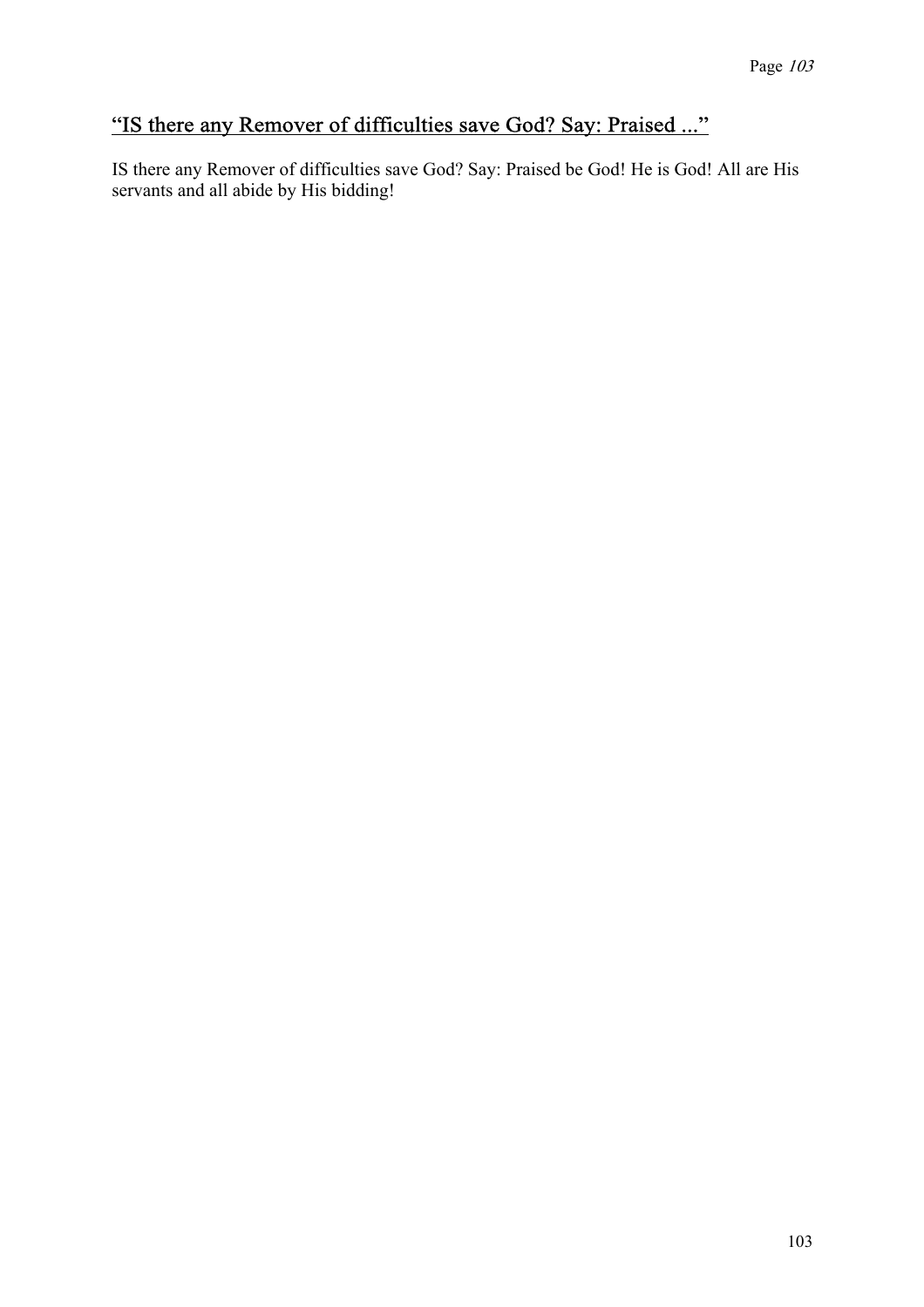## “IS there any Remover of difficulties save God? Say: Praised ...”

IS there any Remover of difficulties save God? Say: Praised be God! He is God! All are His servants and all abide by His bidding!